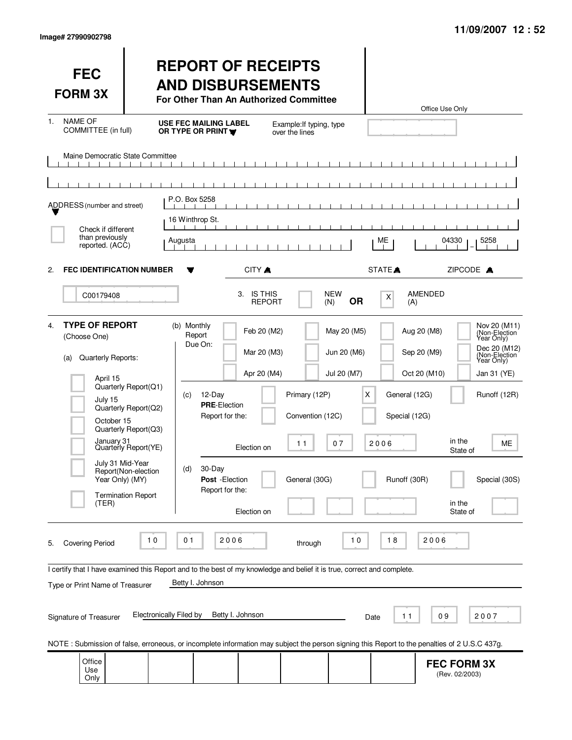Image# 27990902798

11/09/2007 12 : 52

# FEC FORM 3X

## REPORT OF RECEIPTS AND DISBURSEMENTS

**For Other Than An Authorized Committee**

Office Use Only

1. NAME OF COMMITTEE (in full)

**USE FEC MAILING LABEL OR TYPE OR PRINT**

Example: If typing, type over the lines

Maine Democratic State Committee

ADDRESS (number and street)

P.O. Box 5258

16 Winthrop St.

Check if different than previously reported. (ACC)

| CITY | STATE | ZIPCODE |
|---|---|---|
| Augusta | ME | 04330 - 5258 |

2. **FEC IDENTIFICATION NUMBER**

C00179408

3. IS THIS REPORT  [ ] NEW (N) **OR** [X] AMENDED (A)

4. **TYPE OF REPORT** (Choose One)

(a) Quarterly Reports:

- [ ] April 15 Quarterly Report (Q1)
- [ ] July 15 Quarterly Report (Q2)
- [ ] October 15 Quarterly Report (Q3)
- [ ] January 31 Quarterly Report (YE)
- [ ] July 31 Mid-Year Report (Non-election Year Only) (MY)
- [ ] Termination Report (TER)

(b) Monthly Report Due On:

- [ ] Feb 20 (M2)
- [ ] Mar 20 (M3)
- [ ] Apr 20 (M4)
- [ ] May 20 (M5)
- [ ] Jun 20 (M6)
- [ ] Jul 20 (M7)
- [ ] Aug 20 (M8)
- [ ] Sep 20 (M9)
- [ ] Oct 20 (M10)
- [ ] Nov 20 (M11) (Non-Election Year Only)
- [ ] Dec 20 (M12) (Non-Election Year Only)
- [ ] Jan 31 (YE)

(c) 12-Day **PRE**-Election Report for the:

- [ ] Primary (12P)
- [X] General (12G)
- [ ] Runoff (12R)
- [ ] Convention (12C)
- [ ] Special (12G)

Election on 11 07 2006 in the State of ME

(d) 30-Day **Post**-Election Report for the:

- [ ] General (30G)
- [ ] Runoff (30R)
- [ ] Special (30S)

Election on ______ in the State of ______

5. Covering Period 10 01 2006 through 10 18 2006

I certify that I have examined this Report and to the best of my knowledge and belief it is true, correct and complete.

Type or Print Name of Treasurer: Betty I. Johnson

Signature of Treasurer: Electronically Filed by Betty I. Johnson

Date: 11 09 2007

NOTE : Submission of false, erroneous, or incomplete information may subject the person signing this Report to the penalties of 2 U.S.C 437g.

Office Use Only

**FEC FORM 3X** (Rev. 02/2003)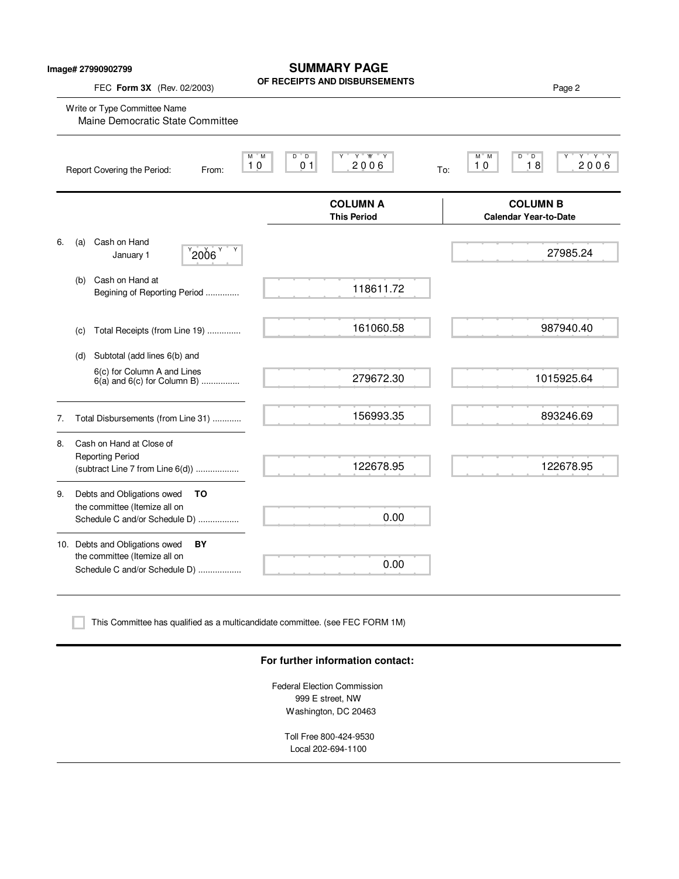Image# 27990902799

# SUMMARY PAGE
## OF RECEIPTS AND DISBURSEMENTS

FEC **Form 3X** (Rev. 02/2003)

Write or Type Committee Name
Maine Democratic State Committee

Report Covering the Period: From: 10 01 2006 To: 10 18 2006

| | | COLUMN A<br>This Period | COLUMN B<br>Calendar Year-to-Date |
|---|---|---|---|
| 6. | (a) Cash on Hand January 1 2006 | | 27985.24 |
| | (b) Cash on Hand at Begining of Reporting Period .............. | 118611.72 | |
| | (c) Total Receipts (from Line 19) .............. | 161060.58 | 987940.40 |
| | (d) Subtotal (add lines 6(b) and 6(c) for Column A and Lines 6(a) and 6(c) for Column B) ................ | 279672.30 | 1015925.64 |
| 7. | Total Disbursements (from Line 31) ............ | 156993.35 | 893246.69 |
| 8. | Cash on Hand at Close of Reporting Period (subtract Line 7 from Line 6(d)) .................. | 122678.95 | 122678.95 |
| 9. | Debts and Obligations owed **TO** the committee (Itemize all on Schedule C and/or Schedule D) ................. | 0.00 | |
| 10. | Debts and Obligations owed **BY** the committee (Itemize all on Schedule C and/or Schedule D) .................. | 0.00 | |

☐ This Committee has qualified as a multicandidate committee. (see FEC FORM 1M)

**For further information contact:**

Federal Election Commission
999 E street, NW
Washington, DC 20463

Toll Free 800-424-9530
Local 202-694-1100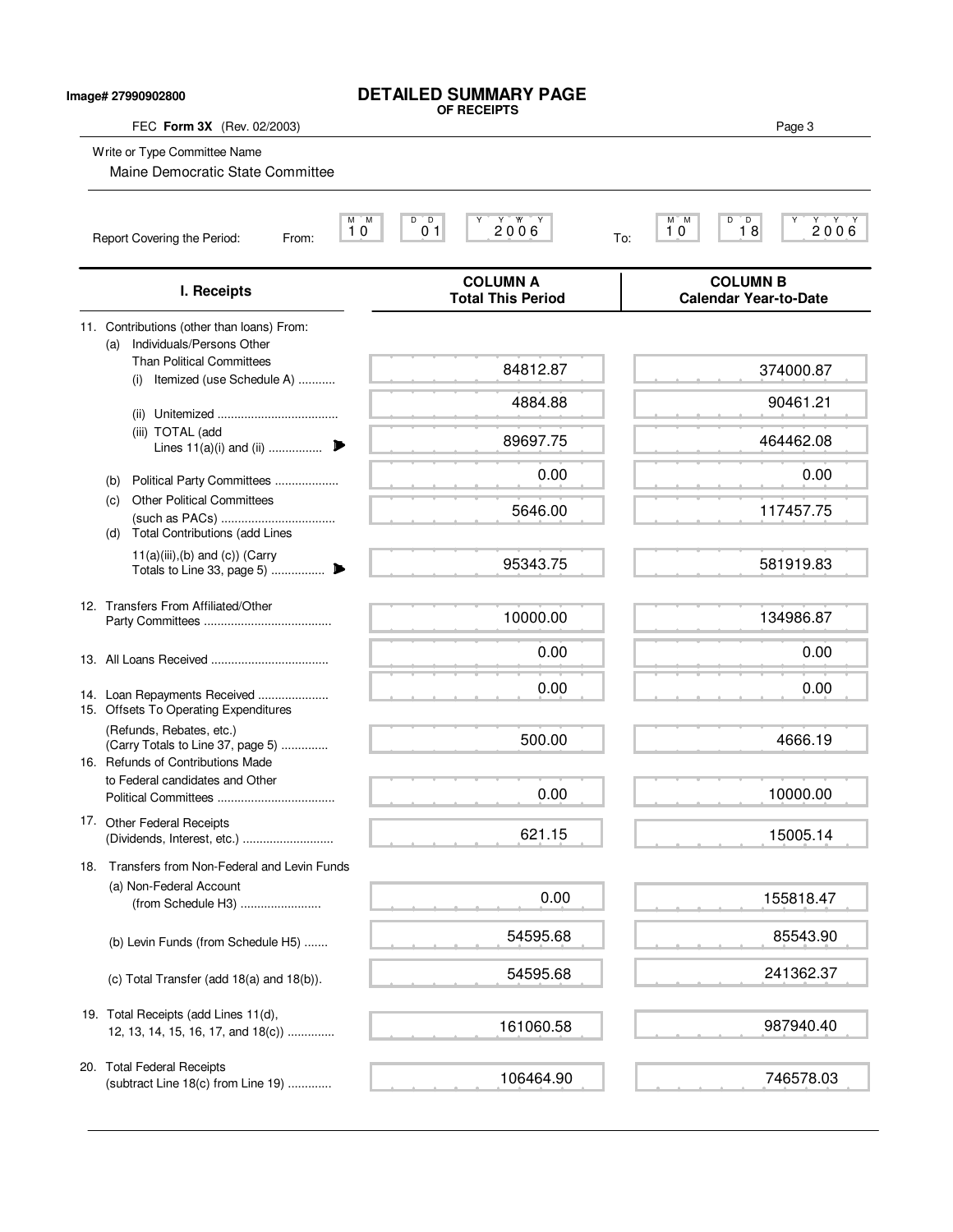Image# 27990902800

# DETAILED SUMMARY PAGE
## OF RECEIPTS

FEC **Form 3X** (Rev. 02/2003)

Write or Type Committee Name

Maine Democratic State Committee

Report Covering the Period: From: 10 01 2006 To: 10 18 2006

| I. Receipts | COLUMN A Total This Period | COLUMN B Calendar Year-to-Date |
|---|---|---|
| 11. Contributions (other than loans) From: | | |
| (a) Individuals/Persons Other Than Political Committees | | |
| (i) Itemized (use Schedule A) ........... | 84812.87 | 374000.87 |
| (ii) Unitemized .................................... | 4884.88 | 90461.21 |
| (iii) TOTAL (add Lines 11(a)(i) and (ii) ................ | 89697.75 | 464462.08 |
| (b) Political Party Committees ................... | 0.00 | 0.00 |
| (c) Other Political Committees (such as PACs) .................................. | 5646.00 | 117457.75 |
| (d) Total Contributions (add Lines 11(a)(iii),(b) and (c)) (Carry Totals to Line 33, page 5) ................ | 95343.75 | 581919.83 |
| 12. Transfers From Affiliated/Other Party Committees ...................................... | 10000.00 | 134986.87 |
| 13. All Loans Received ................................... | 0.00 | 0.00 |
| 14. Loan Repayments Received ..................... | 0.00 | 0.00 |
| 15. Offsets To Operating Expenditures (Refunds, Rebates, etc.) (Carry Totals to Line 37, page 5) ............. | 500.00 | 4666.19 |
| 16. Refunds of Contributions Made to Federal candidates and Other Political Committees ................................... | 0.00 | 10000.00 |
| 17. Other Federal Receipts (Dividends, Interest, etc.) ........................... | 621.15 | 15005.14 |
| 18. Transfers from Non-Federal and Levin Funds | | |
| (a) Non-Federal Account (from Schedule H3) ........................ | 0.00 | 155818.47 |
| (b) Levin Funds (from Schedule H5) ....... | 54595.68 | 85543.90 |
| (c) Total Transfer (add 18(a) and 18(b)). | 54595.68 | 241362.37 |
| 19. Total Receipts (add Lines 11(d), 12, 13, 14, 15, 16, 17, and 18(c)) .............. | 161060.58 | 987940.40 |
| 20. Total Federal Receipts (subtract Line 18(c) from Line 19) ............. | 106464.90 | 746578.03 |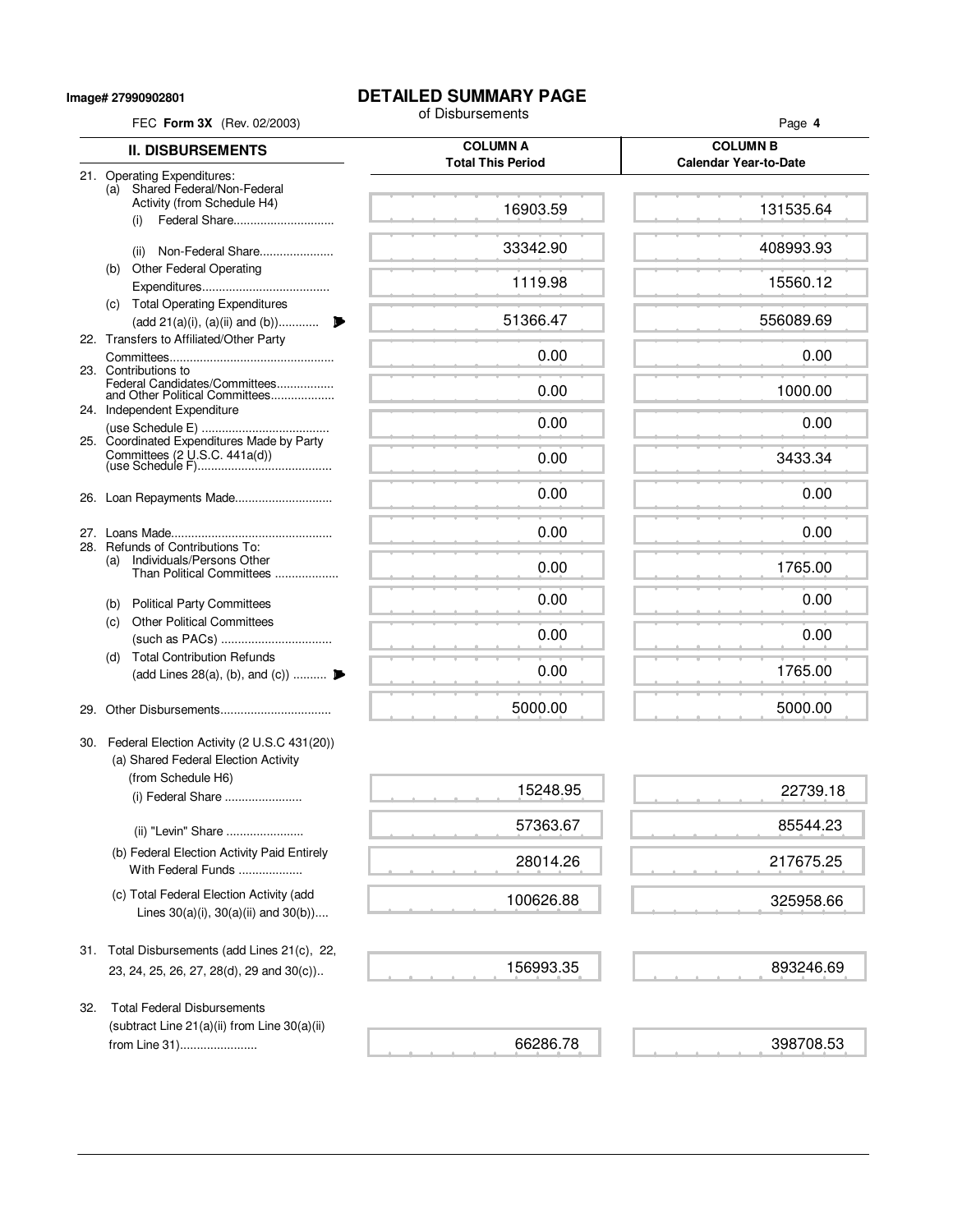Image# 27990902801

# DETAILED SUMMARY PAGE

of Disbursements

FEC **Form 3X** (Rev. 02/2003)

| II. DISBURSEMENTS | COLUMN A Total This Period | COLUMN B Calendar Year-to-Date |
|---|---|---|
| 21. Operating Expenditures: | | |
| (a) Shared Federal/Non-Federal Activity (from Schedule H4) | | |
| (i) Federal Share | 16903.59 | 131535.64 |
| (ii) Non-Federal Share | 33342.90 | 408993.93 |
| (b) Other Federal Operating Expenditures | 1119.98 | 15560.12 |
| (c) Total Operating Expenditures (add 21(a)(i), (a)(ii) and (b)) | 51366.47 | 556089.69 |
| 22. Transfers to Affiliated/Other Party Committees | 0.00 | 0.00 |
| 23. Contributions to Federal Candidates/Committees and Other Political Committees | 0.00 | 1000.00 |
| 24. Independent Expenditure (use Schedule E) | 0.00 | 0.00 |
| 25. Coordinated Expenditures Made by Party Committees (2 U.S.C. 441a(d)) (use Schedule F) | 0.00 | 3433.34 |
| 26. Loan Repayments Made | 0.00 | 0.00 |
| 27. Loans Made | 0.00 | 0.00 |
| 28. Refunds of Contributions To: | | |
| (a) Individuals/Persons Other Than Political Committees | 0.00 | 1765.00 |
| (b) Political Party Committees | 0.00 | 0.00 |
| (c) Other Political Committees (such as PACs) | 0.00 | 0.00 |
| (d) Total Contribution Refunds (add Lines 28(a), (b), and (c)) | 0.00 | 1765.00 |
| 29. Other Disbursements | 5000.00 | 5000.00 |
| 30. Federal Election Activity (2 U.S.C 431(20)) | | |
| (a) Shared Federal Election Activity (from Schedule H6) | | |
| (i) Federal Share | 15248.95 | 22739.18 |
| (ii) "Levin" Share | 57363.67 | 85544.23 |
| (b) Federal Election Activity Paid Entirely With Federal Funds | 28014.26 | 217675.25 |
| (c) Total Federal Election Activity (add Lines 30(a)(i), 30(a)(ii) and 30(b)) | 100626.88 | 325958.66 |
| 31. Total Disbursements (add Lines 21(c), 22, 23, 24, 25, 26, 27, 28(d), 29 and 30(c)) | 156993.35 | 893246.69 |
| 32. Total Federal Disbursements (subtract Line 21(a)(ii) from Line 30(a)(ii) from Line 31) | 66286.78 | 398708.53 |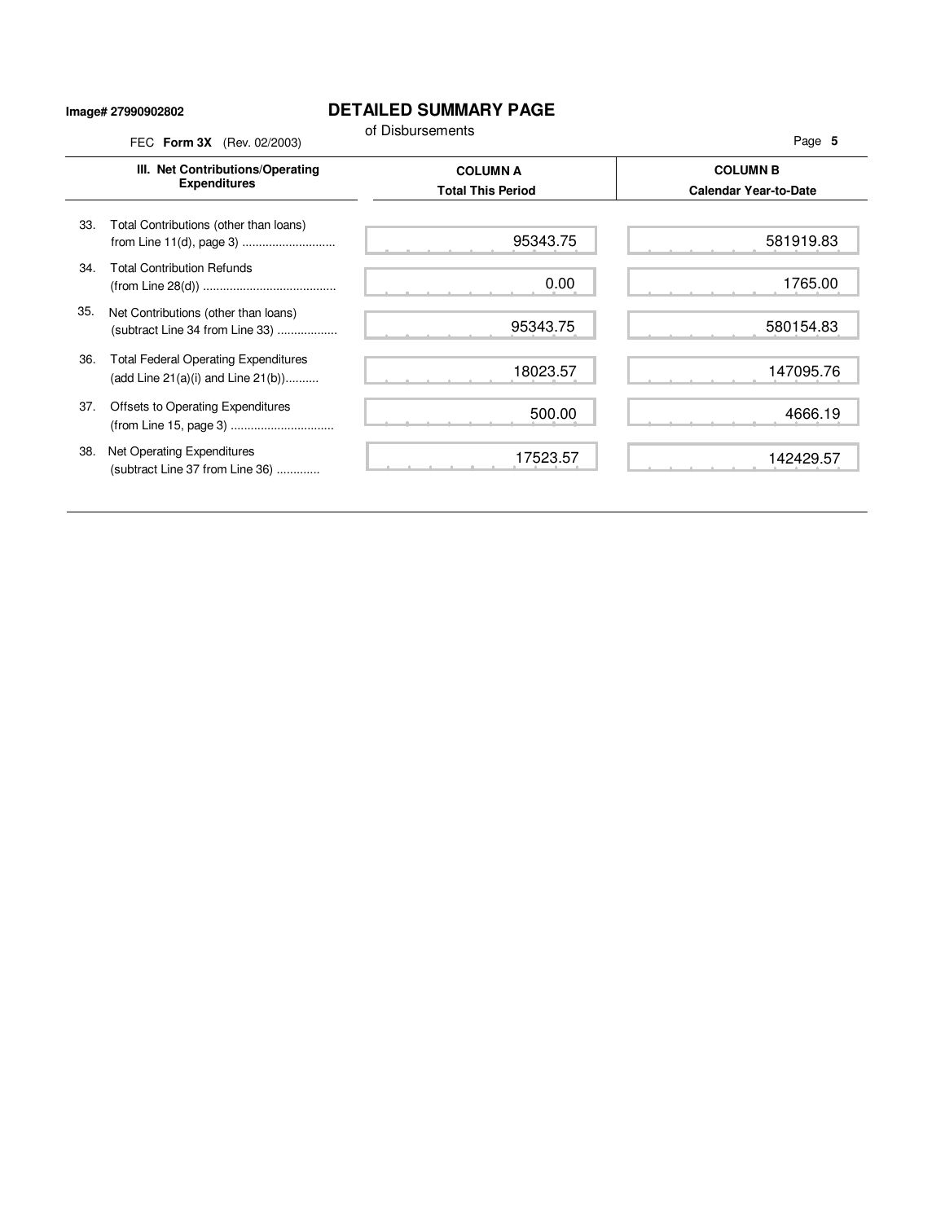Image# 27990902802

# DETAILED SUMMARY PAGE

of Disbursements

FEC **Form 3X** (Rev. 02/2003)

| III. Net Contributions/Operating Expenditures | COLUMN A Total This Period | COLUMN B Calendar Year-to-Date |
|---|---|---|
| 33. Total Contributions (other than loans) from Line 11(d), page 3) | 95343.75 | 581919.83 |
| 34. Total Contribution Refunds (from Line 28(d)) | 0.00 | 1765.00 |
| 35. Net Contributions (other than loans) (subtract Line 34 from Line 33) | 95343.75 | 580154.83 |
| 36. Total Federal Operating Expenditures (add Line 21(a)(i) and Line 21(b)) | 18023.57 | 147095.76 |
| 37. Offsets to Operating Expenditures (from Line 15, page 3) | 500.00 | 4666.19 |
| 38. Net Operating Expenditures (subtract Line 37 from Line 36) | 17523.57 | 142429.57 |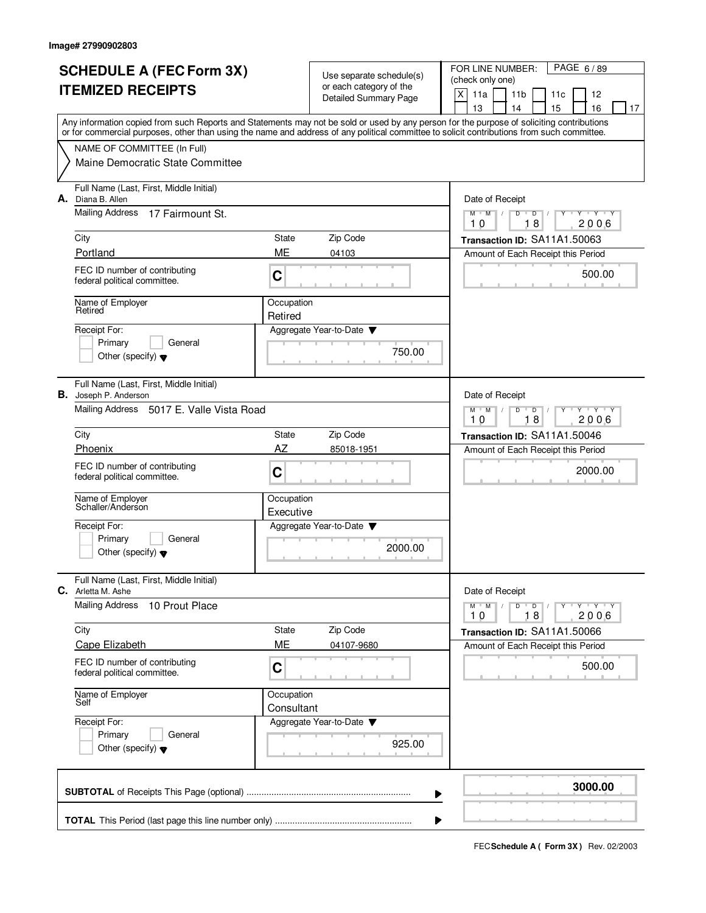Image# 27990902803

# SCHEDULE A (FEC Form 3X) ITEMIZED RECEIPTS

Use separate schedule(s) or each category of the Detailed Summary Page

FOR LINE NUMBER: (check only one)

[X] 11a [ ] 11b [ ] 11c [ ] 12 [ ] 13 [ ] 14 [ ] 15 [ ] 16 [ ] 17

Any information copied from such Reports and Statements may not be sold or used by any person for the purpose of soliciting contributions or for commercial purposes, other than using the name and address of any political committee to solicit contributions from such committee.

NAME OF COMMITTEE (In Full)
Maine Democratic State Committee

---

**A.** Full Name (Last, First, Middle Initial): Diana B. Allen

Mailing Address: 17 Fairmount St.

City: Portland | State: ME | Zip Code: 04103

FEC ID number of contributing federal political committee: C

Name of Employer: Retired | Occupation: Retired

Receipt For: [ ] Primary [ ] General [ ] Other (specify)

Aggregate Year-to-Date: 750.00

Date of Receipt: 10 18 2006

Transaction ID: SA11A1.50063

Amount of Each Receipt this Period: 500.00

---

**B.** Full Name (Last, First, Middle Initial): Joseph P. Anderson

Mailing Address: 5017 E. Valle Vista Road

City: Phoenix | State: AZ | Zip Code: 85018-1951

FEC ID number of contributing federal political committee: C

Name of Employer: Schaller/Anderson | Occupation: Executive

Receipt For: [ ] Primary [ ] General [ ] Other (specify)

Aggregate Year-to-Date: 2000.00

Date of Receipt: 10 18 2006

Transaction ID: SA11A1.50046

Amount of Each Receipt this Period: 2000.00

---

**C.** Full Name (Last, First, Middle Initial): Arletta M. Ashe

Mailing Address: 10 Prout Place

City: Cape Elizabeth | State: ME | Zip Code: 04107-9680

FEC ID number of contributing federal political committee: C

Name of Employer: Self | Occupation: Consultant

Receipt For: [ ] Primary [ ] General [ ] Other (specify)

Aggregate Year-to-Date: 925.00

Date of Receipt: 10 18 2006

Transaction ID: SA11A1.50066

Amount of Each Receipt this Period: 500.00

---

**SUBTOTAL** of Receipts This Page (optional): **3000.00**

**TOTAL** This Period (last page this line number only):

FEC **Schedule A ( Form 3X )** Rev. 02/2003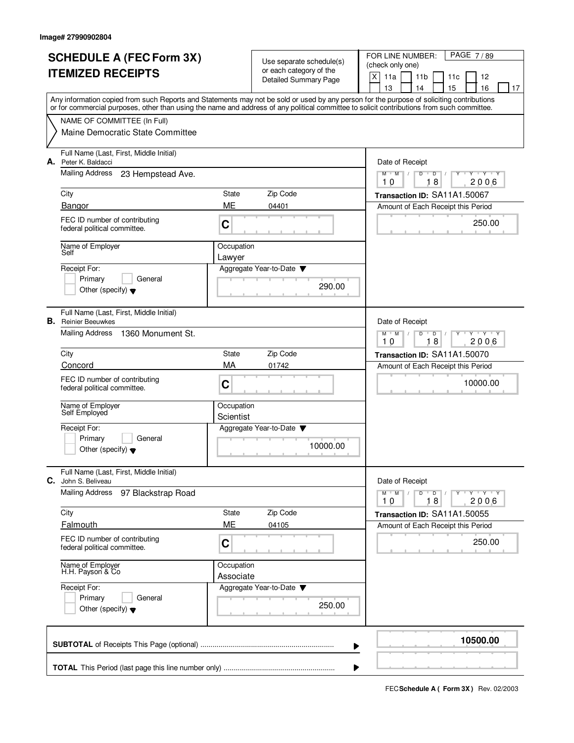Image# 27990902804

# SCHEDULE A (FEC Form 3X) ITEMIZED RECEIPTS

Use separate schedule(s) or each category of the Detailed Summary Page

FOR LINE NUMBER: (check only one)

[X] 11a [ ] 11b [ ] 11c [ ] 12 [ ] 13 [ ] 14 [ ] 15 [ ] 16 [ ] 17

PAGE 7 / 89

Any information copied from such Reports and Statements may not be sold or used by any person for the purpose of soliciting contributions or for commercial purposes, other than using the name and address of any political committee to solicit contributions from such committee.

NAME OF COMMITTEE (In Full)
Maine Democratic State Committee

---

**A.** Full Name (Last, First, Middle Initial): Peter K. Baldacci

Mailing Address: 23 Hempstead Ave.

| City | State | Zip Code |
|---|---|---|
| Bangor | ME | 04401 |

FEC ID number of contributing federal political committee: C

Name of Employer: Self

Occupation: Lawyer

Receipt For: [ ] Primary [ ] General [ ] Other (specify)

Aggregate Year-to-Date: 290.00

Date of Receipt: 10 18 2006

Transaction ID: SA11A1.50067

Amount of Each Receipt this Period: 250.00

---

**B.** Full Name (Last, First, Middle Initial): Reinier Beeuwkes

Mailing Address: 1360 Monument St.

| City | State | Zip Code |
|---|---|---|
| Concord | MA | 01742 |

FEC ID number of contributing federal political committee: C

Name of Employer: Self Employed

Occupation: Scientist

Receipt For: [ ] Primary [ ] General [ ] Other (specify)

Aggregate Year-to-Date: 10000.00

Date of Receipt: 10 18 2006

Transaction ID: SA11A1.50070

Amount of Each Receipt this Period: 10000.00

---

**C.** Full Name (Last, First, Middle Initial): John S. Beliveau

Mailing Address: 97 Blackstrap Road

| City | State | Zip Code |
|---|---|---|
| Falmouth | ME | 04105 |

FEC ID number of contributing federal political committee: C

Name of Employer: H.H. Payson & Co

Occupation: Associate

Receipt For: [ ] Primary [ ] General [ ] Other (specify)

Aggregate Year-to-Date: 250.00

Date of Receipt: 10 18 2006

Transaction ID: SA11A1.50055

Amount of Each Receipt this Period: 250.00

---

**SUBTOTAL** of Receipts This Page (optional) ........ **10500.00**

**TOTAL** This Period (last page this line number only) ........

FEC **Schedule A ( Form 3X )** Rev. 02/2003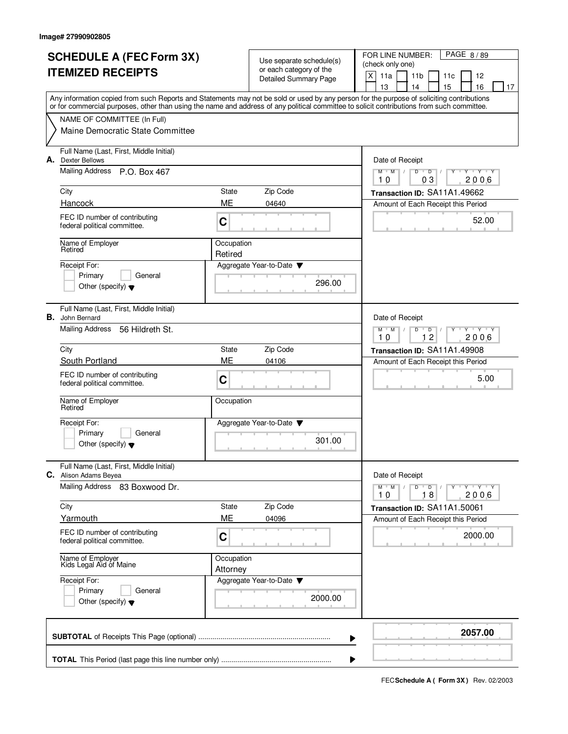Image# 27990902805

# SCHEDULE A (FEC Form 3X) ITEMIZED RECEIPTS

Use separate schedule(s) or each category of the Detailed Summary Page

FOR LINE NUMBER: (check only one)

[X] 11a [ ] 11b [ ] 11c [ ] 12 [ ] 13 [ ] 14 [ ] 15 [ ] 16 [ ] 17

PAGE 8 / 89

Any information copied from such Reports and Statements may not be sold or used by any person for the purpose of soliciting contributions or for commercial purposes, other than using the name and address of any political committee to solicit contributions from such committee.

NAME OF COMMITTEE (In Full)
Maine Democratic State Committee

---

**A.** Full Name (Last, First, Middle Initial): Dexter Bellows

Mailing Address: P.O. Box 467

City: Hancock | State: ME | Zip Code: 04640

FEC ID number of contributing federal political committee: C

Name of Employer: Retired | Occupation: Retired

Receipt For: [ ] Primary [ ] General [ ] Other (specify)

Aggregate Year-to-Date: 296.00

Date of Receipt: 10 / 03 / 2006

Transaction ID: SA11A1.49662

Amount of Each Receipt this Period: 52.00

---

**B.** Full Name (Last, First, Middle Initial): John Bernard

Mailing Address: 56 Hildreth St.

City: South Portland | State: ME | Zip Code: 04106

FEC ID number of contributing federal political committee: C

Name of Employer: Retired | Occupation:

Receipt For: [ ] Primary [ ] General [ ] Other (specify)

Aggregate Year-to-Date: 301.00

Date of Receipt: 10 / 12 / 2006

Transaction ID: SA11A1.49908

Amount of Each Receipt this Period: 5.00

---

**C.** Full Name (Last, First, Middle Initial): Alison Adams Beyea

Mailing Address: 83 Boxwood Dr.

City: Yarmouth | State: ME | Zip Code: 04096

FEC ID number of contributing federal political committee: C

Name of Employer: Kids Legal Aid of Maine | Occupation: Attorney

Receipt For: [ ] Primary [ ] General [ ] Other (specify)

Aggregate Year-to-Date: 2000.00

Date of Receipt: 10 / 18 / 2006

Transaction ID: SA11A1.50061

Amount of Each Receipt this Period: 2000.00

---

**SUBTOTAL** of Receipts This Page (optional): **2057.00**

**TOTAL** This Period (last page this line number only):

FEC **Schedule A ( Form 3X )** Rev. 02/2003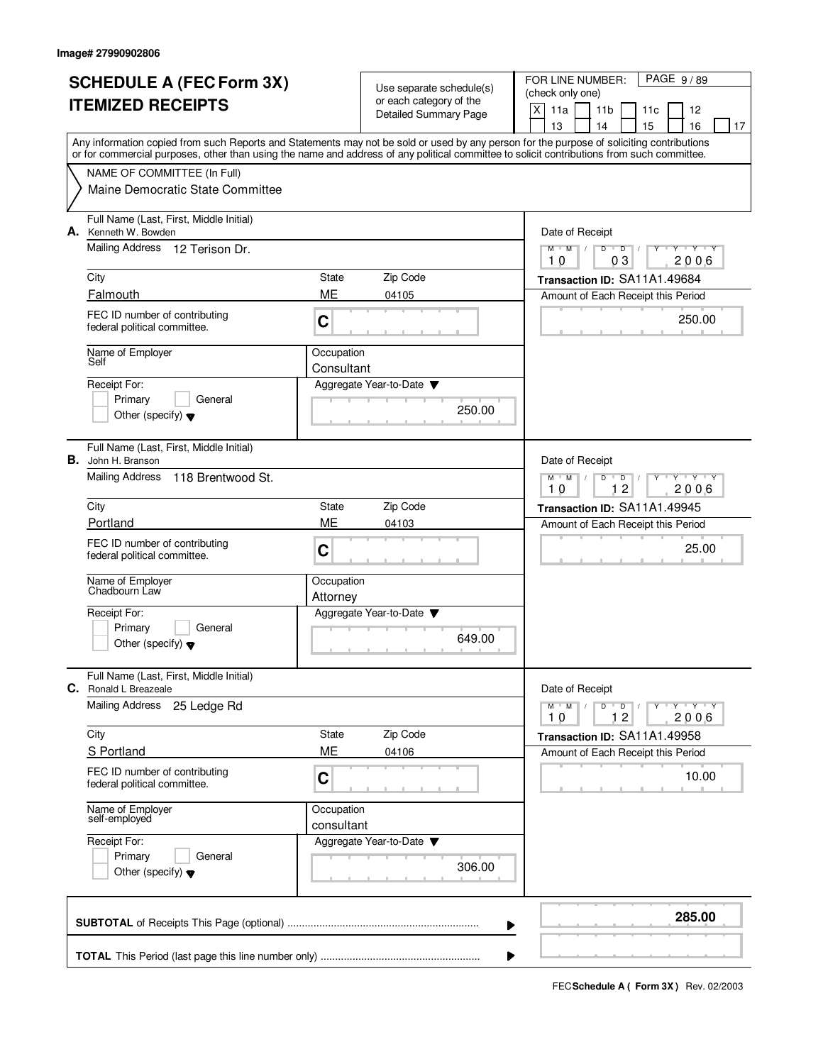Image# 27990902806

# SCHEDULE A (FEC Form 3X)
# ITEMIZED RECEIPTS

Use separate schedule(s) or each category of the Detailed Summary Page

FOR LINE NUMBER: (check only one)

[X] 11a [ ] 11b [ ] 11c [ ] 12 [ ] 13 [ ] 14 [ ] 15 [ ] 16 [ ] 17

Any information copied from such Reports and Statements may not be sold or used by any person for the purpose of soliciting contributions or for commercial purposes, other than using the name and address of any political committee to solicit contributions from such committee.

NAME OF COMMITTEE (In Full)
Maine Democratic State Committee

---

**A.** Full Name (Last, First, Middle Initial): Kenneth W. Bowden

Mailing Address: 12 Terison Dr.

City: Falmouth | State: ME | Zip Code: 04105

FEC ID number of contributing federal political committee: C

Name of Employer: Self

Occupation: Consultant

Receipt For: [ ] Primary [ ] General [ ] Other (specify)

Aggregate Year-to-Date: 250.00

Date of Receipt: 10/03/2006

Transaction ID: SA11A1.49684

Amount of Each Receipt this Period: 250.00

---

**B.** Full Name (Last, First, Middle Initial): John H. Branson

Mailing Address: 118 Brentwood St.

City: Portland | State: ME | Zip Code: 04103

FEC ID number of contributing federal political committee: C

Name of Employer: Chadbourn Law

Occupation: Attorney

Receipt For: [ ] Primary [ ] General [ ] Other (specify)

Aggregate Year-to-Date: 649.00

Date of Receipt: 10/12/2006

Transaction ID: SA11A1.49945

Amount of Each Receipt this Period: 25.00

---

**C.** Full Name (Last, First, Middle Initial): Ronald L Breazeale

Mailing Address: 25 Ledge Rd

City: S Portland | State: ME | Zip Code: 04106

FEC ID number of contributing federal political committee: C

Name of Employer: self-employed

Occupation: consultant

Receipt For: [ ] Primary [ ] General [ ] Other (specify)

Aggregate Year-to-Date: 306.00

Date of Receipt: 10/12/2006

Transaction ID: SA11A1.49958

Amount of Each Receipt this Period: 10.00

---

**SUBTOTAL** of Receipts This Page (optional): **285.00**

**TOTAL** This Period (last page this line number only):

FEC **Schedule A ( Form 3X )** Rev. 02/2003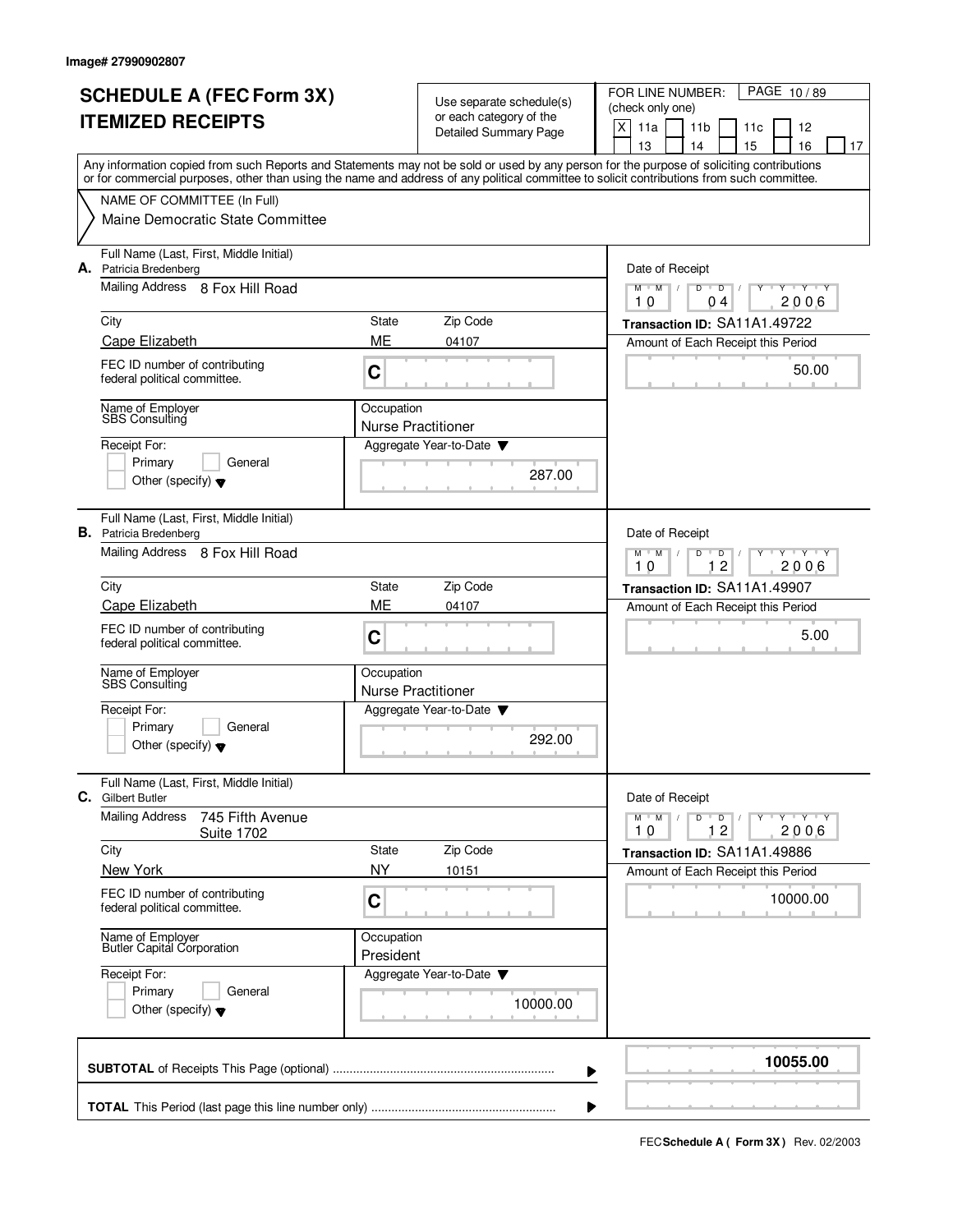Image# 27990902807

# SCHEDULE A (FEC Form 3X) ITEMIZED RECEIPTS

Use separate schedule(s) or each category of the Detailed Summary Page

FOR LINE NUMBER: (check only one)

[X] 11a [ ] 11b [ ] 11c [ ] 12 [ ] 13 [ ] 14 [ ] 15 [ ] 16 [ ] 17

Any information copied from such Reports and Statements may not be sold or used by any person for the purpose of soliciting contributions or for commercial purposes, other than using the name and address of any political committee to solicit contributions from such committee.

NAME OF COMMITTEE (In Full)

Maine Democratic State Committee

---

**A.** Full Name (Last, First, Middle Initial): Patricia Bredenberg

Mailing Address: 8 Fox Hill Road

City: Cape Elizabeth | State: ME | Zip Code: 04107

FEC ID number of contributing federal political committee: C

Name of Employer: SBS Consulting

Occupation: Nurse Practitioner

Receipt For: [ ] Primary [ ] General [ ] Other (specify)

Aggregate Year-to-Date: 287.00

Date of Receipt: 10 04 2006

Transaction ID: SA11A1.49722

Amount of Each Receipt this Period: 50.00

---

**B.** Full Name (Last, First, Middle Initial): Patricia Bredenberg

Mailing Address: 8 Fox Hill Road

City: Cape Elizabeth | State: ME | Zip Code: 04107

FEC ID number of contributing federal political committee: C

Name of Employer: SBS Consulting

Occupation: Nurse Practitioner

Receipt For: [ ] Primary [ ] General [ ] Other (specify)

Aggregate Year-to-Date: 292.00

Date of Receipt: 10 12 2006

Transaction ID: SA11A1.49907

Amount of Each Receipt this Period: 5.00

---

**C.** Full Name (Last, First, Middle Initial): Gilbert Butler

Mailing Address: 745 Fifth Avenue, Suite 1702

City: New York | State: NY | Zip Code: 10151

FEC ID number of contributing federal political committee: C

Name of Employer: Butler Capital Corporation

Occupation: President

Receipt For: [ ] Primary [ ] General [ ] Other (specify)

Aggregate Year-to-Date: 10000.00

Date of Receipt: 10 12 2006

Transaction ID: SA11A1.49886

Amount of Each Receipt this Period: 10000.00

---

**SUBTOTAL** of Receipts This Page (optional): **10055.00**

**TOTAL** This Period (last page this line number only):

FEC **Schedule A ( Form 3X )** Rev. 02/2003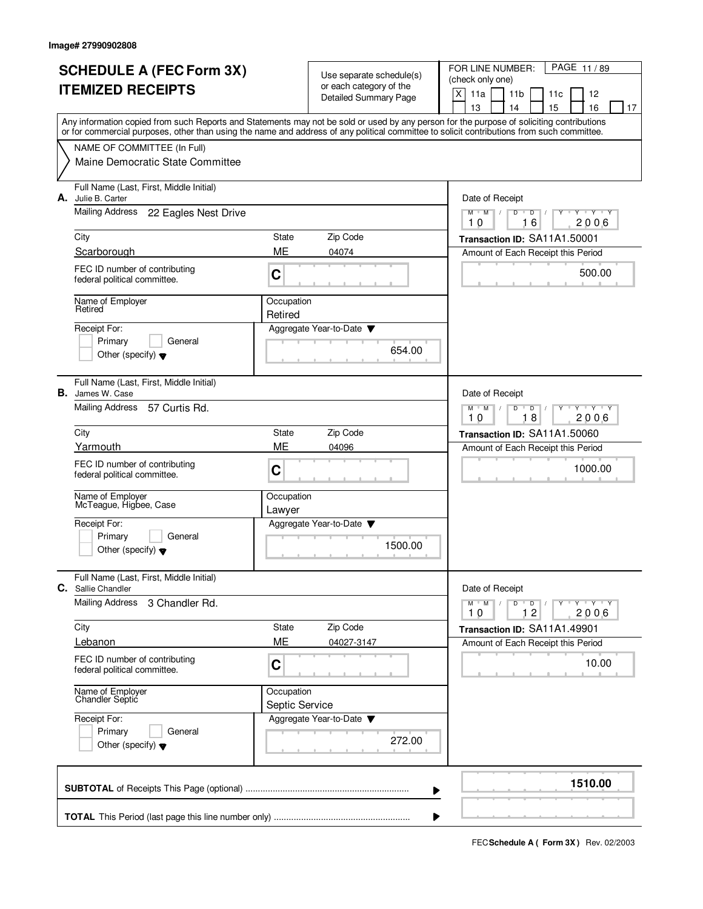Image# 27990902808

# SCHEDULE A (FEC Form 3X) ITEMIZED RECEIPTS

Use separate schedule(s) or each category of the Detailed Summary Page

FOR LINE NUMBER: (check only one)

[X] 11a [ ] 11b [ ] 11c [ ] 12 [ ] 13 [ ] 14 [ ] 15 [ ] 16 [ ] 17

Any information copied from such Reports and Statements may not be sold or used by any person for the purpose of soliciting contributions or for commercial purposes, other than using the name and address of any political committee to solicit contributions from such committee.

NAME OF COMMITTEE (In Full)
Maine Democratic State Committee

**A.** Full Name (Last, First, Middle Initial): Julie B. Carter
Mailing Address: 22 Eagles Nest Drive
City: Scarborough | State: ME | Zip Code: 04074
FEC ID number of contributing federal political committee: C
Name of Employer: Retired
Occupation: Retired
Receipt For: [ ] Primary [ ] General [ ] Other (specify)
Aggregate Year-to-Date: 654.00
Date of Receipt: 10 16 2006
Transaction ID: SA11A1.50001
Amount of Each Receipt this Period: 500.00

**B.** Full Name (Last, First, Middle Initial): James W. Case
Mailing Address: 57 Curtis Rd.
City: Yarmouth | State: ME | Zip Code: 04096
FEC ID number of contributing federal political committee: C
Name of Employer: McTeague, Higbee, Case
Occupation: Lawyer
Receipt For: [ ] Primary [ ] General [ ] Other (specify)
Aggregate Year-to-Date: 1500.00
Date of Receipt: 10 18 2006
Transaction ID: SA11A1.50060
Amount of Each Receipt this Period: 1000.00

**C.** Full Name (Last, First, Middle Initial): Sallie Chandler
Mailing Address: 3 Chandler Rd.
City: Lebanon | State: ME | Zip Code: 04027-3147
FEC ID number of contributing federal political committee: C
Name of Employer: Chandler Septic
Occupation: Septic Service
Receipt For: [ ] Primary [ ] General [ ] Other (specify)
Aggregate Year-to-Date: 272.00
Date of Receipt: 10 12 2006
Transaction ID: SA11A1.49901
Amount of Each Receipt this Period: 10.00

**SUBTOTAL** of Receipts This Page (optional): **1510.00**

**TOTAL** This Period (last page this line number only):

FEC **Schedule A ( Form 3X )** Rev. 02/2003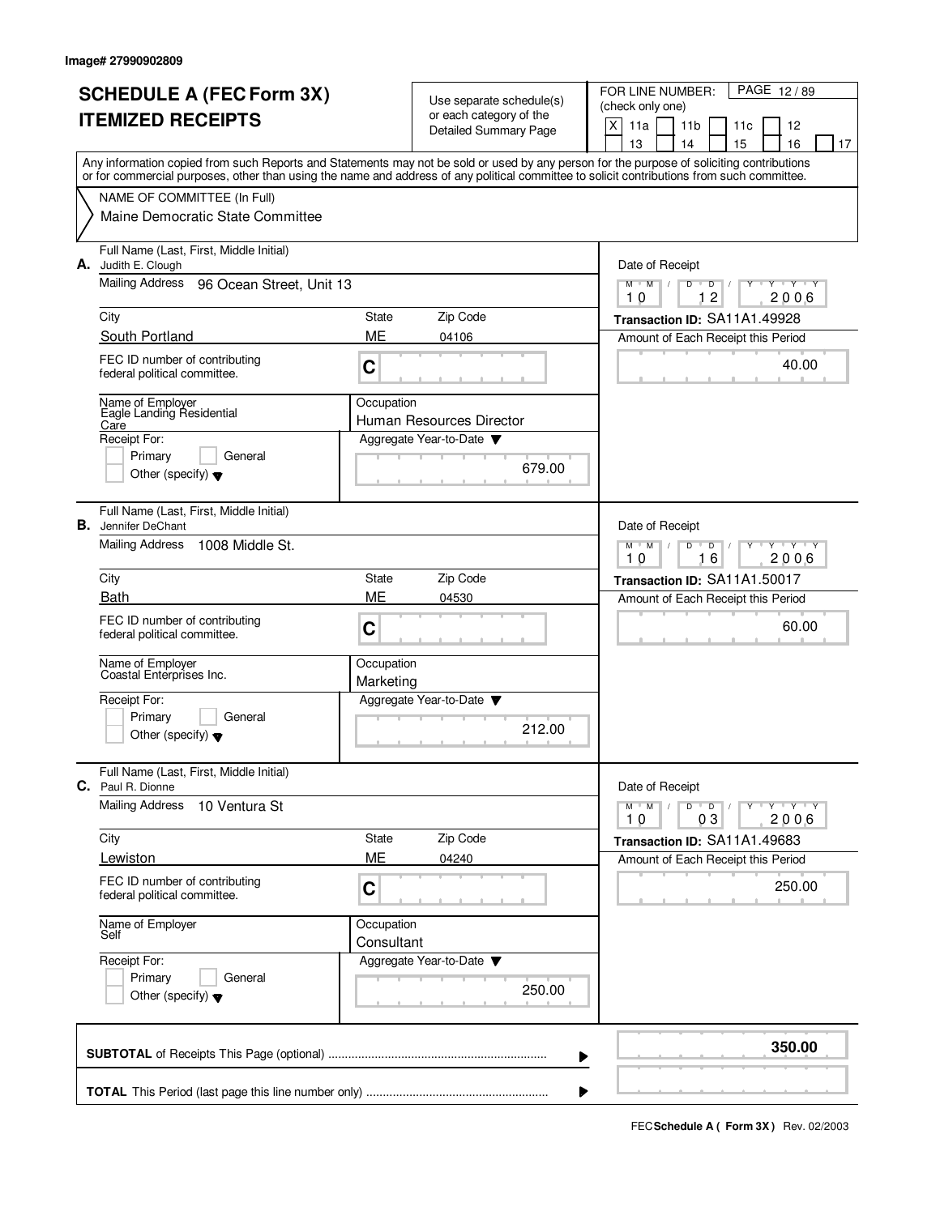Image# 27990902809

# SCHEDULE A (FEC Form 3X)
# ITEMIZED RECEIPTS

Use separate schedule(s) or each category of the Detailed Summary Page

FOR LINE NUMBER: (check only one)

[X] 11a [ ] 11b [ ] 11c [ ] 12 [ ] 13 [ ] 14 [ ] 15 [ ] 16 [ ] 17

PAGE 12 / 89

Any information copied from such Reports and Statements may not be sold or used by any person for the purpose of soliciting contributions or for commercial purposes, other than using the name and address of any political committee to solicit contributions from such committee.

NAME OF COMMITTEE (In Full)
Maine Democratic State Committee

---

**A.** Full Name (Last, First, Middle Initial)
Judith E. Clough

Mailing Address: 96 Ocean Street, Unit 13

City: South Portland | State: ME | Zip Code: 04106

FEC ID number of contributing federal political committee: C

Name of Employer: Eagle Landing Residential Care

Occupation: Human Resources Director

Receipt For: [ ] Primary [ ] General [ ] Other (specify)

Aggregate Year-to-Date: 679.00

Date of Receipt: 10 / 12 / 2006

Transaction ID: SA11A1.49928

Amount of Each Receipt this Period: 40.00

---

**B.** Full Name (Last, First, Middle Initial)
Jennifer DeChant

Mailing Address: 1008 Middle St.

City: Bath | State: ME | Zip Code: 04530

FEC ID number of contributing federal political committee: C

Name of Employer: Coastal Enterprises Inc.

Occupation: Marketing

Receipt For: [ ] Primary [ ] General [ ] Other (specify)

Aggregate Year-to-Date: 212.00

Date of Receipt: 10 / 16 / 2006

Transaction ID: SA11A1.50017

Amount of Each Receipt this Period: 60.00

---

**C.** Full Name (Last, First, Middle Initial)
Paul R. Dionne

Mailing Address: 10 Ventura St

City: Lewiston | State: ME | Zip Code: 04240

FEC ID number of contributing federal political committee: C

Name of Employer: Self

Occupation: Consultant

Receipt For: [ ] Primary [ ] General [ ] Other (specify)

Aggregate Year-to-Date: 250.00

Date of Receipt: 10 / 03 / 2006

Transaction ID: SA11A1.49683

Amount of Each Receipt this Period: 250.00

---

**SUBTOTAL** of Receipts This Page (optional): **350.00**

**TOTAL** This Period (last page this line number only):

FEC **Schedule A ( Form 3X )** Rev. 02/2003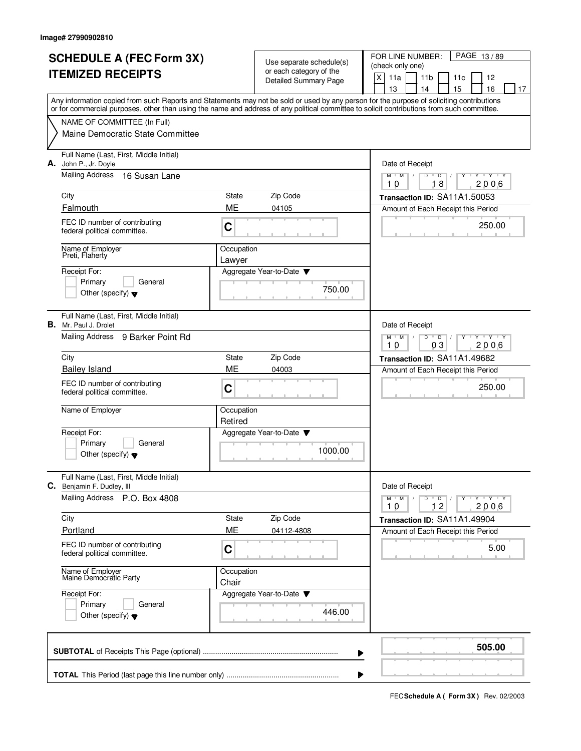Image# 27990902810

# SCHEDULE A (FEC Form 3X)
## ITEMIZED RECEIPTS

Use separate schedule(s) or each category of the Detailed Summary Page

FOR LINE NUMBER: (check only one)
[X] 11a [ ] 11b [ ] 11c [ ] 12 [ ] 13 [ ] 14 [ ] 15 [ ] 16 [ ] 17

PAGE 13 / 89

Any information copied from such Reports and Statements may not be sold or used by any person for the purpose of soliciting contributions or for commercial purposes, other than using the name and address of any political committee to solicit contributions from such committee.

NAME OF COMMITTEE (In Full)
Maine Democratic State Committee

---

**A.** Full Name (Last, First, Middle Initial): John P., Jr. Doyle

Mailing Address: 16 Susan Lane

City: Falmouth | State: ME | Zip Code: 04105

FEC ID number of contributing federal political committee: C

Name of Employer: Preti, Flaherty | Occupation: Lawyer

Receipt For: [ ] Primary [ ] General [ ] Other (specify)

Aggregate Year-to-Date: 750.00

Date of Receipt: 10 / 18 / 2006

Transaction ID: SA11A1.50053

Amount of Each Receipt this Period: 250.00

---

**B.** Full Name (Last, First, Middle Initial): Mr. Paul J. Drolet

Mailing Address: 9 Barker Point Rd

City: Bailey Island | State: ME | Zip Code: 04003

FEC ID number of contributing federal political committee: C

Name of Employer: | Occupation: Retired

Receipt For: [ ] Primary [ ] General [ ] Other (specify)

Aggregate Year-to-Date: 1000.00

Date of Receipt: 10 / 03 / 2006

Transaction ID: SA11A1.49682

Amount of Each Receipt this Period: 250.00

---

**C.** Full Name (Last, First, Middle Initial): Benjamin F. Dudley, III

Mailing Address: P.O. Box 4808

City: Portland | State: ME | Zip Code: 04112-4808

FEC ID number of contributing federal political committee: C

Name of Employer: Maine Democratic Party | Occupation: Chair

Receipt For: [ ] Primary [ ] General [ ] Other (specify)

Aggregate Year-to-Date: 446.00

Date of Receipt: 10 / 12 / 2006

Transaction ID: SA11A1.49904

Amount of Each Receipt this Period: 5.00

---

**SUBTOTAL** of Receipts This Page (optional): **505.00**

**TOTAL** This Period (last page this line number only):

FEC **Schedule A ( Form 3X )** Rev. 02/2003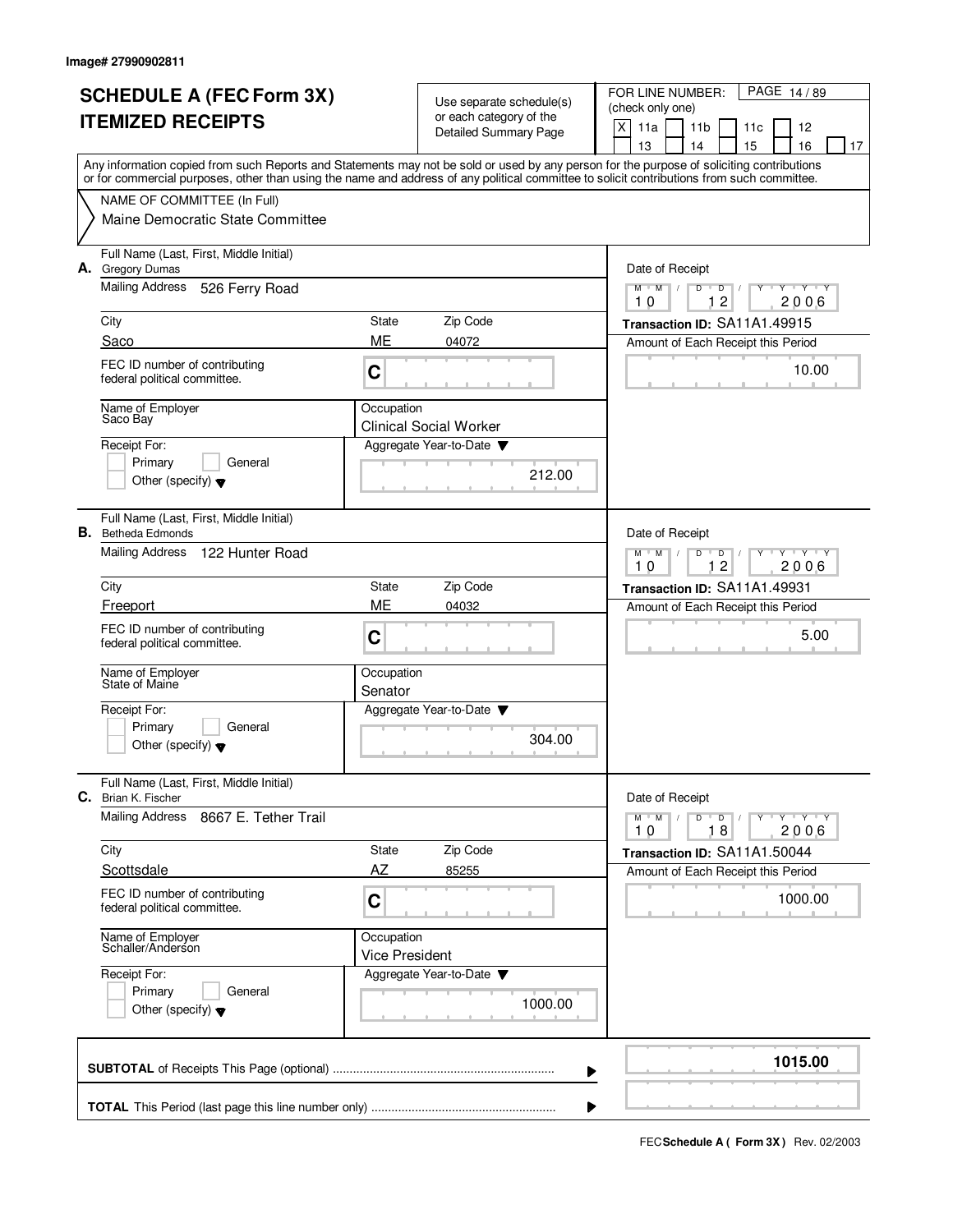Image# 27990902811

# SCHEDULE A (FEC Form 3X) ITEMIZED RECEIPTS

Use separate schedule(s) or each category of the Detailed Summary Page

FOR LINE NUMBER: (check only one)
[X] 11a [ ] 11b [ ] 11c [ ] 12 [ ] 13 [ ] 14 [ ] 15 [ ] 16 [ ] 17

PAGE 14 / 89

Any information copied from such Reports and Statements may not be sold or used by any person for the purpose of soliciting contributions or for commercial purposes, other than using the name and address of any political committee to solicit contributions from such committee.

NAME OF COMMITTEE (In Full)
Maine Democratic State Committee

**A.** Full Name (Last, First, Middle Initial): Gregory Dumas
Mailing Address: 526 Ferry Road
City: Saco | State: ME | Zip Code: 04072
FEC ID number of contributing federal political committee: C
Name of Employer: Saco Bay
Occupation: Clinical Social Worker
Receipt For: [ ] Primary [ ] General [ ] Other (specify)
Aggregate Year-to-Date: 212.00
Date of Receipt: 10 12 2006
Transaction ID: SA11A1.49915
Amount of Each Receipt this Period: 10.00

**B.** Full Name (Last, First, Middle Initial): Betheda Edmonds
Mailing Address: 122 Hunter Road
City: Freeport | State: ME | Zip Code: 04032
FEC ID number of contributing federal political committee: C
Name of Employer: State of Maine
Occupation: Senator
Receipt For: [ ] Primary [ ] General [ ] Other (specify)
Aggregate Year-to-Date: 304.00
Date of Receipt: 10 12 2006
Transaction ID: SA11A1.49931
Amount of Each Receipt this Period: 5.00

**C.** Full Name (Last, First, Middle Initial): Brian K. Fischer
Mailing Address: 8667 E. Tether Trail
City: Scottsdale | State: AZ | Zip Code: 85255
FEC ID number of contributing federal political committee: C
Name of Employer: Schaller/Anderson
Occupation: Vice President
Receipt For: [ ] Primary [ ] General [ ] Other (specify)
Aggregate Year-to-Date: 1000.00
Date of Receipt: 10 18 2006
Transaction ID: SA11A1.50044
Amount of Each Receipt this Period: 1000.00

**SUBTOTAL** of Receipts This Page (optional): **1015.00**

**TOTAL** This Period (last page this line number only):

FEC **Schedule A ( Form 3X)** Rev. 02/2003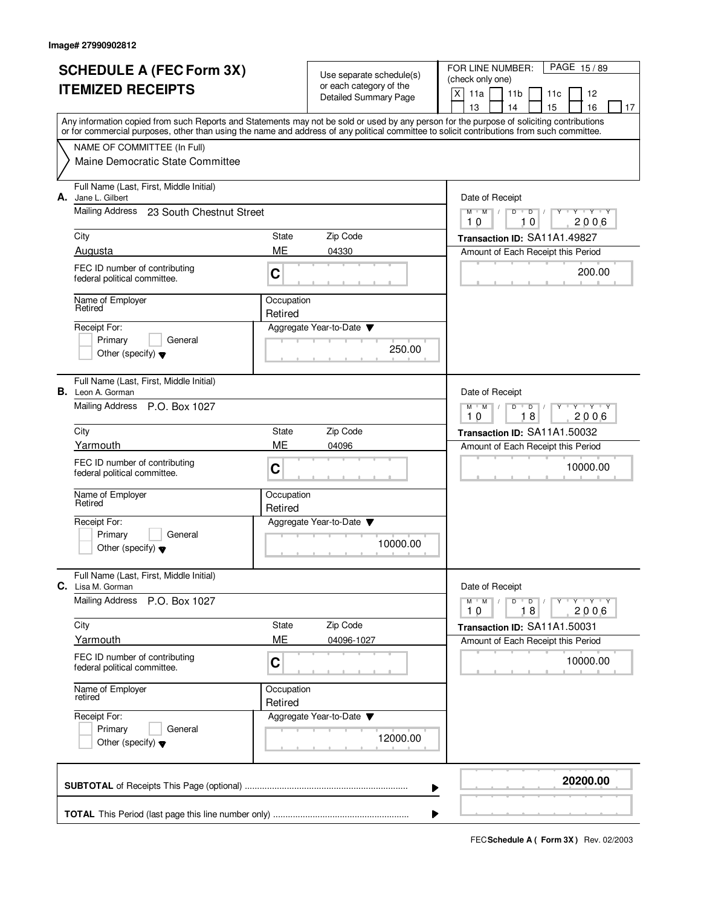Image# 27990902812

# SCHEDULE A (FEC Form 3X) ITEMIZED RECEIPTS

Use separate schedule(s) or each category of the Detailed Summary Page

FOR LINE NUMBER: (check only one)

[X] 11a [ ] 11b [ ] 11c [ ] 12 [ ] 13 [ ] 14 [ ] 15 [ ] 16 [ ] 17

PAGE 15 / 89

Any information copied from such Reports and Statements may not be sold or used by any person for the purpose of soliciting contributions or for commercial purposes, other than using the name and address of any political committee to solicit contributions from such committee.

NAME OF COMMITTEE (In Full)
Maine Democratic State Committee

---

**A.** Full Name (Last, First, Middle Initial): Jane L. Gilbert

Mailing Address: 23 South Chestnut Street

City: Augusta | State: ME | Zip Code: 04330

FEC ID number of contributing federal political committee: C

Name of Employer: Retired

Occupation: Retired

Receipt For: [ ] Primary [ ] General [ ] Other (specify)

Aggregate Year-to-Date: 250.00

Date of Receipt: 10 / 10 / 2006

Transaction ID: SA11A1.49827

Amount of Each Receipt this Period: 200.00

---

**B.** Full Name (Last, First, Middle Initial): Leon A. Gorman

Mailing Address: P.O. Box 1027

City: Yarmouth | State: ME | Zip Code: 04096

FEC ID number of contributing federal political committee: C

Name of Employer: Retired

Occupation: Retired

Receipt For: [ ] Primary [ ] General [ ] Other (specify)

Aggregate Year-to-Date: 10000.00

Date of Receipt: 10 / 18 / 2006

Transaction ID: SA11A1.50032

Amount of Each Receipt this Period: 10000.00

---

**C.** Full Name (Last, First, Middle Initial): Lisa M. Gorman

Mailing Address: P.O. Box 1027

City: Yarmouth | State: ME | Zip Code: 04096-1027

FEC ID number of contributing federal political committee: C

Name of Employer: retired

Occupation: Retired

Receipt For: [ ] Primary [ ] General [ ] Other (specify)

Aggregate Year-to-Date: 12000.00

Date of Receipt: 10 / 18 / 2006

Transaction ID: SA11A1.50031

Amount of Each Receipt this Period: 10000.00

---

**SUBTOTAL** of Receipts This Page (optional): **20200.00**

**TOTAL** This Period (last page this line number only):

FEC Schedule A ( Form 3X ) Rev. 02/2003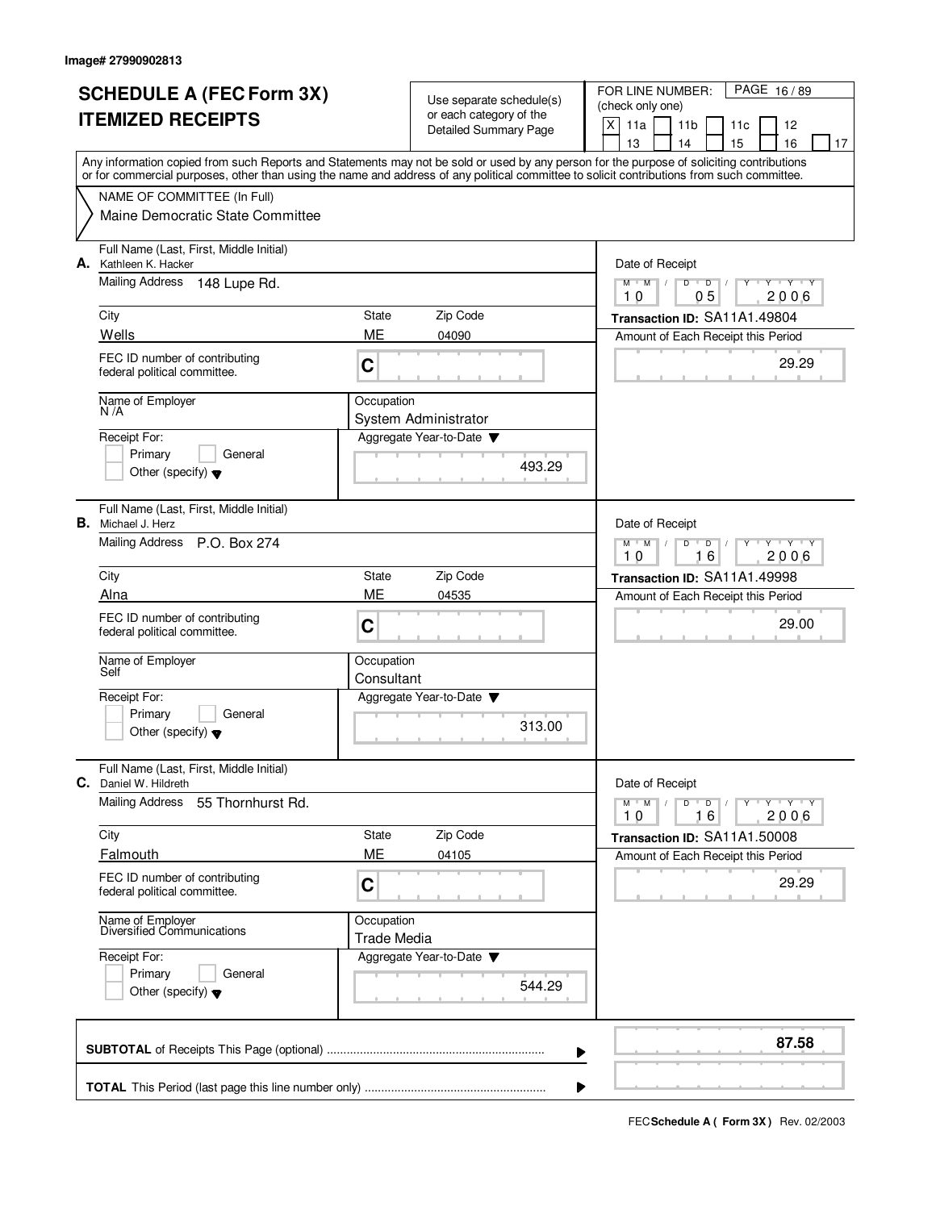Image# 27990902813

# SCHEDULE A (FEC Form 3X) ITEMIZED RECEIPTS

Use separate schedule(s) or each category of the Detailed Summary Page

FOR LINE NUMBER: (check only one)

[X] 11a [ ] 11b [ ] 11c [ ] 12 [ ] 13 [ ] 14 [ ] 15 [ ] 16 [ ] 17

PAGE 16 / 89

Any information copied from such Reports and Statements may not be sold or used by any person for the purpose of soliciting contributions or for commercial purposes, other than using the name and address of any political committee to solicit contributions from such committee.

NAME OF COMMITTEE (In Full)
Maine Democratic State Committee

---

**A.** Full Name (Last, First, Middle Initial): Kathleen K. Hacker

Mailing Address: 148 Lupe Rd.

City: Wells | State: ME | Zip Code: 04090

FEC ID number of contributing federal political committee: C

Name of Employer: N /A

Occupation: System Administrator

Receipt For: [ ] Primary [ ] General [ ] Other (specify)

Aggregate Year-to-Date: 493.29

Date of Receipt: 10 05 2006

Transaction ID: SA11A1.49804

Amount of Each Receipt this Period: 29.29

---

**B.** Full Name (Last, First, Middle Initial): Michael J. Herz

Mailing Address: P.O. Box 274

City: Alna | State: ME | Zip Code: 04535

FEC ID number of contributing federal political committee: C

Name of Employer: Self

Occupation: Consultant

Receipt For: [ ] Primary [ ] General [ ] Other (specify)

Aggregate Year-to-Date: 313.00

Date of Receipt: 10 16 2006

Transaction ID: SA11A1.49998

Amount of Each Receipt this Period: 29.00

---

**C.** Full Name (Last, First, Middle Initial): Daniel W. Hildreth

Mailing Address: 55 Thornhurst Rd.

City: Falmouth | State: ME | Zip Code: 04105

FEC ID number of contributing federal political committee: C

Name of Employer: Diversified Communications

Occupation: Trade Media

Receipt For: [ ] Primary [ ] General [ ] Other (specify)

Aggregate Year-to-Date: 544.29

Date of Receipt: 10 16 2006

Transaction ID: SA11A1.50008

Amount of Each Receipt this Period: 29.29

---

**SUBTOTAL** of Receipts This Page (optional): **87.58**

**TOTAL** This Period (last page this line number only):

FEC **Schedule A ( Form 3X )** Rev. 02/2003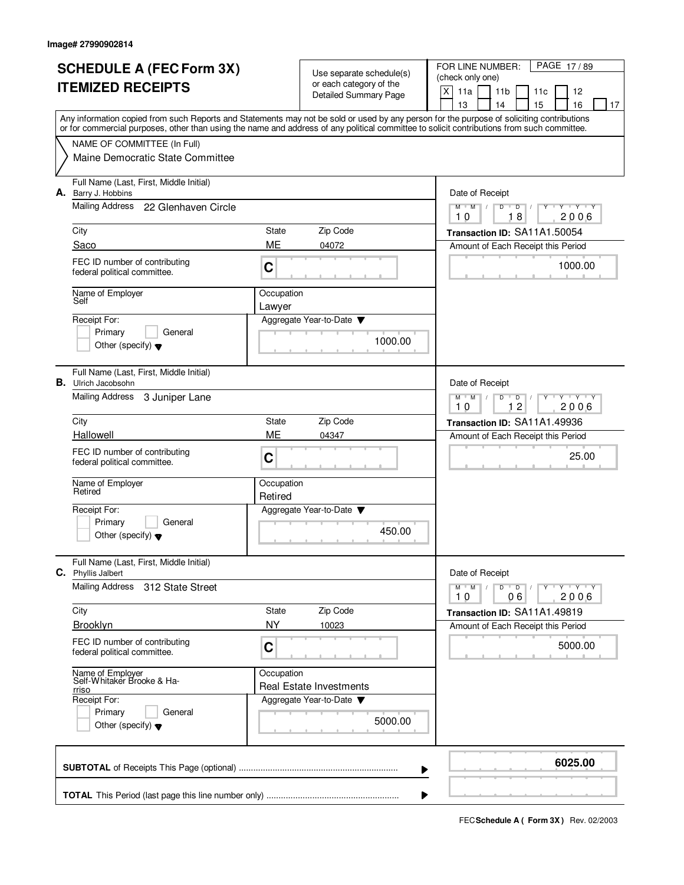Image# 27990902814

# SCHEDULE A (FEC Form 3X) ITEMIZED RECEIPTS

Use separate schedule(s) or each category of the Detailed Summary Page

FOR LINE NUMBER: (check only one)
[X] 11a [ ] 11b [ ] 11c [ ] 12 [ ] 13 [ ] 14 [ ] 15 [ ] 16 [ ] 17

PAGE 17 / 89

Any information copied from such Reports and Statements may not be sold or used by any person for the purpose of soliciting contributions or for commercial purposes, other than using the name and address of any political committee to solicit contributions from such committee.

NAME OF COMMITTEE (In Full)
Maine Democratic State Committee

---

**A.** Full Name (Last, First, Middle Initial): Barry J. Hobbins

Mailing Address: 22 Glenhaven Circle

City: Saco | State: ME | Zip Code: 04072

FEC ID number of contributing federal political committee: C

Name of Employer: Self

Occupation: Lawyer

Receipt For: [ ] Primary [ ] General [ ] Other (specify)

Aggregate Year-to-Date: 1000.00

Date of Receipt: 10 18 2006

Transaction ID: SA11A1.50054

Amount of Each Receipt this Period: 1000.00

---

**B.** Full Name (Last, First, Middle Initial): Ulrich Jacobsohn

Mailing Address: 3 Juniper Lane

City: Hallowell | State: ME | Zip Code: 04347

FEC ID number of contributing federal political committee: C

Name of Employer: Retired

Occupation: Retired

Receipt For: [ ] Primary [ ] General [ ] Other (specify)

Aggregate Year-to-Date: 450.00

Date of Receipt: 10 12 2006

Transaction ID: SA11A1.49936

Amount of Each Receipt this Period: 25.00

---

**C.** Full Name (Last, First, Middle Initial): Phyllis Jalbert

Mailing Address: 312 State Street

City: Brooklyn | State: NY | Zip Code: 10023

FEC ID number of contributing federal political committee: C

Name of Employer: Self-Whitaker Brooke & Harriso

Occupation: Real Estate Investments

Receipt For: [ ] Primary [ ] General [ ] Other (specify)

Aggregate Year-to-Date: 5000.00

Date of Receipt: 10 06 2006

Transaction ID: SA11A1.49819

Amount of Each Receipt this Period: 5000.00

---

**SUBTOTAL** of Receipts This Page (optional): 6025.00

**TOTAL** This Period (last page this line number only):

FEC Schedule A ( Form 3X) Rev. 02/2003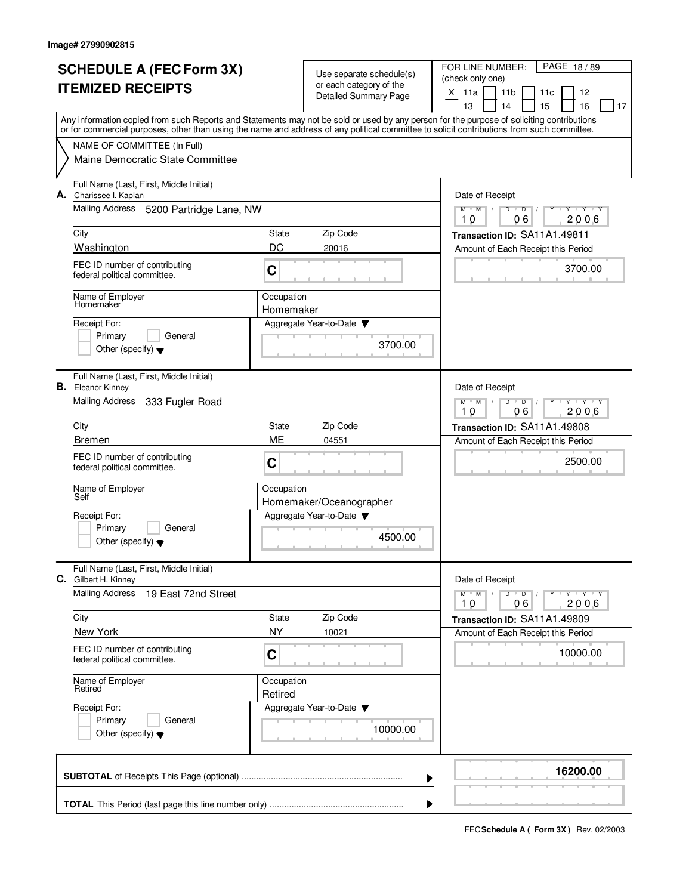Image# 27990902815

# SCHEDULE A (FEC Form 3X) ITEMIZED RECEIPTS

Use separate schedule(s) or each category of the Detailed Summary Page

FOR LINE NUMBER: (check only one)

[X] 11a [ ] 11b [ ] 11c [ ] 12 [ ] 13 [ ] 14 [ ] 15 [ ] 16 [ ] 17

Any information copied from such Reports and Statements may not be sold or used by any person for the purpose of soliciting contributions or for commercial purposes, other than using the name and address of any political committee to solicit contributions from such committee.

NAME OF COMMITTEE (In Full)

Maine Democratic State Committee

---

**A.** Full Name (Last, First, Middle Initial): Charissee I. Kaplan

Mailing Address: 5200 Partridge Lane, NW

City: Washington | State: DC | Zip Code: 20016

FEC ID number of contributing federal political committee: C

Name of Employer: Homemaker

Occupation: Homemaker

Receipt For: [ ] Primary [ ] General [ ] Other (specify)

Aggregate Year-to-Date: 3700.00

Date of Receipt: 10 06 2006

Transaction ID: SA11A1.49811

Amount of Each Receipt this Period: 3700.00

---

**B.** Full Name (Last, First, Middle Initial): Eleanor Kinney

Mailing Address: 333 Fugler Road

City: Bremen | State: ME | Zip Code: 04551

FEC ID number of contributing federal political committee: C

Name of Employer: Self

Occupation: Homemaker/Oceanographer

Receipt For: [ ] Primary [ ] General [ ] Other (specify)

Aggregate Year-to-Date: 4500.00

Date of Receipt: 10 06 2006

Transaction ID: SA11A1.49808

Amount of Each Receipt this Period: 2500.00

---

**C.** Full Name (Last, First, Middle Initial): Gilbert H. Kinney

Mailing Address: 19 East 72nd Street

City: New York | State: NY | Zip Code: 10021

FEC ID number of contributing federal political committee: C

Name of Employer: Retired

Occupation: Retired

Receipt For: [ ] Primary [ ] General [ ] Other (specify)

Aggregate Year-to-Date: 10000.00

Date of Receipt: 10 06 2006

Transaction ID: SA11A1.49809

Amount of Each Receipt this Period: 10000.00

---

**SUBTOTAL** of Receipts This Page (optional): **16200.00**

**TOTAL** This Period (last page this line number only):

FEC **Schedule A ( Form 3X )** Rev. 02/2003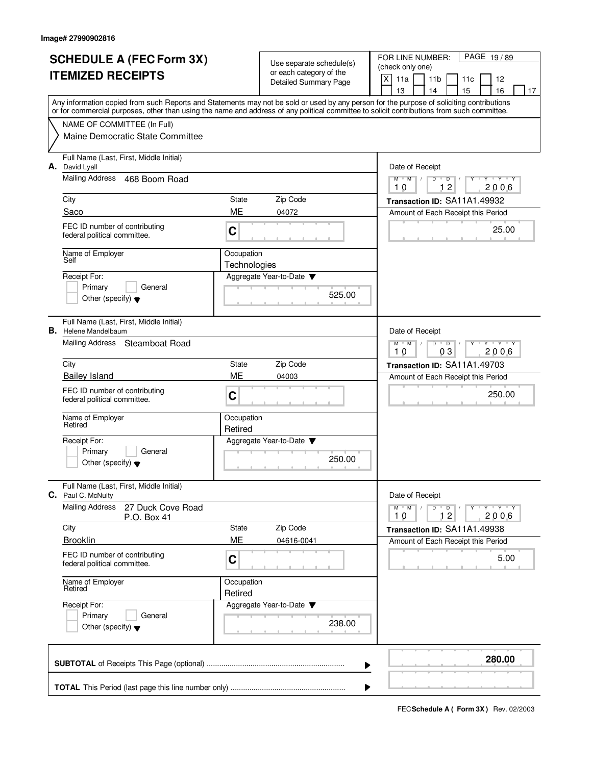Image# 27990902816

# SCHEDULE A (FEC Form 3X)
# ITEMIZED RECEIPTS

Use separate schedule(s) or each category of the Detailed Summary Page

FOR LINE NUMBER: (check only one)
[X] 11a [ ] 11b [ ] 11c [ ] 12 [ ] 13 [ ] 14 [ ] 15 [ ] 16 [ ] 17

Any information copied from such Reports and Statements may not be sold or used by any person for the purpose of soliciting contributions or for commercial purposes, other than using the name and address of any political committee to solicit contributions from such committee.

NAME OF COMMITTEE (In Full)
Maine Democratic State Committee

---

**A.** Full Name (Last, First, Middle Initial): David Lyall
Mailing Address: 468 Boom Road
City: Saco | State: ME | Zip Code: 04072
FEC ID number of contributing federal political committee: C
Name of Employer: Self
Occupation: Technologies
Receipt For: [ ] Primary [ ] General [ ] Other (specify)
Aggregate Year-to-Date: 525.00
Date of Receipt: 10 12 2006
Transaction ID: SA11A1.49932
Amount of Each Receipt this Period: 25.00

---

**B.** Full Name (Last, First, Middle Initial): Helene Mandelbaum
Mailing Address: Steamboat Road
City: Bailey Island | State: ME | Zip Code: 04003
FEC ID number of contributing federal political committee: C
Name of Employer: Retired
Occupation: Retired
Receipt For: [ ] Primary [ ] General [ ] Other (specify)
Aggregate Year-to-Date: 250.00
Date of Receipt: 10 03 2006
Transaction ID: SA11A1.49703
Amount of Each Receipt this Period: 250.00

---

**C.** Full Name (Last, First, Middle Initial): Paul C. McNulty
Mailing Address: 27 Duck Cove Road, P.O. Box 41
City: Brooklin | State: ME | Zip Code: 04616-0041
FEC ID number of contributing federal political committee: C
Name of Employer: Retired
Occupation: Retired
Receipt For: [ ] Primary [ ] General [ ] Other (specify)
Aggregate Year-to-Date: 238.00
Date of Receipt: 10 12 2006
Transaction ID: SA11A1.49938
Amount of Each Receipt this Period: 5.00

---

**SUBTOTAL** of Receipts This Page (optional): **280.00**

**TOTAL** This Period (last page this line number only):

FEC **Schedule A ( Form 3X )** Rev. 02/2003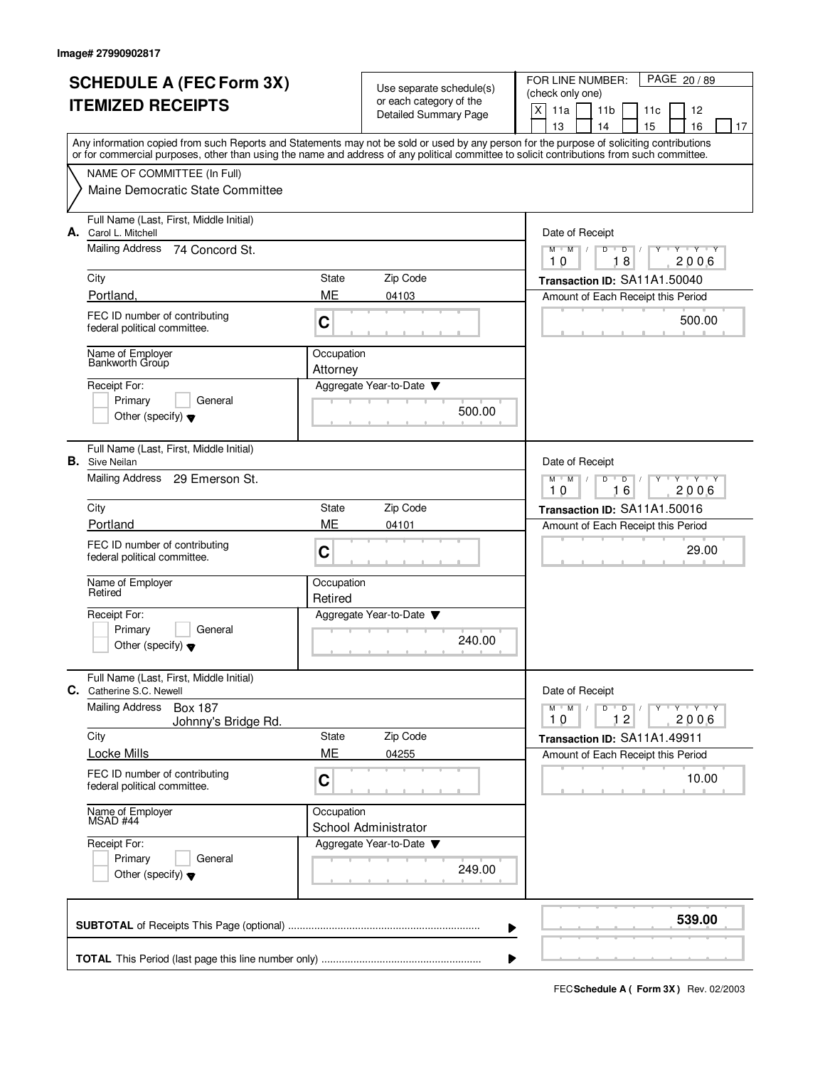Image# 27990902817

# SCHEDULE A (FEC Form 3X) ITEMIZED RECEIPTS

Use separate schedule(s) or each category of the Detailed Summary Page

FOR LINE NUMBER: (check only one)

[X] 11a [ ] 11b [ ] 11c [ ] 12 [ ] 13 [ ] 14 [ ] 15 [ ] 16 [ ] 17

Any information copied from such Reports and Statements may not be sold or used by any person for the purpose of soliciting contributions or for commercial purposes, other than using the name and address of any political committee to solicit contributions from such committee.

NAME OF COMMITTEE (In Full)
Maine Democratic State Committee

---

**A.** Full Name (Last, First, Middle Initial): Carol L. Mitchell

Mailing Address: 74 Concord St.

City: Portland, | State: ME | Zip Code: 04103

FEC ID number of contributing federal political committee: C

Name of Employer: Bankworth Group | Occupation: Attorney

Receipt For: [ ] Primary [ ] General [ ] Other (specify)

Aggregate Year-to-Date: 500.00

Date of Receipt: 10 18 2006

Transaction ID: SA11A1.50040

Amount of Each Receipt this Period: 500.00

---

**B.** Full Name (Last, First, Middle Initial): Sive Neilan

Mailing Address: 29 Emerson St.

City: Portland | State: ME | Zip Code: 04101

FEC ID number of contributing federal political committee: C

Name of Employer: Retired | Occupation: Retired

Receipt For: [ ] Primary [ ] General [ ] Other (specify)

Aggregate Year-to-Date: 240.00

Date of Receipt: 10 16 2006

Transaction ID: SA11A1.50016

Amount of Each Receipt this Period: 29.00

---

**C.** Full Name (Last, First, Middle Initial): Catherine S.C. Newell

Mailing Address: Box 187
Johnny's Bridge Rd.

City: Locke Mills | State: ME | Zip Code: 04255

FEC ID number of contributing federal political committee: C

Name of Employer: MSAD #44 | Occupation: School Administrator

Receipt For: [ ] Primary [ ] General [ ] Other (specify)

Aggregate Year-to-Date: 249.00

Date of Receipt: 10 12 2006

Transaction ID: SA11A1.49911

Amount of Each Receipt this Period: 10.00

---

**SUBTOTAL** of Receipts This Page (optional): **539.00**

**TOTAL** This Period (last page this line number only):

FEC **Schedule A ( Form 3X )** Rev. 02/2003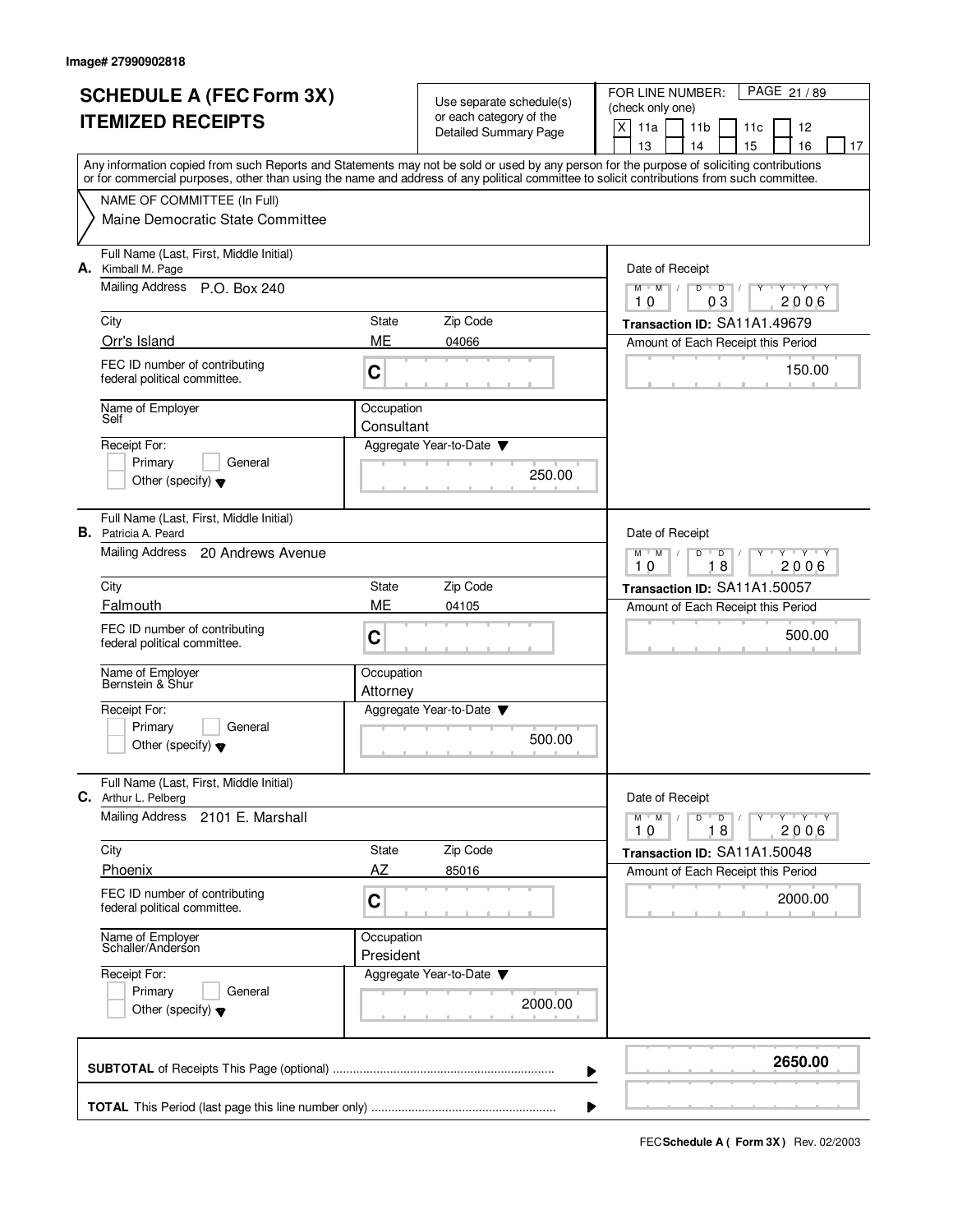Image# 27990902818

# SCHEDULE A (FEC Form 3X)
# ITEMIZED RECEIPTS

Use separate schedule(s) or each category of the Detailed Summary Page

FOR LINE NUMBER: (check only one)

[X] 11a [ ] 11b [ ] 11c [ ] 12 [ ] 13 [ ] 14 [ ] 15 [ ] 16 [ ] 17

Any information copied from such Reports and Statements may not be sold or used by any person for the purpose of soliciting contributions or for commercial purposes, other than using the name and address of any political committee to solicit contributions from such committee.

NAME OF COMMITTEE (In Full)

Maine Democratic State Committee

---

**A.** Full Name (Last, First, Middle Initial): Kimball M. Page

Mailing Address: P.O. Box 240

City: Orr's Island | State: ME | Zip Code: 04066

FEC ID number of contributing federal political committee: C

Name of Employer: Self

Occupation: Consultant

Receipt For: [ ] Primary [ ] General [ ] Other (specify)

Aggregate Year-to-Date: 250.00

Date of Receipt: 10/03/2006

Transaction ID: SA11A1.49679

Amount of Each Receipt this Period: 150.00

---

**B.** Full Name (Last, First, Middle Initial): Patricia A. Peard

Mailing Address: 20 Andrews Avenue

City: Falmouth | State: ME | Zip Code: 04105

FEC ID number of contributing federal political committee: C

Name of Employer: Bernstein & Shur

Occupation: Attorney

Receipt For: [ ] Primary [ ] General [ ] Other (specify)

Aggregate Year-to-Date: 500.00

Date of Receipt: 10/18/2006

Transaction ID: SA11A1.50057

Amount of Each Receipt this Period: 500.00

---

**C.** Full Name (Last, First, Middle Initial): Arthur L. Pelberg

Mailing Address: 2101 E. Marshall

City: Phoenix | State: AZ | Zip Code: 85016

FEC ID number of contributing federal political committee: C

Name of Employer: Schaller/Anderson

Occupation: President

Receipt For: [ ] Primary [ ] General [ ] Other (specify)

Aggregate Year-to-Date: 2000.00

Date of Receipt: 10/18/2006

Transaction ID: SA11A1.50048

Amount of Each Receipt this Period: 2000.00

---

**SUBTOTAL** of Receipts This Page (optional): **2650.00**

**TOTAL** This Period (last page this line number only):

FEC **Schedule A ( Form 3X )** Rev. 02/2003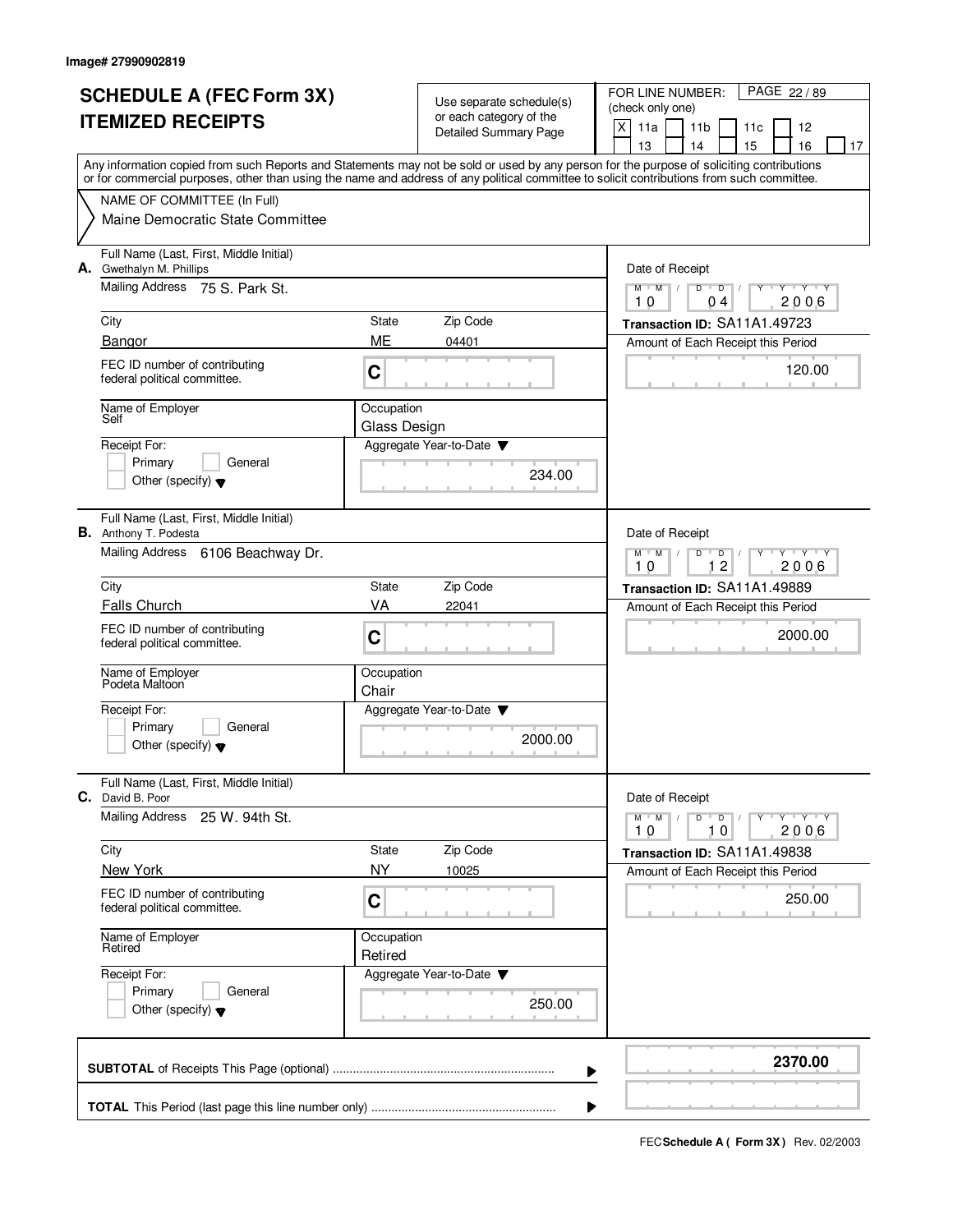Image# 27990902819

# SCHEDULE A (FEC Form 3X) ITEMIZED RECEIPTS

Use separate schedule(s) or each category of the Detailed Summary Page

FOR LINE NUMBER: (check only one)

[X] 11a [ ] 11b [ ] 11c [ ] 12 [ ] 13 [ ] 14 [ ] 15 [ ] 16 [ ] 17

Any information copied from such Reports and Statements may not be sold or used by any person for the purpose of soliciting contributions or for commercial purposes, other than using the name and address of any political committee to solicit contributions from such committee.

NAME OF COMMITTEE (In Full)

Maine Democratic State Committee

---

**A.** Full Name (Last, First, Middle Initial): Gwethalyn M. Phillips

Mailing Address: 75 S. Park St.

City: Bangor | State: ME | Zip Code: 04401

FEC ID number of contributing federal political committee: C

Name of Employer: Self

Occupation: Glass Design

Receipt For: [ ] Primary [ ] General [ ] Other (specify)

Aggregate Year-to-Date: 234.00

Date of Receipt: 10 04 2006

Transaction ID: SA11A1.49723

Amount of Each Receipt this Period: 120.00

---

**B.** Full Name (Last, First, Middle Initial): Anthony T. Podesta

Mailing Address: 6106 Beachway Dr.

City: Falls Church | State: VA | Zip Code: 22041

FEC ID number of contributing federal political committee: C

Name of Employer: Podeta Maltoon

Occupation: Chair

Receipt For: [ ] Primary [ ] General [ ] Other (specify)

Aggregate Year-to-Date: 2000.00

Date of Receipt: 10 12 2006

Transaction ID: SA11A1.49889

Amount of Each Receipt this Period: 2000.00

---

**C.** Full Name (Last, First, Middle Initial): David B. Poor

Mailing Address: 25 W. 94th St.

City: New York | State: NY | Zip Code: 10025

FEC ID number of contributing federal political committee: C

Name of Employer: Retired

Occupation: Retired

Receipt For: [ ] Primary [ ] General [ ] Other (specify)

Aggregate Year-to-Date: 250.00

Date of Receipt: 10 10 2006

Transaction ID: SA11A1.49838

Amount of Each Receipt this Period: 250.00

---

**SUBTOTAL** of Receipts This Page (optional): **2370.00**

**TOTAL** This Period (last page this line number only):

FEC **Schedule A ( Form 3X )** Rev. 02/2003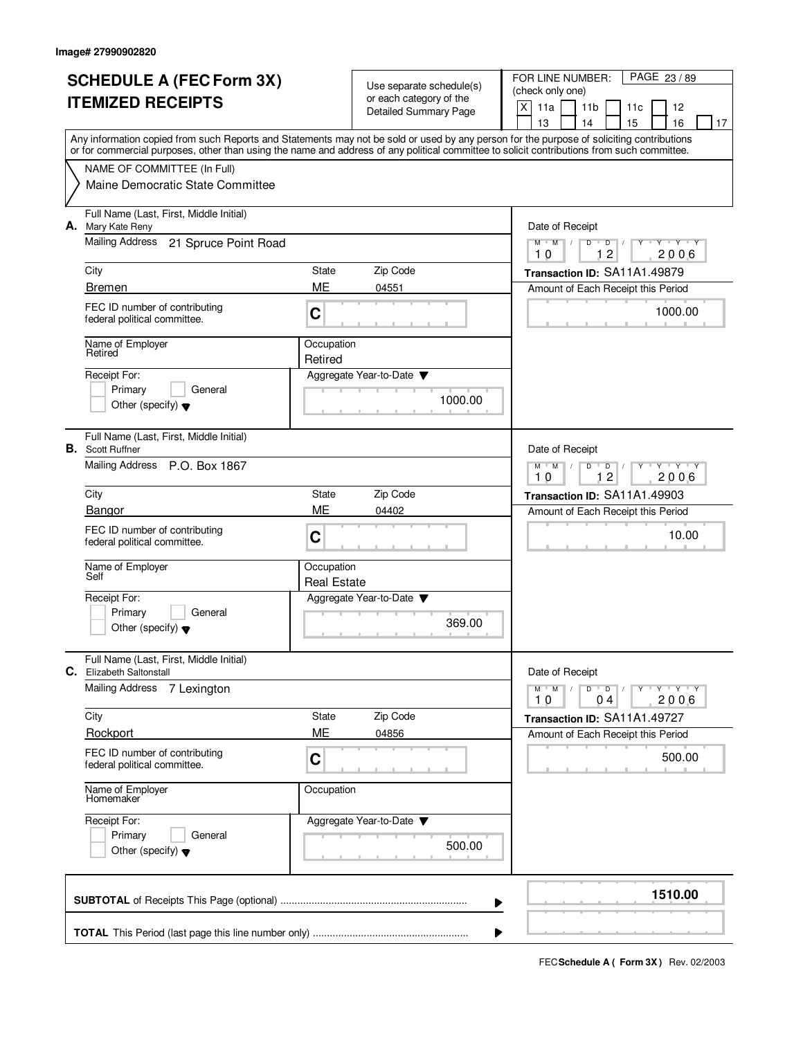Image# 27990902820

# SCHEDULE A (FEC Form 3X) ITEMIZED RECEIPTS

Use separate schedule(s) or each category of the Detailed Summary Page

FOR LINE NUMBER: (check only one)

[X] 11a [ ] 11b [ ] 11c [ ] 12 [ ] 13 [ ] 14 [ ] 15 [ ] 16 [ ] 17

PAGE 23 / 89

Any information copied from such Reports and Statements may not be sold or used by any person for the purpose of soliciting contributions or for commercial purposes, other than using the name and address of any political committee to solicit contributions from such committee.

NAME OF COMMITTEE (In Full)
Maine Democratic State Committee

---

**A.** Full Name (Last, First, Middle Initial): Mary Kate Reny

Mailing Address: 21 Spruce Point Road

City: Bremen | State: ME | Zip Code: 04551

FEC ID number of contributing federal political committee: C

Name of Employer: Retired

Occupation: Retired

Receipt For: [ ] Primary [ ] General [ ] Other (specify)

Date of Receipt: 10 / 12 / 2006

Transaction ID: SA11A1.49879

Amount of Each Receipt this Period: 1000.00

Aggregate Year-to-Date: 1000.00

---

**B.** Full Name (Last, First, Middle Initial): Scott Ruffner

Mailing Address: P.O. Box 1867

City: Bangor | State: ME | Zip Code: 04402

FEC ID number of contributing federal political committee: C

Name of Employer: Self

Occupation: Real Estate

Receipt For: [ ] Primary [ ] General [ ] Other (specify)

Date of Receipt: 10 / 12 / 2006

Transaction ID: SA11A1.49903

Amount of Each Receipt this Period: 10.00

Aggregate Year-to-Date: 369.00

---

**C.** Full Name (Last, First, Middle Initial): Elizabeth Saltonstall

Mailing Address: 7 Lexington

City: Rockport | State: ME | Zip Code: 04856

FEC ID number of contributing federal political committee: C

Name of Employer: Homemaker

Occupation:

Receipt For: [ ] Primary [ ] General [ ] Other (specify)

Date of Receipt: 10 / 04 / 2006

Transaction ID: SA11A1.49727

Amount of Each Receipt this Period: 500.00

Aggregate Year-to-Date: 500.00

---

**SUBTOTAL** of Receipts This Page (optional): **1510.00**

**TOTAL** This Period (last page this line number only):

FEC **Schedule A ( Form 3X )** Rev. 02/2003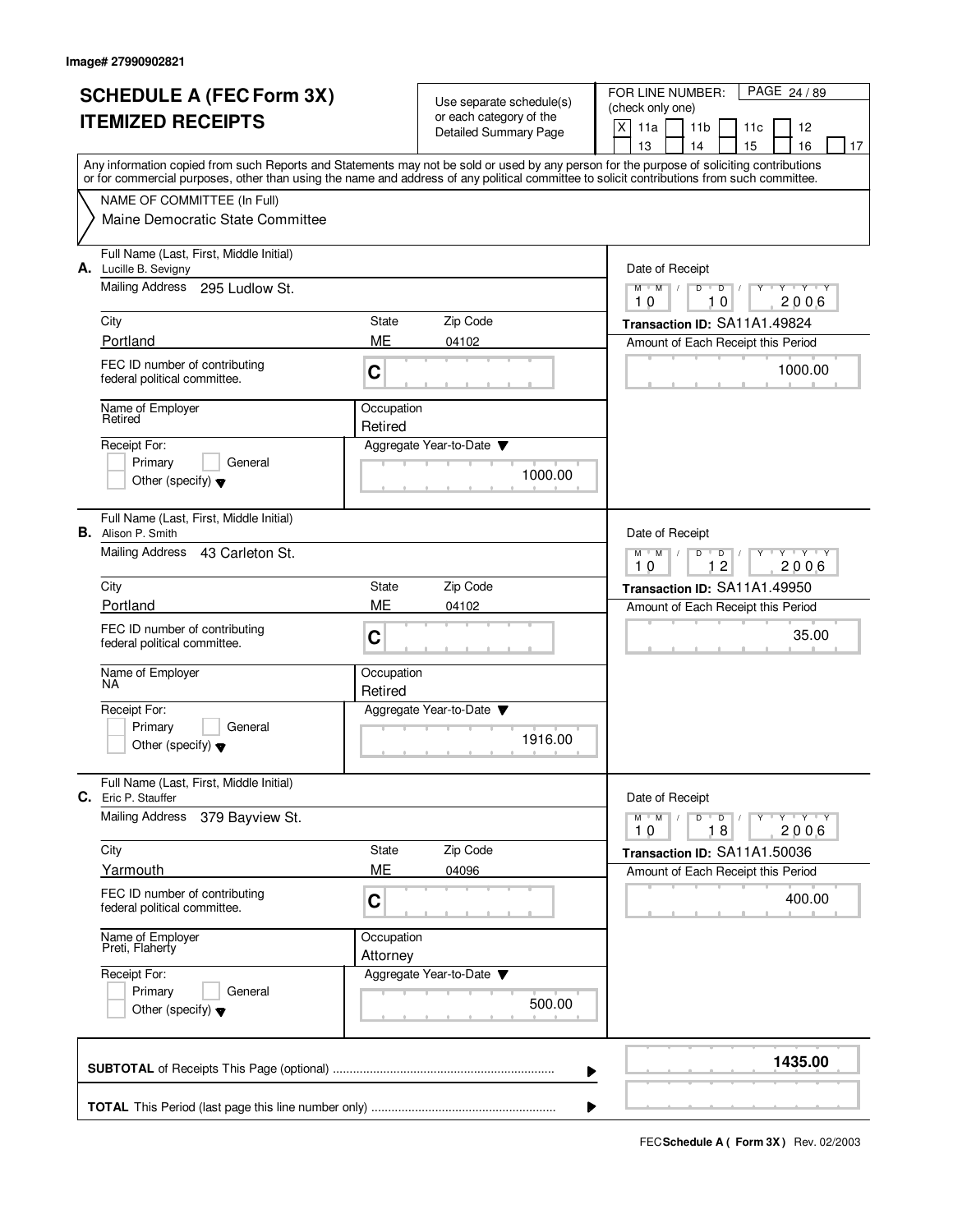Image# 27990902821

# SCHEDULE A (FEC Form 3X)
# ITEMIZED RECEIPTS

Use separate schedule(s) or each category of the Detailed Summary Page

FOR LINE NUMBER: (check only one)

- [X] 11a
- [ ] 11b
- [ ] 11c
- [ ] 12
- [ ] 13
- [ ] 14
- [ ] 15
- [ ] 16
- [ ] 17

PAGE 24 / 89

Any information copied from such Reports and Statements may not be sold or used by any person for the purpose of soliciting contributions or for commercial purposes, other than using the name and address of any political committee to solicit contributions from such committee.

NAME OF COMMITTEE (In Full)
Maine Democratic State Committee

---

**A.** Full Name (Last, First, Middle Initial): Lucille B. Sevigny

Mailing Address: 295 Ludlow St.

City: Portland | State: ME | Zip Code: 04102

FEC ID number of contributing federal political committee: C

Name of Employer: Retired

Occupation: Retired

Receipt For: Primary / General / Other (specify)

Aggregate Year-to-Date: 1000.00

Date of Receipt: 10 / 10 / 2006

Transaction ID: SA11A1.49824

Amount of Each Receipt this Period: 1000.00

---

**B.** Full Name (Last, First, Middle Initial): Alison P. Smith

Mailing Address: 43 Carleton St.

City: Portland | State: ME | Zip Code: 04102

FEC ID number of contributing federal political committee: C

Name of Employer: NA

Occupation: Retired

Receipt For: Primary / General / Other (specify)

Aggregate Year-to-Date: 1916.00

Date of Receipt: 10 / 12 / 2006

Transaction ID: SA11A1.49950

Amount of Each Receipt this Period: 35.00

---

**C.** Full Name (Last, First, Middle Initial): Eric P. Stauffer

Mailing Address: 379 Bayview St.

City: Yarmouth | State: ME | Zip Code: 04096

FEC ID number of contributing federal political committee: C

Name of Employer: Preti, Flaherty

Occupation: Attorney

Receipt For: Primary / General / Other (specify)

Aggregate Year-to-Date: 500.00

Date of Receipt: 10 / 18 / 2006

Transaction ID: SA11A1.50036

Amount of Each Receipt this Period: 400.00

---

**SUBTOTAL** of Receipts This Page (optional): **1435.00**

**TOTAL** This Period (last page this line number only):

FEC **Schedule A ( Form 3X )** Rev. 02/2003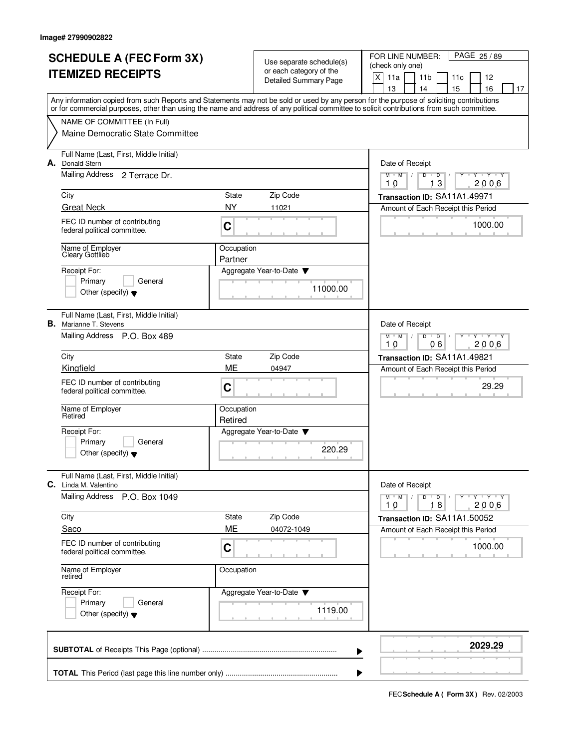Image# 27990902822

# SCHEDULE A (FEC Form 3X) ITEMIZED RECEIPTS

Use separate schedule(s) or each category of the Detailed Summary Page

FOR LINE NUMBER: (check only one)

[X] 11a [ ] 11b [ ] 11c [ ] 12 [ ] 13 [ ] 14 [ ] 15 [ ] 16 [ ] 17

PAGE 25 / 89

Any information copied from such Reports and Statements may not be sold or used by any person for the purpose of soliciting contributions or for commercial purposes, other than using the name and address of any political committee to solicit contributions from such committee.

NAME OF COMMITTEE (In Full)
Maine Democratic State Committee

---

**A.** Full Name (Last, First, Middle Initial): Donald Stern

Mailing Address: 2 Terrace Dr.

City: Great Neck | State: NY | Zip Code: 11021

FEC ID number of contributing federal political committee: C

Name of Employer: Cleary Gottlieb

Occupation: Partner

Receipt For: [ ] Primary [ ] General [ ] Other (specify)

Aggregate Year-to-Date: 11000.00

Date of Receipt: 10 / 13 / 2006

Transaction ID: SA11A1.49971

Amount of Each Receipt this Period: 1000.00

---

**B.** Full Name (Last, First, Middle Initial): Marianne T. Stevens

Mailing Address: P.O. Box 489

City: Kingfield | State: ME | Zip Code: 04947

FEC ID number of contributing federal political committee: C

Name of Employer: Retired

Occupation: Retired

Receipt For: [ ] Primary [ ] General [ ] Other (specify)

Aggregate Year-to-Date: 220.29

Date of Receipt: 10 / 06 / 2006

Transaction ID: SA11A1.49821

Amount of Each Receipt this Period: 29.29

---

**C.** Full Name (Last, First, Middle Initial): Linda M. Valentino

Mailing Address: P.O. Box 1049

City: Saco | State: ME | Zip Code: 04072-1049

FEC ID number of contributing federal political committee: C

Name of Employer: retired

Occupation:

Receipt For: [ ] Primary [ ] General [ ] Other (specify)

Aggregate Year-to-Date: 1119.00

Date of Receipt: 10 / 18 / 2006

Transaction ID: SA11A1.50052

Amount of Each Receipt this Period: 1000.00

---

**SUBTOTAL** of Receipts This Page (optional): **2029.29**

**TOTAL** This Period (last page this line number only):

FEC **Schedule A ( Form 3X )** Rev. 02/2003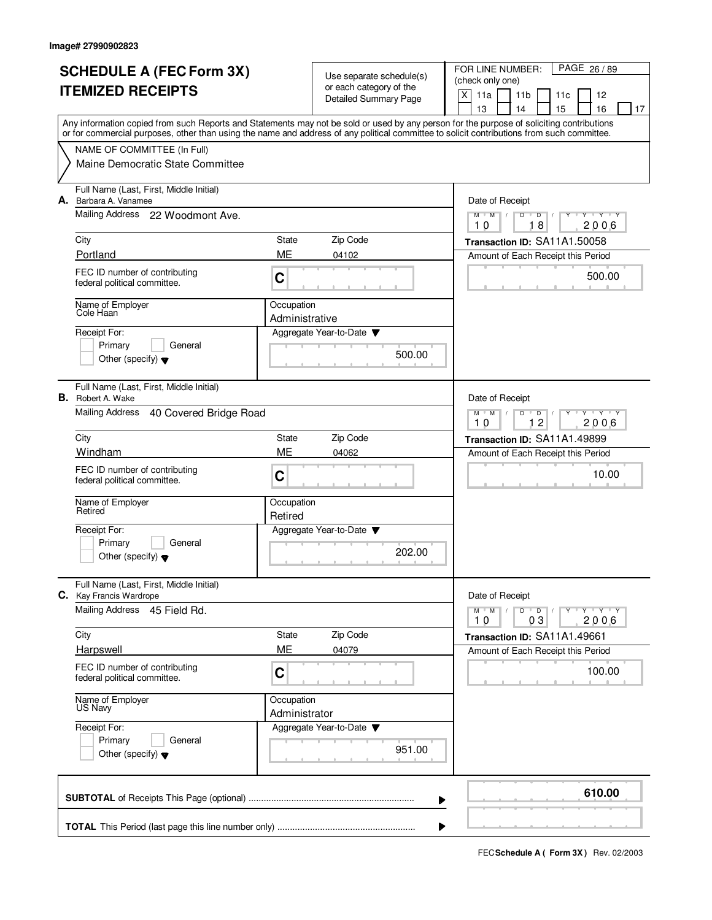Image# 27990902823

# SCHEDULE A (FEC Form 3X)
# ITEMIZED RECEIPTS

Use separate schedule(s) or each category of the Detailed Summary Page

FOR LINE NUMBER: (check only one)

[X] 11a [ ] 11b [ ] 11c [ ] 12 [ ] 13 [ ] 14 [ ] 15 [ ] 16 [ ] 17

PAGE 26 / 89

Any information copied from such Reports and Statements may not be sold or used by any person for the purpose of soliciting contributions or for commercial purposes, other than using the name and address of any political committee to solicit contributions from such committee.

NAME OF COMMITTEE (In Full)
Maine Democratic State Committee

---

**A.** Full Name (Last, First, Middle Initial): Barbara A. Vanamee

Mailing Address: 22 Woodmont Ave.

City: Portland | State: ME | Zip Code: 04102

FEC ID number of contributing federal political committee: C

Name of Employer: Cole Haan | Occupation: Administrative

Receipt For: [ ] Primary [ ] General [ ] Other (specify)

Aggregate Year-to-Date: 500.00

Date of Receipt: 10 18 2006

Transaction ID: SA11A1.50058

Amount of Each Receipt this Period: 500.00

---

**B.** Full Name (Last, First, Middle Initial): Robert A. Wake

Mailing Address: 40 Covered Bridge Road

City: Windham | State: ME | Zip Code: 04062

FEC ID number of contributing federal political committee: C

Name of Employer: Retired | Occupation: Retired

Receipt For: [ ] Primary [ ] General [ ] Other (specify)

Aggregate Year-to-Date: 202.00

Date of Receipt: 10 12 2006

Transaction ID: SA11A1.49899

Amount of Each Receipt this Period: 10.00

---

**C.** Full Name (Last, First, Middle Initial): Kay Francis Wardrope

Mailing Address: 45 Field Rd.

City: Harpswell | State: ME | Zip Code: 04079

FEC ID number of contributing federal political committee: C

Name of Employer: US Navy | Occupation: Administrator

Receipt For: [ ] Primary [ ] General [ ] Other (specify)

Aggregate Year-to-Date: 951.00

Date of Receipt: 10 03 2006

Transaction ID: SA11A1.49661

Amount of Each Receipt this Period: 100.00

---

**SUBTOTAL** of Receipts This Page (optional): **610.00**

**TOTAL** This Period (last page this line number only):

FEC **Schedule A ( Form 3X )** Rev. 02/2003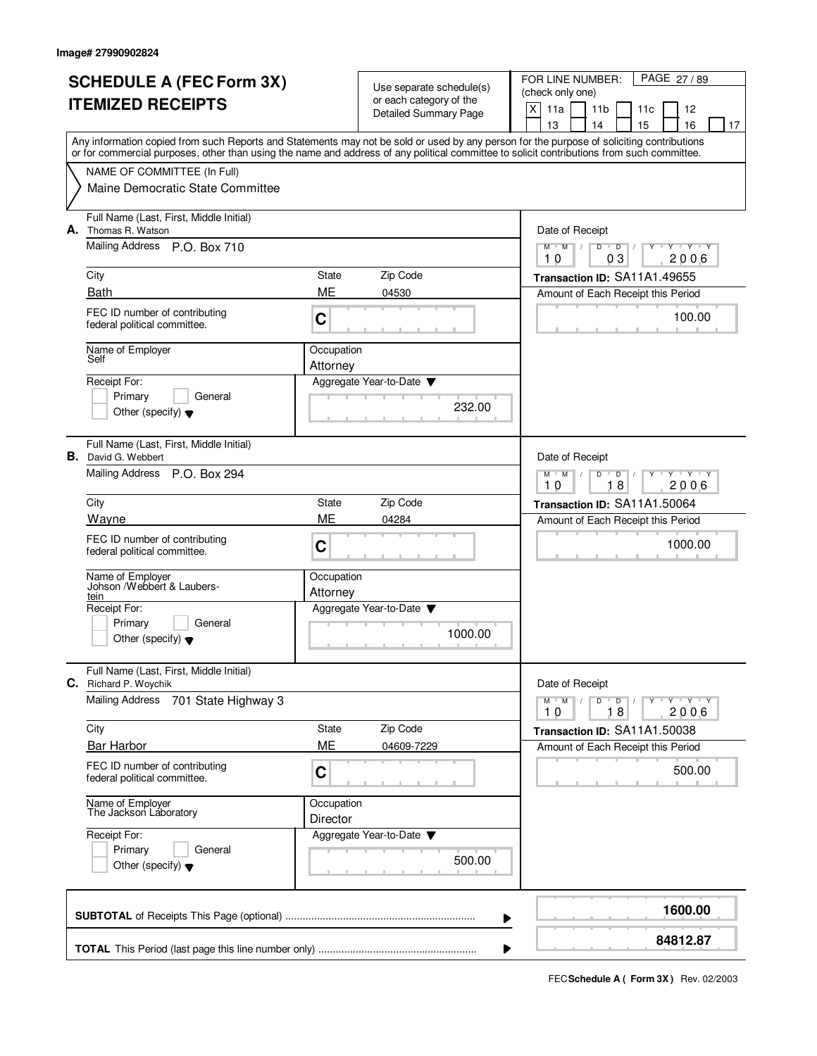Image# 27990902824

# SCHEDULE A (FEC Form 3X) ITEMIZED RECEIPTS

Use separate schedule(s) or each category of the Detailed Summary Page

FOR LINE NUMBER: (check only one)

[X] 11a [ ] 11b [ ] 11c [ ] 12 [ ] 13 [ ] 14 [ ] 15 [ ] 16 [ ] 17

PAGE 27 / 89

Any information copied from such Reports and Statements may not be sold or used by any person for the purpose of soliciting contributions or for commercial purposes, other than using the name and address of any political committee to solicit contributions from such committee.

NAME OF COMMITTEE (In Full)
Maine Democratic State Committee

---

**A.** Full Name (Last, First, Middle Initial): Thomas R. Watson

Mailing Address: P.O. Box 710

City: Bath | State: ME | Zip Code: 04530

FEC ID number of contributing federal political committee: C

Name of Employer: Self

Occupation: Attorney

Receipt For: [ ] Primary [ ] General [ ] Other (specify)

Aggregate Year-to-Date: 232.00

Date of Receipt: 10 / 03 / 2006

Transaction ID: SA11A1.49655

Amount of Each Receipt this Period: 100.00

---

**B.** Full Name (Last, First, Middle Initial): David G. Webbert

Mailing Address: P.O. Box 294

City: Wayne | State: ME | Zip Code: 04284

FEC ID number of contributing federal political committee: C

Name of Employer: Johson /Webbert & Laubers-tein

Occupation: Attorney

Receipt For: [ ] Primary [ ] General [ ] Other (specify)

Aggregate Year-to-Date: 1000.00

Date of Receipt: 10 / 18 / 2006

Transaction ID: SA11A1.50064

Amount of Each Receipt this Period: 1000.00

---

**C.** Full Name (Last, First, Middle Initial): Richard P. Woychik

Mailing Address: 701 State Highway 3

City: Bar Harbor | State: ME | Zip Code: 04609-7229

FEC ID number of contributing federal political committee: C

Name of Employer: The Jackson Laboratory

Occupation: Director

Receipt For: [ ] Primary [ ] General [ ] Other (specify)

Aggregate Year-to-Date: 500.00

Date of Receipt: 10 / 18 / 2006

Transaction ID: SA11A1.50038

Amount of Each Receipt this Period: 500.00

---

**SUBTOTAL** of Receipts This Page (optional): **1600.00**

**TOTAL** This Period (last page this line number only): **84812.87**

FEC **Schedule A ( Form 3X )** Rev. 02/2003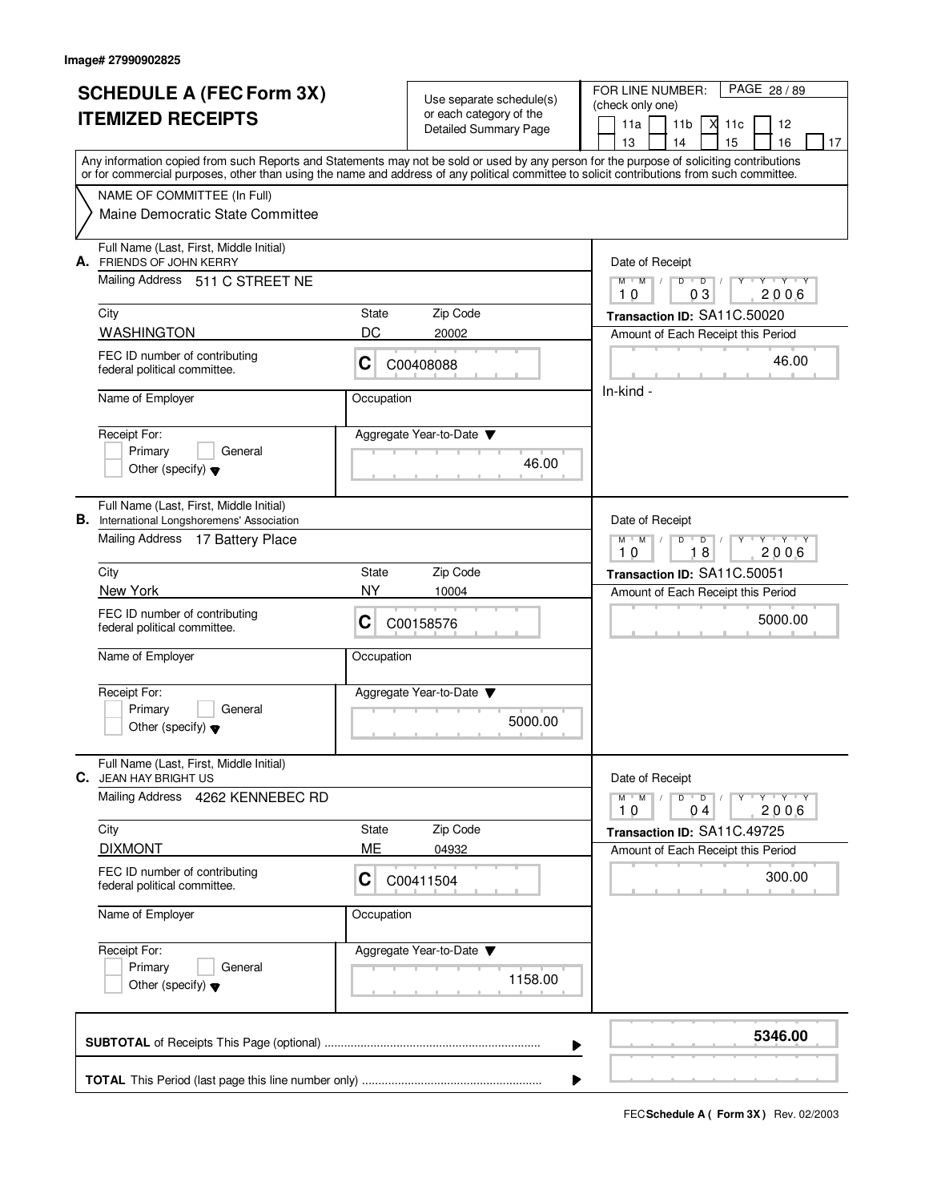Image# 27990902825

# SCHEDULE A (FEC Form 3X) ITEMIZED RECEIPTS

Use separate schedule(s) or each category of the Detailed Summary Page

FOR LINE NUMBER: (check only one)

11a [ ] 11b [ ] 11c [X] 12 [ ] 13 [ ] 14 [ ] 15 [ ] 16 [ ] 17 [ ]

PAGE 28 / 89

Any information copied from such Reports and Statements may not be sold or used by any person for the purpose of soliciting contributions or for commercial purposes, other than using the name and address of any political committee to solicit contributions from such committee.

NAME OF COMMITTEE (In Full)
Maine Democratic State Committee

---

**A.** Full Name (Last, First, Middle Initial): FRIENDS OF JOHN KERRY

Mailing Address: 511 C STREET NE

City: WASHINGTON | State: DC | Zip Code: 20002

FEC ID number of contributing federal political committee: C C00408088

Name of Employer: | Occupation:

Receipt For: Primary [ ] General [ ] Other (specify) [ ]

Aggregate Year-to-Date: 46.00

Date of Receipt: 10 03 2006

Transaction ID: SA11C.50020

Amount of Each Receipt this Period: 46.00

In-kind -

---

**B.** Full Name (Last, First, Middle Initial): International Longshoremens' Association

Mailing Address: 17 Battery Place

City: New York | State: NY | Zip Code: 10004

FEC ID number of contributing federal political committee: C C00158576

Name of Employer: | Occupation:

Receipt For: Primary [ ] General [ ] Other (specify) [ ]

Aggregate Year-to-Date: 5000.00

Date of Receipt: 10 18 2006

Transaction ID: SA11C.50051

Amount of Each Receipt this Period: 5000.00

---

**C.** Full Name (Last, First, Middle Initial): JEAN HAY BRIGHT US

Mailing Address: 4262 KENNEBEC RD

City: DIXMONT | State: ME | Zip Code: 04932

FEC ID number of contributing federal political committee: C C00411504

Name of Employer: | Occupation:

Receipt For: Primary [ ] General [ ] Other (specify) [ ]

Aggregate Year-to-Date: 1158.00

Date of Receipt: 10 04 2006

Transaction ID: SA11C.49725

Amount of Each Receipt this Period: 300.00

---

**SUBTOTAL** of Receipts This Page (optional): **5346.00**

**TOTAL** This Period (last page this line number only):

FEC **Schedule A ( Form 3X )** Rev. 02/2003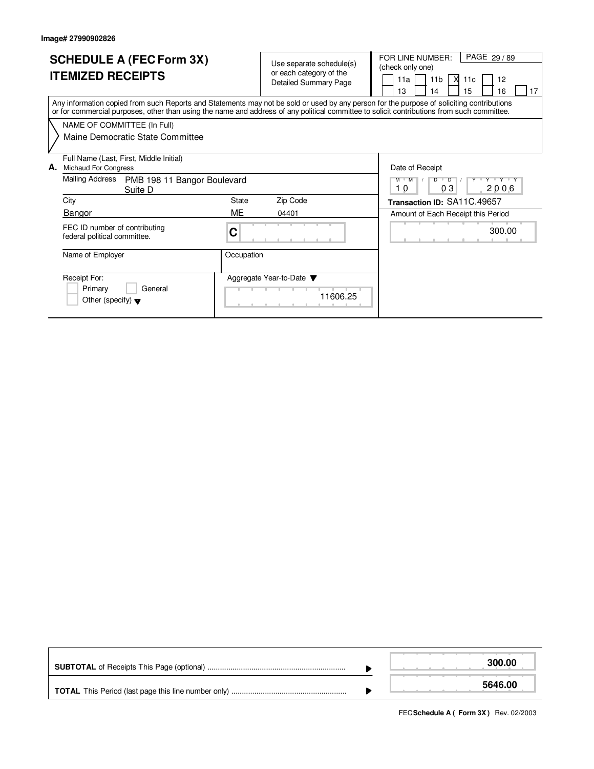Image# 27990902826

# SCHEDULE A (FEC Form 3X) ITEMIZED RECEIPTS

Use separate schedule(s) or each category of the Detailed Summary Page

FOR LINE NUMBER: (check only one)

[ ] 11a [ ] 11b [X] 11c [ ] 12 [ ] 13 [ ] 14 [ ] 15 [ ] 16 [ ] 17

Any information copied from such Reports and Statements may not be sold or used by any person for the purpose of soliciting contributions or for commercial purposes, other than using the name and address of any political committee to solicit contributions from such committee.

NAME OF COMMITTEE (In Full)

Maine Democratic State Committee

**A.** Full Name (Last, First, Middle Initial)
Michaud For Congress

Mailing Address: PMB 198 11 Bangor Boulevard
Suite D

| City | State | Zip Code |
|---|---|---|
| Bangor | ME | 04401 |

FEC ID number of contributing federal political committee: C

Name of Employer:

Occupation:

Receipt For: [ ] Primary [ ] General [ ] Other (specify)

Aggregate Year-to-Date: 11606.25

Date of Receipt: 10 / 03 / 2006

**Transaction ID:** SA11C.49657

Amount of Each Receipt this Period: 300.00

| | |
|---|---|
| **SUBTOTAL** of Receipts This Page (optional) | **300.00** |
| **TOTAL** This Period (last page this line number only) | **5646.00** |

FEC **Schedule A ( Form 3X )** Rev. 02/2003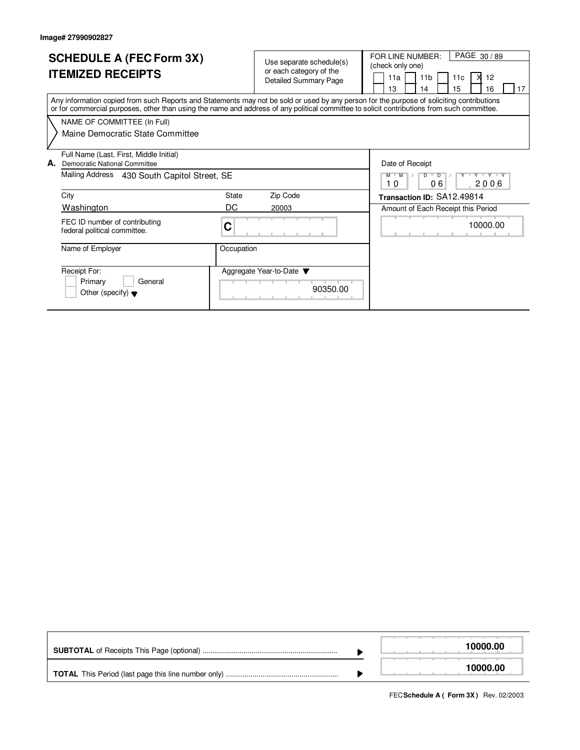Image# 27990902827

# SCHEDULE A (FEC Form 3X) ITEMIZED RECEIPTS

Use separate schedule(s) or each category of the Detailed Summary Page

FOR LINE NUMBER: (check only one)

- [ ] 11a
- [ ] 11b
- [ ] 11c
- [x] 12
- [ ] 13
- [ ] 14
- [ ] 15
- [ ] 16
- [ ] 17

PAGE 30 / 89

Any information copied from such Reports and Statements may not be sold or used by any person for the purpose of soliciting contributions or for commercial purposes, other than using the name and address of any political committee to solicit contributions from such committee.

NAME OF COMMITTEE (In Full)

Maine Democratic State Committee

**A.** Full Name (Last, First, Middle Initial)
Democratic National Committee

Mailing Address: 430 South Capitol Street, SE

| City | State | Zip Code |
|---|---|---|
| Washington | DC | 20003 |

FEC ID number of contributing federal political committee: C

Name of Employer:

Occupation:

Receipt For:
- [ ] Primary
- [ ] General
- [ ] Other (specify)

Aggregate Year-to-Date: 90350.00

Date of Receipt: 10 / 06 / 2006

**Transaction ID:** SA12.49814

Amount of Each Receipt this Period: 10000.00

| | |
|---|---|
| **SUBTOTAL** of Receipts This Page (optional) | **10000.00** |
| **TOTAL** This Period (last page this line number only) | **10000.00** |

FEC **Schedule A ( Form 3X )** Rev. 02/2003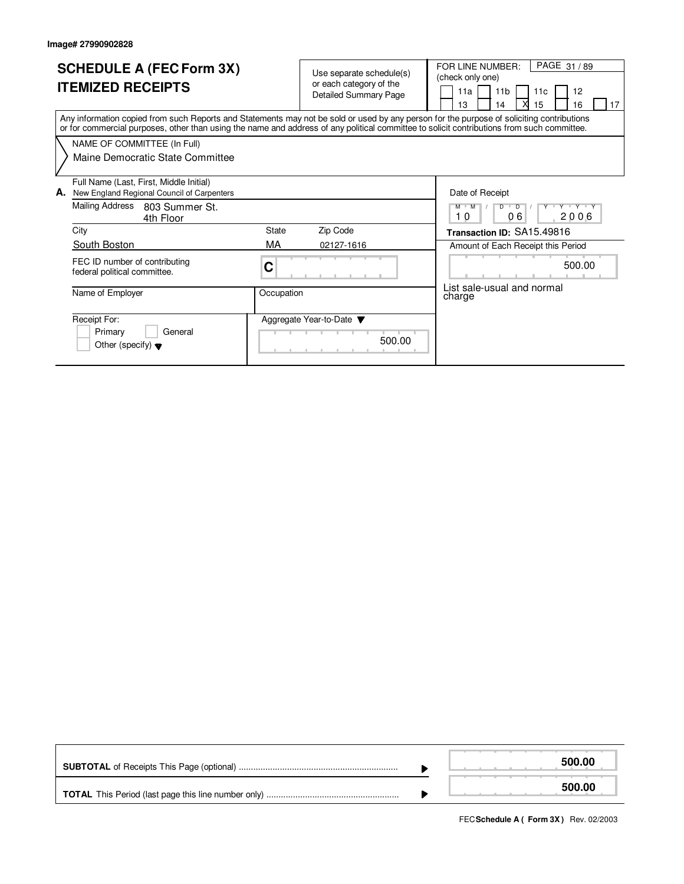Image# 27990902828

# SCHEDULE A (FEC Form 3X) ITEMIZED RECEIPTS

Use separate schedule(s) or each category of the Detailed Summary Page

FOR LINE NUMBER: (check only one)

11a 11b 11c 12 13 14 [X] 15 16 17

PAGE 31 / 89

Any information copied from such Reports and Statements may not be sold or used by any person for the purpose of soliciting contributions or for commercial purposes, other than using the name and address of any political committee to solicit contributions from such committee.

NAME OF COMMITTEE (In Full)
Maine Democratic State Committee

**A.** Full Name (Last, First, Middle Initial)
New England Regional Council of Carpenters

Mailing Address: 803 Summer St.
4th Floor

| City | State | Zip Code |
| --- | --- | --- |
| South Boston | MA | 02127-1616 |

FEC ID number of contributing federal political committee: C

Name of Employer:

Occupation:

Receipt For: Primary / General / Other (specify)

Aggregate Year-to-Date: 500.00

Date of Receipt: 10 / 06 / 2006

**Transaction ID:** SA15.49816

Amount of Each Receipt this Period: 500.00

List sale-usual and normal charge

**SUBTOTAL** of Receipts This Page (optional): **500.00**

**TOTAL** This Period (last page this line number only): **500.00**

FEC **Schedule A ( Form 3X )** Rev. 02/2003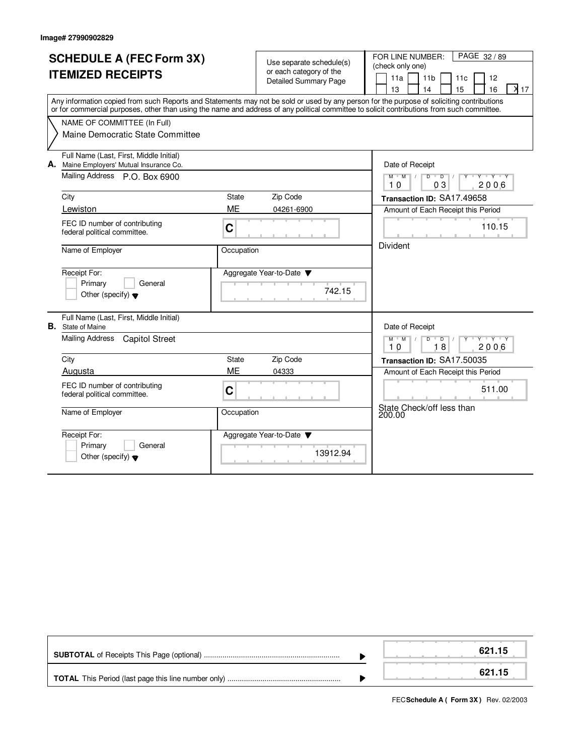Image# 27990902829

# SCHEDULE A (FEC Form 3X) ITEMIZED RECEIPTS

Use separate schedule(s) or each category of the Detailed Summary Page

FOR LINE NUMBER: (check only one)

11a | 11b | 11c | 12 | 13 | 14 | 15 | 16 | X 17

PAGE 32 / 89

Any information copied from such Reports and Statements may not be sold or used by any person for the purpose of soliciting contributions or for commercial purposes, other than using the name and address of any political committee to solicit contributions from such committee.

NAME OF COMMITTEE (In Full)
Maine Democratic State Committee

**A.** Full Name (Last, First, Middle Initial): Maine Employers' Mutual Insurance Co.

Mailing Address: P.O. Box 6900

City: Lewiston | State: ME | Zip Code: 04261-6900

FEC ID number of contributing federal political committee: C

Name of Employer:

Occupation:

Receipt For: Primary / General / Other (specify)

Aggregate Year-to-Date: 742.15

Date of Receipt: 10 03 2006

Transaction ID: SA17.49658

Amount of Each Receipt this Period: 110.15

Divident

**B.** Full Name (Last, First, Middle Initial): State of Maine

Mailing Address: Capitol Street

City: Augusta | State: ME | Zip Code: 04333

FEC ID number of contributing federal political committee: C

Name of Employer:

Occupation:

Receipt For: Primary / General / Other (specify)

Aggregate Year-to-Date: 13912.94

Date of Receipt: 10 18 2006

Transaction ID: SA17.50035

Amount of Each Receipt this Period: 511.00

State Check/off less than 200.00

| | |
|---|---|
| **SUBTOTAL** of Receipts This Page (optional) | 621.15 |
| **TOTAL** This Period (last page this line number only) | 621.15 |

FEC **Schedule A ( Form 3X )** Rev. 02/2003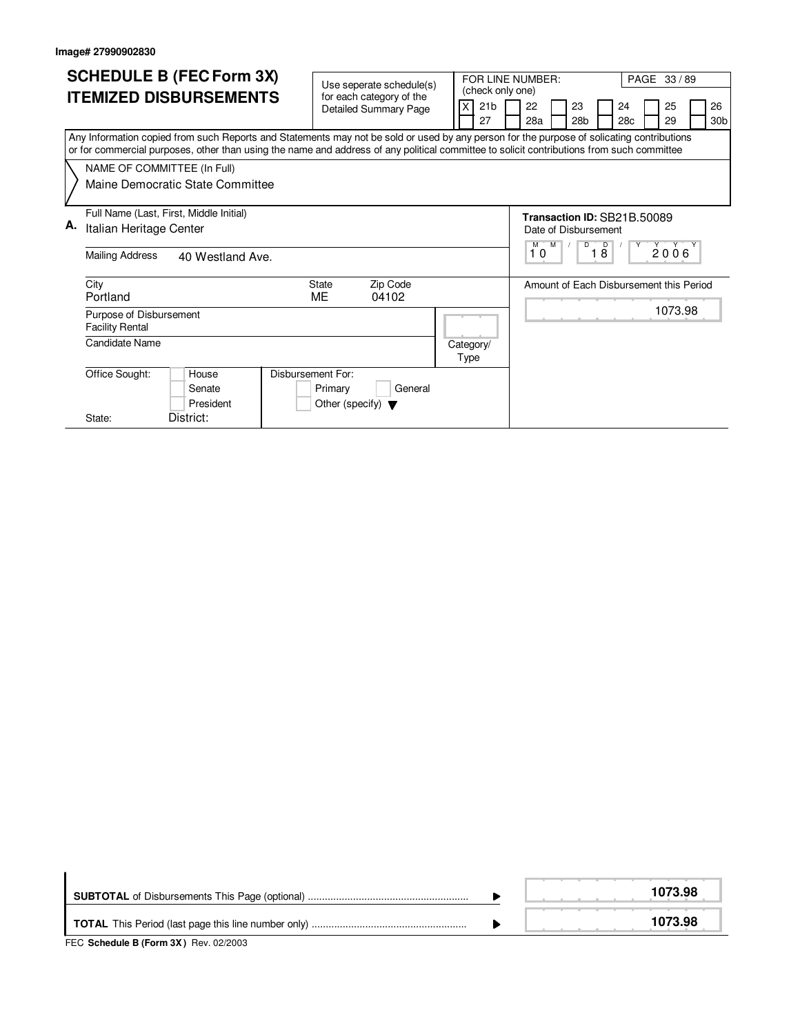Image# 27990902830

# SCHEDULE B (FEC Form 3X) ITEMIZED DISBURSEMENTS

Use seperate schedule(s) for each category of the Detailed Summary Page

FOR LINE NUMBER: (check only one)

| | | | | | |
|---|---|---|---|---|---|
| [X] 21b | [ ] 22 | [ ] 23 | [ ] 24 | [ ] 25 | [ ] 26 |
| [ ] 27 | [ ] 28a | [ ] 28b | [ ] 28c | [ ] 29 | [ ] 30b |

PAGE 33 / 89

Any Information copied from such Reports and Statements may not be sold or used by any person for the purpose of solicating contributions or for commercial purposes, other than using the name and address of any political committee to solicit contributions from such committee

NAME OF COMMITTEE (In Full)
Maine Democratic State Committee

**A.** Full Name (Last, First, Middle Initial)
Italian Heritage Center

Mailing Address: 40 Westland Ave.

City: Portland
State: ME
Zip Code: 04102

Transaction ID: SB21B.50089

Date of Disbursement: 10 / 18 / 2006

Amount of Each Disbursement this Period: 1073.98

Purpose of Disbursement: Facility Rental

Candidate Name:

Category/Type:

Office Sought: [ ] House [ ] Senate [ ] President

State: District:

Disbursement For: [ ] Primary [ ] General [ ] Other (specify)

**SUBTOTAL** of Disbursements This Page (optional) ........ **1073.98**

**TOTAL** This Period (last page this line number only) ........ **1073.98**

FEC **Schedule B (Form 3X)** Rev. 02/2003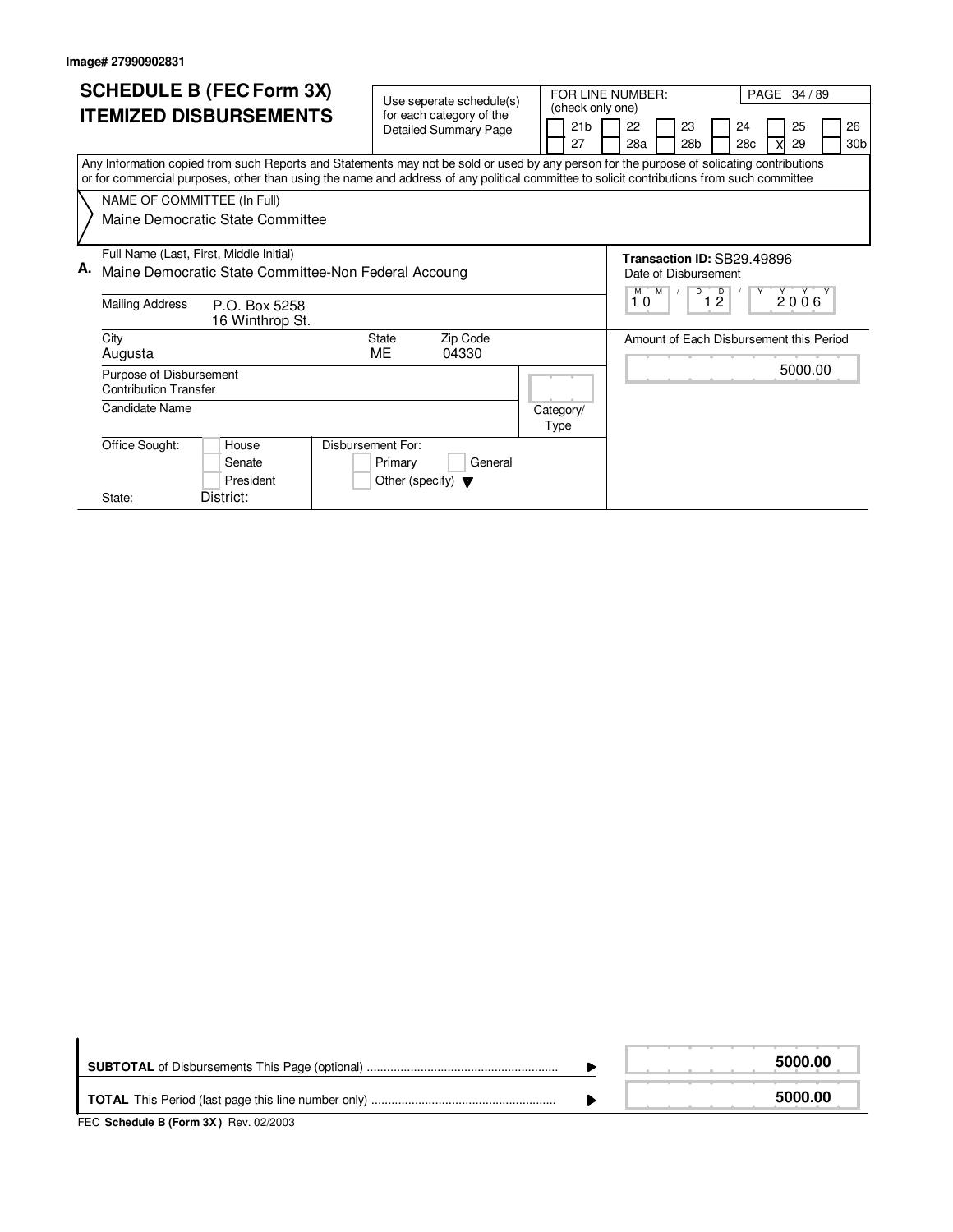Image# 27990902831

# SCHEDULE B (FEC Form 3X)
## ITEMIZED DISBURSEMENTS

Use seperate schedule(s) for each category of the Detailed Summary Page

FOR LINE NUMBER: (check only one)

| | | | | | |
|---|---|---|---|---|---|
| [ ] 21b | [ ] 22 | [ ] 23 | [ ] 24 | [ ] 25 | [ ] 26 |
| [ ] 27 | [ ] 28a | [ ] 28b | [ ] 28c | [X] 29 | [ ] 30b |

Any Information copied from such Reports and Statements may not be sold or used by any person for the purpose of solicating contributions or for commercial purposes, other than using the name and address of any political committee to solicit contributions from such committee

NAME OF COMMITTEE (In Full)
Maine Democratic State Committee

**A.** Full Name (Last, First, Middle Initial)
Maine Democratic State Committee-Non Federal Accoung

Mailing Address: P.O. Box 5258
16 Winthrop St.

City: Augusta
State: ME
Zip Code: 04330

Purpose of Disbursement: Contribution Transfer

Candidate Name:

Category/Type:

Office Sought: [ ] House [ ] Senate [ ] President
State: District:

Disbursement For: [ ] Primary [ ] General [ ] Other (specify)

**Transaction ID:** SB29.49896

Date of Disbursement: 10 / 12 / 2006

Amount of Each Disbursement this Period: 5000.00

**SUBTOTAL** of Disbursements This Page (optional) ........ **5000.00**

**TOTAL** This Period (last page this line number only) ........ **5000.00**

FEC **Schedule B (Form 3X)** Rev. 02/2003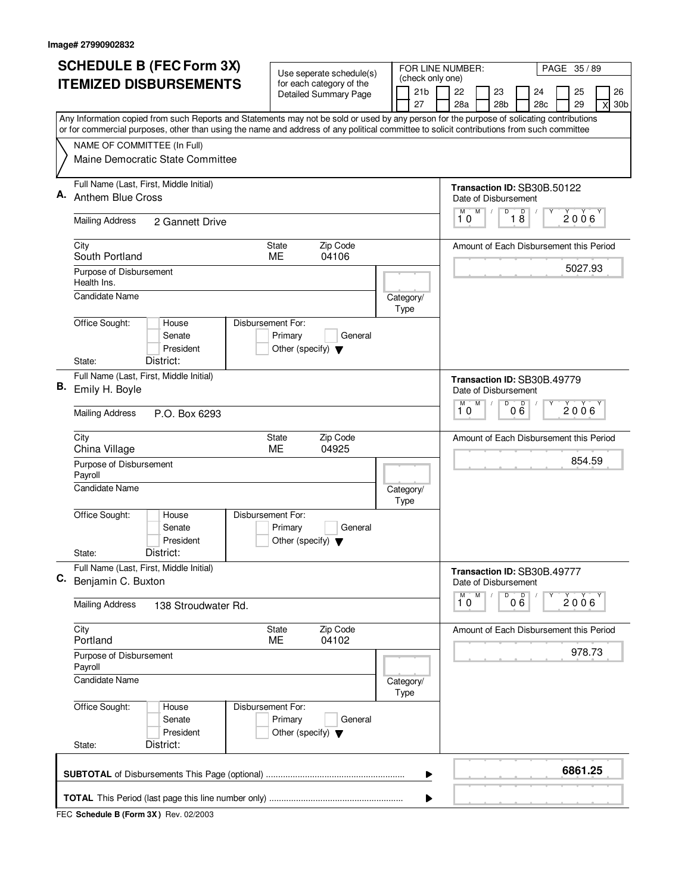Image# 27990902832

# SCHEDULE B (FEC Form 3X) ITEMIZED DISBURSEMENTS

Use seperate schedule(s) for each category of the Detailed Summary Page

FOR LINE NUMBER: (check only one)

21b, 22, 23, 24, 25, 26, 27, 28a, 28b, 28c, 29, [X] 30b

Any Information copied from such Reports and Statements may not be sold or used by any person for the purpose of solicating contributions or for commercial purposes, other than using the name and address of any political committee to solicit contributions from such committee

NAME OF COMMITTEE (In Full)
Maine Democratic State Committee

---

**A.** Full Name (Last, First, Middle Initial): Anthem Blue Cross

Transaction ID: SB30B.50122

Mailing Address: 2 Gannett Drive

Date of Disbursement: 10 / 18 / 2006

City: South Portland | State: ME | Zip Code: 04106

Amount of Each Disbursement this Period: 5027.93

Purpose of Disbursement: Health Ins.

Candidate Name:

Category/Type:

Office Sought: House / Senate / President

Disbursement For: Primary / General / Other (specify)

State: District:

---

**B.** Full Name (Last, First, Middle Initial): Emily H. Boyle

Transaction ID: SB30B.49779

Mailing Address: P.O. Box 6293

Date of Disbursement: 10 / 06 / 2006

City: China Village | State: ME | Zip Code: 04925

Amount of Each Disbursement this Period: 854.59

Purpose of Disbursement: Payroll

Candidate Name:

Category/Type:

Office Sought: House / Senate / President

Disbursement For: Primary / General / Other (specify)

State: District:

---

**C.** Full Name (Last, First, Middle Initial): Benjamin C. Buxton

Transaction ID: SB30B.49777

Mailing Address: 138 Stroudwater Rd.

Date of Disbursement: 10 / 06 / 2006

City: Portland | State: ME | Zip Code: 04102

Amount of Each Disbursement this Period: 978.73

Purpose of Disbursement: Payroll

Candidate Name:

Category/Type:

Office Sought: House / Senate / President

Disbursement For: Primary / General / Other (specify)

State: District:

---

**SUBTOTAL** of Disbursements This Page (optional): **6861.25**

**TOTAL** This Period (last page this line number only):

FEC **Schedule B (Form 3X)** Rev. 02/2003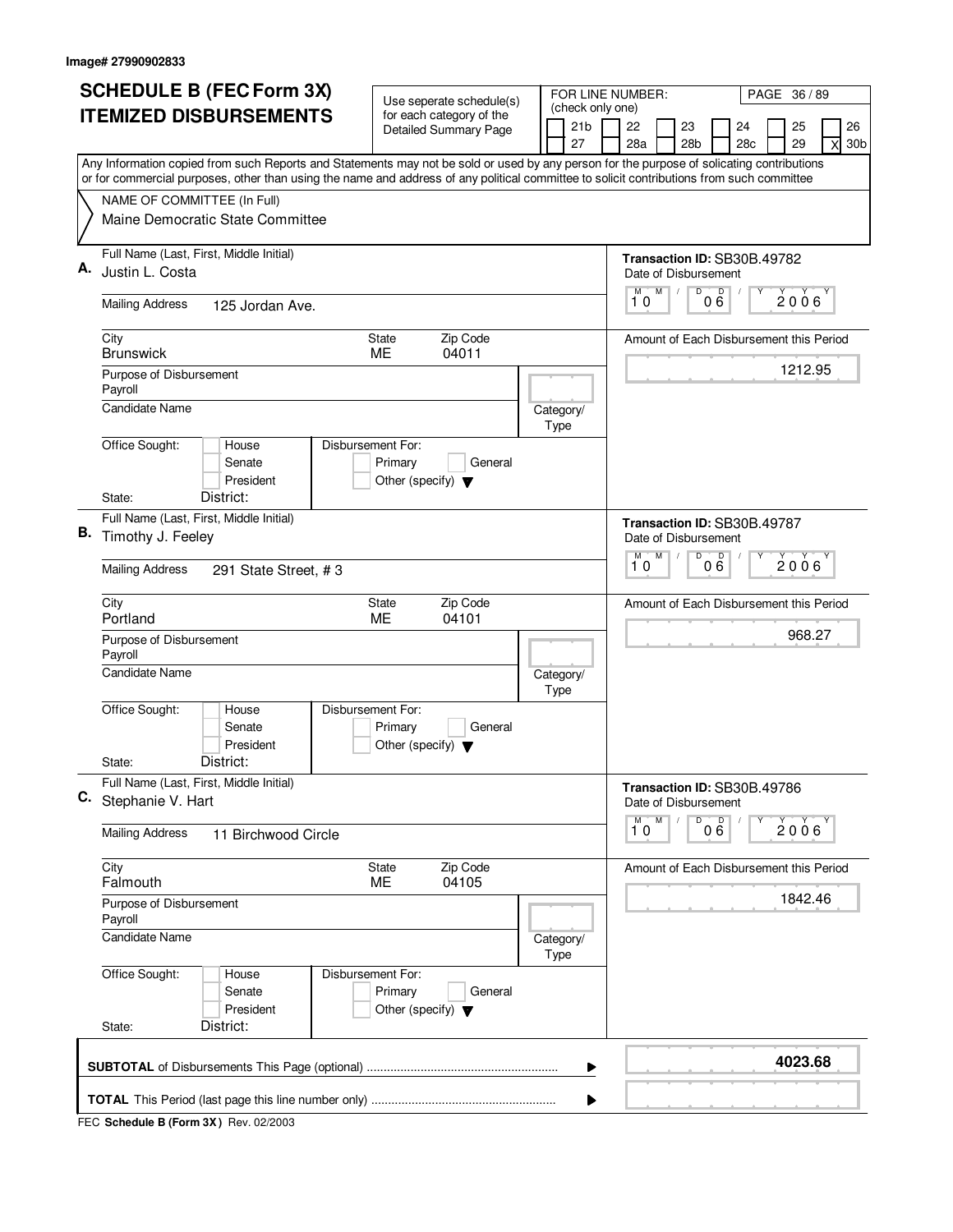Image# 27990902833

# SCHEDULE B (FEC Form 3X) ITEMIZED DISBURSEMENTS

Use seperate schedule(s) for each category of the Detailed Summary Page

FOR LINE NUMBER: (check only one)

| | 21b | | 22 | | 23 | | 24 | | 25 | | 26 |
|---|---|---|---|---|---|---|---|---|---|---|---|
| | 27 | | 28a | | 28b | | 28c | | 29 | X | 30b |

PAGE 36 / 89

Any Information copied from such Reports and Statements may not be sold or used by any person for the purpose of solicating contributions or for commercial purposes, other than using the name and address of any political committee to solicit contributions from such committee

NAME OF COMMITTEE (In Full)
Maine Democratic State Committee

---

**A.** Full Name (Last, First, Middle Initial): Justin L. Costa

Transaction ID: SB30B.49782

Mailing Address: 125 Jordan Ave.

City: Brunswick | State: ME | Zip Code: 04011

Date of Disbursement: 10 / 06 / 2006

Purpose of Disbursement: Payroll

Amount of Each Disbursement this Period: 1212.95

Candidate Name:

Category/Type:

Office Sought: House / Senate / President

Disbursement For: Primary / General / Other (specify)

State: District:

---

**B.** Full Name (Last, First, Middle Initial): Timothy J. Feeley

Transaction ID: SB30B.49787

Mailing Address: 291 State Street, # 3

City: Portland | State: ME | Zip Code: 04101

Date of Disbursement: 10 / 06 / 2006

Purpose of Disbursement: Payroll

Amount of Each Disbursement this Period: 968.27

Candidate Name:

Category/Type:

Office Sought: House / Senate / President

Disbursement For: Primary / General / Other (specify)

State: District:

---

**C.** Full Name (Last, First, Middle Initial): Stephanie V. Hart

Transaction ID: SB30B.49786

Mailing Address: 11 Birchwood Circle

City: Falmouth | State: ME | Zip Code: 04105

Date of Disbursement: 10 / 06 / 2006

Purpose of Disbursement: Payroll

Amount of Each Disbursement this Period: 1842.46

Candidate Name:

Category/Type:

Office Sought: House / Senate / President

Disbursement For: Primary / General / Other (specify)

State: District:

---

**SUBTOTAL** of Disbursements This Page (optional) ........ **4023.68**

**TOTAL** This Period (last page this line number only) ........

FEC **Schedule B (Form 3X)** Rev. 02/2003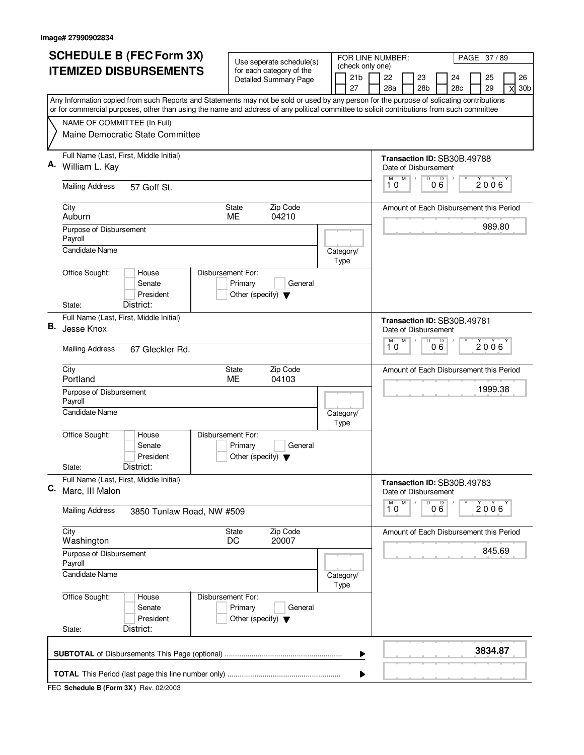Image# 27990902834

# SCHEDULE B (FEC Form 3X) ITEMIZED DISBURSEMENTS

Use seperate schedule(s) for each category of the Detailed Summary Page

FOR LINE NUMBER: (check only one)

21b | 22 | 23 | 24 | 25 | 26
27 | 28a | 28b | 28c | 29 | X 30b

PAGE 37 / 89

Any Information copied from such Reports and Statements may not be sold or used by any person for the purpose of solicating contributions or for commercial purposes, other than using the name and address of any political committee to solicit contributions from such committee

NAME OF COMMITTEE (In Full)
Maine Democratic State Committee

---

**A.** Full Name (Last, First, Middle Initial): William L. Kay

Transaction ID: SB30B.49788

Date of Disbursement: 10 / 06 / 2006

Mailing Address: 57 Goff St.

City: Auburn | State: ME | Zip Code: 04210

Amount of Each Disbursement this Period: 989.80

Purpose of Disbursement: Payroll

Candidate Name:

Category/Type:

Office Sought: House / Senate / President

Disbursement For: Primary / General / Other (specify)

State: District:

---

**B.** Full Name (Last, First, Middle Initial): Jesse Knox

Transaction ID: SB30B.49781

Date of Disbursement: 10 / 06 / 2006

Mailing Address: 67 Gleckler Rd.

City: Portland | State: ME | Zip Code: 04103

Amount of Each Disbursement this Period: 1999.38

Purpose of Disbursement: Payroll

Candidate Name:

Category/Type:

Office Sought: House / Senate / President

Disbursement For: Primary / General / Other (specify)

State: District:

---

**C.** Full Name (Last, First, Middle Initial): Marc, III Malon

Transaction ID: SB30B.49783

Date of Disbursement: 10 / 06 / 2006

Mailing Address: 3850 Tunlaw Road, NW #509

City: Washington | State: DC | Zip Code: 20007

Amount of Each Disbursement this Period: 845.69

Purpose of Disbursement: Payroll

Candidate Name:

Category/Type:

Office Sought: House / Senate / President

Disbursement For: Primary / General / Other (specify)

State: District:

---

**SUBTOTAL** of Disbursements This Page (optional): **3834.87**

**TOTAL** This Period (last page this line number only):

FEC **Schedule B (Form 3X)** Rev. 02/2003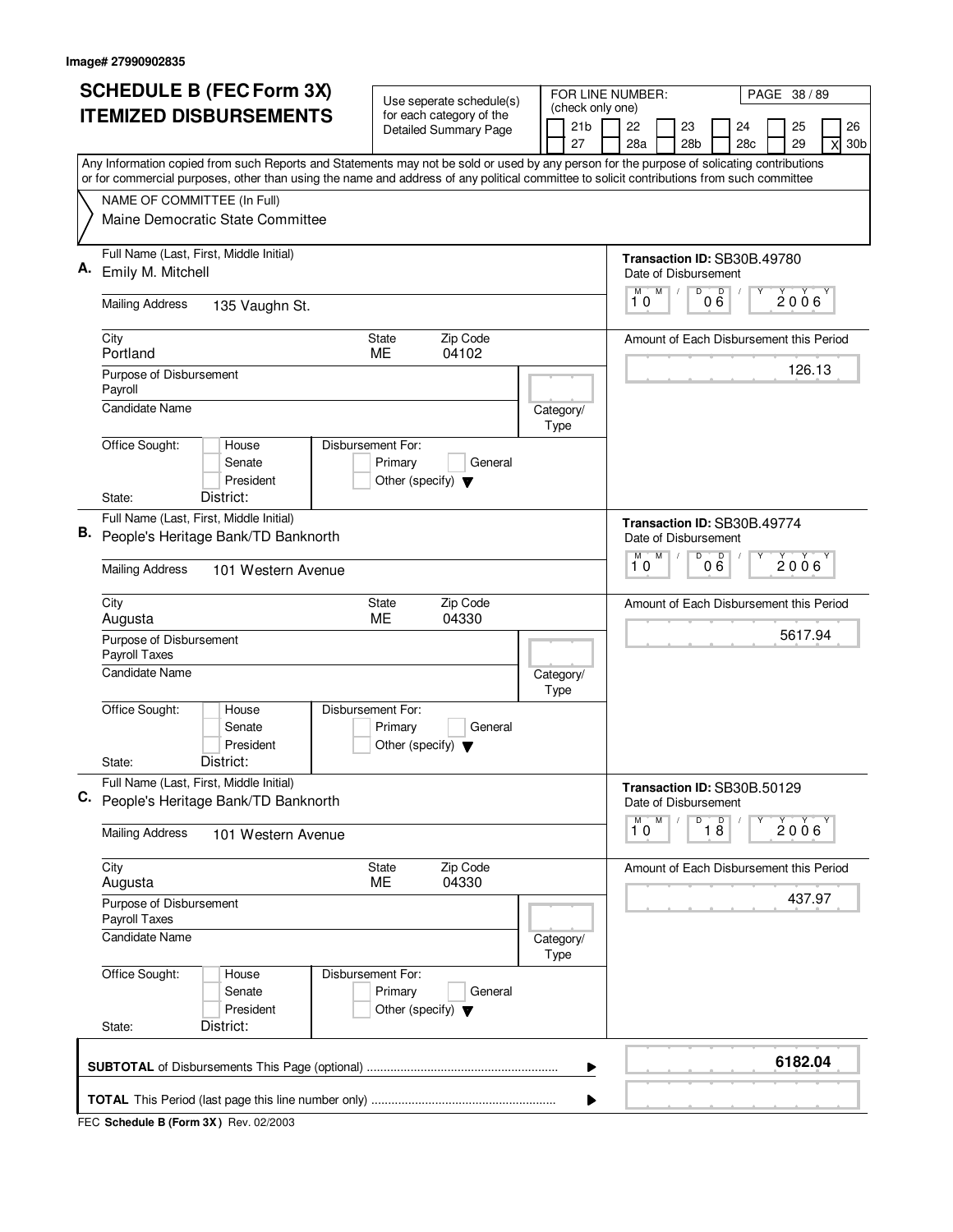Image# 27990902835

# SCHEDULE B (FEC Form 3X) ITEMIZED DISBURSEMENTS

Use seperate schedule(s) for each category of the Detailed Summary Page

FOR LINE NUMBER: (check only one)

21b | 22 | 23 | 24 | 25 | 26 | 27 | 28a | 28b | 28c | 29 | X 30b

PAGE 38 / 89

Any Information copied from such Reports and Statements may not be sold or used by any person for the purpose of solicating contributions or for commercial purposes, other than using the name and address of any political committee to solicit contributions from such committee

NAME OF COMMITTEE (In Full)
Maine Democratic State Committee

---

**A.** Full Name (Last, First, Middle Initial): Emily M. Mitchell

Mailing Address: 135 Vaughn St.

City: Portland | State: ME | Zip Code: 04102

Purpose of Disbursement: Payroll

Candidate Name:

Category/Type:

Office Sought: House / Senate / President | State: | District:

Disbursement For: Primary / General / Other (specify)

Transaction ID: SB30B.49780

Date of Disbursement: 10 / 06 / 2006

Amount of Each Disbursement this Period: 126.13

---

**B.** Full Name (Last, First, Middle Initial): People's Heritage Bank/TD Banknorth

Mailing Address: 101 Western Avenue

City: Augusta | State: ME | Zip Code: 04330

Purpose of Disbursement: Payroll Taxes

Candidate Name:

Category/Type:

Office Sought: House / Senate / President | State: | District:

Disbursement For: Primary / General / Other (specify)

Transaction ID: SB30B.49774

Date of Disbursement: 10 / 06 / 2006

Amount of Each Disbursement this Period: 5617.94

---

**C.** Full Name (Last, First, Middle Initial): People's Heritage Bank/TD Banknorth

Mailing Address: 101 Western Avenue

City: Augusta | State: ME | Zip Code: 04330

Purpose of Disbursement: Payroll Taxes

Candidate Name:

Category/Type:

Office Sought: House / Senate / President | State: | District:

Disbursement For: Primary / General / Other (specify)

Transaction ID: SB30B.50129

Date of Disbursement: 10 / 18 / 2006

Amount of Each Disbursement this Period: 437.97

---

**SUBTOTAL** of Disbursements This Page (optional): **6182.04**

**TOTAL** This Period (last page this line number only):

FEC **Schedule B (Form 3X)** Rev. 02/2003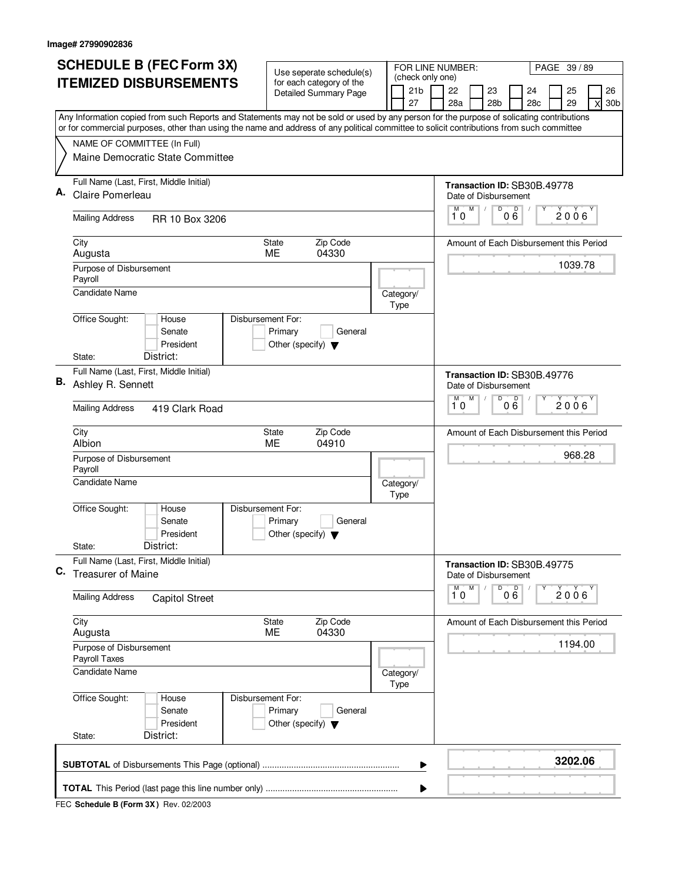Image# 27990902836

# SCHEDULE B (FEC Form 3X) ITEMIZED DISBURSEMENTS

Use seperate schedule(s) for each category of the Detailed Summary Page

FOR LINE NUMBER: (check only one)

21b | 22 | 23 | 24 | 25 | 26 | 27 | 28a | 28b | 28c | 29 | X 30b

Any Information copied from such Reports and Statements may not be sold or used by any person for the purpose of solicating contributions or for commercial purposes, other than using the name and address of any political committee to solicit contributions from such committee

NAME OF COMMITTEE (In Full)
Maine Democratic State Committee

---

**A.** Full Name (Last, First, Middle Initial): Claire Pomerleau

Mailing Address: RR 10 Box 3206

City: Augusta | State: ME | Zip Code: 04330

Purpose of Disbursement: Payroll

Candidate Name:

Category/Type:

Office Sought: House / Senate / President

State: District:

Disbursement For: Primary / General / Other (specify)

Transaction ID: SB30B.49778

Date of Disbursement: 10/06/2006

Amount of Each Disbursement this Period: 1039.78

---

**B.** Full Name (Last, First, Middle Initial): Ashley R. Sennett

Mailing Address: 419 Clark Road

City: Albion | State: ME | Zip Code: 04910

Purpose of Disbursement: Payroll

Candidate Name:

Category/Type:

Office Sought: House / Senate / President

State: District:

Disbursement For: Primary / General / Other (specify)

Transaction ID: SB30B.49776

Date of Disbursement: 10/06/2006

Amount of Each Disbursement this Period: 968.28

---

**C.** Full Name (Last, First, Middle Initial): Treasurer of Maine

Mailing Address: Capitol Street

City: Augusta | State: ME | Zip Code: 04330

Purpose of Disbursement: Payroll Taxes

Candidate Name:

Category/Type:

Office Sought: House / Senate / President

State: District:

Disbursement For: Primary / General / Other (specify)

Transaction ID: SB30B.49775

Date of Disbursement: 10/06/2006

Amount of Each Disbursement this Period: 1194.00

---

**SUBTOTAL** of Disbursements This Page (optional): **3202.06**

**TOTAL** This Period (last page this line number only):

FEC **Schedule B (Form 3X)** Rev. 02/2003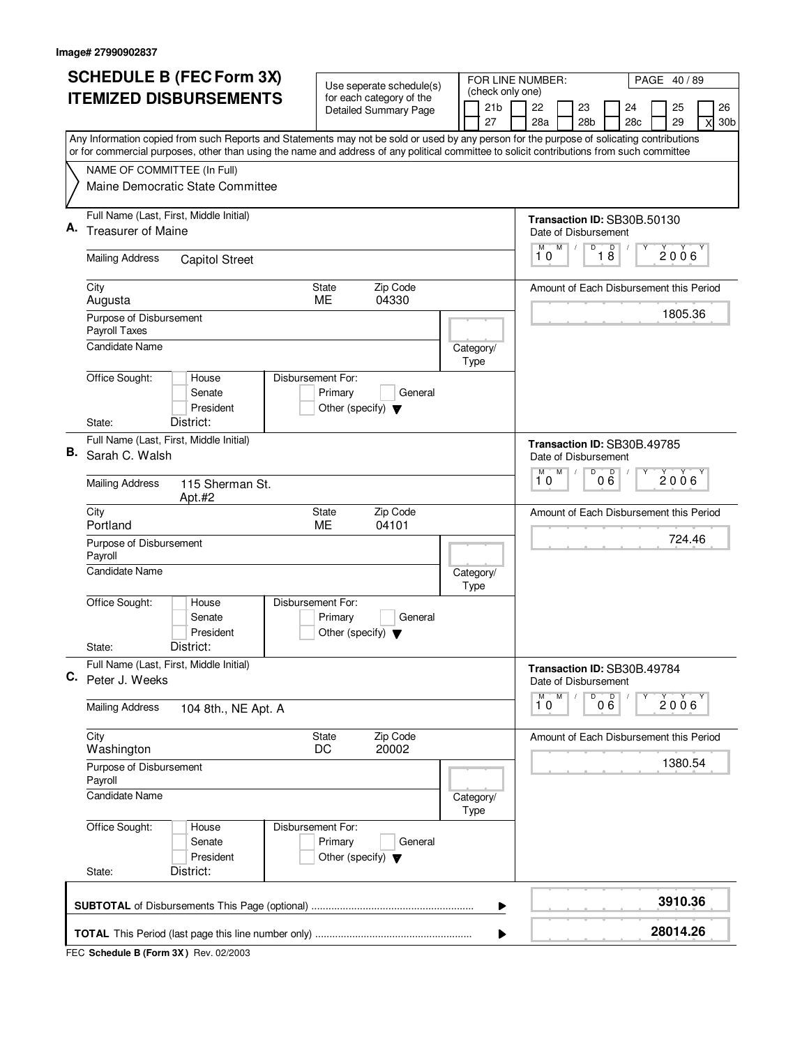Image# 27990902837

# SCHEDULE B (FEC Form 3X) ITEMIZED DISBURSEMENTS

Use seperate schedule(s) for each category of the Detailed Summary Page

FOR LINE NUMBER: (check only one)

21b | 22 | 23 | 24 | 25 | 26
27 | 28a | 28b | 28c | 29 | X 30b

PAGE 40 / 89

Any Information copied from such Reports and Statements may not be sold or used by any person for the purpose of solicating contributions or for commercial purposes, other than using the name and address of any political committee to solicit contributions from such committee

NAME OF COMMITTEE (In Full)
Maine Democratic State Committee

---

**A.** Full Name (Last, First, Middle Initial): Treasurer of Maine

Mailing Address: Capitol Street

City: Augusta | State: ME | Zip Code: 04330

Purpose of Disbursement: Payroll Taxes

Candidate Name:

Category/Type:

Office Sought: House / Senate / President — State: — District:

Disbursement For: Primary / General / Other (specify)

Transaction ID: SB30B.50130

Date of Disbursement: 10 / 18 / 2006

Amount of Each Disbursement this Period: 1805.36

---

**B.** Full Name (Last, First, Middle Initial): Sarah C. Walsh

Mailing Address: 115 Sherman St. Apt.#2

City: Portland | State: ME | Zip Code: 04101

Purpose of Disbursement: Payroll

Candidate Name:

Category/Type:

Office Sought: House / Senate / President — State: — District:

Disbursement For: Primary / General / Other (specify)

Transaction ID: SB30B.49785

Date of Disbursement: 10 / 06 / 2006

Amount of Each Disbursement this Period: 724.46

---

**C.** Full Name (Last, First, Middle Initial): Peter J. Weeks

Mailing Address: 104 8th., NE Apt. A

City: Washington | State: DC | Zip Code: 20002

Purpose of Disbursement: Payroll

Candidate Name:

Category/Type:

Office Sought: House / Senate / President — State: — District:

Disbursement For: Primary / General / Other (specify)

Transaction ID: SB30B.49784

Date of Disbursement: 10 / 06 / 2006

Amount of Each Disbursement this Period: 1380.54

---

**SUBTOTAL** of Disbursements This Page (optional): **3910.36**

**TOTAL** This Period (last page this line number only): **28014.26**

FEC **Schedule B (Form 3X)** Rev. 02/2003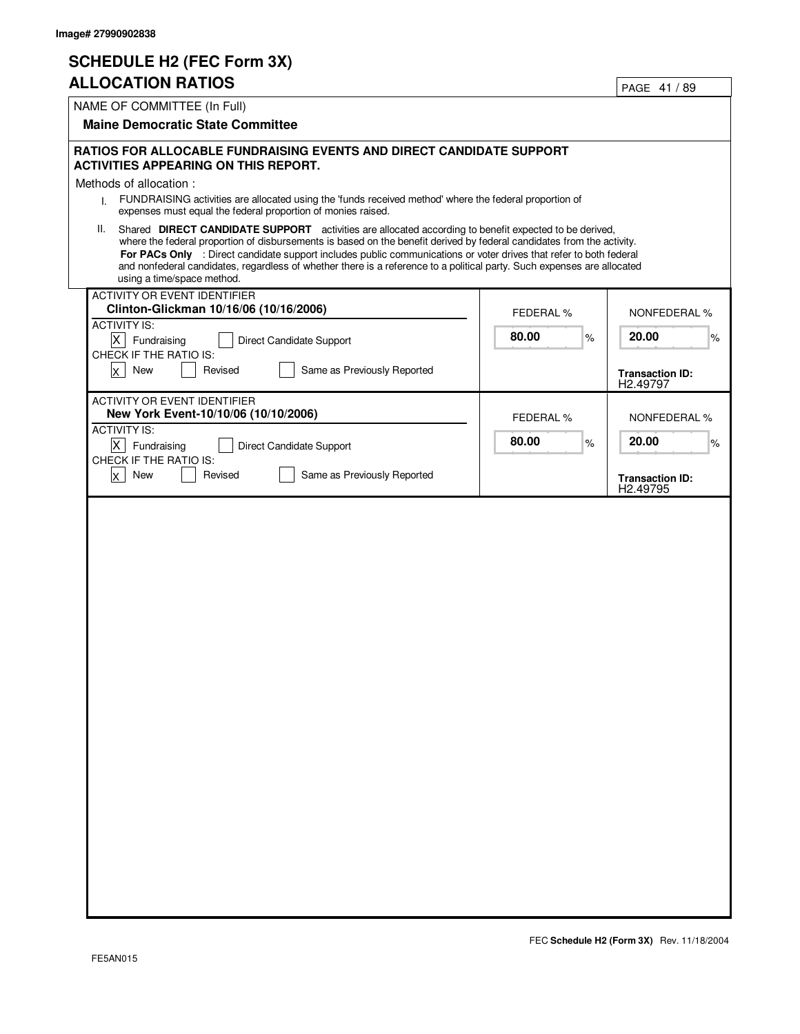Image# 27990902838

# SCHEDULE H2 (FEC Form 3X)
# ALLOCATION RATIOS

NAME OF COMMITTEE (In Full)

**Maine Democratic State Committee**

**RATIOS FOR ALLOCABLE FUNDRAISING EVENTS AND DIRECT CANDIDATE SUPPORT ACTIVITIES APPEARING ON THIS REPORT.**

Methods of allocation :

I. FUNDRAISING activities are allocated using the 'funds received method' where the federal proportion of expenses must equal the federal proportion of monies raised.

II. Shared **DIRECT CANDIDATE SUPPORT** activities are allocated according to benefit expected to be derived, where the federal proportion of disbursements is based on the benefit derived by federal candidates from the activity. **For PACs Only** : Direct candidate support includes public communications or voter drives that refer to both federal and nonfederal candidates, regardless of whether there is a reference to a political party. Such expenses are allocated using a time/space method.

| ACTIVITY OR EVENT IDENTIFIER | ACTIVITY IS | CHECK IF THE RATIO IS | FEDERAL % | NONFEDERAL % | Transaction ID |
|---|---|---|---|---|---|
| **Clinton-Glickman 10/16/06 (10/16/2006)** | [X] Fundraising [ ] Direct Candidate Support | [X] New [ ] Revised [ ] Same as Previously Reported | 80.00 % | 20.00 % | H2.49797 |
| **New York Event-10/10/06 (10/10/2006)** | [X] Fundraising [ ] Direct Candidate Support | [X] New [ ] Revised [ ] Same as Previously Reported | 80.00 % | 20.00 % | H2.49795 |

FEC **Schedule H2 (Form 3X)** Rev. 11/18/2004

FE5AN015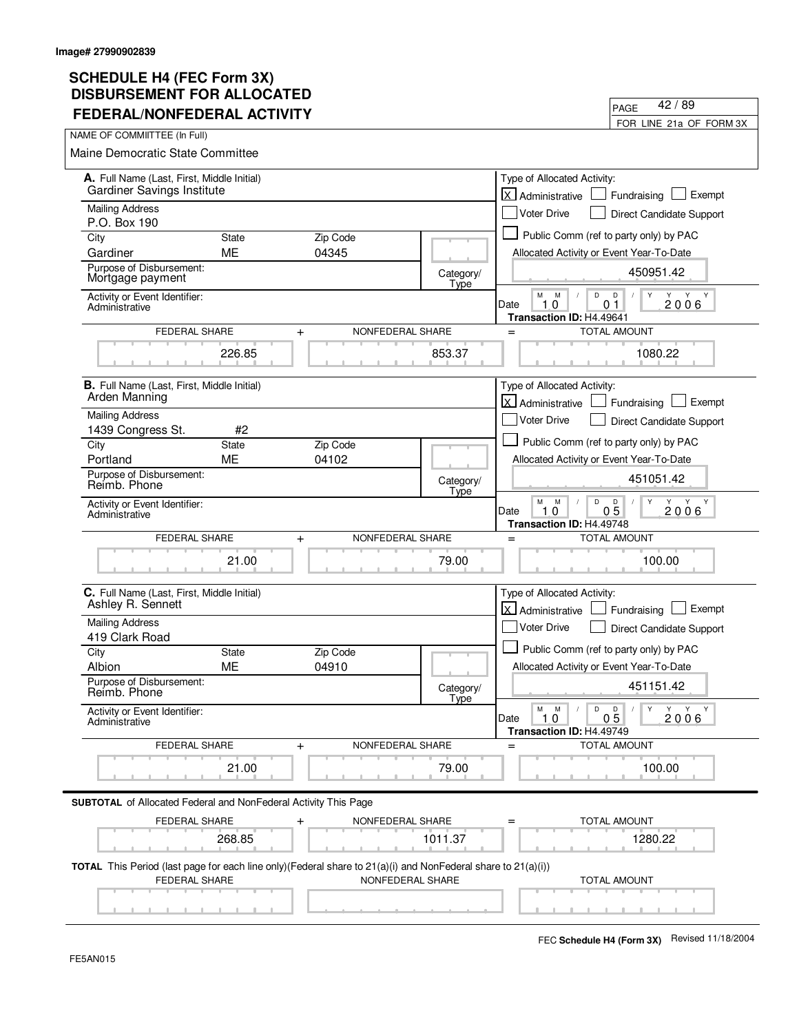Image# 27990902839

# SCHEDULE H4 (FEC Form 3X)
## DISBURSEMENT FOR ALLOCATED FEDERAL/NONFEDERAL ACTIVITY

PAGE 42 / 89

FOR LINE 21a OF FORM 3X

NAME OF COMMIITTEE (In Full)

Maine Democratic State Committee

---

**A.** Full Name (Last, First, Middle Initial)
Gardiner Savings Institute

Mailing Address
P.O. Box 190

| City | State | Zip Code |
|---|---|---|
| Gardiner | ME | 04345 |

Purpose of Disbursement:
Mortgage payment

Category/Type

Activity or Event Identifier:
Administrative

Type of Allocated Activity:
- [x] Administrative
- [ ] Fundraising
- [ ] Exempt
- [ ] Voter Drive
- [ ] Direct Candidate Support
- [ ] Public Comm (ref to party only) by PAC

Allocated Activity or Event Year-To-Date: 450951.42

Date: 10 / 01 / 2006

Transaction ID: H4.49641

| FEDERAL SHARE | + | NONFEDERAL SHARE | = | TOTAL AMOUNT |
|---|---|---|---|---|
| 226.85 | | 853.37 | | 1080.22 |

---

**B.** Full Name (Last, First, Middle Initial)
Arden Manning

Mailing Address
1439 Congress St. #2

| City | State | Zip Code |
|---|---|---|
| Portland | ME | 04102 |

Purpose of Disbursement:
Reimb. Phone

Category/Type

Activity or Event Identifier:
Administrative

Type of Allocated Activity:
- [x] Administrative
- [ ] Fundraising
- [ ] Exempt
- [ ] Voter Drive
- [ ] Direct Candidate Support
- [ ] Public Comm (ref to party only) by PAC

Allocated Activity or Event Year-To-Date: 451051.42

Date: 10 / 05 / 2006

Transaction ID: H4.49748

| FEDERAL SHARE | + | NONFEDERAL SHARE | = | TOTAL AMOUNT |
|---|---|---|---|---|
| 21.00 | | 79.00 | | 100.00 |

---

**C.** Full Name (Last, First, Middle Initial)
Ashley R. Sennett

Mailing Address
419 Clark Road

| City | State | Zip Code |
|---|---|---|
| Albion | ME | 04910 |

Purpose of Disbursement:
Reimb. Phone

Category/Type

Activity or Event Identifier:
Administrative

Type of Allocated Activity:
- [x] Administrative
- [ ] Fundraising
- [ ] Exempt
- [ ] Voter Drive
- [ ] Direct Candidate Support
- [ ] Public Comm (ref to party only) by PAC

Allocated Activity or Event Year-To-Date: 451151.42

Date: 10 / 05 / 2006

Transaction ID: H4.49749

| FEDERAL SHARE | + | NONFEDERAL SHARE | = | TOTAL AMOUNT |
|---|---|---|---|---|
| 21.00 | | 79.00 | | 100.00 |

---

**SUBTOTAL** of Allocated Federal and NonFederal Activity This Page

| FEDERAL SHARE | + | NONFEDERAL SHARE | = | TOTAL AMOUNT |
|---|---|---|---|---|
| 268.85 | | 1011.37 | | 1280.22 |

**TOTAL** This Period (last page for each line only)(Federal share to 21(a)(i) and NonFederal share to 21(a)(i))

| FEDERAL SHARE | NONFEDERAL SHARE | TOTAL AMOUNT |
|---|---|---|
| | | |

FEC **Schedule H4 (Form 3X)** Revised 11/18/2004

FE5AN015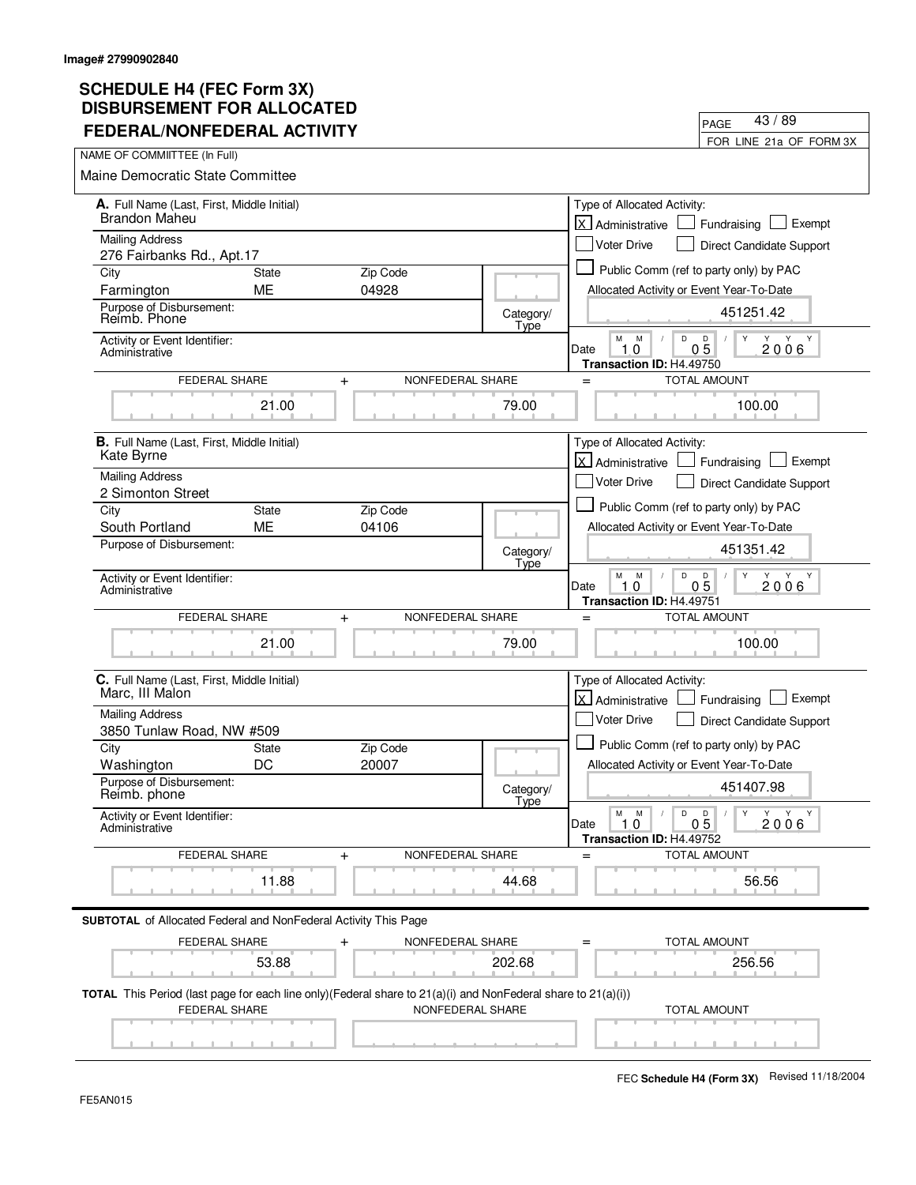Image# 27990902840

# SCHEDULE H4 (FEC Form 3X) DISBURSEMENT FOR ALLOCATED FEDERAL/NONFEDERAL ACTIVITY

PAGE 43 / 89

FOR LINE 21a OF FORM 3X

NAME OF COMMIITTEE (In Full)

Maine Democratic State Committee

---

**A.** Full Name (Last, First, Middle Initial)
Brandon Maheu

Mailing Address
276 Fairbanks Rd., Apt.17

| City | State | Zip Code |
|---|---|---|
| Farmington | ME | 04928 |

Purpose of Disbursement:
Reimb. Phone

Category/Type

Activity or Event Identifier:
Administrative

Type of Allocated Activity:
[X] Administrative [ ] Fundraising [ ] Exempt
[ ] Voter Drive [ ] Direct Candidate Support
[ ] Public Comm (ref to party only) by PAC

Allocated Activity or Event Year-To-Date: 451251.42

Date: 10 05 2006

Transaction ID: H4.49750

| FEDERAL SHARE | + | NONFEDERAL SHARE | = | TOTAL AMOUNT |
|---|---|---|---|---|
| 21.00 | | 79.00 | | 100.00 |

---

**B.** Full Name (Last, First, Middle Initial)
Kate Byrne

Mailing Address
2 Simonton Street

| City | State | Zip Code |
|---|---|---|
| South Portland | ME | 04106 |

Purpose of Disbursement:

Category/Type

Activity or Event Identifier:
Administrative

Type of Allocated Activity:
[X] Administrative [ ] Fundraising [ ] Exempt
[ ] Voter Drive [ ] Direct Candidate Support
[ ] Public Comm (ref to party only) by PAC

Allocated Activity or Event Year-To-Date: 451351.42

Date: 10 05 2006

Transaction ID: H4.49751

| FEDERAL SHARE | + | NONFEDERAL SHARE | = | TOTAL AMOUNT |
|---|---|---|---|---|
| 21.00 | | 79.00 | | 100.00 |

---

**C.** Full Name (Last, First, Middle Initial)
Marc, III Malon

Mailing Address
3850 Tunlaw Road, NW #509

| City | State | Zip Code |
|---|---|---|
| Washington | DC | 20007 |

Purpose of Disbursement:
Reimb. phone

Category/Type

Activity or Event Identifier:
Administrative

Type of Allocated Activity:
[X] Administrative [ ] Fundraising [ ] Exempt
[ ] Voter Drive [ ] Direct Candidate Support
[ ] Public Comm (ref to party only) by PAC

Allocated Activity or Event Year-To-Date: 451407.98

Date: 10 05 2006

Transaction ID: H4.49752

| FEDERAL SHARE | + | NONFEDERAL SHARE | = | TOTAL AMOUNT |
|---|---|---|---|---|
| 11.88 | | 44.68 | | 56.56 |

---

**SUBTOTAL** of Allocated Federal and NonFederal Activity This Page

| FEDERAL SHARE | + | NONFEDERAL SHARE | = | TOTAL AMOUNT |
|---|---|---|---|---|
| 53.88 | | 202.68 | | 256.56 |

**TOTAL** This Period (last page for each line only)(Federal share to 21(a)(i) and NonFederal share to 21(a)(i))

| FEDERAL SHARE | NONFEDERAL SHARE | TOTAL AMOUNT |
|---|---|---|
| | | |

FE5AN015

FEC **Schedule H4 (Form 3X)** Revised 11/18/2004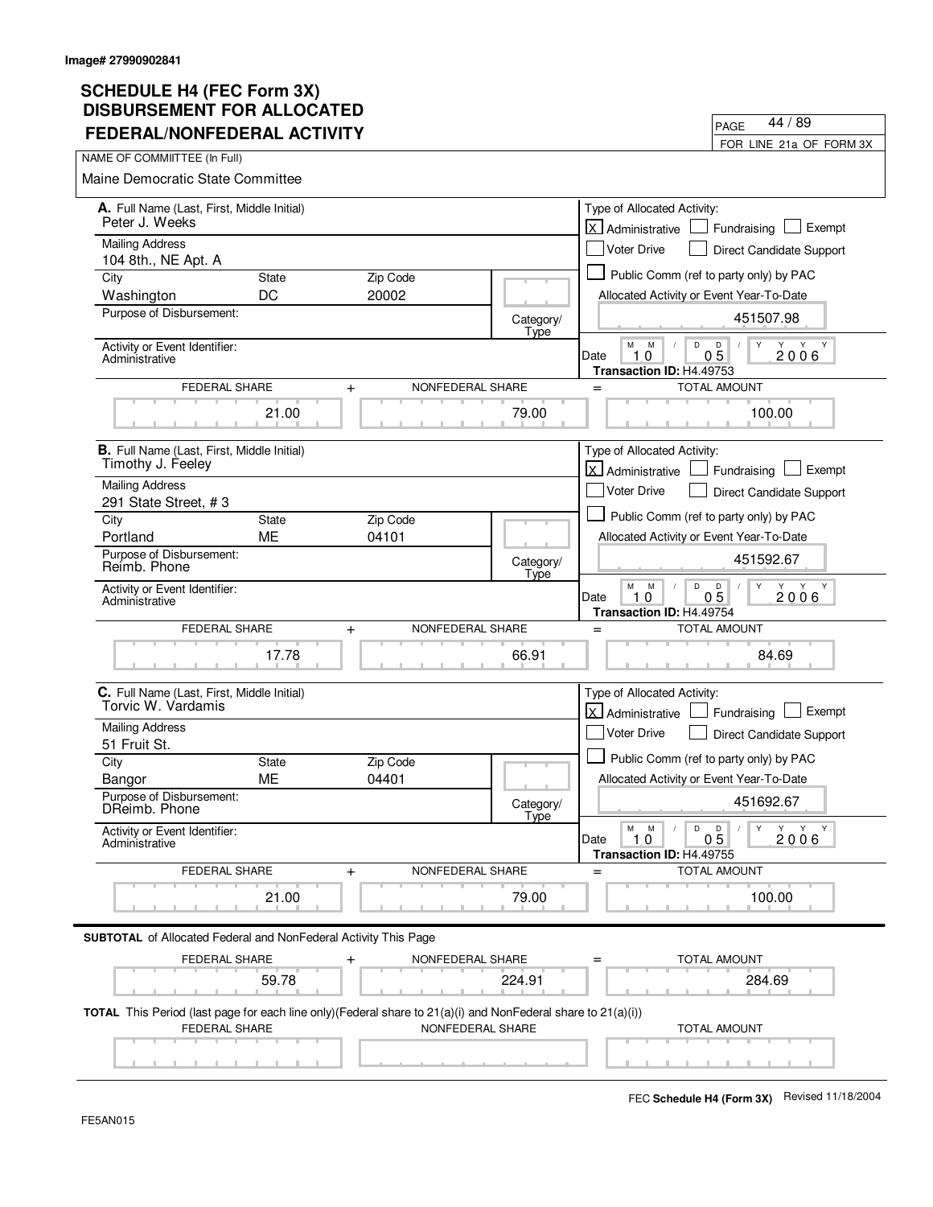Image# 27990902841

# SCHEDULE H4 (FEC Form 3X) DISBURSEMENT FOR ALLOCATED FEDERAL/NONFEDERAL ACTIVITY

PAGE 44 / 89

FOR LINE 21a OF FORM 3X

NAME OF COMMITTEE (In Full)

Maine Democratic State Committee

---

**A.** Full Name (Last, First, Middle Initial)
Peter J. Weeks

Mailing Address
104 8th., NE Apt. A

| City | State | Zip Code |
|---|---|---|
| Washington | DC | 20002 |

Purpose of Disbursement:

Category/Type

Activity or Event Identifier:
Administrative

Type of Allocated Activity:
[X] Administrative [ ] Fundraising [ ] Exempt
[ ] Voter Drive [ ] Direct Candidate Support
[ ] Public Comm (ref to party only) by PAC

Allocated Activity or Event Year-To-Date: 451507.98

Date: 10 / 05 / 2006

Transaction ID: H4.49753

| FEDERAL SHARE | + | NONFEDERAL SHARE | = | TOTAL AMOUNT |
|---|---|---|---|---|
| 21.00 | | 79.00 | | 100.00 |

---

**B.** Full Name (Last, First, Middle Initial)
Timothy J. Feeley

Mailing Address
291 State Street, # 3

| City | State | Zip Code |
|---|---|---|
| Portland | ME | 04101 |

Purpose of Disbursement:
Reimb. Phone

Category/Type

Activity or Event Identifier:
Administrative

Type of Allocated Activity:
[X] Administrative [ ] Fundraising [ ] Exempt
[ ] Voter Drive [ ] Direct Candidate Support
[ ] Public Comm (ref to party only) by PAC

Allocated Activity or Event Year-To-Date: 451592.67

Date: 10 / 05 / 2006

Transaction ID: H4.49754

| FEDERAL SHARE | + | NONFEDERAL SHARE | = | TOTAL AMOUNT |
|---|---|---|---|---|
| 17.78 | | 66.91 | | 84.69 |

---

**C.** Full Name (Last, First, Middle Initial)
Torvic W. Vardamis

Mailing Address
51 Fruit St.

| City | State | Zip Code |
|---|---|---|
| Bangor | ME | 04401 |

Purpose of Disbursement:
DReimb. Phone

Category/Type

Activity or Event Identifier:
Administrative

Type of Allocated Activity:
[X] Administrative [ ] Fundraising [ ] Exempt
[ ] Voter Drive [ ] Direct Candidate Support
[ ] Public Comm (ref to party only) by PAC

Allocated Activity or Event Year-To-Date: 451692.67

Date: 10 / 05 / 2006

Transaction ID: H4.49755

| FEDERAL SHARE | + | NONFEDERAL SHARE | = | TOTAL AMOUNT |
|---|---|---|---|---|
| 21.00 | | 79.00 | | 100.00 |

---

**SUBTOTAL** of Allocated Federal and NonFederal Activity This Page

| FEDERAL SHARE | + | NONFEDERAL SHARE | = | TOTAL AMOUNT |
|---|---|---|---|---|
| 59.78 | | 224.91 | | 284.69 |

**TOTAL** This Period (last page for each line only)(Federal share to 21(a)(i) and NonFederal share to 21(a)(i))

| FEDERAL SHARE | NONFEDERAL SHARE | TOTAL AMOUNT |
|---|---|---|
| | | |

FEC **Schedule H4 (Form 3X)** Revised 11/18/2004

FE5AN015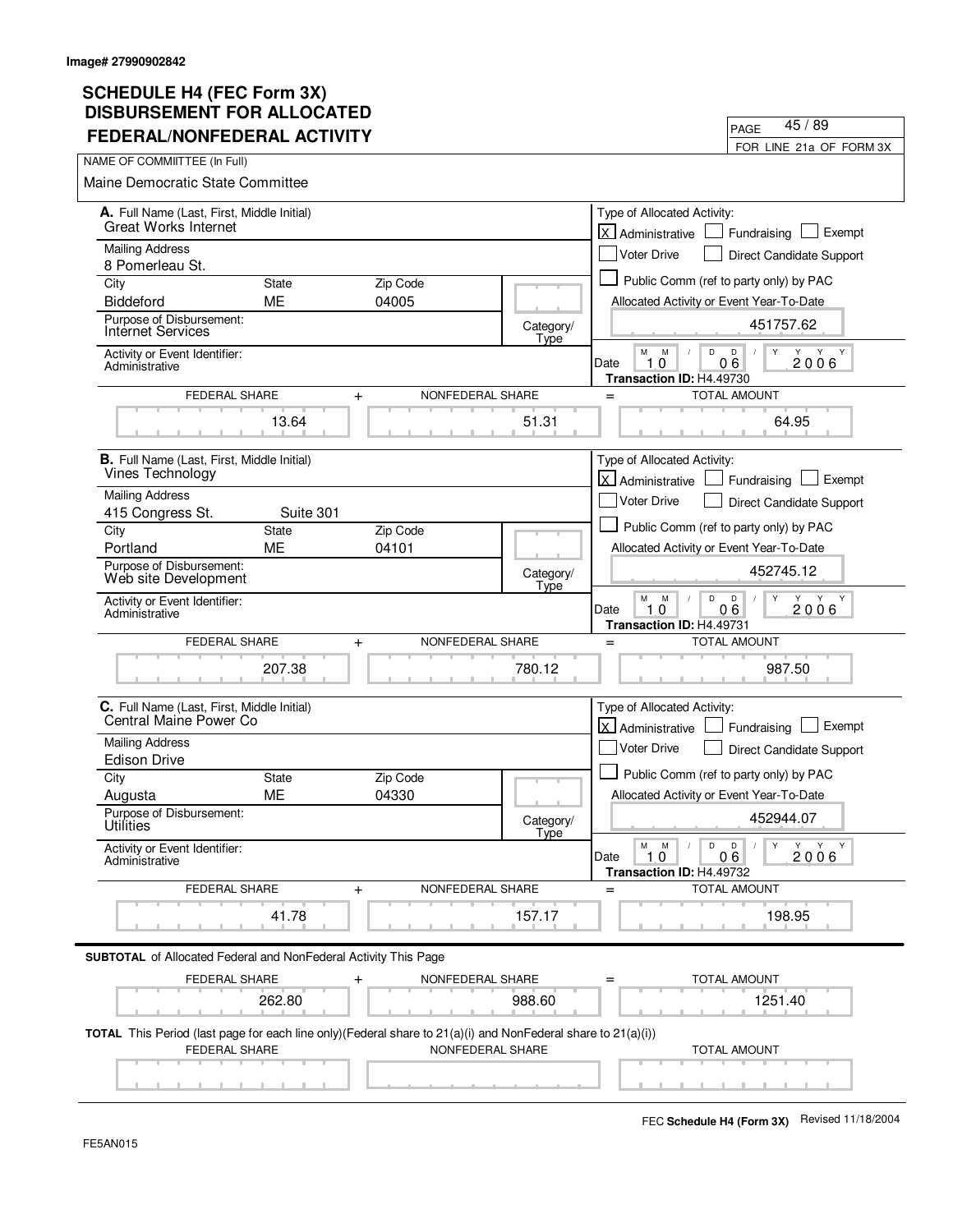Image# 27990902842

# SCHEDULE H4 (FEC Form 3X)
## DISBURSEMENT FOR ALLOCATED FEDERAL/NONFEDERAL ACTIVITY

PAGE 45 / 89

FOR LINE 21a OF FORM 3X

NAME OF COMMIITTEE (In Full)

Maine Democratic State Committee

---

**A.** Full Name (Last, First, Middle Initial): Great Works Internet

Mailing Address: 8 Pomerleau St.

City: Biddeford | State: ME | Zip Code: 04005

Purpose of Disbursement: Internet Services

Category/Type:

Activity or Event Identifier: Administrative

Type of Allocated Activity: [X] Administrative [ ] Fundraising [ ] Exempt [ ] Voter Drive [ ] Direct Candidate Support [ ] Public Comm (ref to party only) by PAC

Allocated Activity or Event Year-To-Date: 451757.62

Date: 10 / 06 / 2006

Transaction ID: H4.49730

| FEDERAL SHARE | + | NONFEDERAL SHARE | = | TOTAL AMOUNT |
|---|---|---|---|---|
| 13.64 | | 51.31 | | 64.95 |

---

**B.** Full Name (Last, First, Middle Initial): Vines Technology

Mailing Address: 415 Congress St. Suite 301

City: Portland | State: ME | Zip Code: 04101

Purpose of Disbursement: Web site Development

Category/Type:

Activity or Event Identifier: Administrative

Type of Allocated Activity: [X] Administrative [ ] Fundraising [ ] Exempt [ ] Voter Drive [ ] Direct Candidate Support [ ] Public Comm (ref to party only) by PAC

Allocated Activity or Event Year-To-Date: 452745.12

Date: 10 / 06 / 2006

Transaction ID: H4.49731

| FEDERAL SHARE | + | NONFEDERAL SHARE | = | TOTAL AMOUNT |
|---|---|---|---|---|
| 207.38 | | 780.12 | | 987.50 |

---

**C.** Full Name (Last, First, Middle Initial): Central Maine Power Co

Mailing Address: Edison Drive

City: Augusta | State: ME | Zip Code: 04330

Purpose of Disbursement: Utilities

Category/Type:

Activity or Event Identifier: Administrative

Type of Allocated Activity: [X] Administrative [ ] Fundraising [ ] Exempt [ ] Voter Drive [ ] Direct Candidate Support [ ] Public Comm (ref to party only) by PAC

Allocated Activity or Event Year-To-Date: 452944.07

Date: 10 / 06 / 2006

Transaction ID: H4.49732

| FEDERAL SHARE | + | NONFEDERAL SHARE | = | TOTAL AMOUNT |
|---|---|---|---|---|
| 41.78 | | 157.17 | | 198.95 |

---

**SUBTOTAL** of Allocated Federal and NonFederal Activity This Page

| FEDERAL SHARE | + | NONFEDERAL SHARE | = | TOTAL AMOUNT |
|---|---|---|---|---|
| 262.80 | | 988.60 | | 1251.40 |

**TOTAL** This Period (last page for each line only)(Federal share to 21(a)(i) and NonFederal share to 21(a)(i))

| FEDERAL SHARE | NONFEDERAL SHARE | TOTAL AMOUNT |
|---|---|---|
| | | |

FE5AN015

FEC **Schedule H4 (Form 3X)** Revised 11/18/2004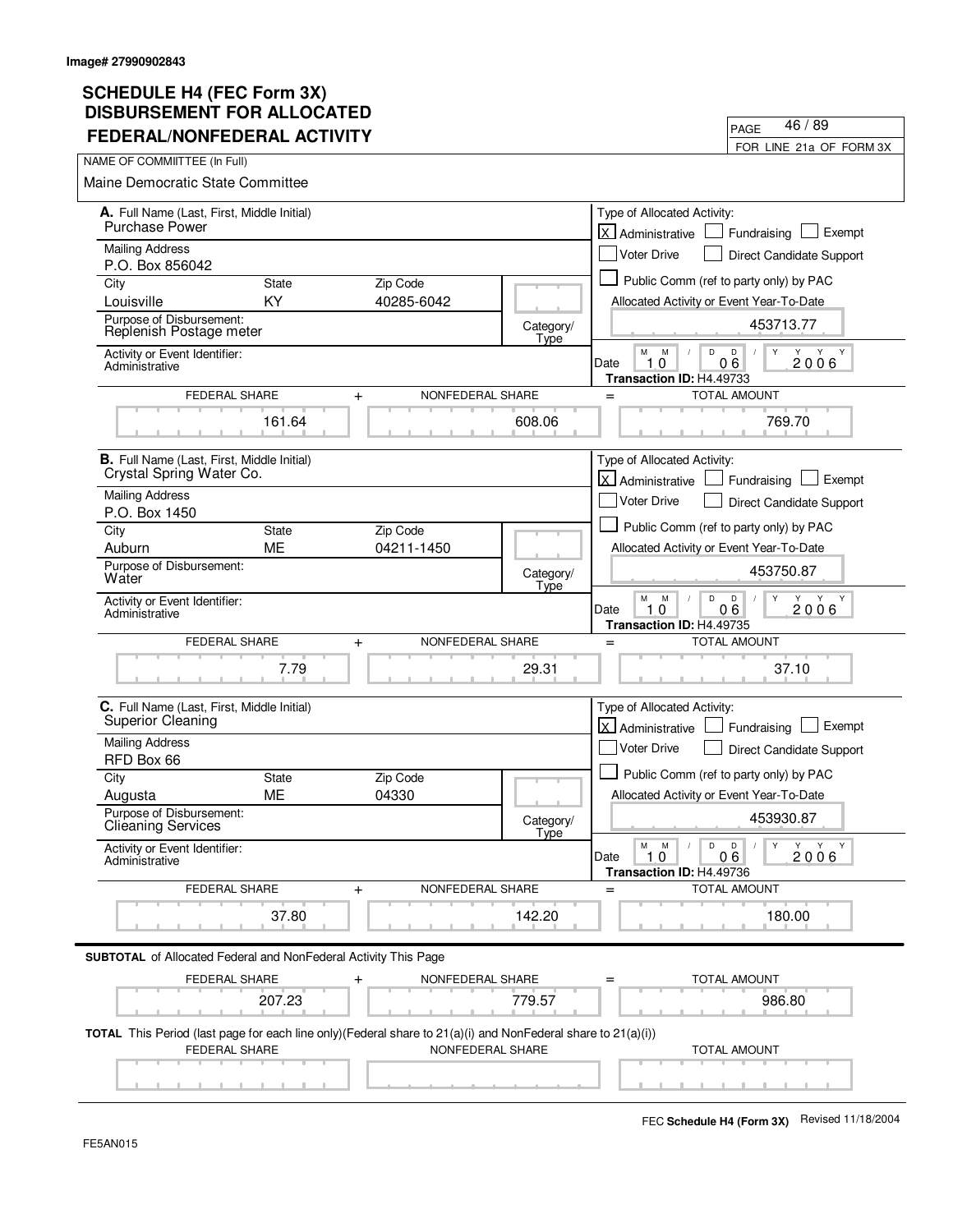Image# 27990902843

# SCHEDULE H4 (FEC Form 3X) DISBURSEMENT FOR ALLOCATED FEDERAL/NONFEDERAL ACTIVITY

PAGE 46 / 89

FOR LINE 21a OF FORM 3X

NAME OF COMMIITTEE (In Full)

Maine Democratic State Committee

## A.

Full Name (Last, First, Middle Initial): Purchase Power

Mailing Address: P.O. Box 856042

City: Louisville | State: KY | Zip Code: 40285-6042

Purpose of Disbursement: Replenish Postage meter

Category/Type:

Activity or Event Identifier: Administrative

Type of Allocated Activity: [X] Administrative [ ] Fundraising [ ] Exempt [ ] Voter Drive [ ] Direct Candidate Support [ ] Public Comm (ref to party only) by PAC

Allocated Activity or Event Year-To-Date: 453713.77

Date: 10 06 2006

Transaction ID: H4.49733

| FEDERAL SHARE | + | NONFEDERAL SHARE | = | TOTAL AMOUNT |
|---|---|---|---|---|
| 161.64 | | 608.06 | | 769.70 |

## B.

Full Name (Last, First, Middle Initial): Crystal Spring Water Co.

Mailing Address: P.O. Box 1450

City: Auburn | State: ME | Zip Code: 04211-1450

Purpose of Disbursement: Water

Category/Type:

Activity or Event Identifier: Administrative

Type of Allocated Activity: [X] Administrative [ ] Fundraising [ ] Exempt [ ] Voter Drive [ ] Direct Candidate Support [ ] Public Comm (ref to party only) by PAC

Allocated Activity or Event Year-To-Date: 453750.87

Date: 10 06 2006

Transaction ID: H4.49735

| FEDERAL SHARE | + | NONFEDERAL SHARE | = | TOTAL AMOUNT |
|---|---|---|---|---|
| 7.79 | | 29.31 | | 37.10 |

## C.

Full Name (Last, First, Middle Initial): Superior Cleaning

Mailing Address: RFD Box 66

City: Augusta | State: ME | Zip Code: 04330

Purpose of Disbursement: Clieaning Services

Category/Type:

Activity or Event Identifier: Administrative

Type of Allocated Activity: [X] Administrative [ ] Fundraising [ ] Exempt [ ] Voter Drive [ ] Direct Candidate Support [ ] Public Comm (ref to party only) by PAC

Allocated Activity or Event Year-To-Date: 453930.87

Date: 10 06 2006

Transaction ID: H4.49736

| FEDERAL SHARE | + | NONFEDERAL SHARE | = | TOTAL AMOUNT |
|---|---|---|---|---|
| 37.80 | | 142.20 | | 180.00 |

**SUBTOTAL** of Allocated Federal and NonFederal Activity This Page

| FEDERAL SHARE | + | NONFEDERAL SHARE | = | TOTAL AMOUNT |
|---|---|---|---|---|
| 207.23 | | 779.57 | | 986.80 |

**TOTAL** This Period (last page for each line only)(Federal share to 21(a)(i) and NonFederal share to 21(a)(i))

| FEDERAL SHARE | NONFEDERAL SHARE | TOTAL AMOUNT |
|---|---|---|
| | | |

FEC **Schedule H4 (Form 3X)** Revised 11/18/2004

FE5AN015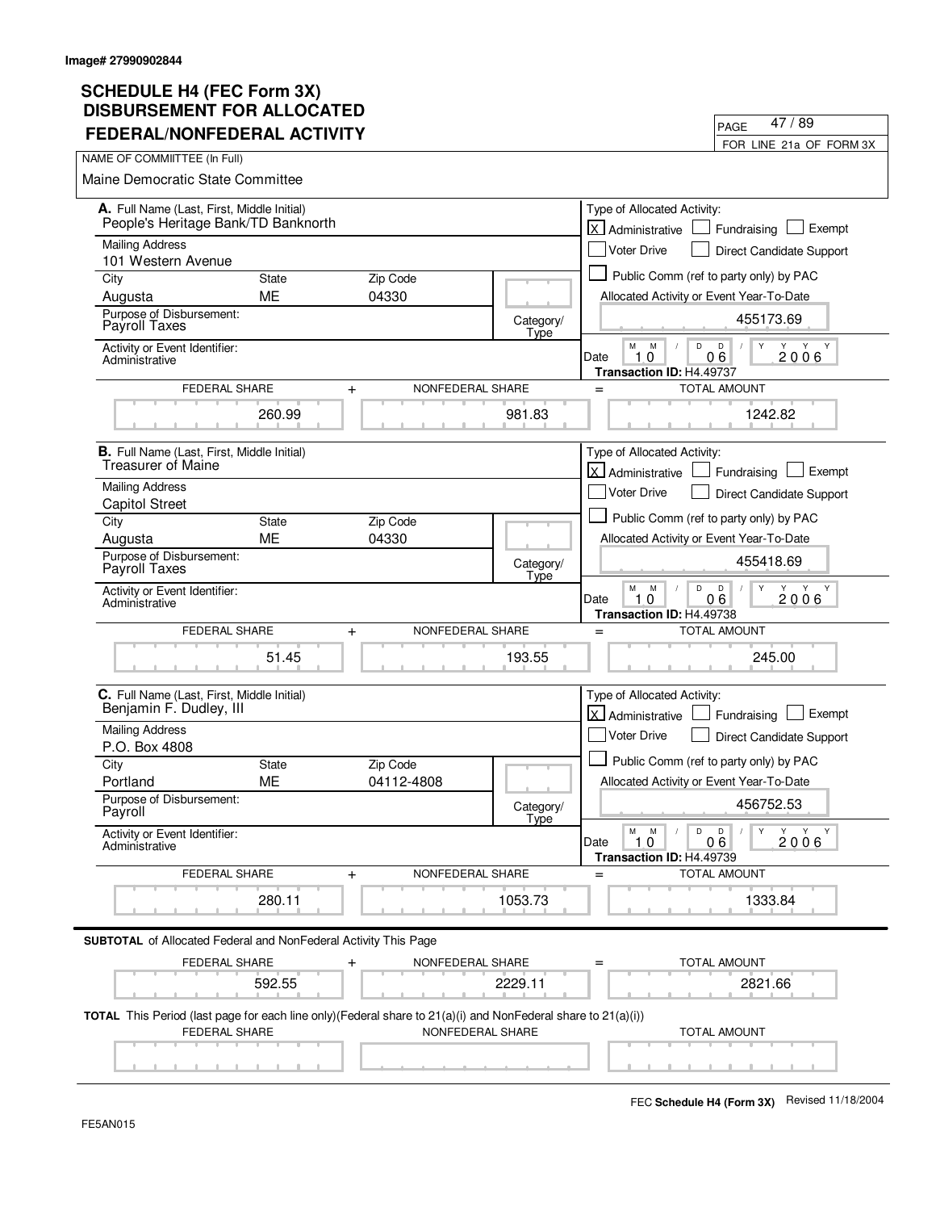Image# 27990902844

# SCHEDULE H4 (FEC Form 3X)
# DISBURSEMENT FOR ALLOCATED FEDERAL/NONFEDERAL ACTIVITY

PAGE 47 / 89

FOR LINE 21a OF FORM 3X

NAME OF COMMITTEE (In Full)

Maine Democratic State Committee

---

**A.** Full Name (Last, First, Middle Initial): People's Heritage Bank/TD Banknorth

Mailing Address: 101 Western Avenue

City: Augusta | State: ME | Zip Code: 04330

Purpose of Disbursement: Payroll Taxes

Category/Type:

Activity or Event Identifier: Administrative

Type of Allocated Activity: [X] Administrative [ ] Fundraising [ ] Exempt [ ] Voter Drive [ ] Direct Candidate Support [ ] Public Comm (ref to party only) by PAC

Allocated Activity or Event Year-To-Date: 455173.69

Date: 10 06 2006

Transaction ID: H4.49737

| FEDERAL SHARE | + | NONFEDERAL SHARE | = | TOTAL AMOUNT |
|---|---|---|---|---|
| 260.99 | | 981.83 | | 1242.82 |

---

**B.** Full Name (Last, First, Middle Initial): Treasurer of Maine

Mailing Address: Capitol Street

City: Augusta | State: ME | Zip Code: 04330

Purpose of Disbursement: Payroll Taxes

Category/Type:

Activity or Event Identifier: Administrative

Type of Allocated Activity: [X] Administrative [ ] Fundraising [ ] Exempt [ ] Voter Drive [ ] Direct Candidate Support [ ] Public Comm (ref to party only) by PAC

Allocated Activity or Event Year-To-Date: 455418.69

Date: 10 06 2006

Transaction ID: H4.49738

| FEDERAL SHARE | + | NONFEDERAL SHARE | = | TOTAL AMOUNT |
|---|---|---|---|---|
| 51.45 | | 193.55 | | 245.00 |

---

**C.** Full Name (Last, First, Middle Initial): Benjamin F. Dudley, III

Mailing Address: P.O. Box 4808

City: Portland | State: ME | Zip Code: 04112-4808

Purpose of Disbursement: Payroll

Category/Type:

Activity or Event Identifier: Administrative

Type of Allocated Activity: [X] Administrative [ ] Fundraising [ ] Exempt [ ] Voter Drive [ ] Direct Candidate Support [ ] Public Comm (ref to party only) by PAC

Allocated Activity or Event Year-To-Date: 456752.53

Date: 10 06 2006

Transaction ID: H4.49739

| FEDERAL SHARE | + | NONFEDERAL SHARE | = | TOTAL AMOUNT |
|---|---|---|---|---|
| 280.11 | | 1053.73 | | 1333.84 |

---

**SUBTOTAL** of Allocated Federal and NonFederal Activity This Page

| FEDERAL SHARE | + | NONFEDERAL SHARE | = | TOTAL AMOUNT |
|---|---|---|---|---|
| 592.55 | | 2229.11 | | 2821.66 |

**TOTAL** This Period (last page for each line only)(Federal share to 21(a)(i) and NonFederal share to 21(a)(i))

| FEDERAL SHARE | NONFEDERAL SHARE | TOTAL AMOUNT |
|---|---|---|
| | | |

FE5AN015

FEC **Schedule H4 (Form 3X)** Revised 11/18/2004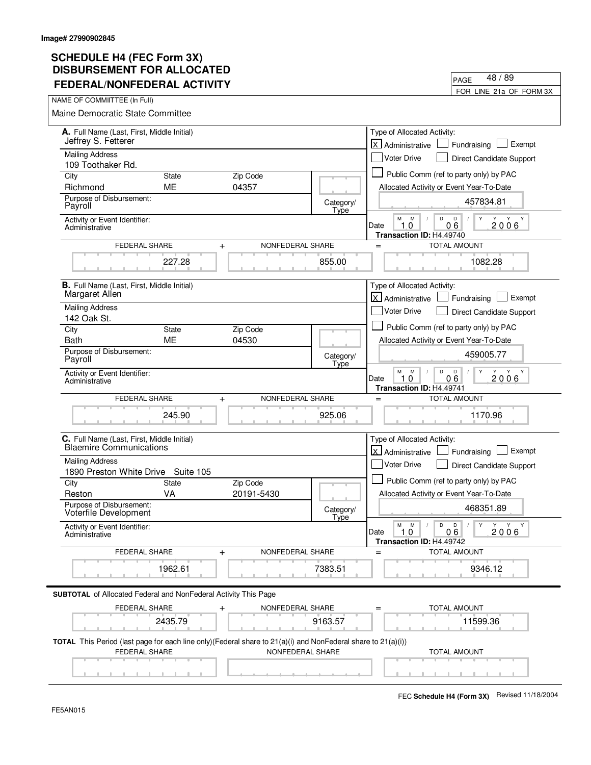Image# 27990902845

# SCHEDULE H4 (FEC Form 3X) DISBURSEMENT FOR ALLOCATED FEDERAL/NONFEDERAL ACTIVITY

PAGE 48 / 89

FOR LINE 21a OF FORM 3X

NAME OF COMMIITTEE (In Full)

Maine Democratic State Committee

---

**A.** Full Name (Last, First, Middle Initial)
Jeffrey S. Fetterer

Mailing Address
109 Toothaker Rd.

| City | State | Zip Code |
|---|---|---|
| Richmond | ME | 04357 |

Purpose of Disbursement: Payroll

Category/Type:

Activity or Event Identifier: Administrative

Type of Allocated Activity: [X] Administrative [ ] Fundraising [ ] Exempt [ ] Voter Drive [ ] Direct Candidate Support [ ] Public Comm (ref to party only) by PAC

Allocated Activity or Event Year-To-Date: 457834.81

Date: 10 06 2006

Transaction ID: H4.49740

| FEDERAL SHARE | + | NONFEDERAL SHARE | = | TOTAL AMOUNT |
|---|---|---|---|---|
| 227.28 | | 855.00 | | 1082.28 |

---

**B.** Full Name (Last, First, Middle Initial)
Margaret Allen

Mailing Address
142 Oak St.

| City | State | Zip Code |
|---|---|---|
| Bath | ME | 04530 |

Purpose of Disbursement: Payroll

Category/Type:

Activity or Event Identifier: Administrative

Type of Allocated Activity: [X] Administrative [ ] Fundraising [ ] Exempt [ ] Voter Drive [ ] Direct Candidate Support [ ] Public Comm (ref to party only) by PAC

Allocated Activity or Event Year-To-Date: 459005.77

Date: 10 06 2006

Transaction ID: H4.49741

| FEDERAL SHARE | + | NONFEDERAL SHARE | = | TOTAL AMOUNT |
|---|---|---|---|---|
| 245.90 | | 925.06 | | 1170.96 |

---

**C.** Full Name (Last, First, Middle Initial)
Blaemire Communications

Mailing Address
1890 Preston White Drive Suite 105

| City | State | Zip Code |
|---|---|---|
| Reston | VA | 20191-5430 |

Purpose of Disbursement: Voterfile Development

Category/Type:

Activity or Event Identifier: Administrative

Type of Allocated Activity: [X] Administrative [ ] Fundraising [ ] Exempt [ ] Voter Drive [ ] Direct Candidate Support [ ] Public Comm (ref to party only) by PAC

Allocated Activity or Event Year-To-Date: 468351.89

Date: 10 06 2006

Transaction ID: H4.49742

| FEDERAL SHARE | + | NONFEDERAL SHARE | = | TOTAL AMOUNT |
|---|---|---|---|---|
| 1962.61 | | 7383.51 | | 9346.12 |

---

**SUBTOTAL** of Allocated Federal and NonFederal Activity This Page

| FEDERAL SHARE | + | NONFEDERAL SHARE | = | TOTAL AMOUNT |
|---|---|---|---|---|
| 2435.79 | | 9163.57 | | 11599.36 |

**TOTAL** This Period (last page for each line only)(Federal share to 21(a)(i) and NonFederal share to 21(a)(i))

| FEDERAL SHARE | NONFEDERAL SHARE | TOTAL AMOUNT |
|---|---|---|
| | | |

FEC **Schedule H4 (Form 3X)** Revised 11/18/2004

FE5AN015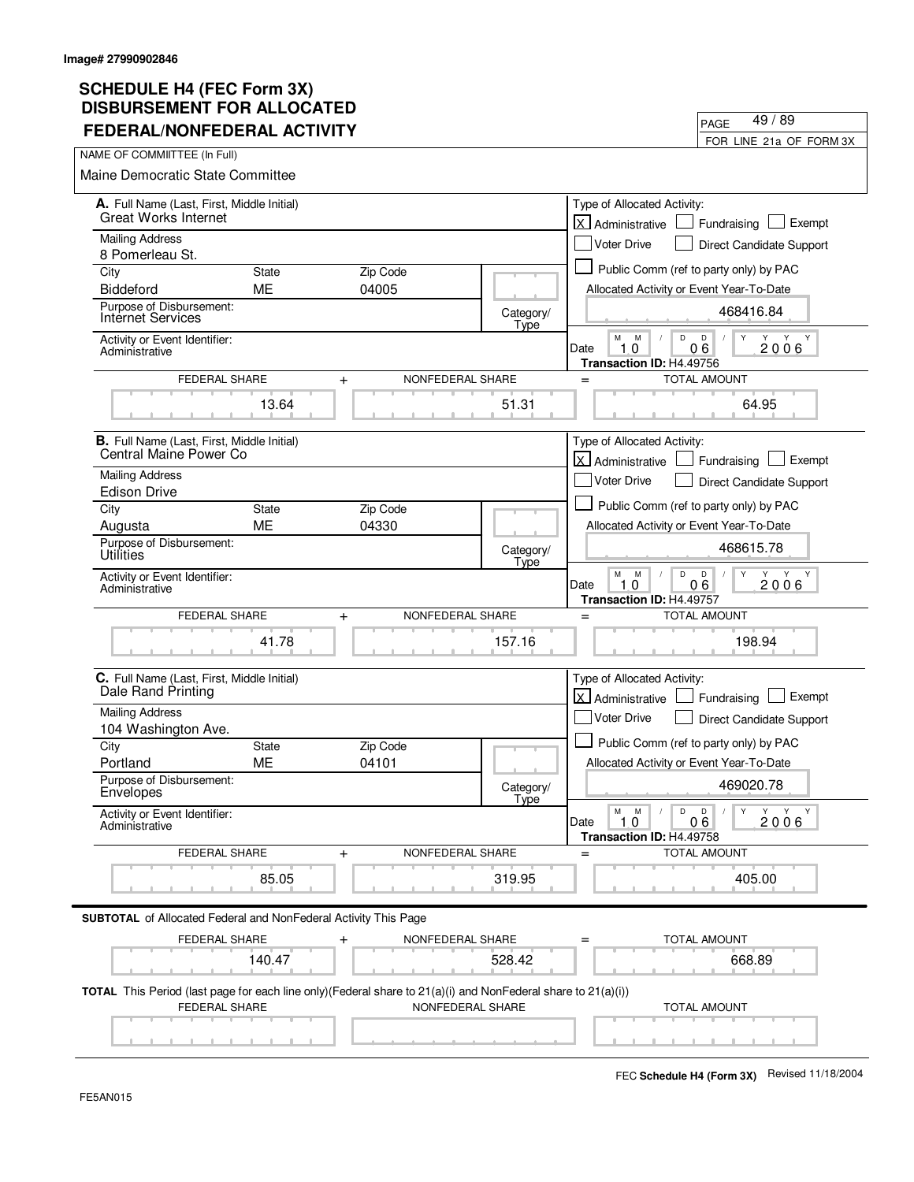Image# 27990902846

# SCHEDULE H4 (FEC Form 3X) DISBURSEMENT FOR ALLOCATED FEDERAL/NONFEDERAL ACTIVITY

PAGE 49 / 89

FOR LINE 21a OF FORM 3X

NAME OF COMMIITTEE (In Full)

Maine Democratic State Committee

---

**A.** Full Name (Last, First, Middle Initial): Great Works Internet

Mailing Address: 8 Pomerleau St.

City: Biddeford | State: ME | Zip Code: 04005

Purpose of Disbursement: Internet Services

Category/Type:

Activity or Event Identifier: Administrative

Type of Allocated Activity: [X] Administrative [ ] Fundraising [ ] Exempt [ ] Voter Drive [ ] Direct Candidate Support [ ] Public Comm (ref to party only) by PAC

Allocated Activity or Event Year-To-Date: 468416.84

Date: 10 / 06 / 2006

Transaction ID: H4.49756

| FEDERAL SHARE | + | NONFEDERAL SHARE | = | TOTAL AMOUNT |
|---|---|---|---|---|
| 13.64 | | 51.31 | | 64.95 |

---

**B.** Full Name (Last, First, Middle Initial): Central Maine Power Co

Mailing Address: Edison Drive

City: Augusta | State: ME | Zip Code: 04330

Purpose of Disbursement: Utilities

Category/Type:

Activity or Event Identifier: Administrative

Type of Allocated Activity: [X] Administrative [ ] Fundraising [ ] Exempt [ ] Voter Drive [ ] Direct Candidate Support [ ] Public Comm (ref to party only) by PAC

Allocated Activity or Event Year-To-Date: 468615.78

Date: 10 / 06 / 2006

Transaction ID: H4.49757

| FEDERAL SHARE | + | NONFEDERAL SHARE | = | TOTAL AMOUNT |
|---|---|---|---|---|
| 41.78 | | 157.16 | | 198.94 |

---

**C.** Full Name (Last, First, Middle Initial): Dale Rand Printing

Mailing Address: 104 Washington Ave.

City: Portland | State: ME | Zip Code: 04101

Purpose of Disbursement: Envelopes

Category/Type:

Activity or Event Identifier: Administrative

Type of Allocated Activity: [X] Administrative [ ] Fundraising [ ] Exempt [ ] Voter Drive [ ] Direct Candidate Support [ ] Public Comm (ref to party only) by PAC

Allocated Activity or Event Year-To-Date: 469020.78

Date: 10 / 06 / 2006

Transaction ID: H4.49758

| FEDERAL SHARE | + | NONFEDERAL SHARE | = | TOTAL AMOUNT |
|---|---|---|---|---|
| 85.05 | | 319.95 | | 405.00 |

---

**SUBTOTAL** of Allocated Federal and NonFederal Activity This Page

| FEDERAL SHARE | + | NONFEDERAL SHARE | = | TOTAL AMOUNT |
|---|---|---|---|---|
| 140.47 | | 528.42 | | 668.89 |

**TOTAL** This Period (last page for each line only)(Federal share to 21(a)(i) and NonFederal share to 21(a)(i))

| FEDERAL SHARE | NONFEDERAL SHARE | TOTAL AMOUNT |
|---|---|---|
| | | |

FEC **Schedule H4 (Form 3X)** Revised 11/18/2004

FE5AN015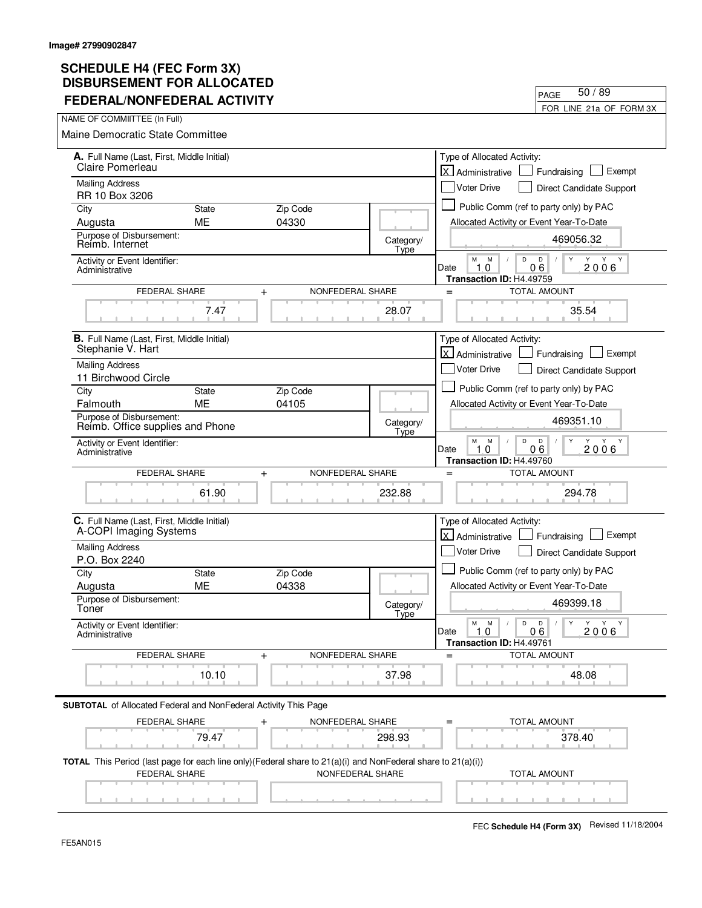Image# 27990902847

# SCHEDULE H4 (FEC Form 3X) DISBURSEMENT FOR ALLOCATED FEDERAL/NONFEDERAL ACTIVITY

PAGE 50 / 89

FOR LINE 21a OF FORM 3X

NAME OF COMMIITTEE (In Full)

Maine Democratic State Committee

---

**A.** Full Name (Last, First, Middle Initial): Claire Pomerleau

Mailing Address: RR 10 Box 3206

City: Augusta | State: ME | Zip Code: 04330

Purpose of Disbursement: Reimb. Internet

Category/Type:

Activity or Event Identifier: Administrative

Type of Allocated Activity: [X] Administrative [ ] Fundraising [ ] Exempt [ ] Voter Drive [ ] Direct Candidate Support [ ] Public Comm (ref to party only) by PAC

Allocated Activity or Event Year-To-Date: 469056.32

Date: 10 06 2006

Transaction ID: H4.49759

| FEDERAL SHARE | + | NONFEDERAL SHARE | = | TOTAL AMOUNT |
|---|---|---|---|---|
| 7.47 | | 28.07 | | 35.54 |

---

**B.** Full Name (Last, First, Middle Initial): Stephanie V. Hart

Mailing Address: 11 Birchwood Circle

City: Falmouth | State: ME | Zip Code: 04105

Purpose of Disbursement: Reimb. Office supplies and Phone

Category/Type:

Activity or Event Identifier: Administrative

Type of Allocated Activity: [X] Administrative [ ] Fundraising [ ] Exempt [ ] Voter Drive [ ] Direct Candidate Support [ ] Public Comm (ref to party only) by PAC

Allocated Activity or Event Year-To-Date: 469351.10

Date: 10 06 2006

Transaction ID: H4.49760

| FEDERAL SHARE | + | NONFEDERAL SHARE | = | TOTAL AMOUNT |
|---|---|---|---|---|
| 61.90 | | 232.88 | | 294.78 |

---

**C.** Full Name (Last, First, Middle Initial): A-COPI Imaging Systems

Mailing Address: P.O. Box 2240

City: Augusta | State: ME | Zip Code: 04338

Purpose of Disbursement: Toner

Category/Type:

Activity or Event Identifier: Administrative

Type of Allocated Activity: [X] Administrative [ ] Fundraising [ ] Exempt [ ] Voter Drive [ ] Direct Candidate Support [ ] Public Comm (ref to party only) by PAC

Allocated Activity or Event Year-To-Date: 469399.18

Date: 10 06 2006

Transaction ID: H4.49761

| FEDERAL SHARE | + | NONFEDERAL SHARE | = | TOTAL AMOUNT |
|---|---|---|---|---|
| 10.10 | | 37.98 | | 48.08 |

---

**SUBTOTAL** of Allocated Federal and NonFederal Activity This Page

| FEDERAL SHARE | + | NONFEDERAL SHARE | = | TOTAL AMOUNT |
|---|---|---|---|---|
| 79.47 | | 298.93 | | 378.40 |

**TOTAL** This Period (last page for each line only)(Federal share to 21(a)(i) and NonFederal share to 21(a)(i))

| FEDERAL SHARE | NONFEDERAL SHARE | TOTAL AMOUNT |
|---|---|---|
| | | |

FEC **Schedule H4 (Form 3X)** Revised 11/18/2004

FE5AN015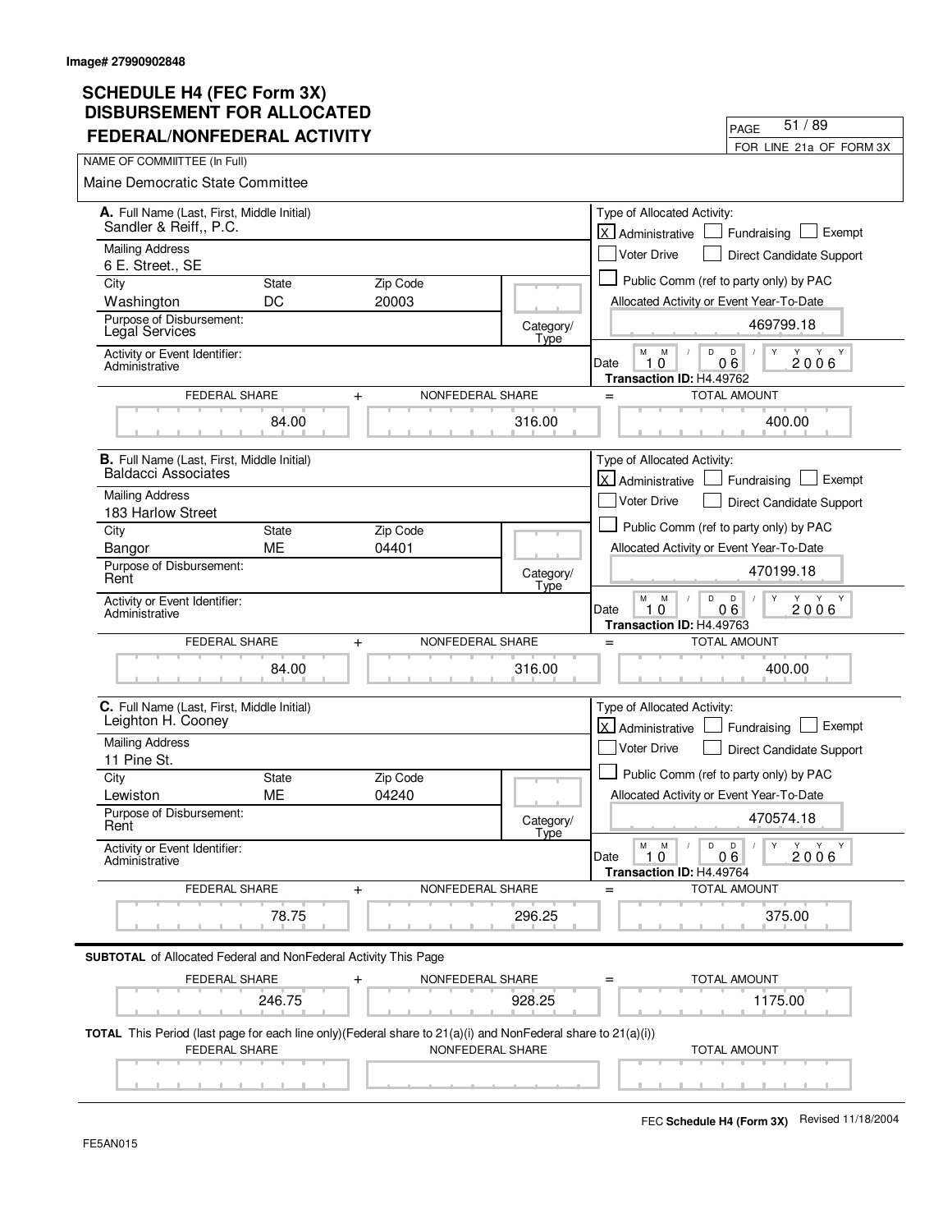**Image# 27990902848**

# SCHEDULE H4 (FEC Form 3X) DISBURSEMENT FOR ALLOCATED FEDERAL/NONFEDERAL ACTIVITY

PAGE 51 / 89

FOR LINE 21a OF FORM 3X

NAME OF COMMIITTEE (In Full)

Maine Democratic State Committee

---

**A.** Full Name (Last, First, Middle Initial)
Sandler & Reiff,, P.C.

Mailing Address
6 E. Street., SE

| City | State | Zip Code |
|---|---|---|
| Washington | DC | 20003 |

Purpose of Disbursement:
Legal Services

Category/Type

Activity or Event Identifier:
Administrative

Type of Allocated Activity:
[X] Administrative [ ] Fundraising [ ] Exempt
[ ] Voter Drive [ ] Direct Candidate Support
[ ] Public Comm (ref to party only) by PAC

Allocated Activity or Event Year-To-Date: 469799.18

Date: 10 06 2006

**Transaction ID:** H4.49762

| FEDERAL SHARE | + | NONFEDERAL SHARE | = | TOTAL AMOUNT |
|---|---|---|---|---|
| 84.00 | | 316.00 | | 400.00 |

---

**B.** Full Name (Last, First, Middle Initial)
Baldacci Associates

Mailing Address
183 Harlow Street

| City | State | Zip Code |
|---|---|---|
| Bangor | ME | 04401 |

Purpose of Disbursement:
Rent

Category/Type

Activity or Event Identifier:
Administrative

Type of Allocated Activity:
[X] Administrative [ ] Fundraising [ ] Exempt
[ ] Voter Drive [ ] Direct Candidate Support
[ ] Public Comm (ref to party only) by PAC

Allocated Activity or Event Year-To-Date: 470199.18

Date: 10 06 2006

**Transaction ID:** H4.49763

| FEDERAL SHARE | + | NONFEDERAL SHARE | = | TOTAL AMOUNT |
|---|---|---|---|---|
| 84.00 | | 316.00 | | 400.00 |

---

**C.** Full Name (Last, First, Middle Initial)
Leighton H. Cooney

Mailing Address
11 Pine St.

| City | State | Zip Code |
|---|---|---|
| Lewiston | ME | 04240 |

Purpose of Disbursement:
Rent

Category/Type

Activity or Event Identifier:
Administrative

Type of Allocated Activity:
[X] Administrative [ ] Fundraising [ ] Exempt
[ ] Voter Drive [ ] Direct Candidate Support
[ ] Public Comm (ref to party only) by PAC

Allocated Activity or Event Year-To-Date: 470574.18

Date: 10 06 2006

**Transaction ID:** H4.49764

| FEDERAL SHARE | + | NONFEDERAL SHARE | = | TOTAL AMOUNT |
|---|---|---|---|---|
| 78.75 | | 296.25 | | 375.00 |

---

**SUBTOTAL** of Allocated Federal and NonFederal Activity This Page

| FEDERAL SHARE | + | NONFEDERAL SHARE | = | TOTAL AMOUNT |
|---|---|---|---|---|
| 246.75 | | 928.25 | | 1175.00 |

**TOTAL** This Period (last page for each line only)(Federal share to 21(a)(i) and NonFederal share to 21(a)(i))

| FEDERAL SHARE | NONFEDERAL SHARE | TOTAL AMOUNT |
|---|---|---|
| | | |

FEC **Schedule H4 (Form 3X)** Revised 11/18/2004

FE5AN015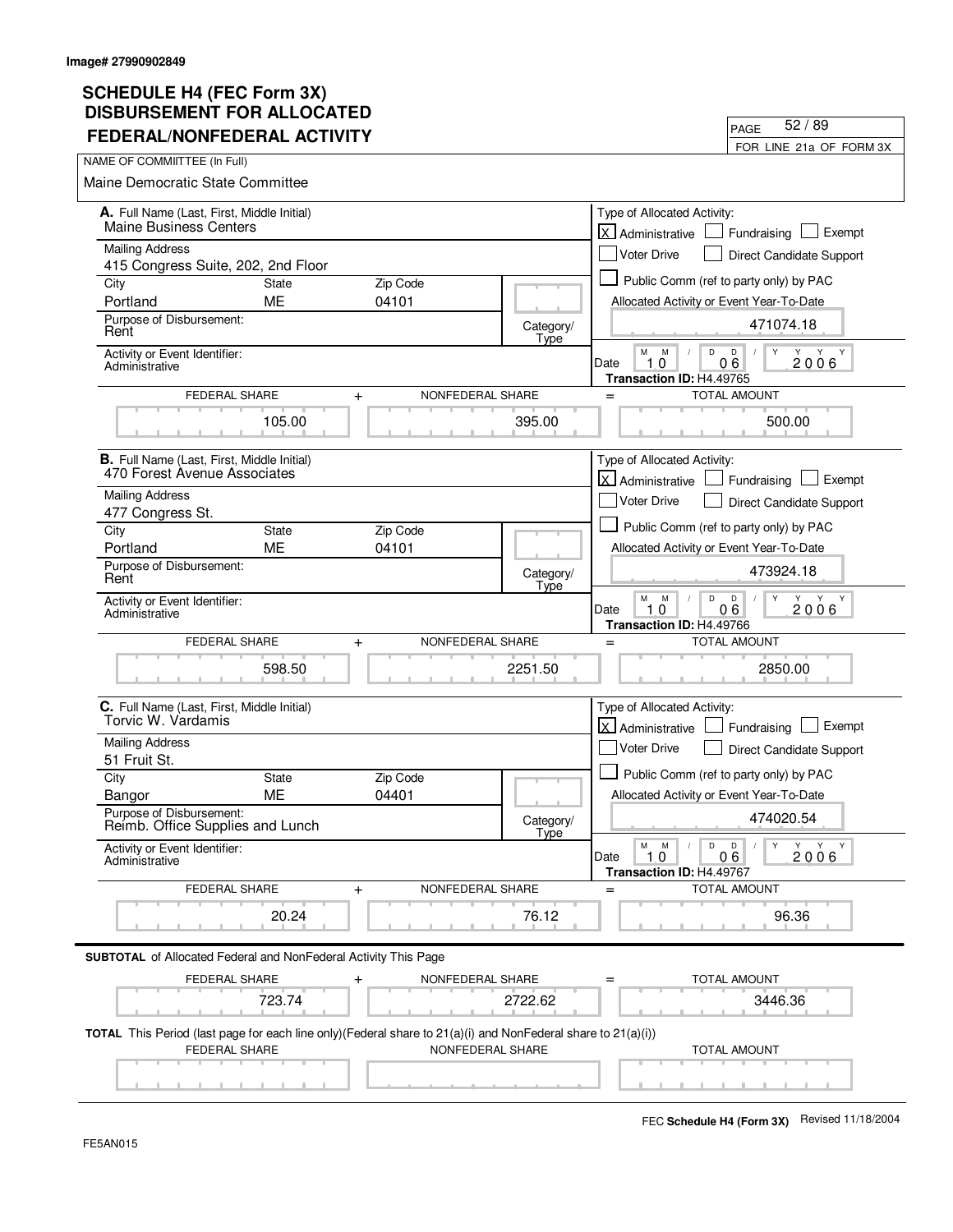Image# 27990902849

# SCHEDULE H4 (FEC Form 3X) DISBURSEMENT FOR ALLOCATED FEDERAL/NONFEDERAL ACTIVITY

PAGE 52 / 89

FOR LINE 21a OF FORM 3X

NAME OF COMMIITTEE (In Full)

Maine Democratic State Committee

---

**A.** Full Name (Last, First, Middle Initial)
Maine Business Centers

Mailing Address
415 Congress Suite, 202, 2nd Floor

| City | State | Zip Code |
|---|---|---|
| Portland | ME | 04101 |

Purpose of Disbursement: Rent

Category/Type:

Activity or Event Identifier: Administrative

Type of Allocated Activity: [X] Administrative [ ] Fundraising [ ] Exempt [ ] Voter Drive [ ] Direct Candidate Support [ ] Public Comm (ref to party only) by PAC

Allocated Activity or Event Year-To-Date: 471074.18

Date: 10 06 2006

Transaction ID: H4.49765

| FEDERAL SHARE | + | NONFEDERAL SHARE | = | TOTAL AMOUNT |
|---|---|---|---|---|
| 105.00 | | 395.00 | | 500.00 |

---

**B.** Full Name (Last, First, Middle Initial)
470 Forest Avenue Associates

Mailing Address
477 Congress St.

| City | State | Zip Code |
|---|---|---|
| Portland | ME | 04101 |

Purpose of Disbursement: Rent

Category/Type:

Activity or Event Identifier: Administrative

Type of Allocated Activity: [X] Administrative [ ] Fundraising [ ] Exempt [ ] Voter Drive [ ] Direct Candidate Support [ ] Public Comm (ref to party only) by PAC

Allocated Activity or Event Year-To-Date: 473924.18

Date: 10 06 2006

Transaction ID: H4.49766

| FEDERAL SHARE | + | NONFEDERAL SHARE | = | TOTAL AMOUNT |
|---|---|---|---|---|
| 598.50 | | 2251.50 | | 2850.00 |

---

**C.** Full Name (Last, First, Middle Initial)
Torvic W. Vardamis

Mailing Address
51 Fruit St.

| City | State | Zip Code |
|---|---|---|
| Bangor | ME | 04401 |

Purpose of Disbursement: Reimb. Office Supplies and Lunch

Category/Type:

Activity or Event Identifier: Administrative

Type of Allocated Activity: [X] Administrative [ ] Fundraising [ ] Exempt [ ] Voter Drive [ ] Direct Candidate Support [ ] Public Comm (ref to party only) by PAC

Allocated Activity or Event Year-To-Date: 474020.54

Date: 10 06 2006

Transaction ID: H4.49767

| FEDERAL SHARE | + | NONFEDERAL SHARE | = | TOTAL AMOUNT |
|---|---|---|---|---|
| 20.24 | | 76.12 | | 96.36 |

---

**SUBTOTAL** of Allocated Federal and NonFederal Activity This Page

| FEDERAL SHARE | + | NONFEDERAL SHARE | = | TOTAL AMOUNT |
|---|---|---|---|---|
| 723.74 | | 2722.62 | | 3446.36 |

**TOTAL** This Period (last page for each line only)(Federal share to 21(a)(i) and NonFederal share to 21(a)(i))

| FEDERAL SHARE | NONFEDERAL SHARE | TOTAL AMOUNT |
|---|---|---|
| | | |

FEC **Schedule H4 (Form 3X)** Revised 11/18/2004

FE5AN015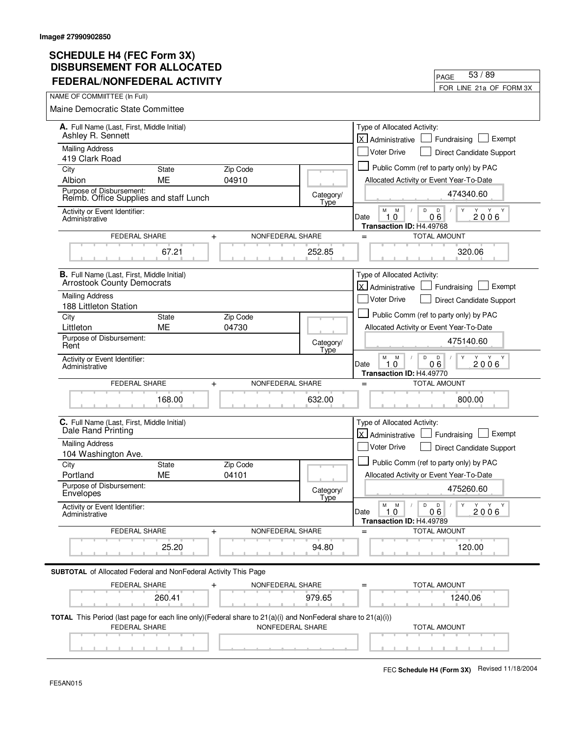Image# 27990902850

# SCHEDULE H4 (FEC Form 3X) DISBURSEMENT FOR ALLOCATED FEDERAL/NONFEDERAL ACTIVITY

FOR LINE 21a OF FORM 3X

NAME OF COMMITTEE (In Full)
Maine Democratic State Committee

**A.** Full Name (Last, First, Middle Initial): Ashley R. Sennett
Mailing Address: 419 Clark Road
City: Albion | State: ME | Zip Code: 04910
Purpose of Disbursement: Reimb. Office Supplies and staff Lunch
Category/Type:
Activity or Event Identifier: Administrative

Type of Allocated Activity: [X] Administrative [ ] Fundraising [ ] Exempt [ ] Voter Drive [ ] Direct Candidate Support [ ] Public Comm (ref to party only) by PAC
Allocated Activity or Event Year-To-Date: 474340.60
Date: 10 06 2006
Transaction ID: H4.49768

| FEDERAL SHARE | NONFEDERAL SHARE | TOTAL AMOUNT |
|---|---|---|
| 67.21 | 252.85 | 320.06 |

**B.** Full Name (Last, First, Middle Initial): Arrostook County Democrats
Mailing Address: 188 Littleton Station
City: Littleton | State: ME | Zip Code: 04730
Purpose of Disbursement: Rent
Category/Type:
Activity or Event Identifier: Administrative

Type of Allocated Activity: [X] Administrative [ ] Fundraising [ ] Exempt [ ] Voter Drive [ ] Direct Candidate Support [ ] Public Comm (ref to party only) by PAC
Allocated Activity or Event Year-To-Date: 475140.60
Date: 10 06 2006
Transaction ID: H4.49770

| FEDERAL SHARE | NONFEDERAL SHARE | TOTAL AMOUNT |
|---|---|---|
| 168.00 | 632.00 | 800.00 |

**C.** Full Name (Last, First, Middle Initial): Dale Rand Printing
Mailing Address: 104 Washington Ave.
City: Portland | State: ME | Zip Code: 04101
Purpose of Disbursement: Envelopes
Category/Type:
Activity or Event Identifier: Administrative

Type of Allocated Activity: [X] Administrative [ ] Fundraising [ ] Exempt [ ] Voter Drive [ ] Direct Candidate Support [ ] Public Comm (ref to party only) by PAC
Allocated Activity or Event Year-To-Date: 475260.60
Date: 10 06 2006
Transaction ID: H4.49789

| FEDERAL SHARE | NONFEDERAL SHARE | TOTAL AMOUNT |
|---|---|---|
| 25.20 | 94.80 | 120.00 |

**SUBTOTAL** of Allocated Federal and NonFederal Activity This Page

| FEDERAL SHARE | NONFEDERAL SHARE | TOTAL AMOUNT |
|---|---|---|
| 260.41 | 979.65 | 1240.06 |

**TOTAL** This Period (last page for each line only)(Federal share to 21(a)(i) and NonFederal share to 21(a)(i))

| FEDERAL SHARE | NONFEDERAL SHARE | TOTAL AMOUNT |
|---|---|---|
| | | |

FEC **Schedule H4 (Form 3X)** Revised 11/18/2004

FE5AN015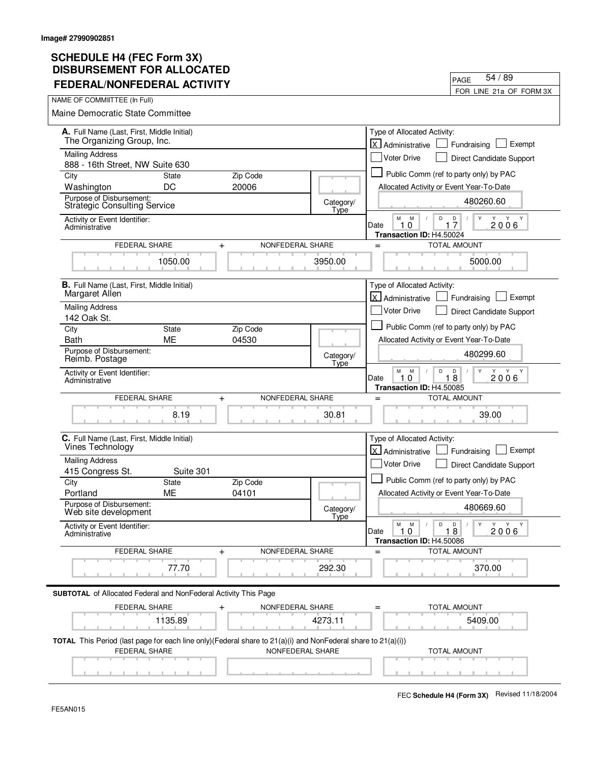Image# 27990902851

# SCHEDULE H4 (FEC Form 3X) DISBURSEMENT FOR ALLOCATED FEDERAL/NONFEDERAL ACTIVITY

PAGE 54 / 89

FOR LINE 21a OF FORM 3X

NAME OF COMMIITTEE (In Full)

Maine Democratic State Committee

---

**A.** Full Name (Last, First, Middle Initial)
The Organizing Group, Inc.

Mailing Address
888 - 16th Street, NW Suite 630

| City | State | Zip Code |
|---|---|---|
| Washington | DC | 20006 |

Purpose of Disbursement: Strategic Consulting Service

Category/Type:

Activity or Event Identifier: Administrative

Type of Allocated Activity:
- [X] Administrative
- [ ] Fundraising
- [ ] Exempt
- [ ] Voter Drive
- [ ] Direct Candidate Support
- [ ] Public Comm (ref to party only) by PAC

Allocated Activity or Event Year-To-Date: 480260.60

Date: 10 / 17 / 2006

Transaction ID: H4.50024

| FEDERAL SHARE | + | NONFEDERAL SHARE | = | TOTAL AMOUNT |
|---|---|---|---|---|
| 1050.00 | | 3950.00 | | 5000.00 |

---

**B.** Full Name (Last, First, Middle Initial)
Margaret Allen

Mailing Address
142 Oak St.

| City | State | Zip Code |
|---|---|---|
| Bath | ME | 04530 |

Purpose of Disbursement: Reimb. Postage

Category/Type:

Activity or Event Identifier: Administrative

Type of Allocated Activity:
- [X] Administrative
- [ ] Fundraising
- [ ] Exempt
- [ ] Voter Drive
- [ ] Direct Candidate Support
- [ ] Public Comm (ref to party only) by PAC

Allocated Activity or Event Year-To-Date: 480299.60

Date: 10 / 18 / 2006

Transaction ID: H4.50085

| FEDERAL SHARE | + | NONFEDERAL SHARE | = | TOTAL AMOUNT |
|---|---|---|---|---|
| 8.19 | | 30.81 | | 39.00 |

---

**C.** Full Name (Last, First, Middle Initial)
Vines Technology

Mailing Address
415 Congress St. Suite 301

| City | State | Zip Code |
|---|---|---|
| Portland | ME | 04101 |

Purpose of Disbursement: Web site development

Category/Type:

Activity or Event Identifier: Administrative

Type of Allocated Activity:
- [X] Administrative
- [ ] Fundraising
- [ ] Exempt
- [ ] Voter Drive
- [ ] Direct Candidate Support
- [ ] Public Comm (ref to party only) by PAC

Allocated Activity or Event Year-To-Date: 480669.60

Date: 10 / 18 / 2006

Transaction ID: H4.50086

| FEDERAL SHARE | + | NONFEDERAL SHARE | = | TOTAL AMOUNT |
|---|---|---|---|---|
| 77.70 | | 292.30 | | 370.00 |

---

**SUBTOTAL** of Allocated Federal and NonFederal Activity This Page

| FEDERAL SHARE | + | NONFEDERAL SHARE | = | TOTAL AMOUNT |
|---|---|---|---|---|
| 1135.89 | | 4273.11 | | 5409.00 |

**TOTAL** This Period (last page for each line only)(Federal share to 21(a)(i) and NonFederal share to 21(a)(i))

| FEDERAL SHARE | NONFEDERAL SHARE | TOTAL AMOUNT |
|---|---|---|
| | | |

FE5AN015

FEC **Schedule H4 (Form 3X)** Revised 11/18/2004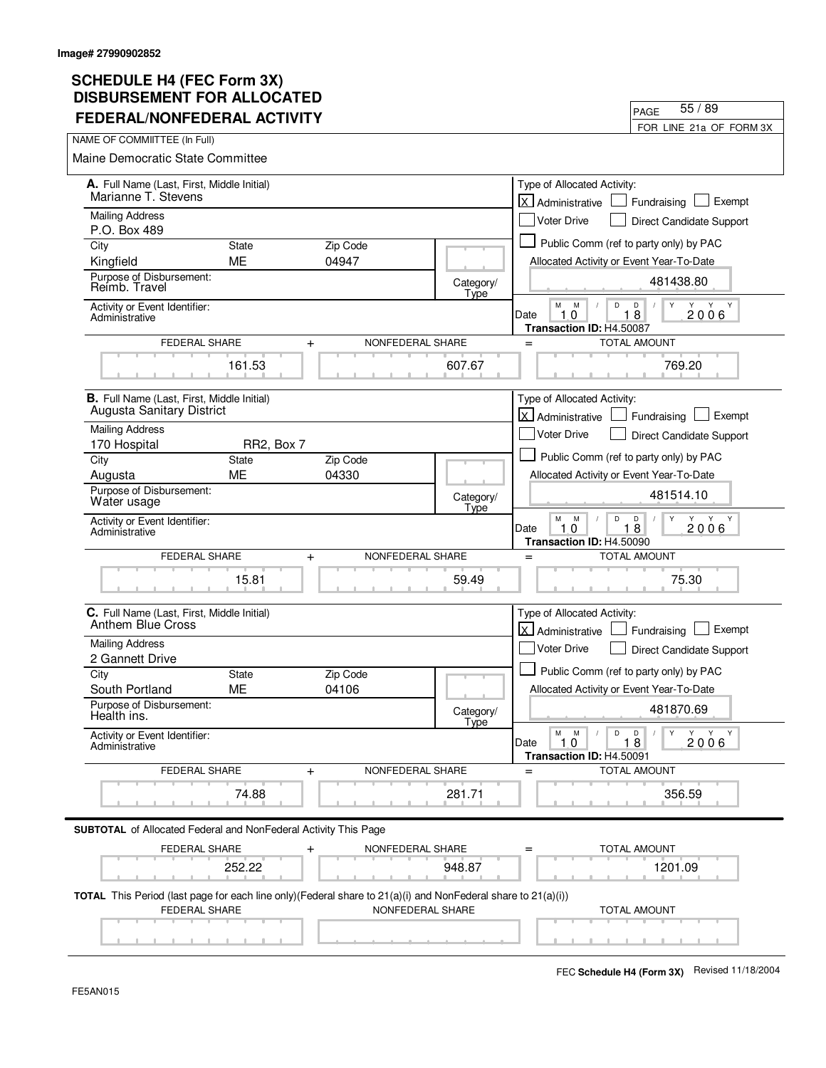Image# 27990902852

# SCHEDULE H4 (FEC Form 3X) DISBURSEMENT FOR ALLOCATED FEDERAL/NONFEDERAL ACTIVITY

PAGE 55 / 89

FOR LINE 21a OF FORM 3X

NAME OF COMMIITTEE (In Full)

Maine Democratic State Committee

---

**A.** Full Name (Last, First, Middle Initial)
Marianne T. Stevens

Mailing Address
P.O. Box 489

| City | State | Zip Code |
|---|---|---|
| Kingfield | ME | 04947 |

Purpose of Disbursement: Reimb. Travel

Category/Type:

Activity or Event Identifier: Administrative

Type of Allocated Activity: [X] Administrative [ ] Fundraising [ ] Exempt [ ] Voter Drive [ ] Direct Candidate Support [ ] Public Comm (ref to party only) by PAC

Allocated Activity or Event Year-To-Date: 481438.80

Date: 10 / 18 / 2006

Transaction ID: H4.50087

| FEDERAL SHARE | + | NONFEDERAL SHARE | = | TOTAL AMOUNT |
|---|---|---|---|---|
| 161.53 | | 607.67 | | 769.20 |

---

**B.** Full Name (Last, First, Middle Initial)
Augusta Sanitary District

Mailing Address
170 Hospital RR2, Box 7

| City | State | Zip Code |
|---|---|---|
| Augusta | ME | 04330 |

Purpose of Disbursement: Water usage

Category/Type:

Activity or Event Identifier: Administrative

Type of Allocated Activity: [X] Administrative [ ] Fundraising [ ] Exempt [ ] Voter Drive [ ] Direct Candidate Support [ ] Public Comm (ref to party only) by PAC

Allocated Activity or Event Year-To-Date: 481514.10

Date: 10 / 18 / 2006

Transaction ID: H4.50090

| FEDERAL SHARE | + | NONFEDERAL SHARE | = | TOTAL AMOUNT |
|---|---|---|---|---|
| 15.81 | | 59.49 | | 75.30 |

---

**C.** Full Name (Last, First, Middle Initial)
Anthem Blue Cross

Mailing Address
2 Gannett Drive

| City | State | Zip Code |
|---|---|---|
| South Portland | ME | 04106 |

Purpose of Disbursement: Health ins.

Category/Type:

Activity or Event Identifier: Administrative

Type of Allocated Activity: [X] Administrative [ ] Fundraising [ ] Exempt [ ] Voter Drive [ ] Direct Candidate Support [ ] Public Comm (ref to party only) by PAC

Allocated Activity or Event Year-To-Date: 481870.69

Date: 10 / 18 / 2006

Transaction ID: H4.50091

| FEDERAL SHARE | + | NONFEDERAL SHARE | = | TOTAL AMOUNT |
|---|---|---|---|---|
| 74.88 | | 281.71 | | 356.59 |

---

**SUBTOTAL** of Allocated Federal and NonFederal Activity This Page

| FEDERAL SHARE | + | NONFEDERAL SHARE | = | TOTAL AMOUNT |
|---|---|---|---|---|
| 252.22 | | 948.87 | | 1201.09 |

**TOTAL** This Period (last page for each line only)(Federal share to 21(a)(i) and NonFederal share to 21(a)(i))

| FEDERAL SHARE | NONFEDERAL SHARE | TOTAL AMOUNT |
|---|---|---|
| | | |

FEC **Schedule H4 (Form 3X)** Revised 11/18/2004

FE5AN015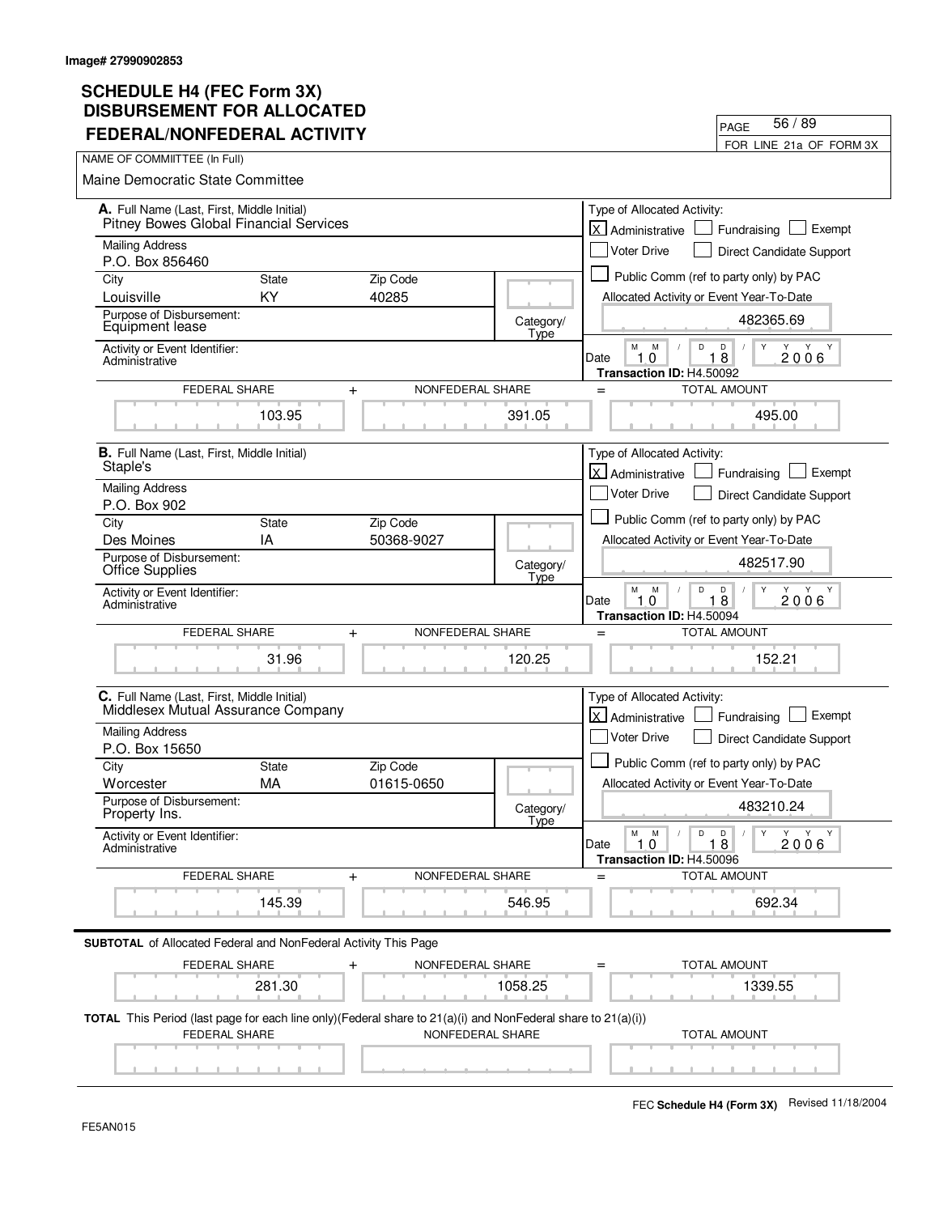Image# 27990902853

# SCHEDULE H4 (FEC Form 3X)
## DISBURSEMENT FOR ALLOCATED FEDERAL/NONFEDERAL ACTIVITY

PAGE 56 / 89

FOR LINE 21a OF FORM 3X

NAME OF COMMIITTEE (In Full)
Maine Democratic State Committee

---

**A.** Full Name (Last, First, Middle Initial)
Pitney Bowes Global Financial Services

Mailing Address
P.O. Box 856460

| City | State | Zip Code |
|---|---|---|
| Louisville | KY | 40285 |

Purpose of Disbursement: Equipment lease

Category/Type:

Activity or Event Identifier: Administrative

Type of Allocated Activity:
- [X] Administrative
- [ ] Fundraising
- [ ] Exempt
- [ ] Voter Drive
- [ ] Direct Candidate Support
- [ ] Public Comm (ref to party only) by PAC

Allocated Activity or Event Year-To-Date: 482365.69

Date: 10 / 18 / 2006

Transaction ID: H4.50092

| FEDERAL SHARE | + | NONFEDERAL SHARE | = | TOTAL AMOUNT |
|---|---|---|---|---|
| 103.95 | | 391.05 | | 495.00 |

---

**B.** Full Name (Last, First, Middle Initial)
Staple's

Mailing Address
P.O. Box 902

| City | State | Zip Code |
|---|---|---|
| Des Moines | IA | 50368-9027 |

Purpose of Disbursement: Office Supplies

Category/Type:

Activity or Event Identifier: Administrative

Type of Allocated Activity:
- [X] Administrative
- [ ] Fundraising
- [ ] Exempt
- [ ] Voter Drive
- [ ] Direct Candidate Support
- [ ] Public Comm (ref to party only) by PAC

Allocated Activity or Event Year-To-Date: 482517.90

Date: 10 / 18 / 2006

Transaction ID: H4.50094

| FEDERAL SHARE | + | NONFEDERAL SHARE | = | TOTAL AMOUNT |
|---|---|---|---|---|
| 31.96 | | 120.25 | | 152.21 |

---

**C.** Full Name (Last, First, Middle Initial)
Middlesex Mutual Assurance Company

Mailing Address
P.O. Box 15650

| City | State | Zip Code |
|---|---|---|
| Worcester | MA | 01615-0650 |

Purpose of Disbursement: Property Ins.

Category/Type:

Activity or Event Identifier: Administrative

Type of Allocated Activity:
- [X] Administrative
- [ ] Fundraising
- [ ] Exempt
- [ ] Voter Drive
- [ ] Direct Candidate Support
- [ ] Public Comm (ref to party only) by PAC

Allocated Activity or Event Year-To-Date: 483210.24

Date: 10 / 18 / 2006

Transaction ID: H4.50096

| FEDERAL SHARE | + | NONFEDERAL SHARE | = | TOTAL AMOUNT |
|---|---|---|---|---|
| 145.39 | | 546.95 | | 692.34 |

---

**SUBTOTAL** of Allocated Federal and NonFederal Activity This Page

| FEDERAL SHARE | + | NONFEDERAL SHARE | = | TOTAL AMOUNT |
|---|---|---|---|---|
| 281.30 | | 1058.25 | | 1339.55 |

**TOTAL** This Period (last page for each line only)(Federal share to 21(a)(i) and NonFederal share to 21(a)(i))

| FEDERAL SHARE | NONFEDERAL SHARE | TOTAL AMOUNT |
|---|---|---|
| | | |

FEC **Schedule H4 (Form 3X)** Revised 11/18/2004

FE5AN015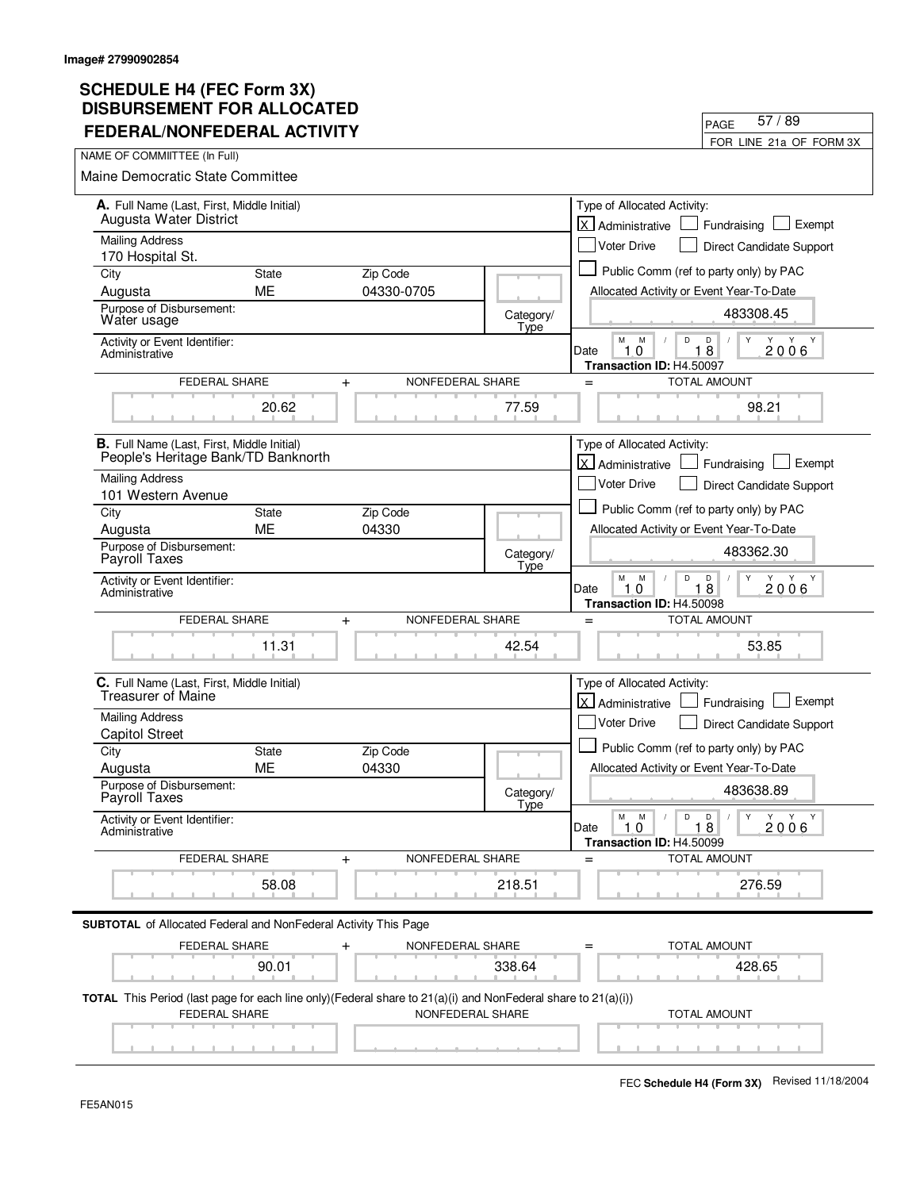Image# 27990902854

# SCHEDULE H4 (FEC Form 3X) DISBURSEMENT FOR ALLOCATED FEDERAL/NONFEDERAL ACTIVITY

FOR LINE 21a OF FORM 3X

NAME OF COMMITTEE (In Full)

Maine Democratic State Committee

---

**A.** Full Name (Last, First, Middle Initial): Augusta Water District

Mailing Address: 170 Hospital St.

City: Augusta | State: ME | Zip Code: 04330-0705

Purpose of Disbursement: Water usage

Category/Type:

Activity or Event Identifier: Administrative

Type of Allocated Activity: [X] Administrative [ ] Fundraising [ ] Exempt [ ] Voter Drive [ ] Direct Candidate Support [ ] Public Comm (ref to party only) by PAC

Allocated Activity or Event Year-To-Date: 483308.45

Date: 10 18 2006

Transaction ID: H4.50097

| FEDERAL SHARE | + | NONFEDERAL SHARE | = | TOTAL AMOUNT |
|---|---|---|---|---|
| 20.62 | | 77.59 | | 98.21 |

---

**B.** Full Name (Last, First, Middle Initial): People's Heritage Bank/TD Banknorth

Mailing Address: 101 Western Avenue

City: Augusta | State: ME | Zip Code: 04330

Purpose of Disbursement: Payroll Taxes

Category/Type:

Activity or Event Identifier: Administrative

Type of Allocated Activity: [X] Administrative [ ] Fundraising [ ] Exempt [ ] Voter Drive [ ] Direct Candidate Support [ ] Public Comm (ref to party only) by PAC

Allocated Activity or Event Year-To-Date: 483362.30

Date: 10 18 2006

Transaction ID: H4.50098

| FEDERAL SHARE | + | NONFEDERAL SHARE | = | TOTAL AMOUNT |
|---|---|---|---|---|
| 11.31 | | 42.54 | | 53.85 |

---

**C.** Full Name (Last, First, Middle Initial): Treasurer of Maine

Mailing Address: Capitol Street

City: Augusta | State: ME | Zip Code: 04330

Purpose of Disbursement: Payroll Taxes

Category/Type:

Activity or Event Identifier: Administrative

Type of Allocated Activity: [X] Administrative [ ] Fundraising [ ] Exempt [ ] Voter Drive [ ] Direct Candidate Support [ ] Public Comm (ref to party only) by PAC

Allocated Activity or Event Year-To-Date: 483638.89

Date: 10 18 2006

Transaction ID: H4.50099

| FEDERAL SHARE | + | NONFEDERAL SHARE | = | TOTAL AMOUNT |
|---|---|---|---|---|
| 58.08 | | 218.51 | | 276.59 |

---

**SUBTOTAL** of Allocated Federal and NonFederal Activity This Page

| FEDERAL SHARE | + | NONFEDERAL SHARE | = | TOTAL AMOUNT |
|---|---|---|---|---|
| 90.01 | | 338.64 | | 428.65 |

**TOTAL** This Period (last page for each line only)(Federal share to 21(a)(i) and NonFederal share to 21(a)(i))

| FEDERAL SHARE | NONFEDERAL SHARE | TOTAL AMOUNT |
|---|---|---|
| | | |

FEC **Schedule H4 (Form 3X)** Revised 11/18/2004

FE5AN015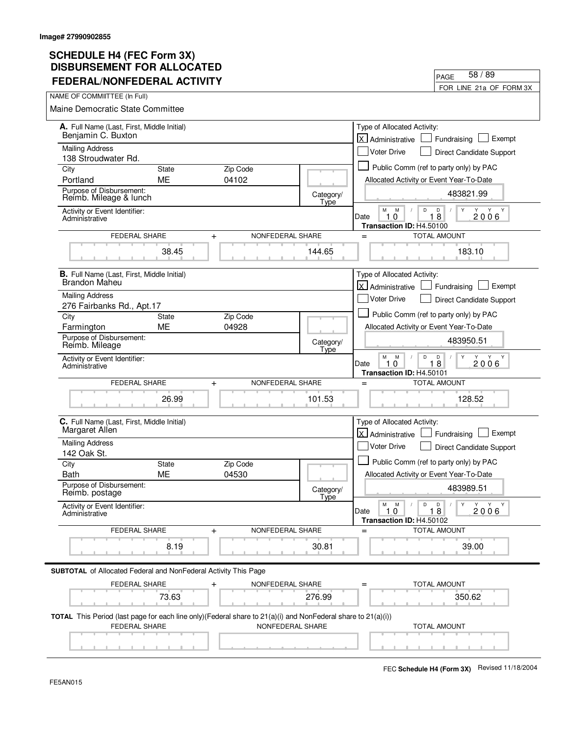Image# 27990902855

# SCHEDULE H4 (FEC Form 3X) DISBURSEMENT FOR ALLOCATED FEDERAL/NONFEDERAL ACTIVITY

FOR LINE 21a OF FORM 3X

NAME OF COMMIITTEE (In Full)

Maine Democratic State Committee

## A.

Full Name (Last, First, Middle Initial): Benjamin C. Buxton

Mailing Address: 138 Stroudwater Rd.

City: Portland | State: ME | Zip Code: 04102

Purpose of Disbursement: Reimb. Mileage & lunch

Category/Type:

Activity or Event Identifier: Administrative

Type of Allocated Activity: [X] Administrative [ ] Fundraising [ ] Exempt [ ] Voter Drive [ ] Direct Candidate Support [ ] Public Comm (ref to party only) by PAC

Allocated Activity or Event Year-To-Date: 483821.99

Date: 10 / 18 / 2006

Transaction ID: H4.50100

| FEDERAL SHARE | + | NONFEDERAL SHARE | = | TOTAL AMOUNT |
|---|---|---|---|---|
| 38.45 | | 144.65 | | 183.10 |

## B.

Full Name (Last, First, Middle Initial): Brandon Maheu

Mailing Address: 276 Fairbanks Rd., Apt.17

City: Farmington | State: ME | Zip Code: 04928

Purpose of Disbursement: Reimb. Mileage

Category/Type:

Activity or Event Identifier: Administrative

Type of Allocated Activity: [X] Administrative [ ] Fundraising [ ] Exempt [ ] Voter Drive [ ] Direct Candidate Support [ ] Public Comm (ref to party only) by PAC

Allocated Activity or Event Year-To-Date: 483950.51

Date: 10 / 18 / 2006

Transaction ID: H4.50101

| FEDERAL SHARE | + | NONFEDERAL SHARE | = | TOTAL AMOUNT |
|---|---|---|---|---|
| 26.99 | | 101.53 | | 128.52 |

## C.

Full Name (Last, First, Middle Initial): Margaret Allen

Mailing Address: 142 Oak St.

City: Bath | State: ME | Zip Code: 04530

Purpose of Disbursement: Reimb. postage

Category/Type:

Activity or Event Identifier: Administrative

Type of Allocated Activity: [X] Administrative [ ] Fundraising [ ] Exempt [ ] Voter Drive [ ] Direct Candidate Support [ ] Public Comm (ref to party only) by PAC

Allocated Activity or Event Year-To-Date: 483989.51

Date: 10 / 18 / 2006

Transaction ID: H4.50102

| FEDERAL SHARE | + | NONFEDERAL SHARE | = | TOTAL AMOUNT |
|---|---|---|---|---|
| 8.19 | | 30.81 | | 39.00 |

**SUBTOTAL** of Allocated Federal and NonFederal Activity This Page

| FEDERAL SHARE | + | NONFEDERAL SHARE | = | TOTAL AMOUNT |
|---|---|---|---|---|
| 73.63 | | 276.99 | | 350.62 |

**TOTAL** This Period (last page for each line only)(Federal share to 21(a)(i) and NonFederal share to 21(a)(i))

| FEDERAL SHARE | NONFEDERAL SHARE | TOTAL AMOUNT |
|---|---|---|
| | | |

FEC **Schedule H4 (Form 3X)** Revised 11/18/2004

FE5AN015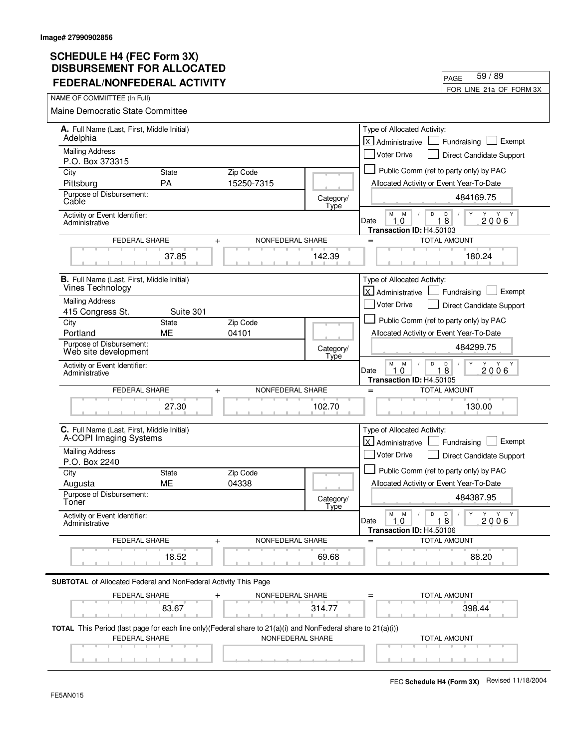Image# 27990902856

# SCHEDULE H4 (FEC Form 3X) DISBURSEMENT FOR ALLOCATED FEDERAL/NONFEDERAL ACTIVITY

FOR LINE 21a OF FORM 3X

NAME OF COMMIITTEE (In Full)

Maine Democratic State Committee

**A.** Full Name (Last, First, Middle Initial): Adelphia

Mailing Address: P.O. Box 373315

City: Pittsburg | State: PA | Zip Code: 15250-7315

Purpose of Disbursement: Cable

Category/Type:

Activity or Event Identifier: Administrative

Type of Allocated Activity: [X] Administrative [ ] Fundraising [ ] Exempt [ ] Voter Drive [ ] Direct Candidate Support [ ] Public Comm (ref to party only) by PAC

Allocated Activity or Event Year-To-Date: 484169.75

Date: 10 / 18 / 2006

Transaction ID: H4.50103

| FEDERAL SHARE | + | NONFEDERAL SHARE | = | TOTAL AMOUNT |
|---|---|---|---|---|
| 37.85 | | 142.39 | | 180.24 |

**B.** Full Name (Last, First, Middle Initial): Vines Technology

Mailing Address: 415 Congress St. Suite 301

City: Portland | State: ME | Zip Code: 04101

Purpose of Disbursement: Web site development

Category/Type:

Activity or Event Identifier: Administrative

Type of Allocated Activity: [X] Administrative [ ] Fundraising [ ] Exempt [ ] Voter Drive [ ] Direct Candidate Support [ ] Public Comm (ref to party only) by PAC

Allocated Activity or Event Year-To-Date: 484299.75

Date: 10 / 18 / 2006

Transaction ID: H4.50105

| FEDERAL SHARE | + | NONFEDERAL SHARE | = | TOTAL AMOUNT |
|---|---|---|---|---|
| 27.30 | | 102.70 | | 130.00 |

**C.** Full Name (Last, First, Middle Initial): A-COPI Imaging Systems

Mailing Address: P.O. Box 2240

City: Augusta | State: ME | Zip Code: 04338

Purpose of Disbursement: Toner

Category/Type:

Activity or Event Identifier: Administrative

Type of Allocated Activity: [X] Administrative [ ] Fundraising [ ] Exempt [ ] Voter Drive [ ] Direct Candidate Support [ ] Public Comm (ref to party only) by PAC

Allocated Activity or Event Year-To-Date: 484387.95

Date: 10 / 18 / 2006

Transaction ID: H4.50106

| FEDERAL SHARE | + | NONFEDERAL SHARE | = | TOTAL AMOUNT |
|---|---|---|---|---|
| 18.52 | | 69.68 | | 88.20 |

**SUBTOTAL** of Allocated Federal and NonFederal Activity This Page

| FEDERAL SHARE | + | NONFEDERAL SHARE | = | TOTAL AMOUNT |
|---|---|---|---|---|
| 83.67 | | 314.77 | | 398.44 |

**TOTAL** This Period (last page for each line only)(Federal share to 21(a)(i) and NonFederal share to 21(a)(i))

| FEDERAL SHARE | NONFEDERAL SHARE | TOTAL AMOUNT |
|---|---|---|
| | | |

FEC **Schedule H4 (Form 3X)** Revised 11/18/2004

FE5AN015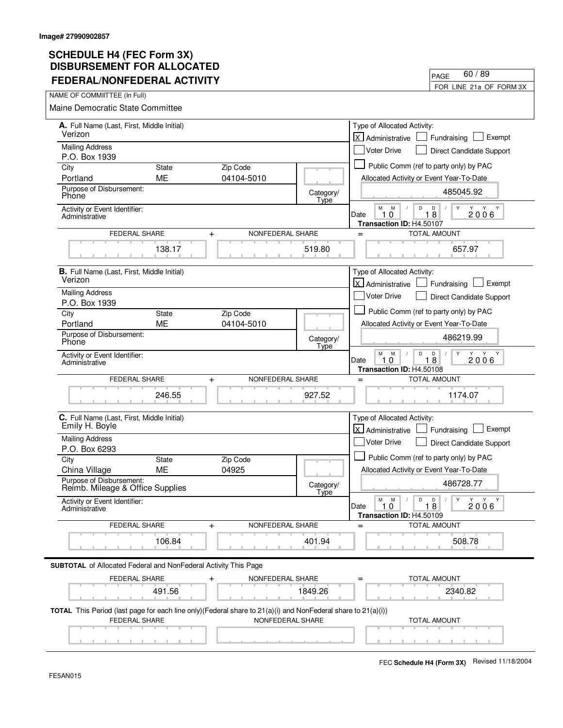Image# 27990902857

# SCHEDULE H4 (FEC Form 3X) DISBURSEMENT FOR ALLOCATED FEDERAL/NONFEDERAL ACTIVITY

PAGE 60 / 89

FOR LINE 21a OF FORM 3X

NAME OF COMMIITTEE (In Full)

Maine Democratic State Committee

## A.

**Full Name (Last, First, Middle Initial):** Verizon

**Mailing Address:** P.O. Box 1939

**City:** Portland **State:** ME **Zip Code:** 04104-5010

**Purpose of Disbursement:** Phone

**Category/Type:**

**Activity or Event Identifier:** Administrative

**Type of Allocated Activity:** [X] Administrative [ ] Fundraising [ ] Exempt [ ] Voter Drive [ ] Direct Candidate Support [ ] Public Comm (ref to party only) by PAC

**Allocated Activity or Event Year-To-Date:** 485045.92

**Date:** 10/18/2006

**Transaction ID:** H4.50107

| FEDERAL SHARE | + | NONFEDERAL SHARE | = | TOTAL AMOUNT |
|---|---|---|---|---|
| 138.17 | | 519.80 | | 657.97 |

## B.

**Full Name (Last, First, Middle Initial):** Verizon

**Mailing Address:** P.O. Box 1939

**City:** Portland **State:** ME **Zip Code:** 04104-5010

**Purpose of Disbursement:** Phone

**Category/Type:**

**Activity or Event Identifier:** Administrative

**Type of Allocated Activity:** [X] Administrative [ ] Fundraising [ ] Exempt [ ] Voter Drive [ ] Direct Candidate Support [ ] Public Comm (ref to party only) by PAC

**Allocated Activity or Event Year-To-Date:** 486219.99

**Date:** 10/18/2006

**Transaction ID:** H4.50108

| FEDERAL SHARE | + | NONFEDERAL SHARE | = | TOTAL AMOUNT |
|---|---|---|---|---|
| 246.55 | | 927.52 | | 1174.07 |

## C.

**Full Name (Last, First, Middle Initial):** Emily H. Boyle

**Mailing Address:** P.O. Box 6293

**City:** China Village **State:** ME **Zip Code:** 04925

**Purpose of Disbursement:** Reimb. Mileage & Office Supplies

**Category/Type:**

**Activity or Event Identifier:** Administrative

**Type of Allocated Activity:** [X] Administrative [ ] Fundraising [ ] Exempt [ ] Voter Drive [ ] Direct Candidate Support [ ] Public Comm (ref to party only) by PAC

**Allocated Activity or Event Year-To-Date:** 486728.77

**Date:** 10/18/2006

**Transaction ID:** H4.50109

| FEDERAL SHARE | + | NONFEDERAL SHARE | = | TOTAL AMOUNT |
|---|---|---|---|---|
| 106.84 | | 401.94 | | 508.78 |

**SUBTOTAL** of Allocated Federal and NonFederal Activity This Page

| FEDERAL SHARE | + | NONFEDERAL SHARE | = | TOTAL AMOUNT |
|---|---|---|---|---|
| 491.56 | | 1849.26 | | 2340.82 |

**TOTAL** This Period (last page for each line only)(Federal share to 21(a)(i) and NonFederal share to 21(a)(i))

| FEDERAL SHARE | NONFEDERAL SHARE | TOTAL AMOUNT |
|---|---|---|
| | | |

FE5AN015

FEC **Schedule H4 (Form 3X)** Revised 11/18/2004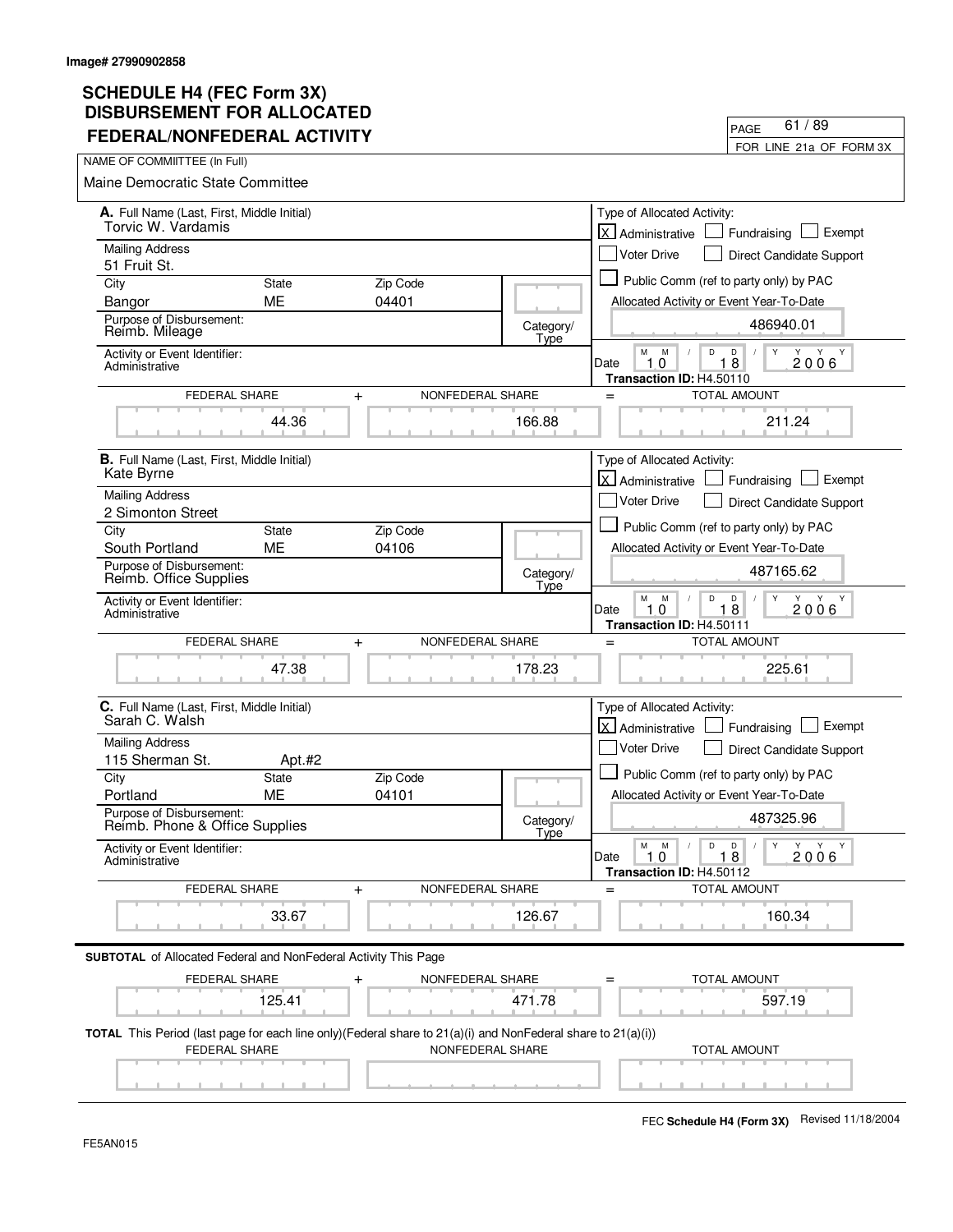Image# 27990902858

# SCHEDULE H4 (FEC Form 3X) DISBURSEMENT FOR ALLOCATED FEDERAL/NONFEDERAL ACTIVITY

PAGE 61 / 89

FOR LINE 21a OF FORM 3X

NAME OF COMMIITTEE (In Full)

Maine Democratic State Committee

---

**A.** Full Name (Last, First, Middle Initial): Torvic W. Vardamis

Mailing Address: 51 Fruit St.

City: Bangor | State: ME | Zip Code: 04401

Purpose of Disbursement: Reimb. Mileage

Category/Type:

Activity or Event Identifier: Administrative

Type of Allocated Activity: [X] Administrative [ ] Fundraising [ ] Exempt [ ] Voter Drive [ ] Direct Candidate Support [ ] Public Comm (ref to party only) by PAC

Allocated Activity or Event Year-To-Date: 486940.01

Date: 10 18 2006

Transaction ID: H4.50110

| FEDERAL SHARE | + | NONFEDERAL SHARE | = | TOTAL AMOUNT |
|---|---|---|---|---|
| 44.36 | | 166.88 | | 211.24 |

---

**B.** Full Name (Last, First, Middle Initial): Kate Byrne

Mailing Address: 2 Simonton Street

City: South Portland | State: ME | Zip Code: 04106

Purpose of Disbursement: Reimb. Office Supplies

Category/Type:

Activity or Event Identifier: Administrative

Type of Allocated Activity: [X] Administrative [ ] Fundraising [ ] Exempt [ ] Voter Drive [ ] Direct Candidate Support [ ] Public Comm (ref to party only) by PAC

Allocated Activity or Event Year-To-Date: 487165.62

Date: 10 18 2006

Transaction ID: H4.50111

| FEDERAL SHARE | + | NONFEDERAL SHARE | = | TOTAL AMOUNT |
|---|---|---|---|---|
| 47.38 | | 178.23 | | 225.61 |

---

**C.** Full Name (Last, First, Middle Initial): Sarah C. Walsh

Mailing Address: 115 Sherman St. Apt.#2

City: Portland | State: ME | Zip Code: 04101

Purpose of Disbursement: Reimb. Phone & Office Supplies

Category/Type:

Activity or Event Identifier: Administrative

Type of Allocated Activity: [X] Administrative [ ] Fundraising [ ] Exempt [ ] Voter Drive [ ] Direct Candidate Support [ ] Public Comm (ref to party only) by PAC

Allocated Activity or Event Year-To-Date: 487325.96

Date: 10 18 2006

Transaction ID: H4.50112

| FEDERAL SHARE | + | NONFEDERAL SHARE | = | TOTAL AMOUNT |
|---|---|---|---|---|
| 33.67 | | 126.67 | | 160.34 |

---

**SUBTOTAL** of Allocated Federal and NonFederal Activity This Page

| FEDERAL SHARE | + | NONFEDERAL SHARE | = | TOTAL AMOUNT |
|---|---|---|---|---|
| 125.41 | | 471.78 | | 597.19 |

**TOTAL** This Period (last page for each line only)(Federal share to 21(a)(i) and NonFederal share to 21(a)(i))

| FEDERAL SHARE | NONFEDERAL SHARE | TOTAL AMOUNT |
|---|---|---|
| | | |

FEC **Schedule H4 (Form 3X)** Revised 11/18/2004

FE5AN015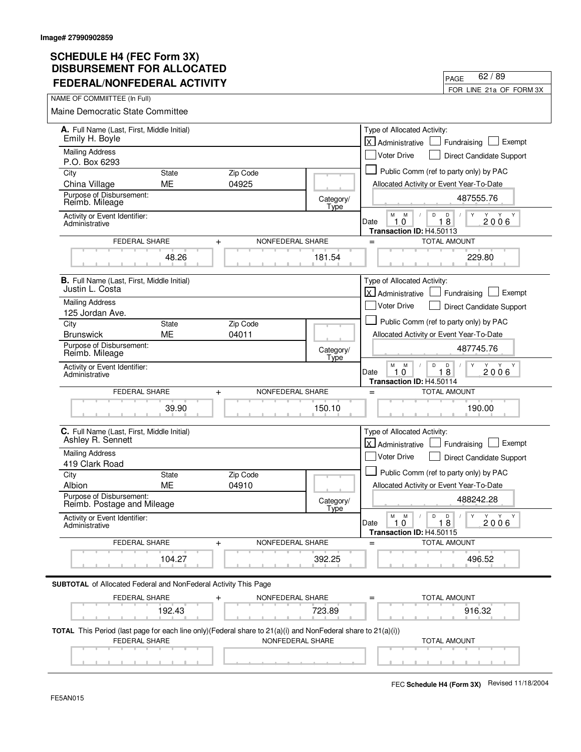Image# 27990902859

# SCHEDULE H4 (FEC Form 3X)
## DISBURSEMENT FOR ALLOCATED FEDERAL/NONFEDERAL ACTIVITY

PAGE 62 / 89

FOR LINE 21a OF FORM 3X

NAME OF COMMIITTEE (In Full)

Maine Democratic State Committee

---

**A.** Full Name (Last, First, Middle Initial): Emily H. Boyle

Mailing Address: P.O. Box 6293

City: China Village | State: ME | Zip Code: 04925

Purpose of Disbursement: Reimb. Mileage

Category/Type:

Activity or Event Identifier: Administrative

Type of Allocated Activity: [X] Administrative [ ] Fundraising [ ] Exempt [ ] Voter Drive [ ] Direct Candidate Support [ ] Public Comm (ref to party only) by PAC

Allocated Activity or Event Year-To-Date: 487555.76

Date: 10 / 18 / 2006

Transaction ID: H4.50113

| FEDERAL SHARE | + | NONFEDERAL SHARE | = | TOTAL AMOUNT |
|---|---|---|---|---|
| 48.26 | | 181.54 | | 229.80 |

---

**B.** Full Name (Last, First, Middle Initial): Justin L. Costa

Mailing Address: 125 Jordan Ave.

City: Brunswick | State: ME | Zip Code: 04011

Purpose of Disbursement: Reimb. Mileage

Category/Type:

Activity or Event Identifier: Administrative

Type of Allocated Activity: [X] Administrative [ ] Fundraising [ ] Exempt [ ] Voter Drive [ ] Direct Candidate Support [ ] Public Comm (ref to party only) by PAC

Allocated Activity or Event Year-To-Date: 487745.76

Date: 10 / 18 / 2006

Transaction ID: H4.50114

| FEDERAL SHARE | + | NONFEDERAL SHARE | = | TOTAL AMOUNT |
|---|---|---|---|---|
| 39.90 | | 150.10 | | 190.00 |

---

**C.** Full Name (Last, First, Middle Initial): Ashley R. Sennett

Mailing Address: 419 Clark Road

City: Albion | State: ME | Zip Code: 04910

Purpose of Disbursement: Reimb. Postage and Mileage

Category/Type:

Activity or Event Identifier: Administrative

Type of Allocated Activity: [X] Administrative [ ] Fundraising [ ] Exempt [ ] Voter Drive [ ] Direct Candidate Support [ ] Public Comm (ref to party only) by PAC

Allocated Activity or Event Year-To-Date: 488242.28

Date: 10 / 18 / 2006

Transaction ID: H4.50115

| FEDERAL SHARE | + | NONFEDERAL SHARE | = | TOTAL AMOUNT |
|---|---|---|---|---|
| 104.27 | | 392.25 | | 496.52 |

---

**SUBTOTAL** of Allocated Federal and NonFederal Activity This Page

| FEDERAL SHARE | + | NONFEDERAL SHARE | = | TOTAL AMOUNT |
|---|---|---|---|---|
| 192.43 | | 723.89 | | 916.32 |

**TOTAL** This Period (last page for each line only)(Federal share to 21(a)(i) and NonFederal share to 21(a)(i))

| FEDERAL SHARE | NONFEDERAL SHARE | TOTAL AMOUNT |
|---|---|---|
| | | |

FEC **Schedule H4 (Form 3X)** Revised 11/18/2004

FE5AN015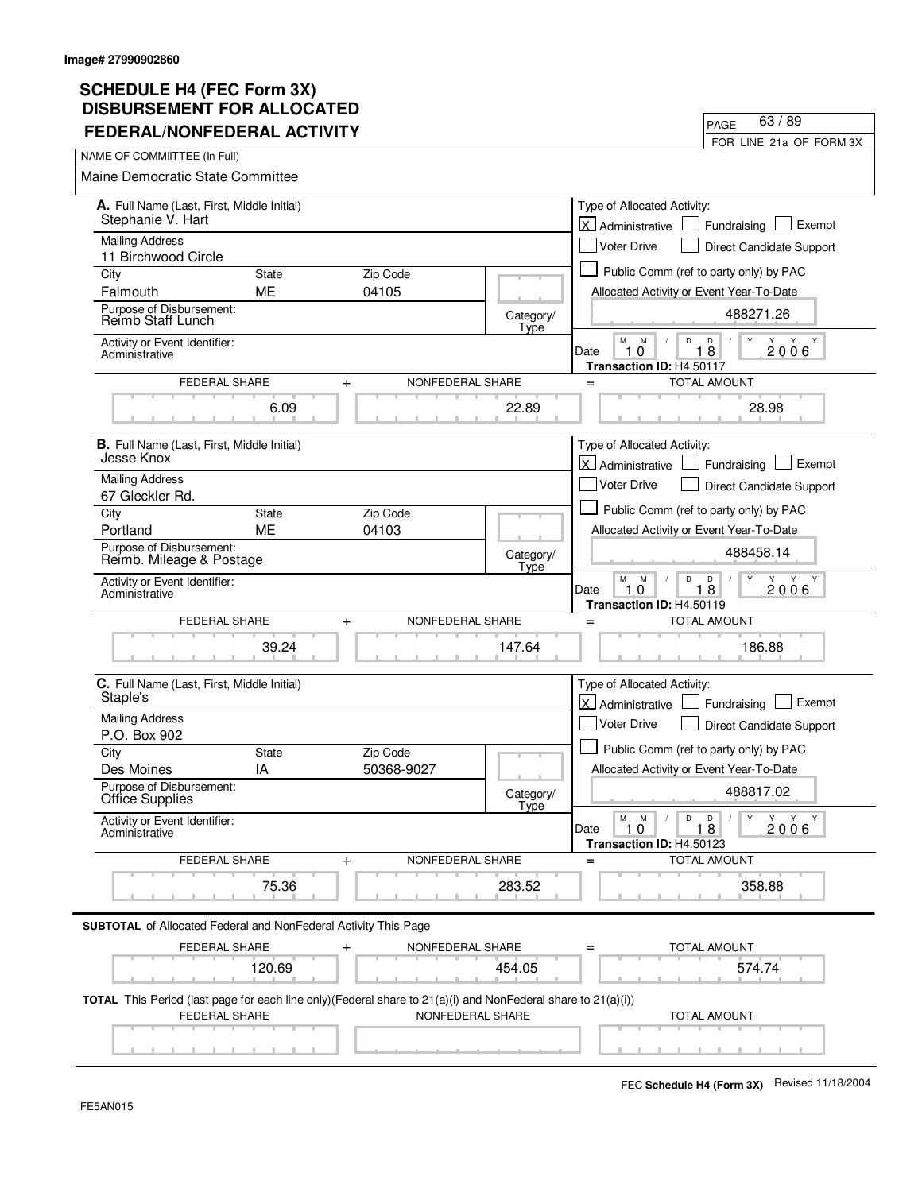Image# 27990902860

# SCHEDULE H4 (FEC Form 3X) DISBURSEMENT FOR ALLOCATED FEDERAL/NONFEDERAL ACTIVITY

PAGE 63 / 89

FOR LINE 21a OF FORM 3X

NAME OF COMMITTEE (In Full)

Maine Democratic State Committee

---

**A.** Full Name (Last, First, Middle Initial): Stephanie V. Hart

Mailing Address: 11 Birchwood Circle

City: Falmouth | State: ME | Zip Code: 04105

Purpose of Disbursement: Reimb Staff Lunch

Category/Type:

Activity or Event Identifier: Administrative

Type of Allocated Activity: [X] Administrative [ ] Fundraising [ ] Exempt [ ] Voter Drive [ ] Direct Candidate Support [ ] Public Comm (ref to party only) by PAC

Allocated Activity or Event Year-To-Date: 488271.26

Date: 10 / 18 / 2006

Transaction ID: H4.50117

| FEDERAL SHARE | + | NONFEDERAL SHARE | = | TOTAL AMOUNT |
|---|---|---|---|---|
| 6.09 | | 22.89 | | 28.98 |

---

**B.** Full Name (Last, First, Middle Initial): Jesse Knox

Mailing Address: 67 Gleckler Rd.

City: Portland | State: ME | Zip Code: 04103

Purpose of Disbursement: Reimb. Mileage & Postage

Category/Type:

Activity or Event Identifier: Administrative

Type of Allocated Activity: [X] Administrative [ ] Fundraising [ ] Exempt [ ] Voter Drive [ ] Direct Candidate Support [ ] Public Comm (ref to party only) by PAC

Allocated Activity or Event Year-To-Date: 488458.14

Date: 10 / 18 / 2006

Transaction ID: H4.50119

| FEDERAL SHARE | + | NONFEDERAL SHARE | = | TOTAL AMOUNT |
|---|---|---|---|---|
| 39.24 | | 147.64 | | 186.88 |

---

**C.** Full Name (Last, First, Middle Initial): Staple's

Mailing Address: P.O. Box 902

City: Des Moines | State: IA | Zip Code: 50368-9027

Purpose of Disbursement: Office Supplies

Category/Type:

Activity or Event Identifier: Administrative

Type of Allocated Activity: [X] Administrative [ ] Fundraising [ ] Exempt [ ] Voter Drive [ ] Direct Candidate Support [ ] Public Comm (ref to party only) by PAC

Allocated Activity or Event Year-To-Date: 488817.02

Date: 10 / 18 / 2006

Transaction ID: H4.50123

| FEDERAL SHARE | + | NONFEDERAL SHARE | = | TOTAL AMOUNT |
|---|---|---|---|---|
| 75.36 | | 283.52 | | 358.88 |

---

**SUBTOTAL** of Allocated Federal and NonFederal Activity This Page

| FEDERAL SHARE | + | NONFEDERAL SHARE | = | TOTAL AMOUNT |
|---|---|---|---|---|
| 120.69 | | 454.05 | | 574.74 |

**TOTAL** This Period (last page for each line only)(Federal share to 21(a)(i) and NonFederal share to 21(a)(i))

| FEDERAL SHARE | NONFEDERAL SHARE | TOTAL AMOUNT |
|---|---|---|
| | | |

FEC **Schedule H4 (Form 3X)** Revised 11/18/2004

FE5AN015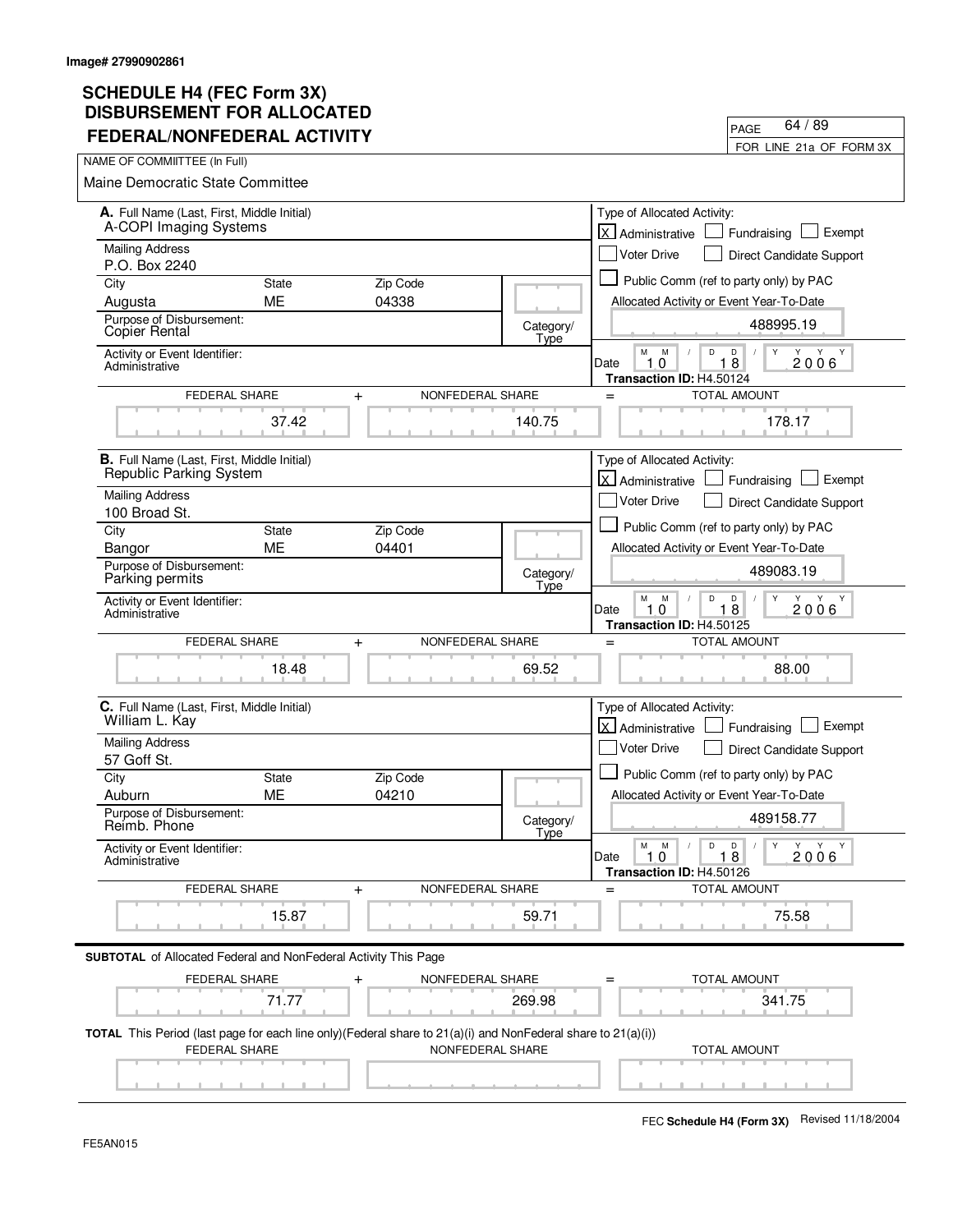Image# 27990902861

# SCHEDULE H4 (FEC Form 3X) DISBURSEMENT FOR ALLOCATED FEDERAL/NONFEDERAL ACTIVITY

PAGE 64 / 89

FOR LINE 21a OF FORM 3X

NAME OF COMMIITTEE (In Full)

Maine Democratic State Committee

**A.** Full Name (Last, First, Middle Initial)
A-COPI Imaging Systems

Mailing Address
P.O. Box 2240

| City | State | Zip Code |
|---|---|---|
| Augusta | ME | 04338 |

Purpose of Disbursement: Copier Rental

Category/Type

Activity or Event Identifier: Administrative

Type of Allocated Activity:
[X] Administrative [ ] Fundraising [ ] Exempt
[ ] Voter Drive [ ] Direct Candidate Support
[ ] Public Comm (ref to party only) by PAC

Allocated Activity or Event Year-To-Date: 488995.19

Date: 10 / 18 / 2006

**Transaction ID:** H4.50124

| FEDERAL SHARE | + | NONFEDERAL SHARE | = | TOTAL AMOUNT |
|---|---|---|---|---|
| 37.42 | | 140.75 | | 178.17 |

**B.** Full Name (Last, First, Middle Initial)
Republic Parking System

Mailing Address
100 Broad St.

| City | State | Zip Code |
|---|---|---|
| Bangor | ME | 04401 |

Purpose of Disbursement: Parking permits

Category/Type

Activity or Event Identifier: Administrative

Type of Allocated Activity:
[X] Administrative [ ] Fundraising [ ] Exempt
[ ] Voter Drive [ ] Direct Candidate Support
[ ] Public Comm (ref to party only) by PAC

Allocated Activity or Event Year-To-Date: 489083.19

Date: 10 / 18 / 2006

**Transaction ID:** H4.50125

| FEDERAL SHARE | + | NONFEDERAL SHARE | = | TOTAL AMOUNT |
|---|---|---|---|---|
| 18.48 | | 69.52 | | 88.00 |

**C.** Full Name (Last, First, Middle Initial)
William L. Kay

Mailing Address
57 Goff St.

| City | State | Zip Code |
|---|---|---|
| Auburn | ME | 04210 |

Purpose of Disbursement: Reimb. Phone

Category/Type

Activity or Event Identifier: Administrative

Type of Allocated Activity:
[X] Administrative [ ] Fundraising [ ] Exempt
[ ] Voter Drive [ ] Direct Candidate Support
[ ] Public Comm (ref to party only) by PAC

Allocated Activity or Event Year-To-Date: 489158.77

Date: 10 / 18 / 2006

**Transaction ID:** H4.50126

| FEDERAL SHARE | + | NONFEDERAL SHARE | = | TOTAL AMOUNT |
|---|---|---|---|---|
| 15.87 | | 59.71 | | 75.58 |

**SUBTOTAL** of Allocated Federal and NonFederal Activity This Page

| FEDERAL SHARE | + | NONFEDERAL SHARE | = | TOTAL AMOUNT |
|---|---|---|---|---|
| 71.77 | | 269.98 | | 341.75 |

**TOTAL** This Period (last page for each line only)(Federal share to 21(a)(i) and NonFederal share to 21(a)(i))

| FEDERAL SHARE | NONFEDERAL SHARE | TOTAL AMOUNT |
|---|---|---|
| | | |

FEC **Schedule H4 (Form 3X)** Revised 11/18/2004

FE5AN015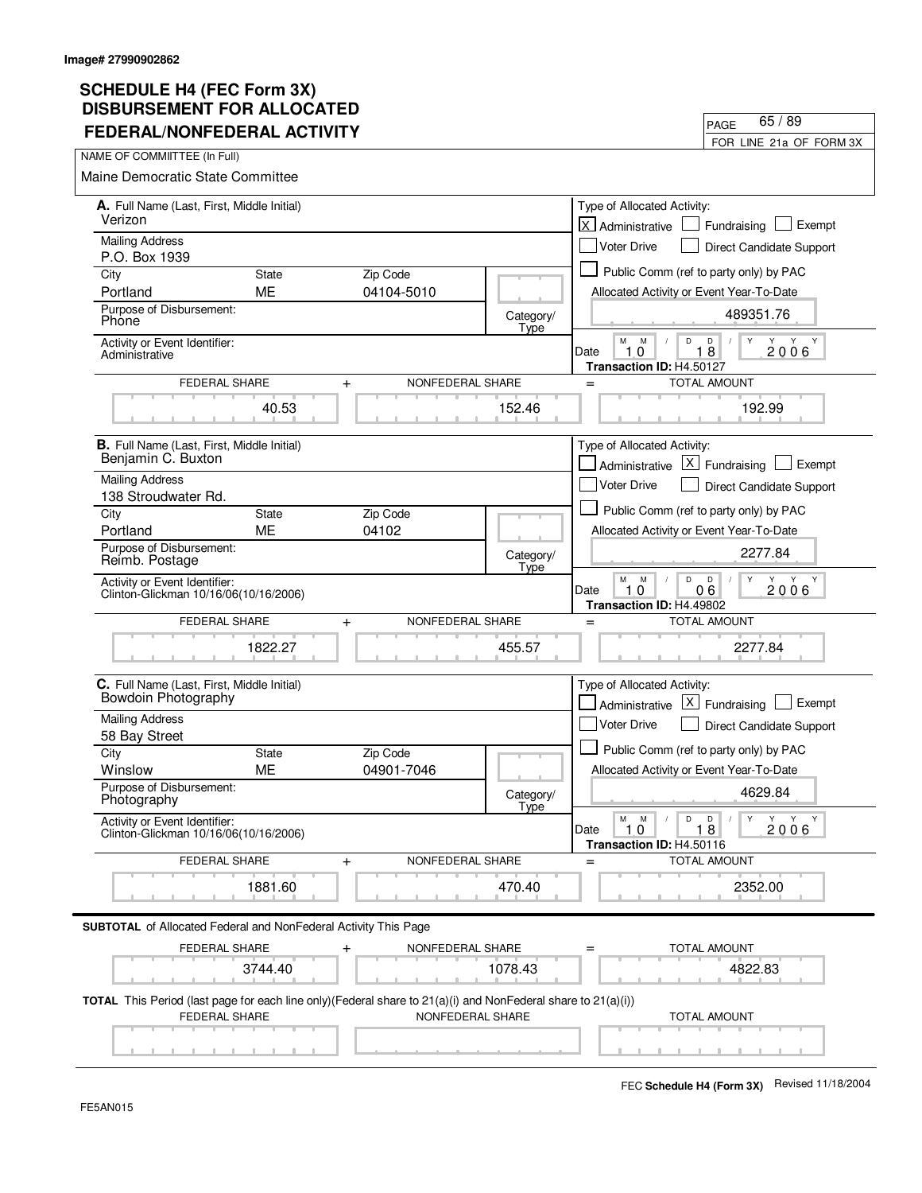Image# 27990902862

# SCHEDULE H4 (FEC Form 3X) DISBURSEMENT FOR ALLOCATED FEDERAL/NONFEDERAL ACTIVITY

FOR LINE 21a OF FORM 3X

NAME OF COMMIITTEE (In Full)

Maine Democratic State Committee

**A.** Full Name (Last, First, Middle Initial): Verizon

Mailing Address: P.O. Box 1939

City: Portland | State: ME | Zip Code: 04104-5010

Purpose of Disbursement: Phone

Category/Type:

Activity or Event Identifier: Administrative

Type of Allocated Activity: [X] Administrative [ ] Fundraising [ ] Exempt [ ] Voter Drive [ ] Direct Candidate Support [ ] Public Comm (ref to party only) by PAC

Allocated Activity or Event Year-To-Date: 489351.76

Date: 10/18/2006

Transaction ID: H4.50127

| FEDERAL SHARE | NONFEDERAL SHARE | TOTAL AMOUNT |
|---|---|---|
| 40.53 | 152.46 | 192.99 |

**B.** Full Name (Last, First, Middle Initial): Benjamin C. Buxton

Mailing Address: 138 Stroudwater Rd.

City: Portland | State: ME | Zip Code: 04102

Purpose of Disbursement: Reimb. Postage

Category/Type:

Activity or Event Identifier: Clinton-Glickman 10/16/06(10/16/2006)

Type of Allocated Activity: [ ] Administrative [X] Fundraising [ ] Exempt [ ] Voter Drive [ ] Direct Candidate Support [ ] Public Comm (ref to party only) by PAC

Allocated Activity or Event Year-To-Date: 2277.84

Date: 10/06/2006

Transaction ID: H4.49802

| FEDERAL SHARE | NONFEDERAL SHARE | TOTAL AMOUNT |
|---|---|---|
| 1822.27 | 455.57 | 2277.84 |

**C.** Full Name (Last, First, Middle Initial): Bowdoin Photography

Mailing Address: 58 Bay Street

City: Winslow | State: ME | Zip Code: 04901-7046

Purpose of Disbursement: Photography

Category/Type:

Activity or Event Identifier: Clinton-Glickman 10/16/06(10/16/2006)

Type of Allocated Activity: [ ] Administrative [X] Fundraising [ ] Exempt [ ] Voter Drive [ ] Direct Candidate Support [ ] Public Comm (ref to party only) by PAC

Allocated Activity or Event Year-To-Date: 4629.84

Date: 10/18/2006

Transaction ID: H4.50116

| FEDERAL SHARE | NONFEDERAL SHARE | TOTAL AMOUNT |
|---|---|---|
| 1881.60 | 470.40 | 2352.00 |

**SUBTOTAL** of Allocated Federal and NonFederal Activity This Page

| FEDERAL SHARE | NONFEDERAL SHARE | TOTAL AMOUNT |
|---|---|---|
| 3744.40 | 1078.43 | 4822.83 |

**TOTAL** This Period (last page for each line only)(Federal share to 21(a)(i) and NonFederal share to 21(a)(i))

| FEDERAL SHARE | NONFEDERAL SHARE | TOTAL AMOUNT |
|---|---|---|
| | | |

FEC **Schedule H4 (Form 3X)** Revised 11/18/2004

FE5AN015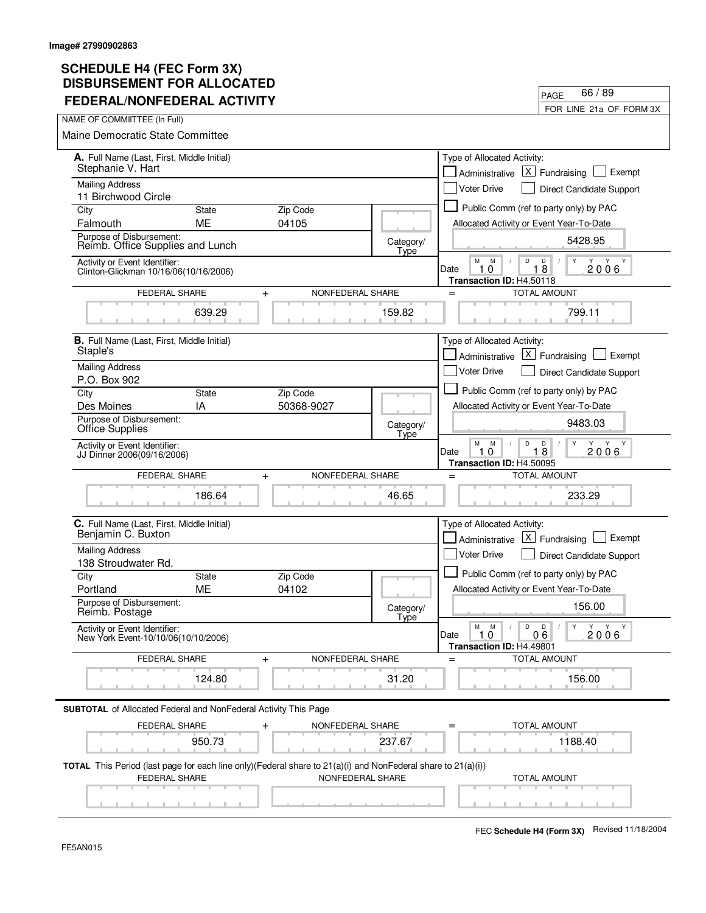Image# 27990902863

# SCHEDULE H4 (FEC Form 3X) DISBURSEMENT FOR ALLOCATED FEDERAL/NONFEDERAL ACTIVITY

PAGE 66 / 89

FOR LINE 21a OF FORM 3X

NAME OF COMMIITTEE (In Full)

Maine Democratic State Committee

---

**A.** Full Name (Last, First, Middle Initial)
Stephanie V. Hart

Mailing Address
11 Birchwood Circle

| City | State | Zip Code |
|---|---|---|
| Falmouth | ME | 04105 |

Purpose of Disbursement:
Reimb. Office Supplies and Lunch

Category/Type:

Activity or Event Identifier:
Clinton-Glickman 10/16/06(10/16/2006)

Type of Allocated Activity:
[ ] Administrative [X] Fundraising [ ] Exempt
[ ] Voter Drive [ ] Direct Candidate Support
[ ] Public Comm (ref to party only) by PAC

Allocated Activity or Event Year-To-Date: 5428.95

Date: 10 18 2006

Transaction ID: H4.50118

| FEDERAL SHARE | + NONFEDERAL SHARE | = TOTAL AMOUNT |
|---|---|---|
| 639.29 | 159.82 | 799.11 |

---

**B.** Full Name (Last, First, Middle Initial)
Staple's

Mailing Address
P.O. Box 902

| City | State | Zip Code |
|---|---|---|
| Des Moines | IA | 50368-9027 |

Purpose of Disbursement:
Office Supplies

Category/Type:

Activity or Event Identifier:
JJ Dinner 2006(09/16/2006)

Type of Allocated Activity:
[ ] Administrative [X] Fundraising [ ] Exempt
[ ] Voter Drive [ ] Direct Candidate Support
[ ] Public Comm (ref to party only) by PAC

Allocated Activity or Event Year-To-Date: 9483.03

Date: 10 18 2006

Transaction ID: H4.50095

| FEDERAL SHARE | + NONFEDERAL SHARE | = TOTAL AMOUNT |
|---|---|---|
| 186.64 | 46.65 | 233.29 |

---

**C.** Full Name (Last, First, Middle Initial)
Benjamin C. Buxton

Mailing Address
138 Stroudwater Rd.

| City | State | Zip Code |
|---|---|---|
| Portland | ME | 04102 |

Purpose of Disbursement:
Reimb. Postage

Category/Type:

Activity or Event Identifier:
New York Event-10/10/06(10/10/2006)

Type of Allocated Activity:
[ ] Administrative [X] Fundraising [ ] Exempt
[ ] Voter Drive [ ] Direct Candidate Support
[ ] Public Comm (ref to party only) by PAC

Allocated Activity or Event Year-To-Date: 156.00

Date: 10 06 2006

Transaction ID: H4.49801

| FEDERAL SHARE | + NONFEDERAL SHARE | = TOTAL AMOUNT |
|---|---|---|
| 124.80 | 31.20 | 156.00 |

---

**SUBTOTAL** of Allocated Federal and NonFederal Activity This Page

| FEDERAL SHARE | + NONFEDERAL SHARE | = TOTAL AMOUNT |
|---|---|---|
| 950.73 | 237.67 | 1188.40 |

**TOTAL** This Period (last page for each line only)(Federal share to 21(a)(i) and NonFederal share to 21(a)(i))

| FEDERAL SHARE | NONFEDERAL SHARE | TOTAL AMOUNT |
|---|---|---|
| | | |

FEC **Schedule H4 (Form 3X)** Revised 11/18/2004

FE5AN015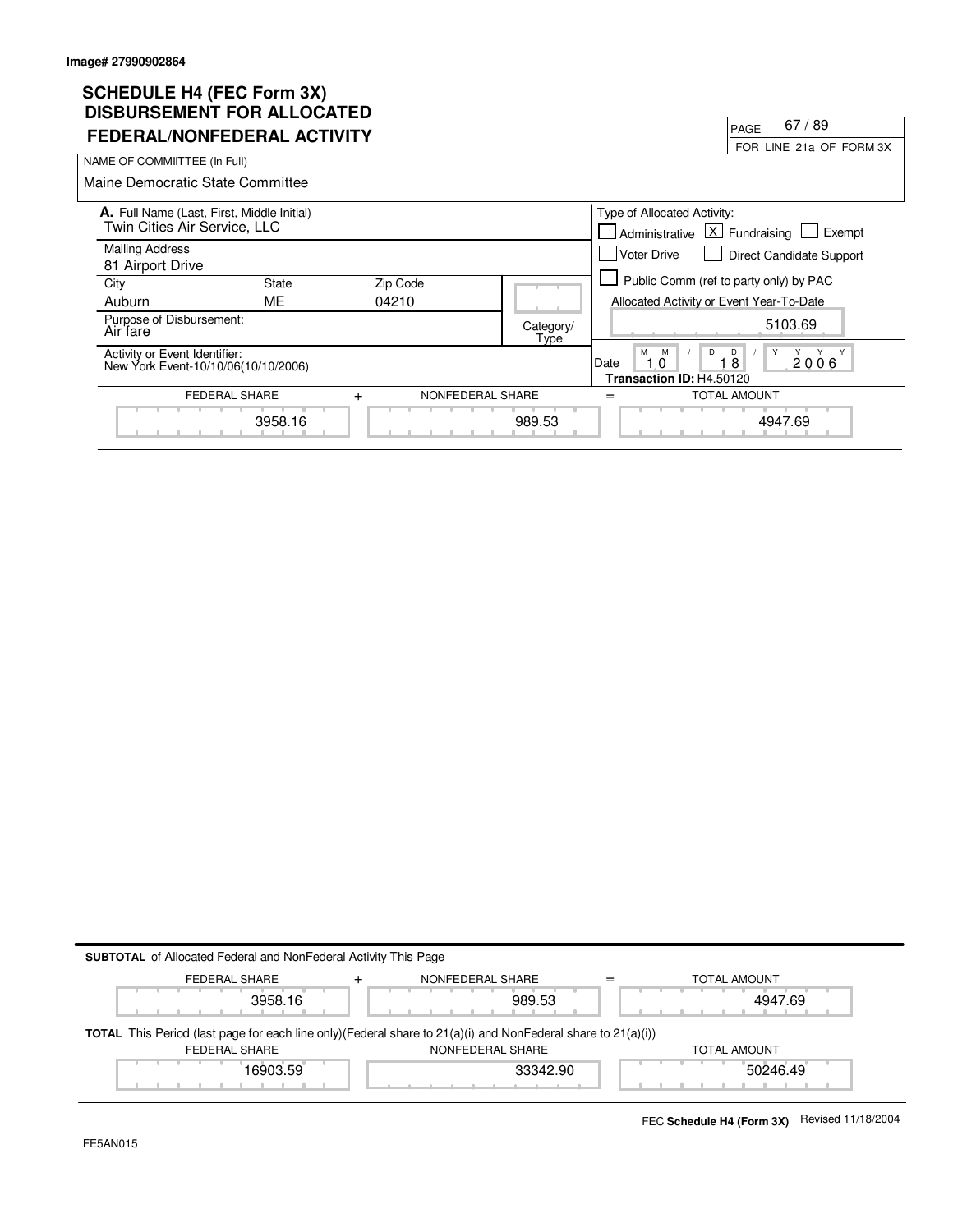Image# 27990902864

# SCHEDULE H4 (FEC Form 3X)
## DISBURSEMENT FOR ALLOCATED FEDERAL/NONFEDERAL ACTIVITY

PAGE 67 / 89
FOR LINE 21a OF FORM 3X

NAME OF COMMIITTEE (In Full)
Maine Democratic State Committee

**A.** Full Name (Last, First, Middle Initial)
Twin Cities Air Service, LLC

Mailing Address
81 Airport Drive

| City | State | Zip Code |
|---|---|---|
| Auburn | ME | 04210 |

Purpose of Disbursement:
Air fare

Category/Type:

Activity or Event Identifier:
New York Event-10/10/06(10/10/2006)

Type of Allocated Activity:
[ ] Administrative [X] Fundraising [ ] Exempt
[ ] Voter Drive [ ] Direct Candidate Support
[ ] Public Comm (ref to party only) by PAC

Allocated Activity or Event Year-To-Date: 5103.69

Date: 10 / 18 / 2006
**Transaction ID:** H4.50120

| FEDERAL SHARE | + | NONFEDERAL SHARE | = | TOTAL AMOUNT |
|---|---|---|---|---|
| 3958.16 | | 989.53 | | 4947.69 |

**SUBTOTAL** of Allocated Federal and NonFederal Activity This Page

| FEDERAL SHARE | + | NONFEDERAL SHARE | = | TOTAL AMOUNT |
|---|---|---|---|---|
| 3958.16 | | 989.53 | | 4947.69 |

**TOTAL** This Period (last page for each line only)(Federal share to 21(a)(i) and NonFederal share to 21(a)(i))

| FEDERAL SHARE | NONFEDERAL SHARE | TOTAL AMOUNT |
|---|---|---|
| 16903.59 | 33342.90 | 50246.49 |

FE5AN015

FEC **Schedule H4 (Form 3X)** Revised 11/18/2004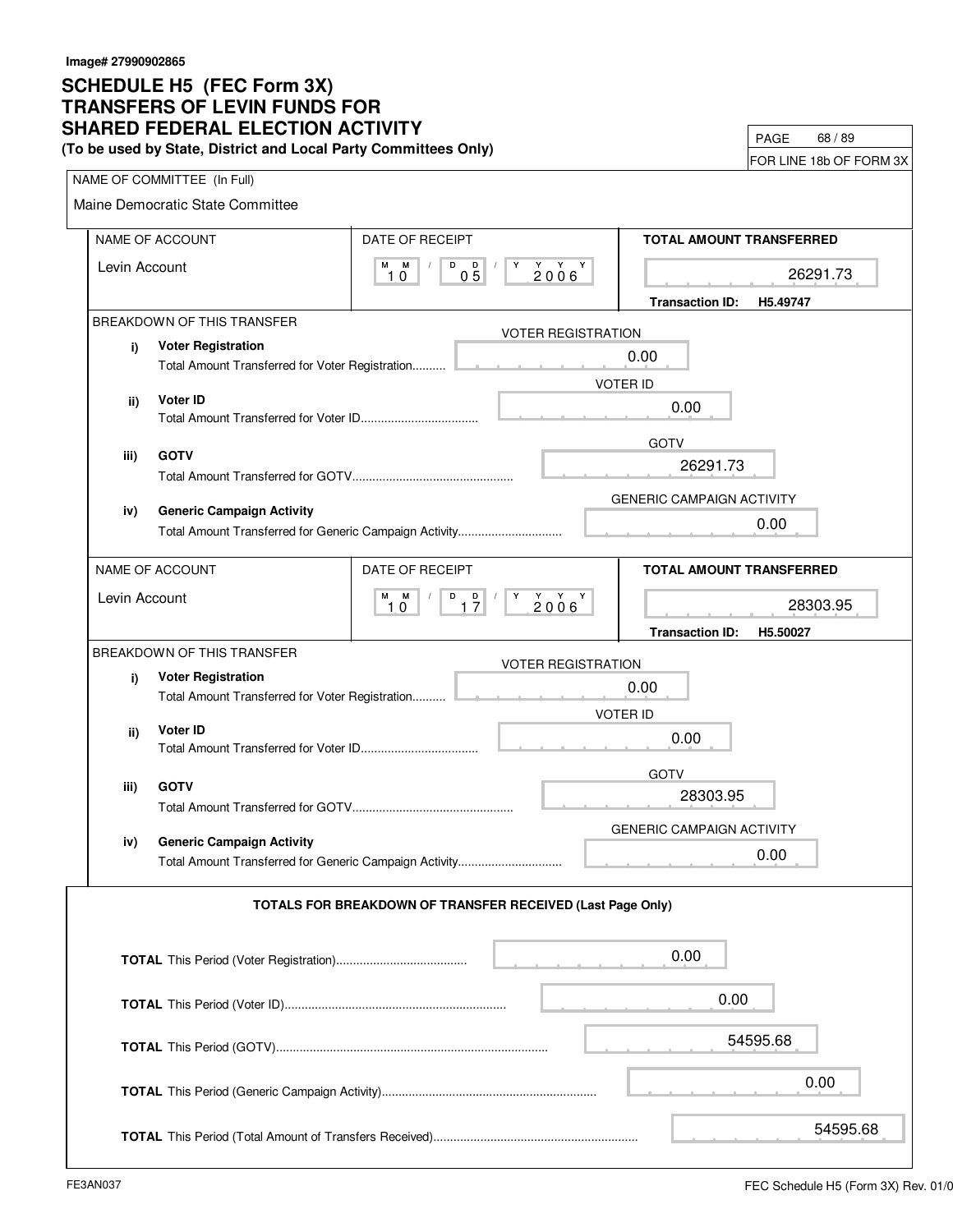Image# 27990902865

# SCHEDULE H5 (FEC Form 3X)
# TRANSFERS OF LEVIN FUNDS FOR SHARED FEDERAL ELECTION ACTIVITY

**(To be used by State, District and Local Party Committees Only)**

FOR LINE 18b OF FORM 3X

NAME OF COMMITTEE (In Full)

Maine Democratic State Committee

| NAME OF ACCOUNT | DATE OF RECEIPT | TOTAL AMOUNT TRANSFERRED |
|---|---|---|
| Levin Account | 10 / 05 / 2006 | 26291.73 |
| | | **Transaction ID:** H5.49747 |

BREAKDOWN OF THIS TRANSFER

| | | |
|---|---|---|
| i) | **Voter Registration** Total Amount Transferred for Voter Registration.......... | 0.00 |
| ii) | **Voter ID** Total Amount Transferred for Voter ID.................................. | 0.00 |
| iii) | **GOTV** Total Amount Transferred for GOTV............................................... | 26291.73 |
| iv) | **Generic Campaign Activity** Total Amount Transferred for Generic Campaign Activity.............................. | 0.00 |

| NAME OF ACCOUNT | DATE OF RECEIPT | TOTAL AMOUNT TRANSFERRED |
|---|---|---|
| Levin Account | 10 / 17 / 2006 | 28303.95 |
| | | **Transaction ID:** H5.50027 |

BREAKDOWN OF THIS TRANSFER

| | | |
|---|---|---|
| i) | **Voter Registration** Total Amount Transferred for Voter Registration.......... | 0.00 |
| ii) | **Voter ID** Total Amount Transferred for Voter ID.................................. | 0.00 |
| iii) | **GOTV** Total Amount Transferred for GOTV............................................... | 28303.95 |
| iv) | **Generic Campaign Activity** Total Amount Transferred for Generic Campaign Activity.............................. | 0.00 |

**TOTALS FOR BREAKDOWN OF TRANSFER RECEIVED (Last Page Only)**

| | |
|---|---|
| **TOTAL** This Period (Voter Registration)...................................... | 0.00 |
| **TOTAL** This Period (Voter ID)................................................................ | 0.00 |
| **TOTAL** This Period (GOTV)............................................................................... | 54595.68 |
| **TOTAL** This Period (Generic Campaign Activity).............................................................. | 0.00 |
| **TOTAL** This Period (Total Amount of Transfers Received)........................................................... | 54595.68 |

FE3AN037

FEC Schedule H5 (Form 3X) Rev. 01/0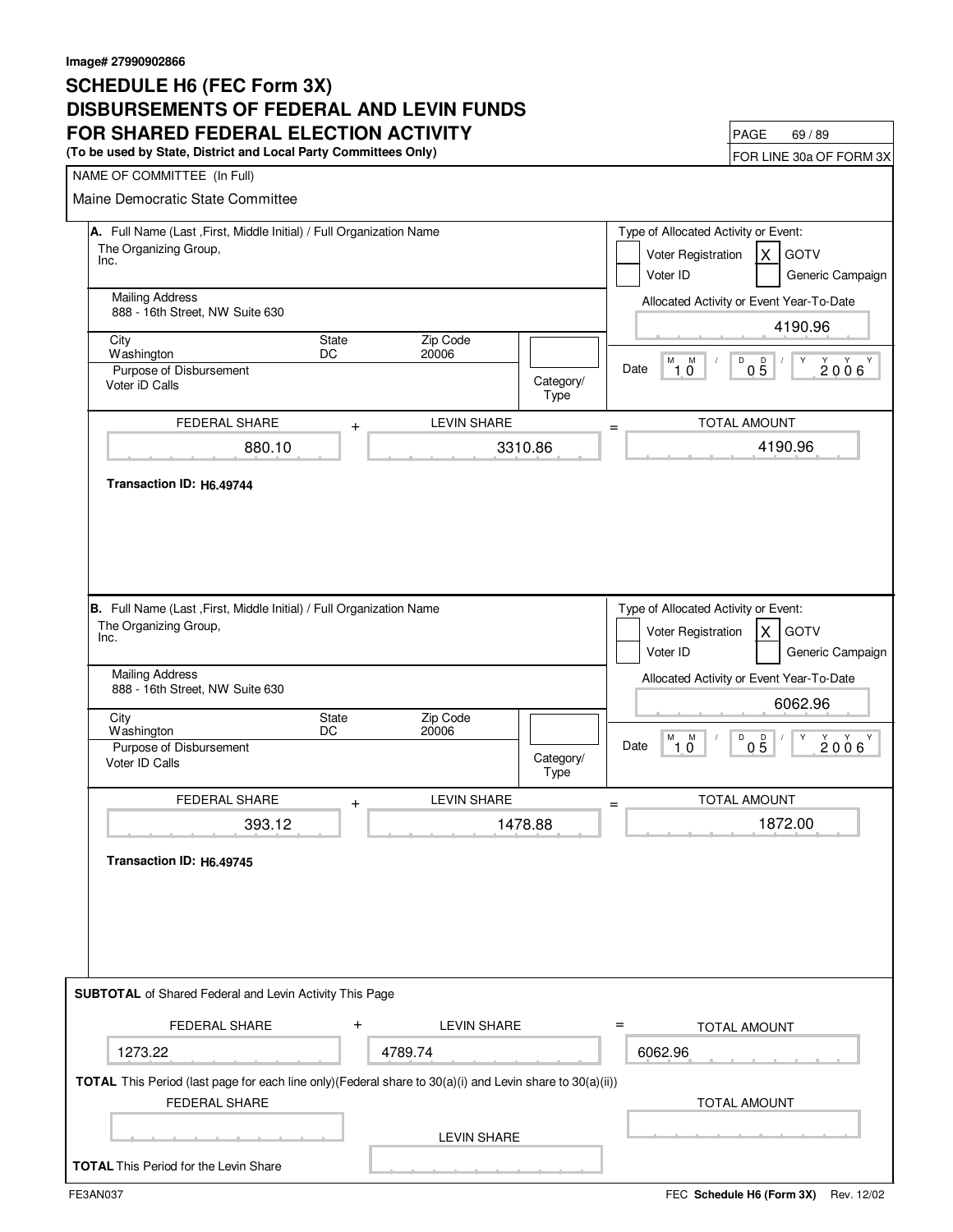Image# 27990902866

# SCHEDULE H6 (FEC Form 3X)
# DISBURSEMENTS OF FEDERAL AND LEVIN FUNDS FOR SHARED FEDERAL ELECTION ACTIVITY

**(To be used by State, District and Local Party Committees Only)**

PAGE 69 / 89

FOR LINE 30a OF FORM 3X

NAME OF COMMITTEE (In Full)

Maine Democratic State Committee

---

**A.** Full Name (Last, First, Middle Initial) / Full Organization Name

The Organizing Group, Inc.

Mailing Address: 888 - 16th Street, NW Suite 630

| City | State | Zip Code |
|---|---|---|
| Washington | DC | 20006 |

Purpose of Disbursement: Voter iD Calls

Category/Type:

Type of Allocated Activity or Event:

- [ ] Voter Registration
- [X] GOTV
- [ ] Voter ID
- [ ] Generic Campaign

Allocated Activity or Event Year-To-Date: 4190.96

Date: 10 / 05 / 2006

| FEDERAL SHARE | + | LEVIN SHARE | = | TOTAL AMOUNT |
|---|---|---|---|---|
| 880.10 | | 3310.86 | | 4190.96 |

**Transaction ID: H6.49744**

---

**B.** Full Name (Last, First, Middle Initial) / Full Organization Name

The Organizing Group, Inc.

Mailing Address: 888 - 16th Street, NW Suite 630

| City | State | Zip Code |
|---|---|---|
| Washington | DC | 20006 |

Purpose of Disbursement: Voter ID Calls

Category/Type:

Type of Allocated Activity or Event:

- [ ] Voter Registration
- [X] GOTV
- [ ] Voter ID
- [ ] Generic Campaign

Allocated Activity or Event Year-To-Date: 6062.96

Date: 10 / 05 / 2006

| FEDERAL SHARE | + | LEVIN SHARE | = | TOTAL AMOUNT |
|---|---|---|---|---|
| 393.12 | | 1478.88 | | 1872.00 |

**Transaction ID: H6.49745**

---

**SUBTOTAL** of Shared Federal and Levin Activity This Page

| FEDERAL SHARE | + | LEVIN SHARE | = | TOTAL AMOUNT |
|---|---|---|---|---|
| 1273.22 | | 4789.74 | | 6062.96 |

**TOTAL** This Period (last page for each line only)(Federal share to 30(a)(i) and Levin share to 30(a)(ii))

| FEDERAL SHARE | TOTAL AMOUNT |
|---|---|
| | |

LEVIN SHARE

**TOTAL** This Period for the Levin Share

FE3AN037

FEC **Schedule H6 (Form 3X)** Rev. 12/02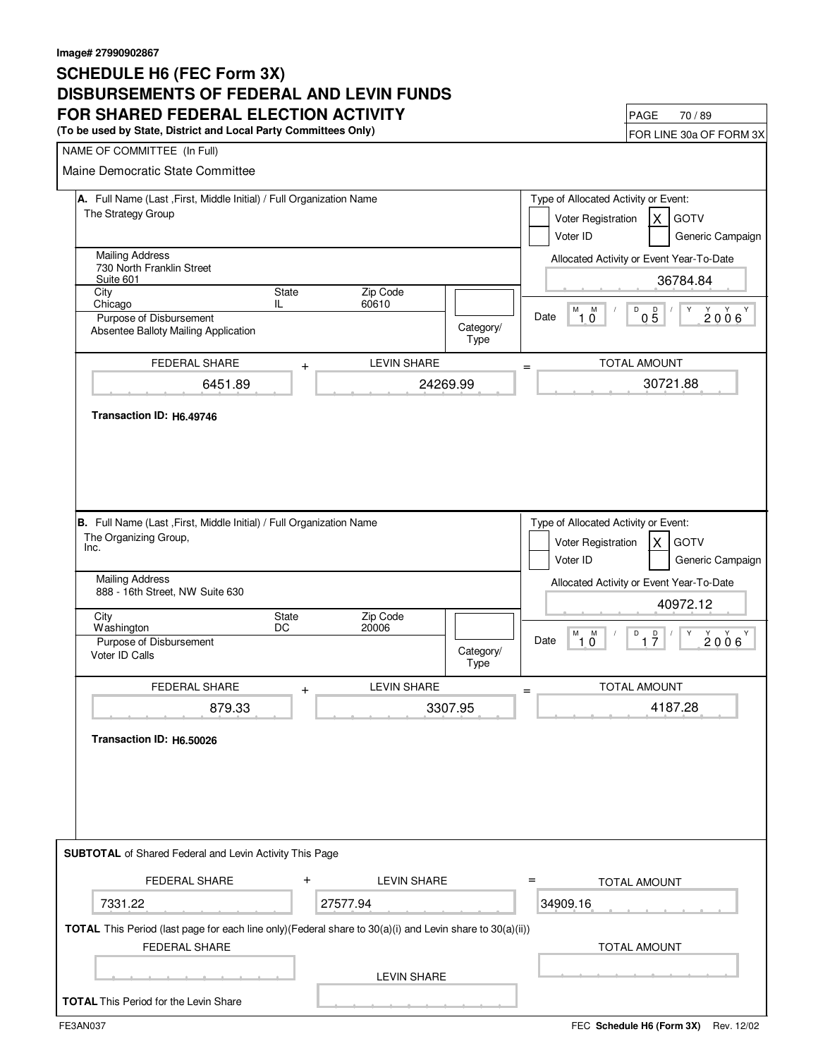Image# 27990902867

# SCHEDULE H6 (FEC Form 3X)
# DISBURSEMENTS OF FEDERAL AND LEVIN FUNDS FOR SHARED FEDERAL ELECTION ACTIVITY

**(To be used by State, District and Local Party Committees Only)**

FOR LINE 30a OF FORM 3X

NAME OF COMMITTEE (In Full)

Maine Democratic State Committee

---

**A.** Full Name (Last ,First, Middle Initial) / Full Organization Name
The Strategy Group

Mailing Address
730 North Franklin Street
Suite 601

| City | State | Zip Code |
|---|---|---|
| Chicago | IL | 60610 |

Purpose of Disbursement
Absentee Balloty Mailing Application

Category/Type:

Type of Allocated Activity or Event:
- [ ] Voter Registration
- [x] GOTV
- [ ] Voter ID
- [ ] Generic Campaign

Allocated Activity or Event Year-To-Date: 36784.84

Date: 10 / 05 / 2006

| FEDERAL SHARE | + LEVIN SHARE | = TOTAL AMOUNT |
|---|---|---|
| 6451.89 | 24269.99 | 30721.88 |

**Transaction ID: H6.49746**

---

**B.** Full Name (Last ,First, Middle Initial) / Full Organization Name
The Organizing Group,
Inc.

Mailing Address
888 - 16th Street, NW Suite 630

| City | State | Zip Code |
|---|---|---|
| Washington | DC | 20006 |

Purpose of Disbursement
Voter ID Calls

Category/Type:

Type of Allocated Activity or Event:
- [ ] Voter Registration
- [x] GOTV
- [ ] Voter ID
- [ ] Generic Campaign

Allocated Activity or Event Year-To-Date: 40972.12

Date: 10 / 17 / 2006

| FEDERAL SHARE | + LEVIN SHARE | = TOTAL AMOUNT |
|---|---|---|
| 879.33 | 3307.95 | 4187.28 |

**Transaction ID: H6.50026**

---

**SUBTOTAL** of Shared Federal and Levin Activity This Page

| FEDERAL SHARE | + LEVIN SHARE | = TOTAL AMOUNT |
|---|---|---|
| 7331.22 | 27577.94 | 34909.16 |

**TOTAL** This Period (last page for each line only)(Federal share to 30(a)(i) and Levin share to 30(a)(ii))

| FEDERAL SHARE | LEVIN SHARE | TOTAL AMOUNT |
|---|---|---|
| | | |

**TOTAL** This Period for the Levin Share

FE3AN037

FEC **Schedule H6 (Form 3X)** Rev. 12/02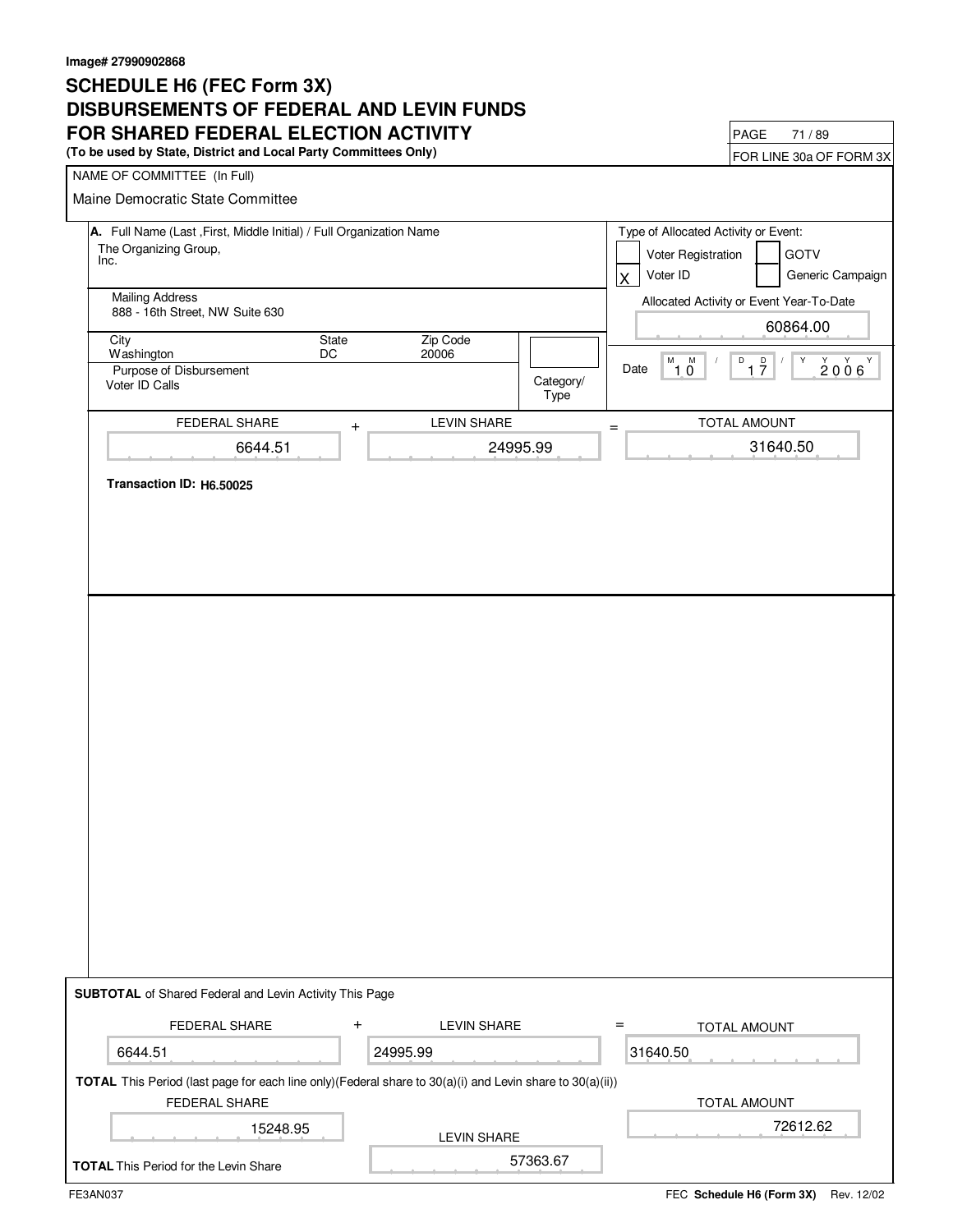Image# 27990902868

# SCHEDULE H6 (FEC Form 3X)
# DISBURSEMENTS OF FEDERAL AND LEVIN FUNDS FOR SHARED FEDERAL ELECTION ACTIVITY

**(To be used by State, District and Local Party Committees Only)**

FOR LINE 30a OF FORM 3X

NAME OF COMMITTEE (In Full)

Maine Democratic State Committee

**A.** Full Name (Last ,First, Middle Initial) / Full Organization Name

The Organizing Group, Inc.

Mailing Address
888 - 16th Street, NW Suite 630

| City | State | Zip Code |
|---|---|---|
| Washington | DC | 20006 |

Purpose of Disbursement
Voter ID Calls

Category/Type

Type of Allocated Activity or Event:

- [ ] Voter Registration
- [ ] GOTV
- [X] Voter ID
- [ ] Generic Campaign

Allocated Activity or Event Year-To-Date: 60864.00

Date: 10 / 17 / 2006

| FEDERAL SHARE | + | LEVIN SHARE | = | TOTAL AMOUNT |
|---|---|---|---|---|
| 6644.51 | | 24995.99 | | 31640.50 |

**Transaction ID: H6.50025**

**SUBTOTAL** of Shared Federal and Levin Activity This Page

| FEDERAL SHARE | + | LEVIN SHARE | = | TOTAL AMOUNT |
|---|---|---|---|---|
| 6644.51 | | 24995.99 | | 31640.50 |

**TOTAL** This Period (last page for each line only)(Federal share to 30(a)(i) and Levin share to 30(a)(ii))

| FEDERAL SHARE | TOTAL AMOUNT |
|---|---|
| 15248.95 | 72612.62 |

**TOTAL** This Period for the Levin Share

LEVIN SHARE: 57363.67

FE3AN037

FEC **Schedule H6 (Form 3X)** Rev. 12/02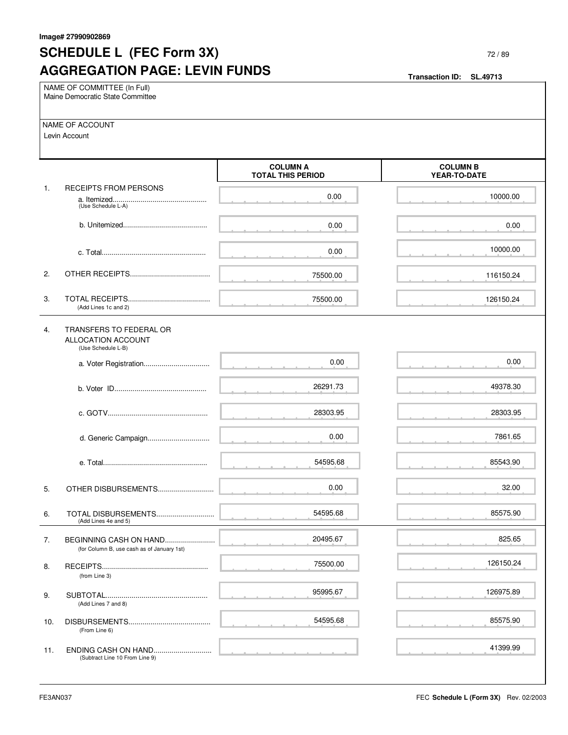Image# 27990902869

# SCHEDULE L (FEC Form 3X)
# AGGREGATION PAGE: LEVIN FUNDS

**Transaction ID: SL.49713**

NAME OF COMMITTEE (In Full)
Maine Democratic State Committee

NAME OF ACCOUNT
Levin Account

| | | COLUMN A TOTAL THIS PERIOD | COLUMN B YEAR-TO-DATE |
|---|---|---|---|
| 1. | RECEIPTS FROM PERSONS | | |
| | a. Itemized (Use Schedule L-A) | 0.00 | 10000.00 |
| | b. Unitemized | 0.00 | 0.00 |
| | c. Total | 0.00 | 10000.00 |
| 2. | OTHER RECEIPTS | 75500.00 | 116150.24 |
| 3. | TOTAL RECEIPTS (Add Lines 1c and 2) | 75500.00 | 126150.24 |
| 4. | TRANSFERS TO FEDERAL OR ALLOCATION ACCOUNT (Use Schedule L-B) | | |
| | a. Voter Registration | 0.00 | 0.00 |
| | b. Voter ID | 26291.73 | 49378.30 |
| | c. GOTV | 28303.95 | 28303.95 |
| | d. Generic Campaign | 0.00 | 7861.65 |
| | e. Total | 54595.68 | 85543.90 |
| 5. | OTHER DISBURSEMENTS | 0.00 | 32.00 |
| 6. | TOTAL DISBURSEMENTS (Add Lines 4e and 5) | 54595.68 | 85575.90 |
| 7. | BEGINNING CASH ON HAND (for Column B, use cash as of January 1st) | 20495.67 | 825.65 |
| 8. | RECEIPTS (from Line 3) | 75500.00 | 126150.24 |
| 9. | SUBTOTAL (Add Lines 7 and 8) | 95995.67 | 126975.89 |
| 10. | DISBURSEMENTS (From Line 6) | 54595.68 | 85575.90 |
| 11. | ENDING CASH ON HAND (Subtract Line 10 From Line 9) | | 41399.99 |

FE3AN037

FEC **Schedule L (Form 3X)** Rev. 02/2003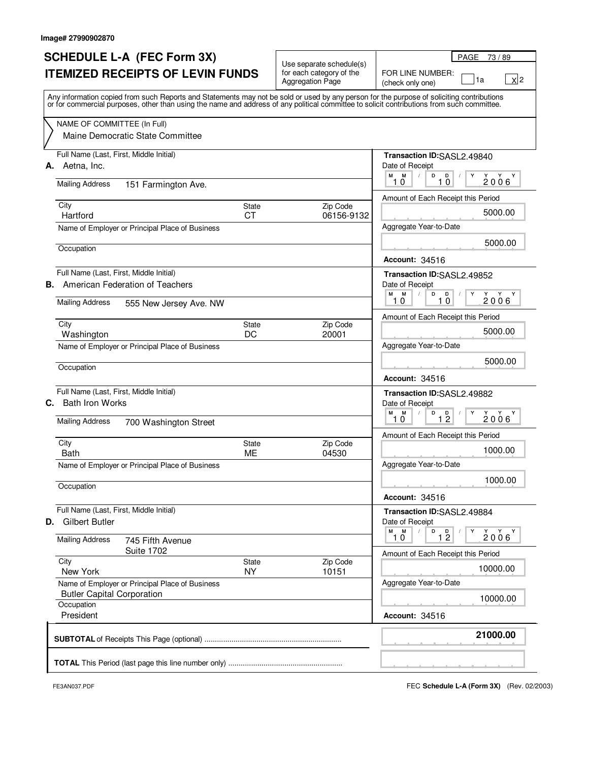Image# 27990902870

# SCHEDULE L-A (FEC Form 3X)
## ITEMIZED RECEIPTS OF LEVIN FUNDS

Use separate schedule(s) for each category of the Aggregation Page

FOR LINE NUMBER: (check only one) [ ] 1a [X] 2

Any information copied from such Reports and Statements may not be sold or used by any person for the purpose of soliciting contributions or for commercial purposes, other than using the name and address of any political committee to solicit contributions from such committee.

NAME OF COMMITTEE (In Full)
Maine Democratic State Committee

**A.** Full Name (Last, First, Middle Initial): Aetna, Inc.
Mailing Address: 151 Farmington Ave.
City: Hartford | State: CT | Zip Code: 06156-9132
Name of Employer or Principal Place of Business:
Occupation:
Transaction ID: SASL2.49840
Date of Receipt: 10/10/2006
Amount of Each Receipt this Period: 5000.00
Aggregate Year-to-Date: 5000.00
Account: 34516

**B.** Full Name (Last, First, Middle Initial): American Federation of Teachers
Mailing Address: 555 New Jersey Ave. NW
City: Washington | State: DC | Zip Code: 20001
Name of Employer or Principal Place of Business:
Occupation:
Transaction ID: SASL2.49852
Date of Receipt: 10/10/2006
Amount of Each Receipt this Period: 5000.00
Aggregate Year-to-Date: 5000.00
Account: 34516

**C.** Full Name (Last, First, Middle Initial): Bath Iron Works
Mailing Address: 700 Washington Street
City: Bath | State: ME | Zip Code: 04530
Name of Employer or Principal Place of Business:
Occupation:
Transaction ID: SASL2.49882
Date of Receipt: 10/12/2006
Amount of Each Receipt this Period: 1000.00
Aggregate Year-to-Date: 1000.00
Account: 34516

**D.** Full Name (Last, First, Middle Initial): Gilbert Butler
Mailing Address: 745 Fifth Avenue, Suite 1702
City: New York | State: NY | Zip Code: 10151
Name of Employer or Principal Place of Business: Butler Capital Corporation
Occupation: President
Transaction ID: SASL2.49884
Date of Receipt: 10/12/2006
Amount of Each Receipt this Period: 10000.00
Aggregate Year-to-Date: 10000.00
Account: 34516

**SUBTOTAL** of Receipts This Page (optional) ........ **21000.00**

**TOTAL** This Period (last page this line number only) ........

FE3AN037.PDF

FEC **Schedule L-A (Form 3X)** (Rev. 02/2003)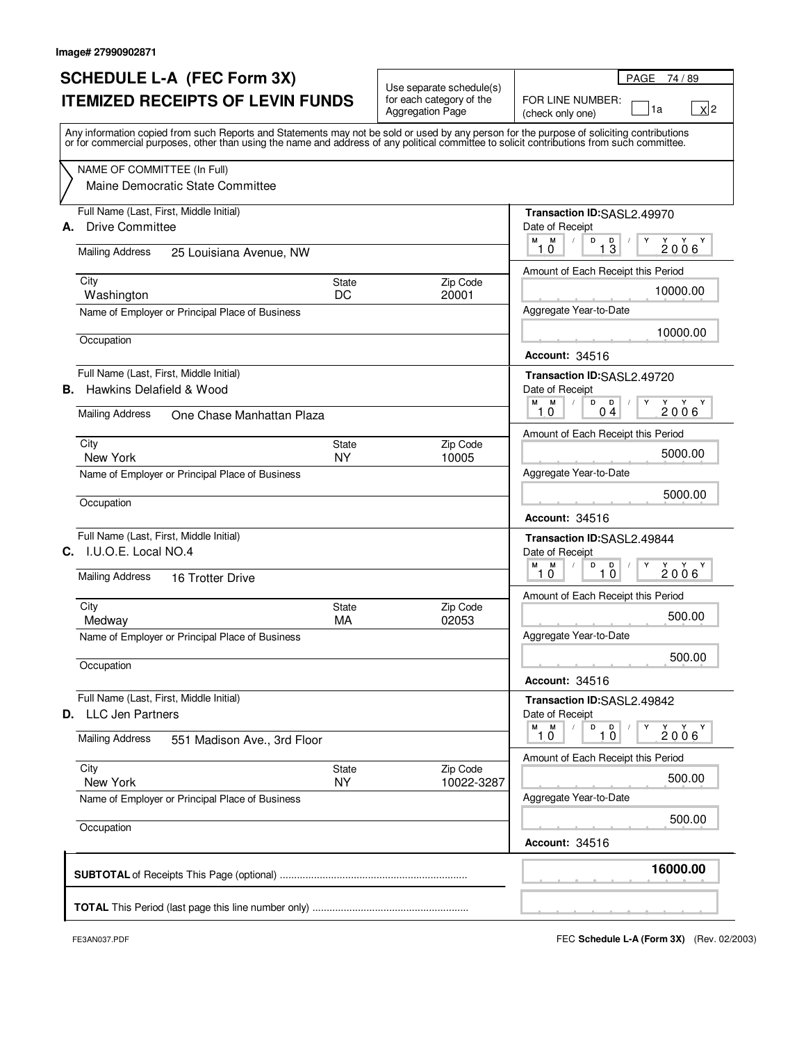Image# 27990902871

# SCHEDULE L-A (FEC Form 3X)
## ITEMIZED RECEIPTS OF LEVIN FUNDS

Use separate schedule(s) for each category of the Aggregation Page

PAGE 74 / 89

FOR LINE NUMBER: (check only one) [ ] 1a [X] 2

Any information copied from such Reports and Statements may not be sold or used by any person for the purpose of soliciting contributions or for commercial purposes, other than using the name and address of any political committee to solicit contributions from such committee.

NAME OF COMMITTEE (In Full)
Maine Democratic State Committee

**A.** Full Name (Last, First, Middle Initial): Drive Committee
Mailing Address: 25 Louisiana Avenue, NW
City: Washington | State: DC | Zip Code: 20001
Name of Employer or Principal Place of Business:
Occupation:
Transaction ID: SASL2.49970
Date of Receipt: 10 / 13 / 2006
Amount of Each Receipt this Period: 10000.00
Aggregate Year-to-Date: 10000.00
Account: 34516

**B.** Full Name (Last, First, Middle Initial): Hawkins Delafield & Wood
Mailing Address: One Chase Manhattan Plaza
City: New York | State: NY | Zip Code: 10005
Name of Employer or Principal Place of Business:
Occupation:
Transaction ID: SASL2.49720
Date of Receipt: 10 / 04 / 2006
Amount of Each Receipt this Period: 5000.00
Aggregate Year-to-Date: 5000.00
Account: 34516

**C.** Full Name (Last, First, Middle Initial): I.U.O.E. Local NO.4
Mailing Address: 16 Trotter Drive
City: Medway | State: MA | Zip Code: 02053
Name of Employer or Principal Place of Business:
Occupation:
Transaction ID: SASL2.49844
Date of Receipt: 10 / 10 / 2006
Amount of Each Receipt this Period: 500.00
Aggregate Year-to-Date: 500.00
Account: 34516

**D.** Full Name (Last, First, Middle Initial): LLC Jen Partners
Mailing Address: 551 Madison Ave., 3rd Floor
City: New York | State: NY | Zip Code: 10022-3287
Name of Employer or Principal Place of Business:
Occupation:
Transaction ID: SASL2.49842
Date of Receipt: 10 / 10 / 2006
Amount of Each Receipt this Period: 500.00
Aggregate Year-to-Date: 500.00
Account: 34516

**SUBTOTAL** of Receipts This Page (optional) ........ **16000.00**

**TOTAL** This Period (last page this line number only) ........

FE3AN037.PDF

FEC **Schedule L-A (Form 3X)** (Rev. 02/2003)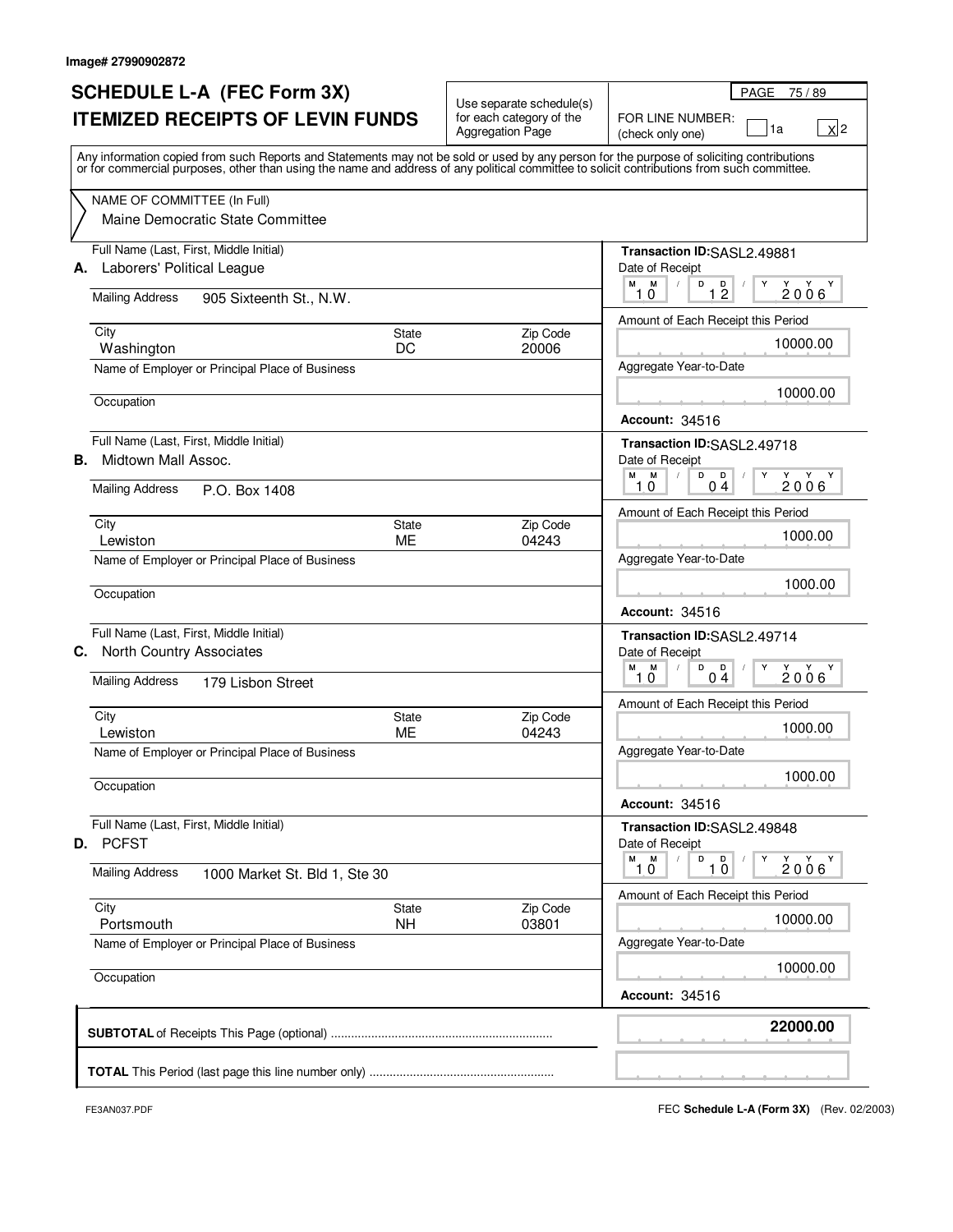Image# 27990902872

# SCHEDULE L-A (FEC Form 3X)
# ITEMIZED RECEIPTS OF LEVIN FUNDS

Use separate schedule(s) for each category of the Aggregation Page

FOR LINE NUMBER: (check only one) [ ] 1a [X] 2

Any information copied from such Reports and Statements may not be sold or used by any person for the purpose of soliciting contributions or for commercial purposes, other than using the name and address of any political committee to solicit contributions from such committee.

NAME OF COMMITTEE (In Full)
Maine Democratic State Committee

**A.** Full Name (Last, First, Middle Initial): Laborers' Political League
Mailing Address: 905 Sixteenth St., N.W.
City: Washington | State: DC | Zip Code: 20006
Name of Employer or Principal Place of Business:
Occupation:
Transaction ID: SASL2.49881
Date of Receipt: 10/12/2006
Amount of Each Receipt this Period: 10000.00
Aggregate Year-to-Date: 10000.00
Account: 34516

**B.** Full Name (Last, First, Middle Initial): Midtown Mall Assoc.
Mailing Address: P.O. Box 1408
City: Lewiston | State: ME | Zip Code: 04243
Name of Employer or Principal Place of Business:
Occupation:
Transaction ID: SASL2.49718
Date of Receipt: 10/04/2006
Amount of Each Receipt this Period: 1000.00
Aggregate Year-to-Date: 1000.00
Account: 34516

**C.** Full Name (Last, First, Middle Initial): North Country Associates
Mailing Address: 179 Lisbon Street
City: Lewiston | State: ME | Zip Code: 04243
Name of Employer or Principal Place of Business:
Occupation:
Transaction ID: SASL2.49714
Date of Receipt: 10/04/2006
Amount of Each Receipt this Period: 1000.00
Aggregate Year-to-Date: 1000.00
Account: 34516

**D.** Full Name (Last, First, Middle Initial): PCFST
Mailing Address: 1000 Market St. Bld 1, Ste 30
City: Portsmouth | State: NH | Zip Code: 03801
Name of Employer or Principal Place of Business:
Occupation:
Transaction ID: SASL2.49848
Date of Receipt: 10/10/2006
Amount of Each Receipt this Period: 10000.00
Aggregate Year-to-Date: 10000.00
Account: 34516

**SUBTOTAL** of Receipts This Page (optional) ........ **22000.00**

**TOTAL** This Period (last page this line number only) ........

FE3AN037.PDF

FEC **Schedule L-A (Form 3X)** (Rev. 02/2003)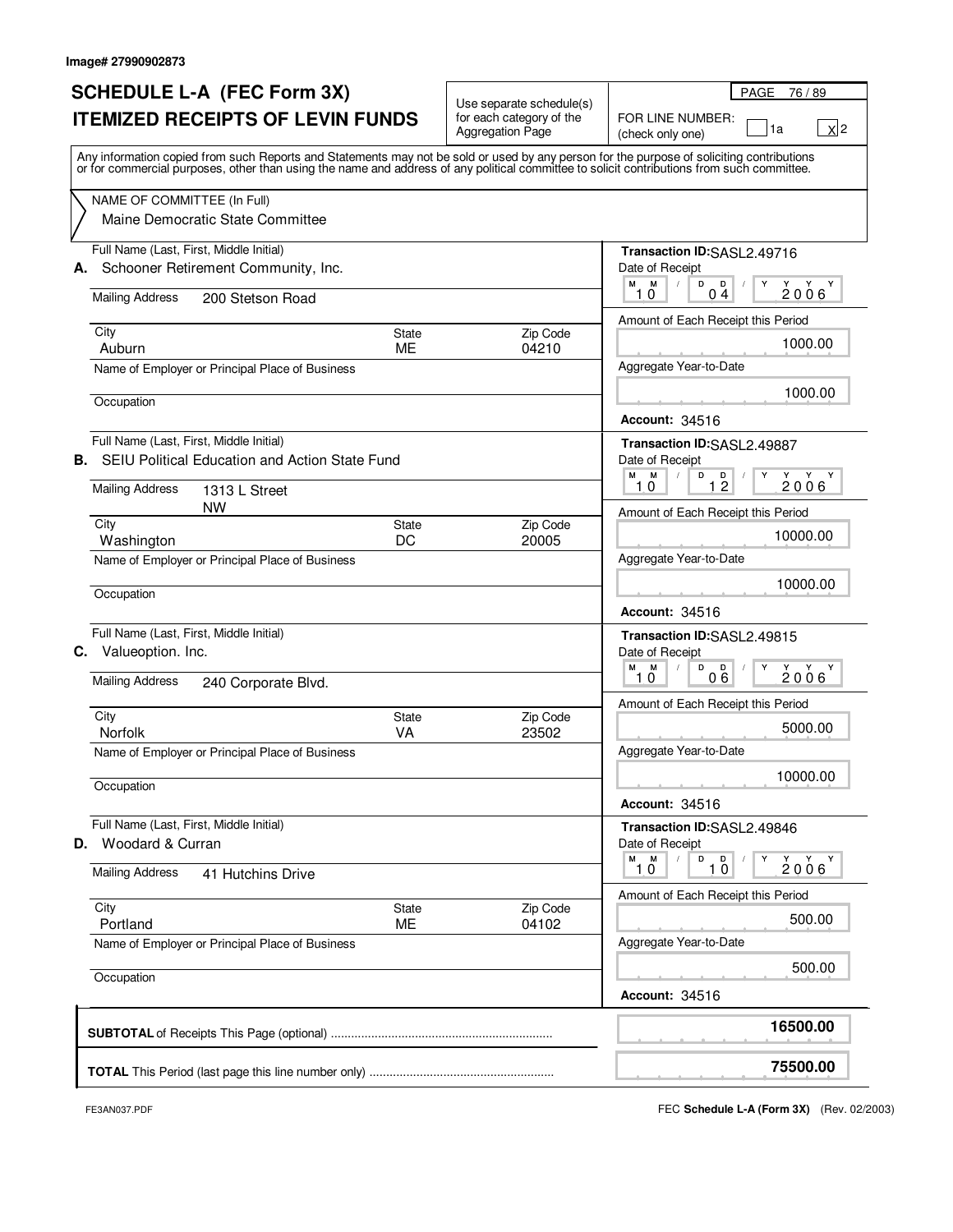Image# 27990902873

# SCHEDULE L-A (FEC Form 3X)
# ITEMIZED RECEIPTS OF LEVIN FUNDS

Use separate schedule(s) for each category of the Aggregation Page

PAGE 76 / 89

FOR LINE NUMBER: (check only one) [ ] 1a [X] 2

Any information copied from such Reports and Statements may not be sold or used by any person for the purpose of soliciting contributions or for commercial purposes, other than using the name and address of any political committee to solicit contributions from such committee.

NAME OF COMMITTEE (In Full)
Maine Democratic State Committee

---

**A.** Full Name (Last, First, Middle Initial): Schooner Retirement Community, Inc.
Mailing Address: 200 Stetson Road
City: Auburn | State: ME | Zip Code: 04210
Name of Employer or Principal Place of Business:
Occupation:

Transaction ID: SASL2.49716
Date of Receipt: 10/04/2006
Amount of Each Receipt this Period: 1000.00
Aggregate Year-to-Date: 1000.00
Account: 34516

---

**B.** Full Name (Last, First, Middle Initial): SEIU Political Education and Action State Fund
Mailing Address: 1313 L Street NW
City: Washington | State: DC | Zip Code: 20005
Name of Employer or Principal Place of Business:
Occupation:

Transaction ID: SASL2.49887
Date of Receipt: 10/12/2006
Amount of Each Receipt this Period: 10000.00
Aggregate Year-to-Date: 10000.00
Account: 34516

---

**C.** Full Name (Last, First, Middle Initial): Valueoption. Inc.
Mailing Address: 240 Corporate Blvd.
City: Norfolk | State: VA | Zip Code: 23502
Name of Employer or Principal Place of Business:
Occupation:

Transaction ID: SASL2.49815
Date of Receipt: 10/06/2006
Amount of Each Receipt this Period: 5000.00
Aggregate Year-to-Date: 10000.00
Account: 34516

---

**D.** Full Name (Last, First, Middle Initial): Woodard & Curran
Mailing Address: 41 Hutchins Drive
City: Portland | State: ME | Zip Code: 04102
Name of Employer or Principal Place of Business:
Occupation:

Transaction ID: SASL2.49846
Date of Receipt: 10/10/2006
Amount of Each Receipt this Period: 500.00
Aggregate Year-to-Date: 500.00
Account: 34516

---

**SUBTOTAL** of Receipts This Page (optional) ..................... 16500.00

**TOTAL** This Period (last page this line number only) ..................... 75500.00

FE3AN037.PDF

FEC **Schedule L-A (Form 3X)** (Rev. 02/2003)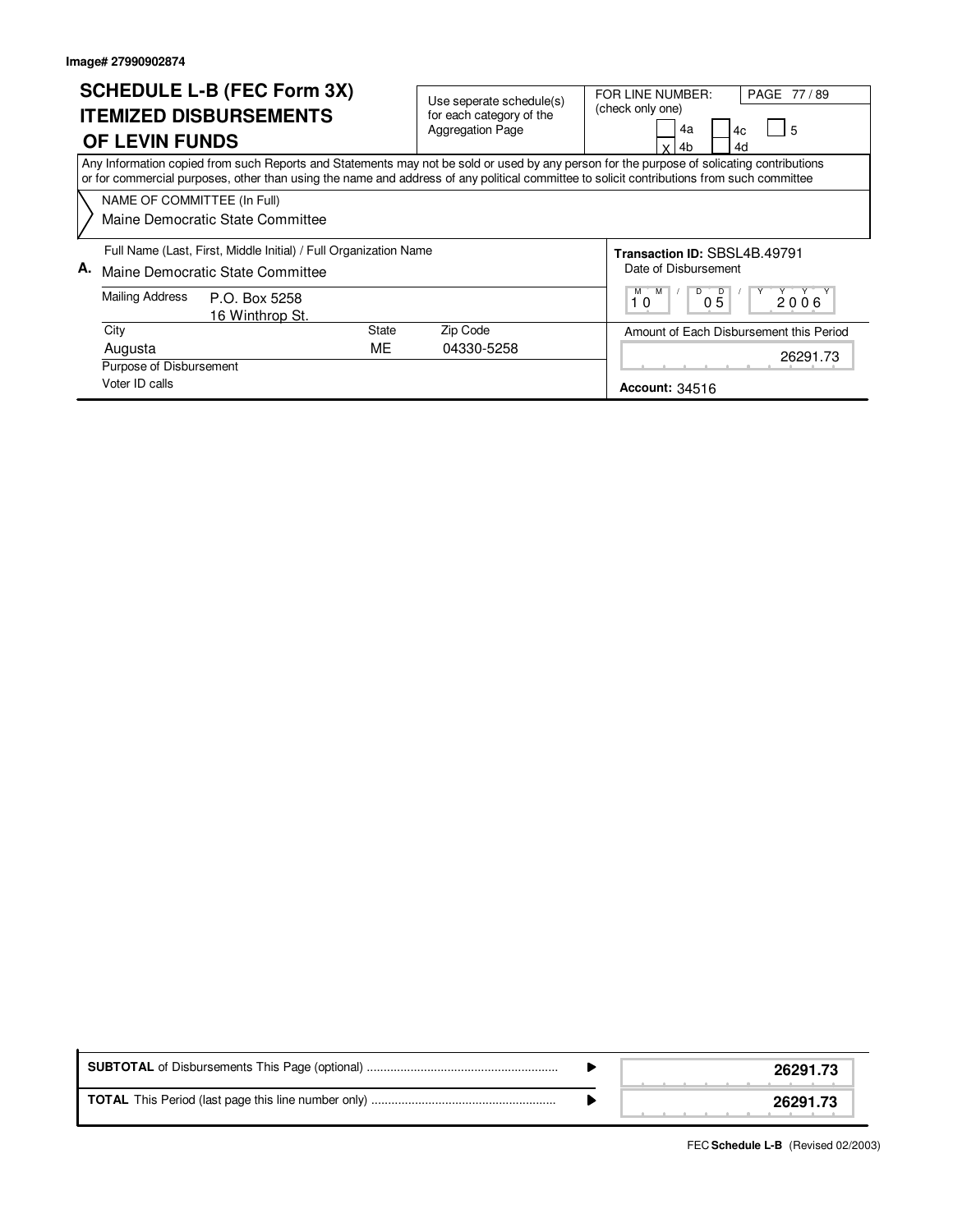Image# 27990902874

# SCHEDULE L-B (FEC Form 3X)
## ITEMIZED DISBURSEMENTS OF LEVIN FUNDS

Use seperate schedule(s) for each category of the Aggregation Page

FOR LINE NUMBER: (check only one)

- [ ] 4a
- [x] 4b
- [ ] 4c
- [ ] 4d
- [ ] 5

Any Information copied from such Reports and Statements may not be sold or used by any person for the purpose of solicating contributions or for commercial purposes, other than using the name and address of any political committee to solicit contributions from such committee

NAME OF COMMITTEE (In Full)
Maine Democratic State Committee

**A.** Full Name (Last, First, Middle Initial) / Full Organization Name
Maine Democratic State Committee

Mailing Address: P.O. Box 5258
16 Winthrop St.

| City | State | Zip Code |
|---|---|---|
| Augusta | ME | 04330-5258 |

Purpose of Disbursement
Voter ID calls

**Transaction ID:** SBSL4B.49791

Date of Disbursement: 10 / 05 / 2006

Amount of Each Disbursement this Period: 26291.73

**Account:** 34516

| | |
|---|---|
| **SUBTOTAL** of Disbursements This Page (optional) | **26291.73** |
| **TOTAL** This Period (last page this line number only) | **26291.73** |

FEC **Schedule L-B** (Revised 02/2003)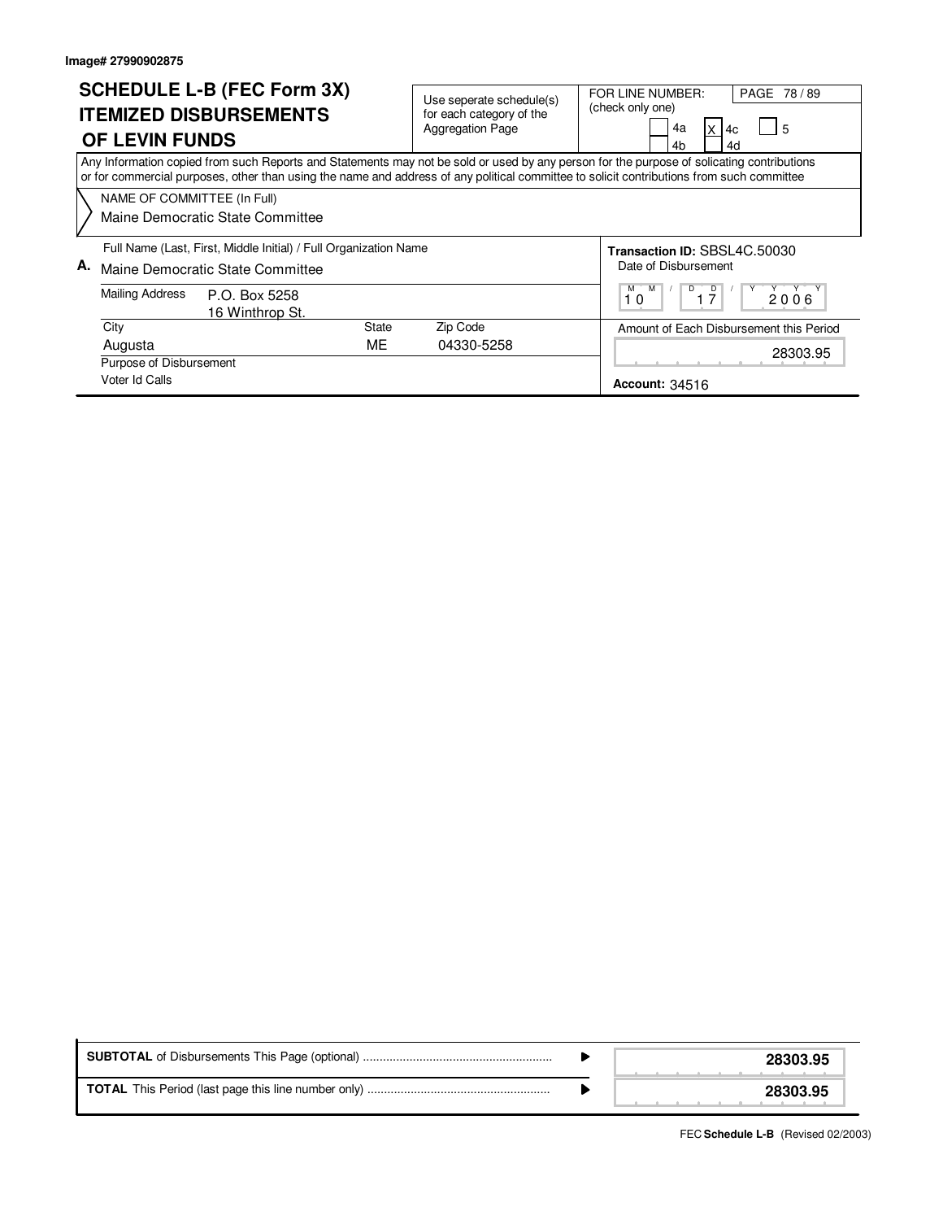Image# 27990902875

# SCHEDULE L-B (FEC Form 3X) ITEMIZED DISBURSEMENTS OF LEVIN FUNDS

Use seperate schedule(s) for each category of the Aggregation Page

FOR LINE NUMBER: (check only one)

- [ ] 4a
- [ ] 4b
- [X] 4c
- [ ] 4d
- [ ] 5

Any Information copied from such Reports and Statements may not be sold or used by any person for the purpose of solicating contributions or for commercial purposes, other than using the name and address of any political committee to solicit contributions from such committee

NAME OF COMMITTEE (In Full)
Maine Democratic State Committee

**A.** Full Name (Last, First, Middle Initial) / Full Organization Name
Maine Democratic State Committee

Mailing Address: P.O. Box 5258, 16 Winthrop St.

| City | State | Zip Code |
|---|---|---|
| Augusta | ME | 04330-5258 |

Purpose of Disbursement
Voter Id Calls

**Transaction ID:** SBSL4C.50030

Date of Disbursement: 10 / 17 / 2006

Amount of Each Disbursement this Period: 28303.95

**Account:** 34516

| | |
|---|---|
| **SUBTOTAL** of Disbursements This Page (optional) | **28303.95** |
| **TOTAL** This Period (last page this line number only) | **28303.95** |

FEC **Schedule L-B** (Revised 02/2003)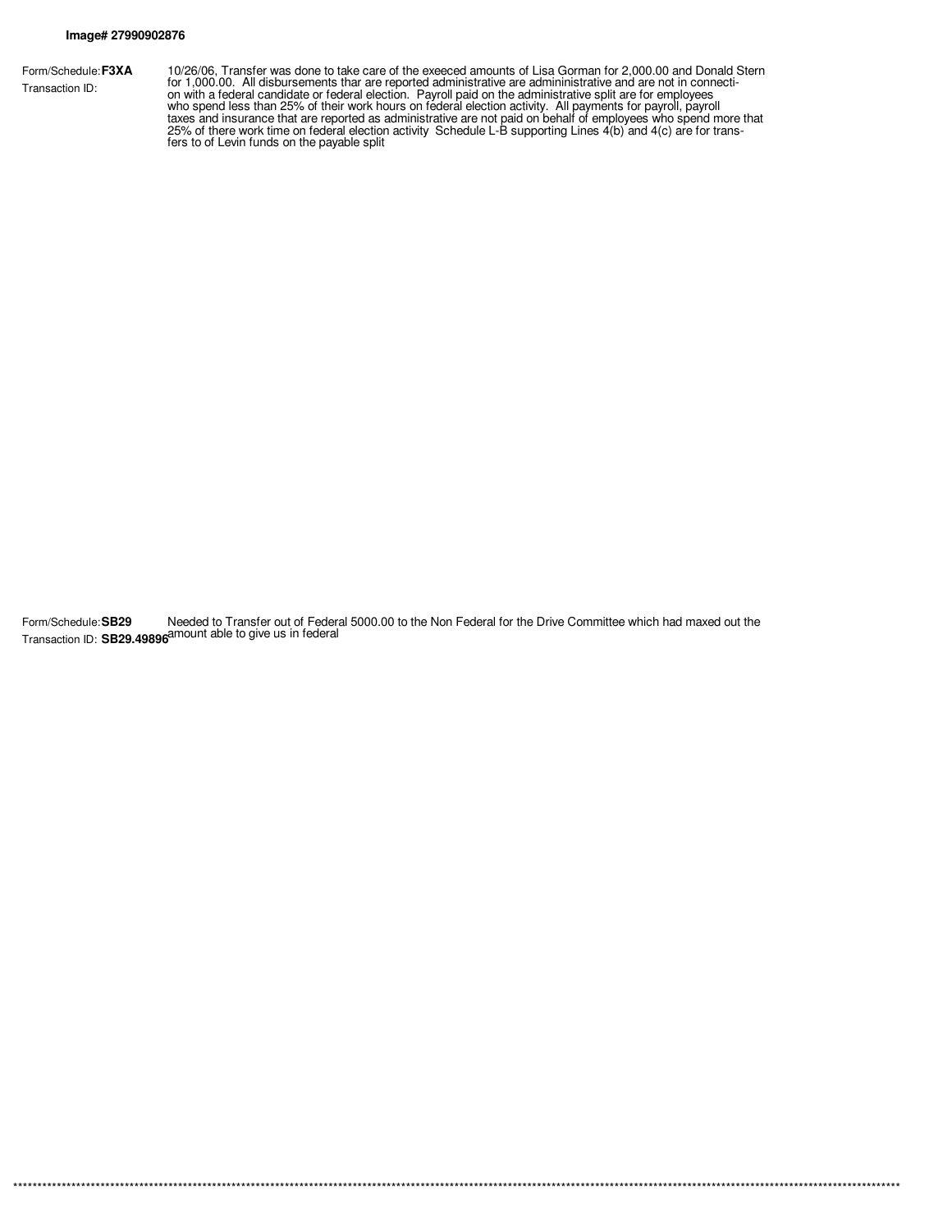**Image# 27990902876**

Form/Schedule: **F3XA**
Transaction ID:

10/26/06, Transfer was done to take care of the exeeced amounts of Lisa Gorman for 2,000.00 and Donald Stern for 1,000.00. All disbursements thar are reported administrative are admininistrative and are not in connection with a federal candidate or federal election. Payroll paid on the administrative split are for employees who spend less than 25% of their work hours on federal election activity. All payments for payroll, payroll taxes and insurance that are reported as administrative are not paid on behalf of employees who spend more that 25% of there work time on federal election activity Schedule L-B supporting Lines 4(b) and 4(c) are for transfers to of Levin funds on the payable split

Form/Schedule: **SB29**
Transaction ID: **SB29.49896**

Needed to Transfer out of Federal 5000.00 to the Non Federal for the Drive Committee which had maxed out the amount able to give us in federal

************************************************************************************************************************************************************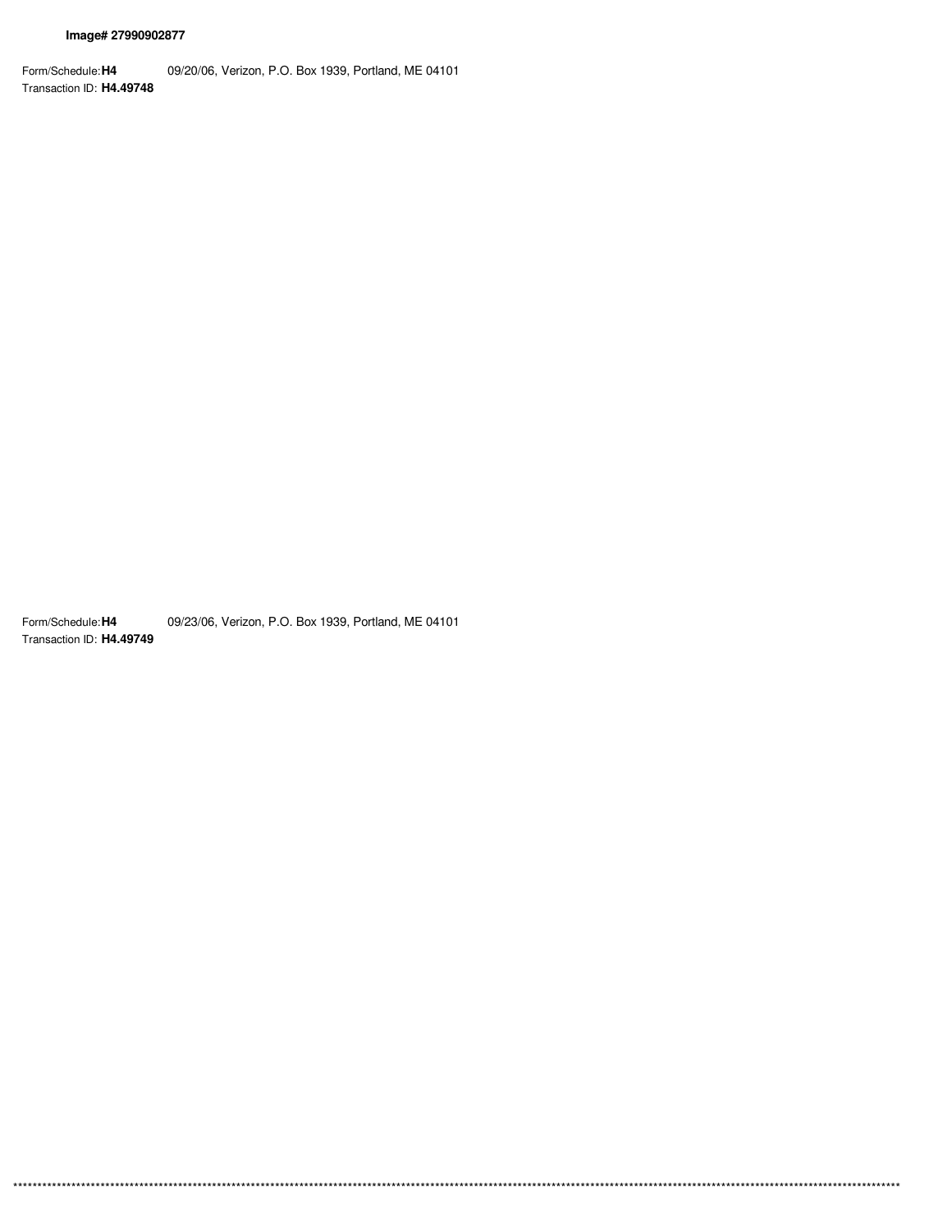**Image# 27990902877**

Form/Schedule: **H4** 09/20/06, Verizon, P.O. Box 1939, Portland, ME 04101
Transaction ID: **H4.49748**

Form/Schedule: **H4** 09/23/06, Verizon, P.O. Box 1939, Portland, ME 04101
Transaction ID: **H4.49749**

****************************************************************************************************************************************************************************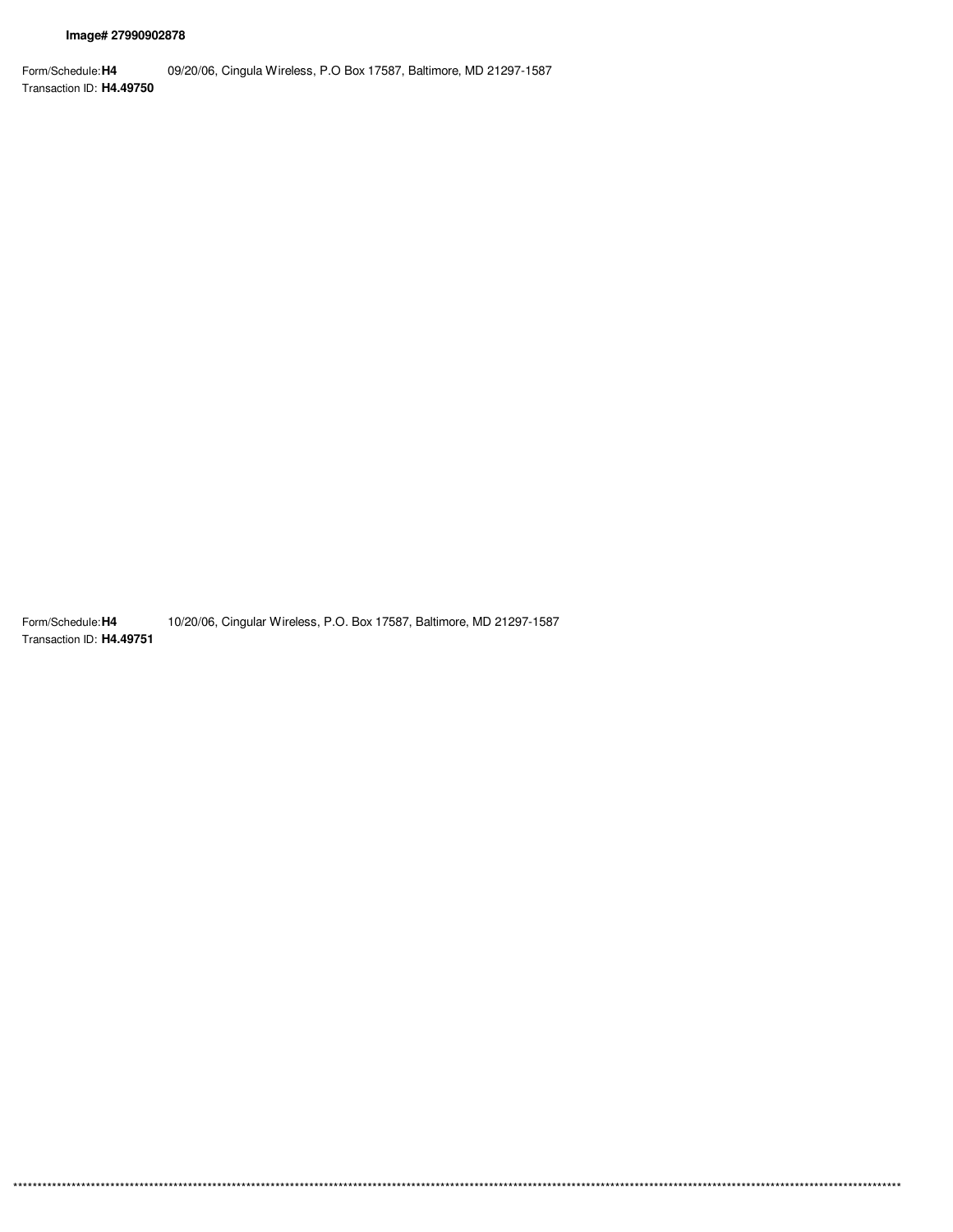**Image# 27990902878**

Form/Schedule: **H4** 09/20/06, Cingula Wireless, P.O Box 17587, Baltimore, MD 21297-1587
Transaction ID: **H4.49750**

Form/Schedule: **H4** 10/20/06, Cingular Wireless, P.O. Box 17587, Baltimore, MD 21297-1587
Transaction ID: **H4.49751**

****************************************************************************************************************************************************************************************************************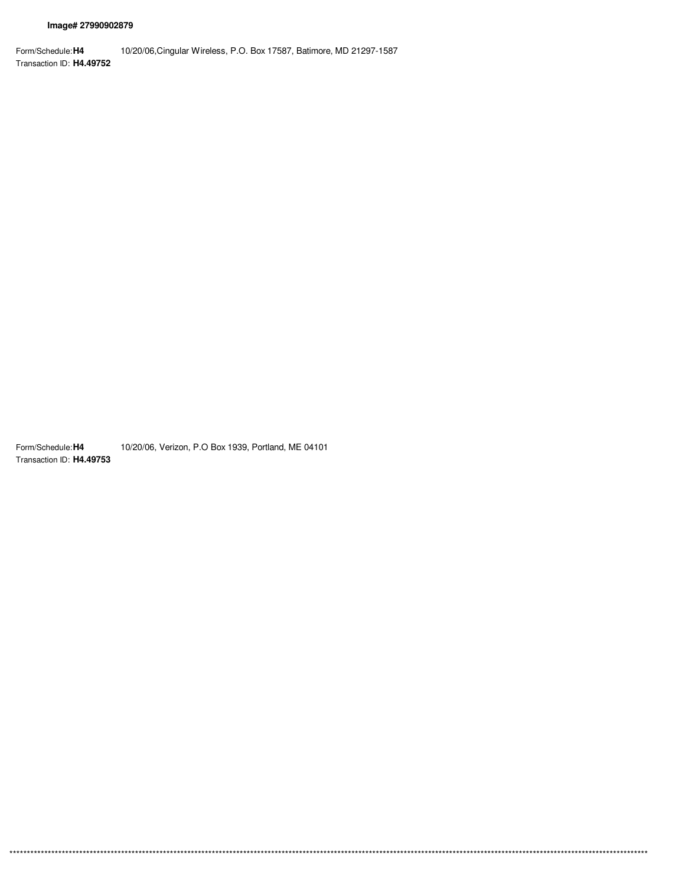**Image# 27990902879**

Form/Schedule: **H4** 10/20/06,Cingular Wireless, P.O. Box 17587, Batimore, MD 21297-1587
Transaction ID: **H4.49752**

Form/Schedule: **H4** 10/20/06, Verizon, P.O Box 1939, Portland, ME 04101
Transaction ID: **H4.49753**

********************************************************************************************************************************************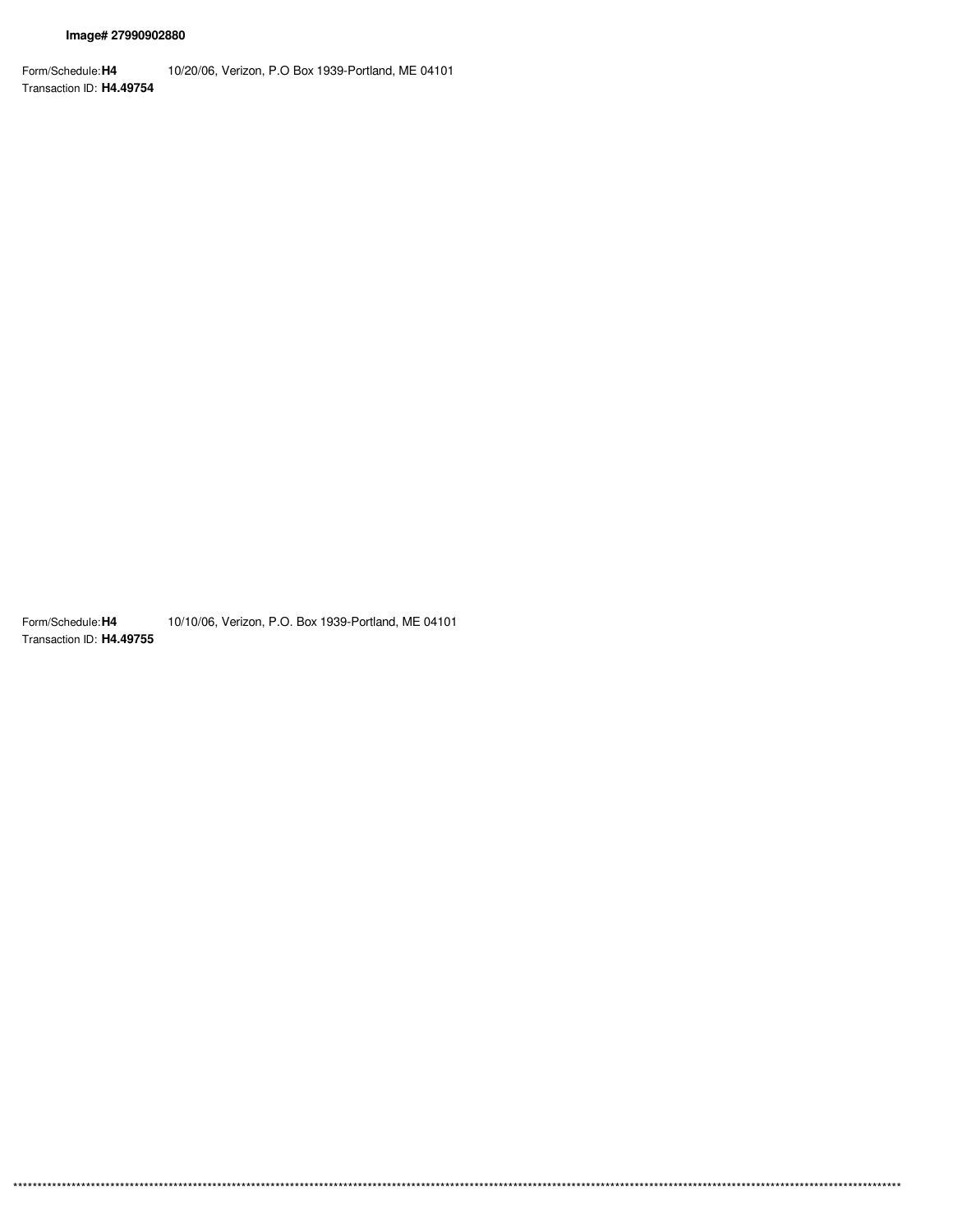**Image# 27990902880**

Form/Schedule: **H4** 10/20/06, Verizon, P.O Box 1939-Portland, ME 04101
Transaction ID: **H4.49754**

Form/Schedule: **H4** 10/10/06, Verizon, P.O. Box 1939-Portland, ME 04101
Transaction ID: **H4.49755**

****************************************************************************************************************************************************************************************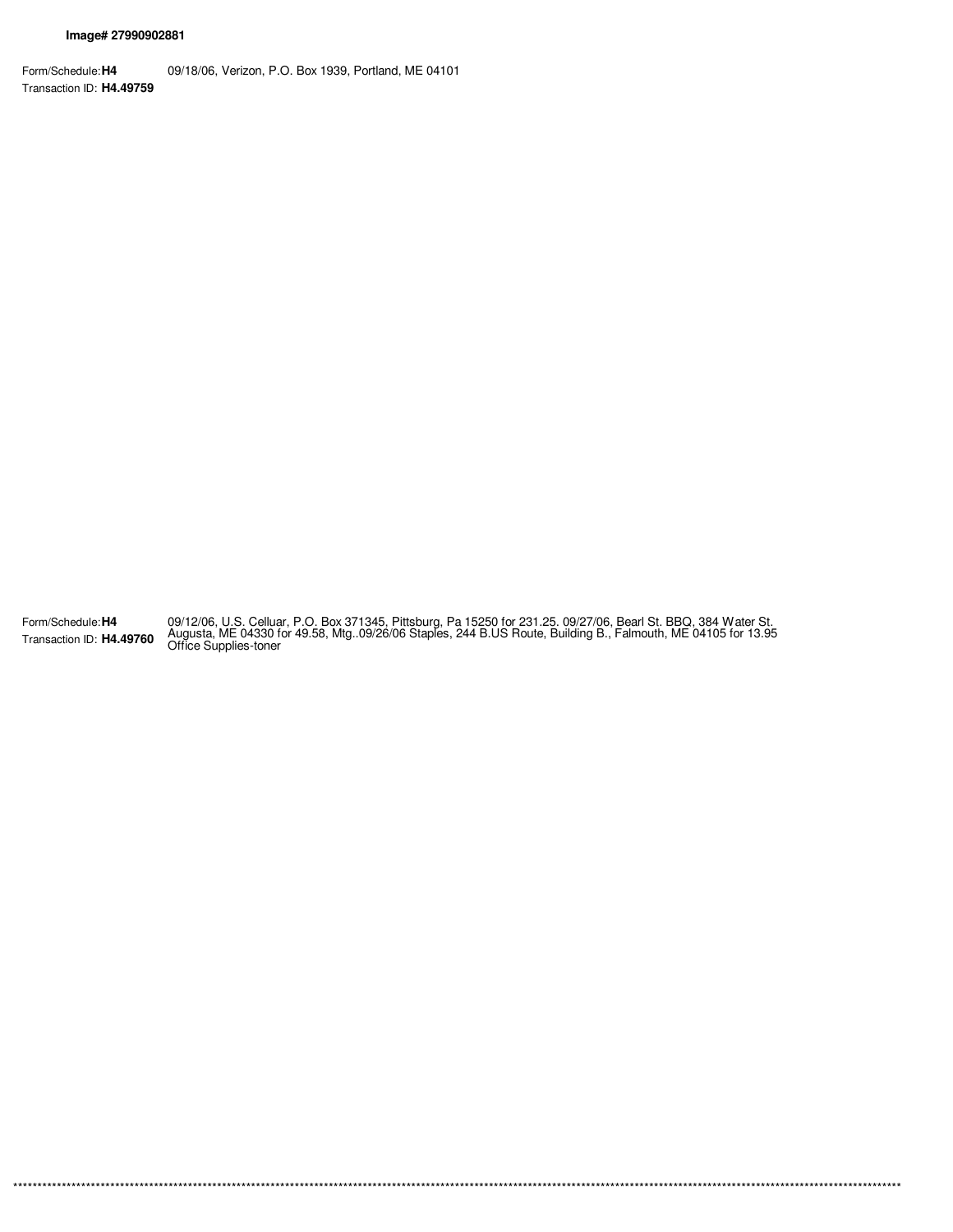**Image# 27990902881**

Form/Schedule: **H4**
Transaction ID: **H4.49759**

09/18/06, Verizon, P.O. Box 1939, Portland, ME 04101

Form/Schedule: **H4**
Transaction ID: **H4.49760**

09/12/06, U.S. Celluar, P.O. Box 371345, Pittsburg, Pa 15250 for 231.25. 09/27/06, Bearl St. BBQ, 384 Water St. Augusta, ME 04330 for 49.58, Mtg..09/26/06 Staples, 244 B.US Route, Building B., Falmouth, ME 04105 for 13.95 Office Supplies-toner

******************************************************************************************************************************************************************************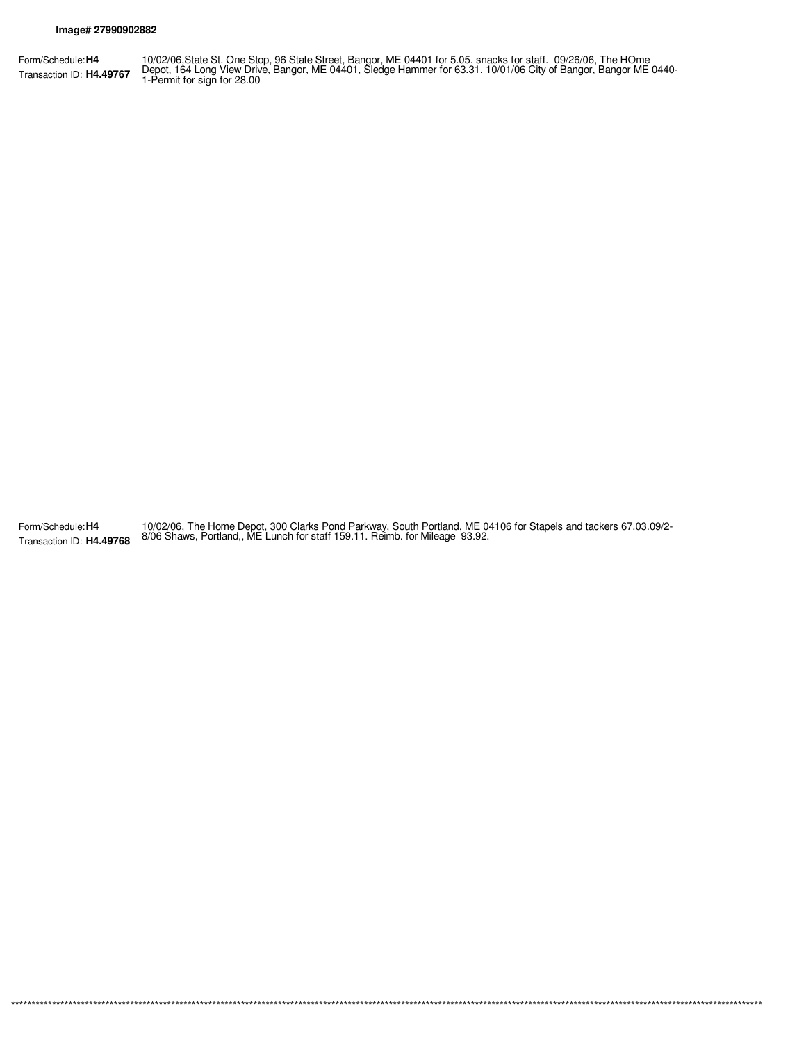**Image# 27990902882**

Form/Schedule: **H4**
Transaction ID: **H4.49767**

10/02/06,State St. One Stop, 96 State Street, Bangor, ME 04401 for 5.05. snacks for staff. 09/26/06, The HOme Depot, 164 Long View Drive, Bangor, ME 04401, Sledge Hammer for 63.31. 10/01/06 City of Bangor, Bangor ME 0440-1-Permit for sign for 28.00

Form/Schedule: **H4**
Transaction ID: **H4.49768**

10/02/06, The Home Depot, 300 Clarks Pond Parkway, South Portland, ME 04106 for Stapels and tackers 67.03.09/2-8/06 Shaws, Portland,, ME Lunch for staff 159.11. Reimb. for Mileage 93.92.

****************************************************************************************************************************************************************************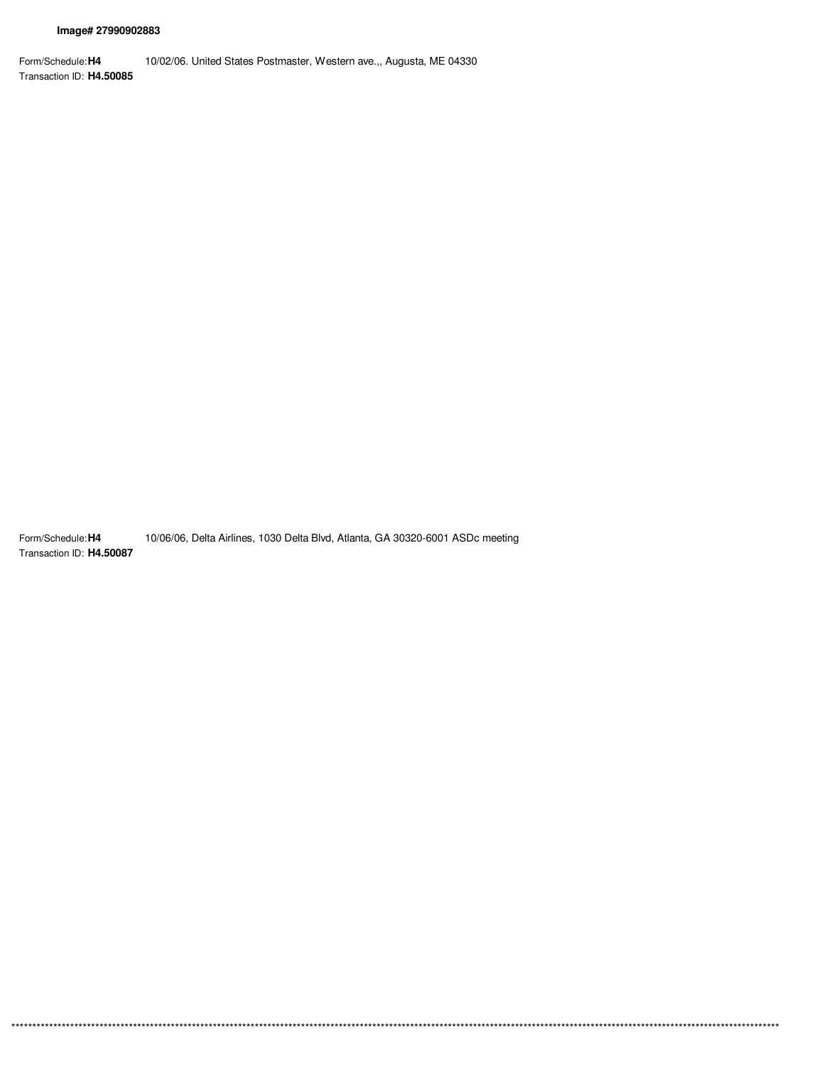**Image# 27990902883**

Form/Schedule: **H4** 10/02/06. United States Postmaster, Western ave.,, Augusta, ME 04330
Transaction ID: **H4.50085**

Form/Schedule: **H4** 10/06/06, Delta Airlines, 1030 Delta Blvd, Atlanta, GA 30320-6001 ASDc meeting
Transaction ID: **H4.50087**

\*\*\*\*\*\*\*\*\*\*\*\*\*\*\*\*\*\*\*\*\*\*\*\*\*\*\*\*\*\*\*\*\*\*\*\*\*\*\*\*\*\*\*\*\*\*\*\*\*\*\*\*\*\*\*\*\*\*\*\*\*\*\*\*\*\*\*\*\*\*\*\*\*\*\*\*\*\*\*\*\*\*\*\*\*\*\*\*\*\*\*\*\*\*\*\*\*\*\*\*\*\*\*\*\*\*\*\*\*\*\*\*\*\*\*\*\*\*\*\*\*\*\*\*\*\*\*\*\*\*\*\*\*\*\*\*\*\*\*\*\*\*\*\*\*\*\*\*\*\*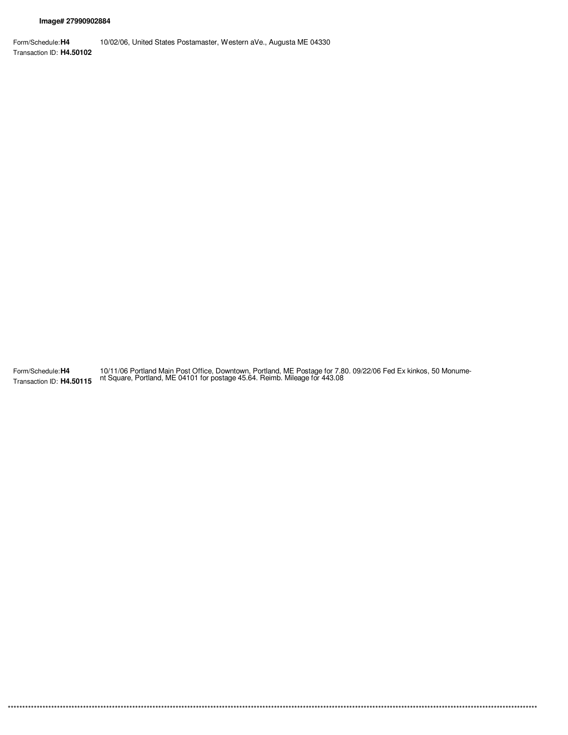**Image# 27990902884**

Form/Schedule: **H4**
Transaction ID: **H4.50102**

10/02/06, United States Postamaster, Western aVe., Augusta ME 04330

Form/Schedule: **H4**
Transaction ID: **H4.50115**

10/11/06 Portland Main Post Office, Downtown, Portland, ME Postage for 7.80. 09/22/06 Fed Ex kinkos, 50 Monument Square, Portland, ME 04101 for postage 45.64. Reimb. Mileage for 443.08

************************************************************************************************************************************************************************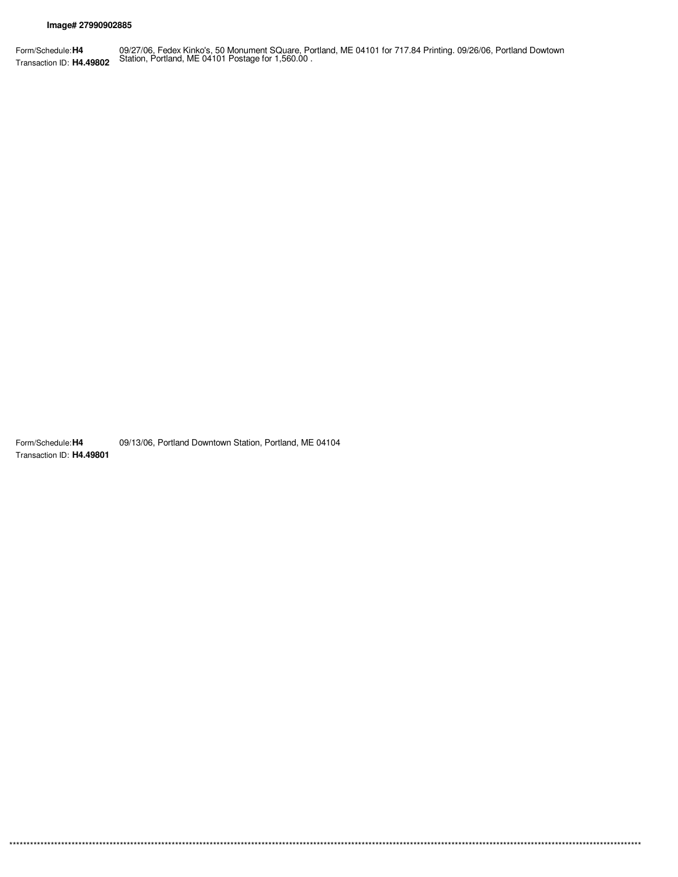**Image# 27990902885**

Form/Schedule: **H4**
Transaction ID: **H4.49802**

09/27/06, Fedex Kinko's, 50 Monument SQuare, Portland, ME 04101 for 717.84 Printing. 09/26/06, Portland Dowtown Station, Portland, ME 04101 Postage for 1,560.00 .

Form/Schedule: **H4**
Transaction ID: **H4.49801**

09/13/06, Portland Downtown Station, Portland, ME 04104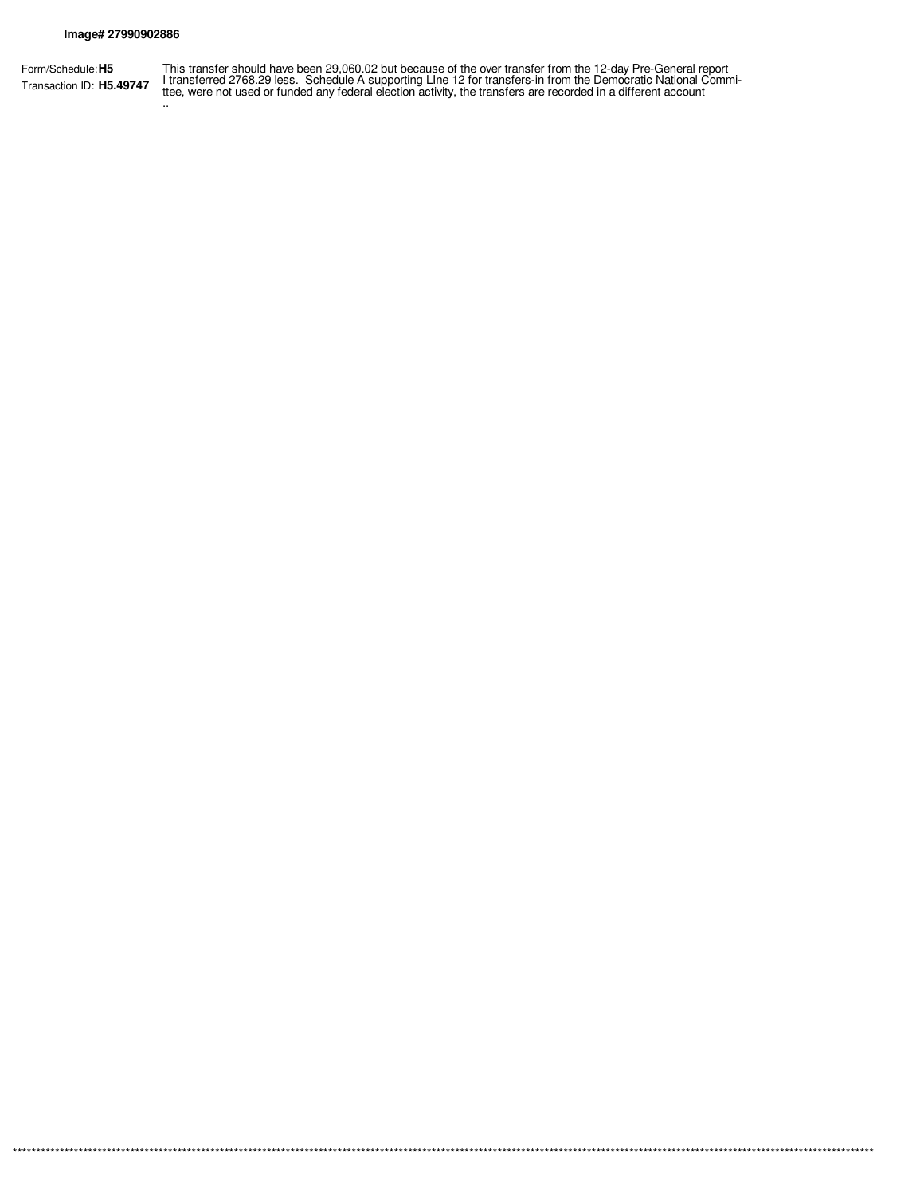**Image# 27990902886**

Form/Schedule: **H5**
Transaction ID: **H5.49747**

This transfer should have been 29,060.02 but because of the over transfer from the 12-day Pre-General report I transferred 2768.29 less. Schedule A supporting LIne 12 for transfers-in from the Democratic National Committee, were not used or funded any federal election activity, the transfers are recorded in a different account ..